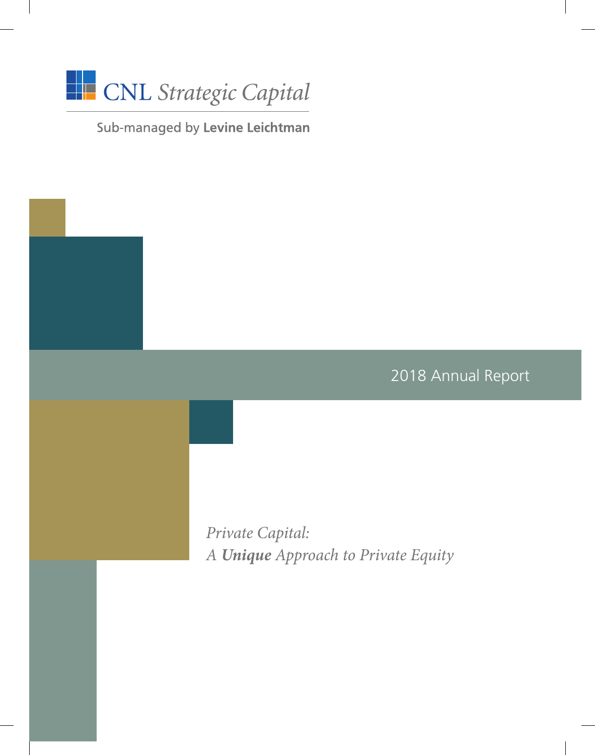# CNL *Strategic Capital*

Sub-managed by **Levine Leichtman**

2018 Annual Report

*Private Capital:*
*A **Unique** Approach to Private Equity*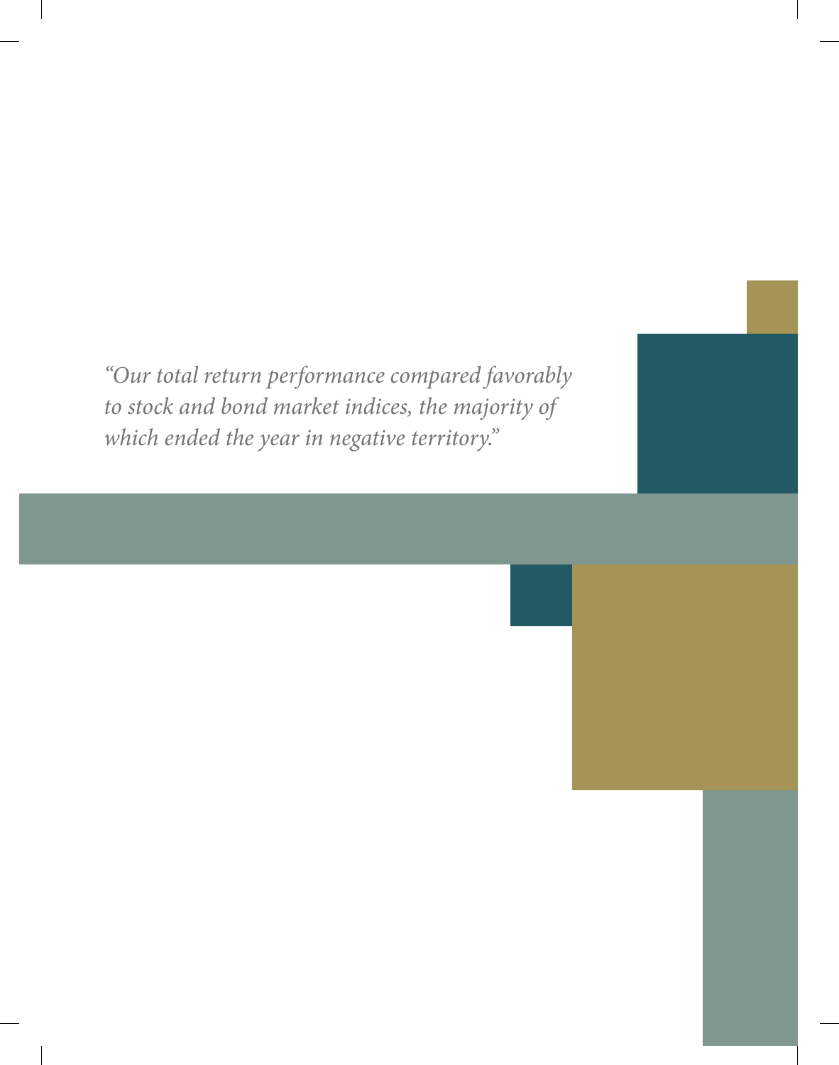*"Our total return performance compared favorably to stock and bond market indices, the majority of which ended the year in negative territory."*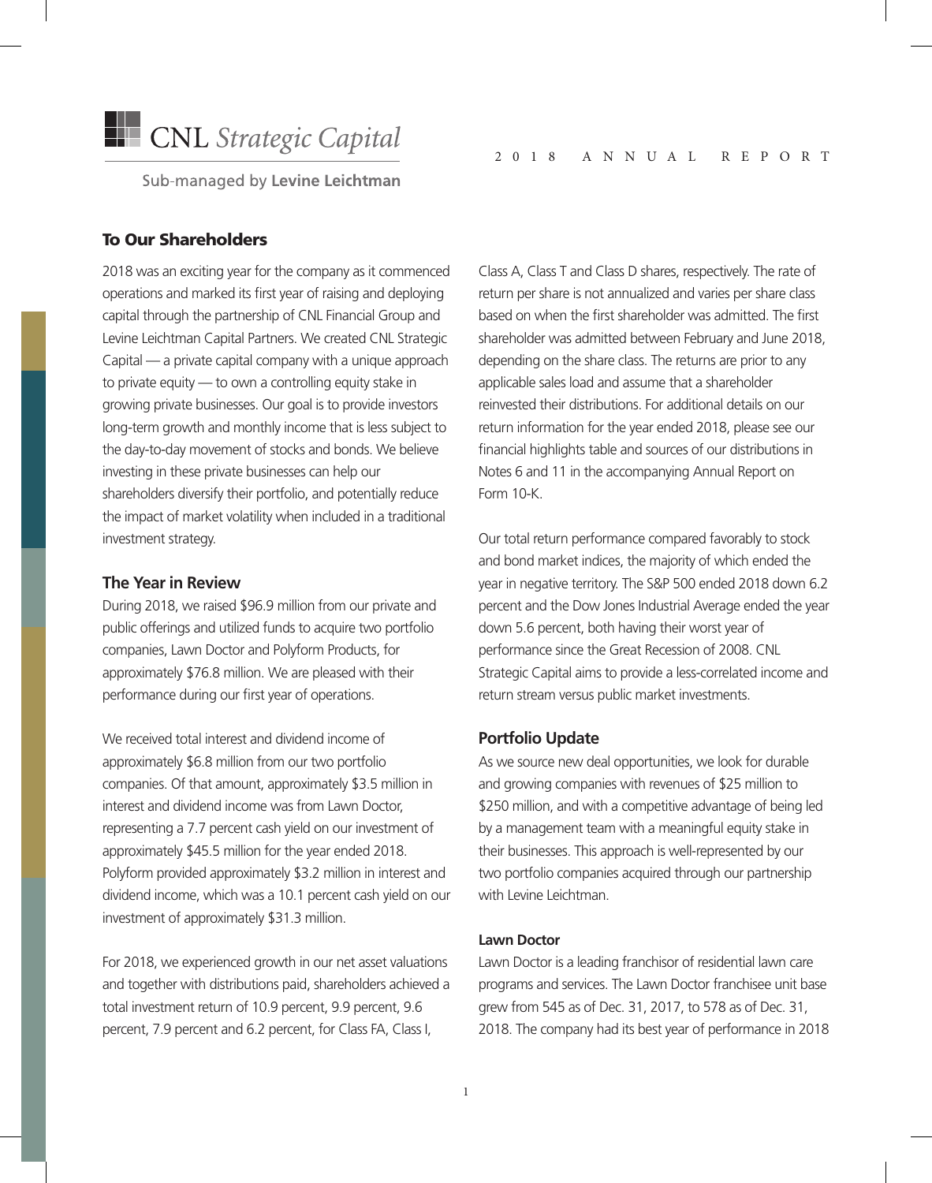# CNL *Strategic Capital*

Sub-managed by **Levine Leichtman**

2018 ANNUAL REPORT

## To Our Shareholders

2018 was an exciting year for the company as it commenced operations and marked its first year of raising and deploying capital through the partnership of CNL Financial Group and Levine Leichtman Capital Partners. We created CNL Strategic Capital — a private capital company with a unique approach to private equity — to own a controlling equity stake in growing private businesses. Our goal is to provide investors long-term growth and monthly income that is less subject to the day-to-day movement of stocks and bonds. We believe investing in these private businesses can help our shareholders diversify their portfolio, and potentially reduce the impact of market volatility when included in a traditional investment strategy.

### The Year in Review

During 2018, we raised $96.9 million from our private and public offerings and utilized funds to acquire two portfolio companies, Lawn Doctor and Polyform Products, for approximately $76.8 million. We are pleased with their performance during our first year of operations.

We received total interest and dividend income of approximately $6.8 million from our two portfolio companies. Of that amount, approximately $3.5 million in interest and dividend income was from Lawn Doctor, representing a 7.7 percent cash yield on our investment of approximately $45.5 million for the year ended 2018. Polyform provided approximately $3.2 million in interest and dividend income, which was a 10.1 percent cash yield on our investment of approximately $31.3 million.

For 2018, we experienced growth in our net asset valuations and together with distributions paid, shareholders achieved a total investment return of 10.9 percent, 9.9 percent, 9.6 percent, 7.9 percent and 6.2 percent, for Class FA, Class I, Class A, Class T and Class D shares, respectively. The rate of return per share is not annualized and varies per share class based on when the first shareholder was admitted. The first shareholder was admitted between February and June 2018, depending on the share class. The returns are prior to any applicable sales load and assume that a shareholder reinvested their distributions. For additional details on our return information for the year ended 2018, please see our financial highlights table and sources of our distributions in Notes 6 and 11 in the accompanying Annual Report on Form 10-K.

Our total return performance compared favorably to stock and bond market indices, the majority of which ended the year in negative territory. The S&P 500 ended 2018 down 6.2 percent and the Dow Jones Industrial Average ended the year down 5.6 percent, both having their worst year of performance since the Great Recession of 2008. CNL Strategic Capital aims to provide a less-correlated income and return stream versus public market investments.

### Portfolio Update

As we source new deal opportunities, we look for durable and growing companies with revenues of $25 million to $250 million, and with a competitive advantage of being led by a management team with a meaningful equity stake in their businesses. This approach is well-represented by our two portfolio companies acquired through our partnership with Levine Leichtman.

#### Lawn Doctor

Lawn Doctor is a leading franchisor of residential lawn care programs and services. The Lawn Doctor franchisee unit base grew from 545 as of Dec. 31, 2017, to 578 as of Dec. 31, 2018. The company had its best year of performance in 2018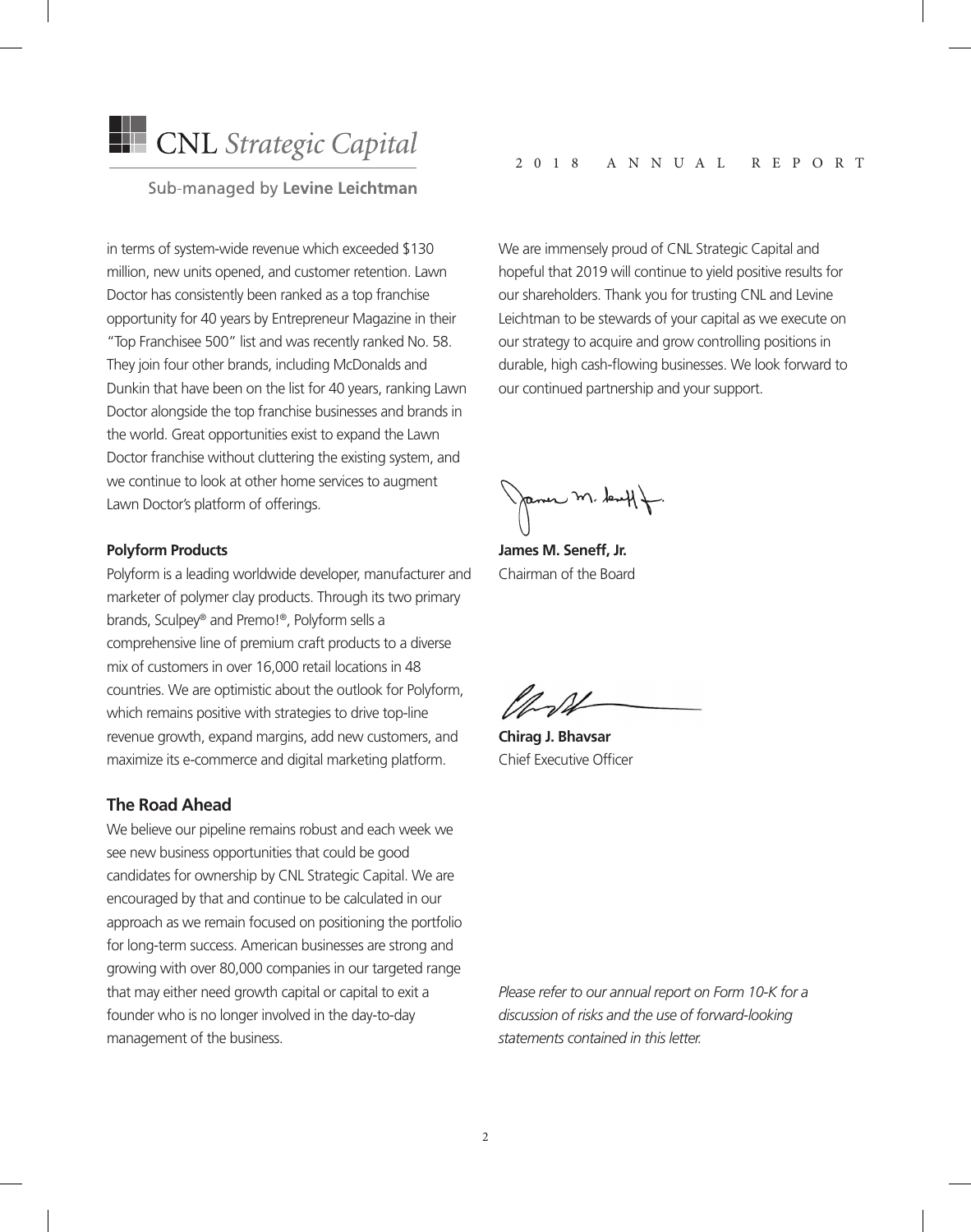in terms of system-wide revenue which exceeded $130 million, new units opened, and customer retention. Lawn Doctor has consistently been ranked as a top franchise opportunity for 40 years by Entrepreneur Magazine in their "Top Franchisee 500" list and was recently ranked No. 58. They join four other brands, including McDonalds and Dunkin that have been on the list for 40 years, ranking Lawn Doctor alongside the top franchise businesses and brands in the world. Great opportunities exist to expand the Lawn Doctor franchise without cluttering the existing system, and we continue to look at other home services to augment Lawn Doctor's platform of offerings.

**Polyform Products**

Polyform is a leading worldwide developer, manufacturer and marketer of polymer clay products. Through its two primary brands, Sculpey® and Premo!®, Polyform sells a comprehensive line of premium craft products to a diverse mix of customers in over 16,000 retail locations in 48 countries. We are optimistic about the outlook for Polyform, which remains positive with strategies to drive top-line revenue growth, expand margins, add new customers, and maximize its e-commerce and digital marketing platform.

## The Road Ahead

We believe our pipeline remains robust and each week we see new business opportunities that could be good candidates for ownership by CNL Strategic Capital. We are encouraged by that and continue to be calculated in our approach as we remain focused on positioning the portfolio for long-term success. American businesses are strong and growing with over 80,000 companies in our targeted range that may either need growth capital or capital to exit a founder who is no longer involved in the day-to-day management of the business.

We are immensely proud of CNL Strategic Capital and hopeful that 2019 will continue to yield positive results for our shareholders. Thank you for trusting CNL and Levine Leichtman to be stewards of your capital as we execute on our strategy to acquire and grow controlling positions in durable, high cash-flowing businesses. We look forward to our continued partnership and your support.

**James M. Seneff, Jr.**
Chairman of the Board

**Chirag J. Bhavsar**
Chief Executive Officer

*Please refer to our annual report on Form 10-K for a discussion of risks and the use of forward-looking statements contained in this letter.*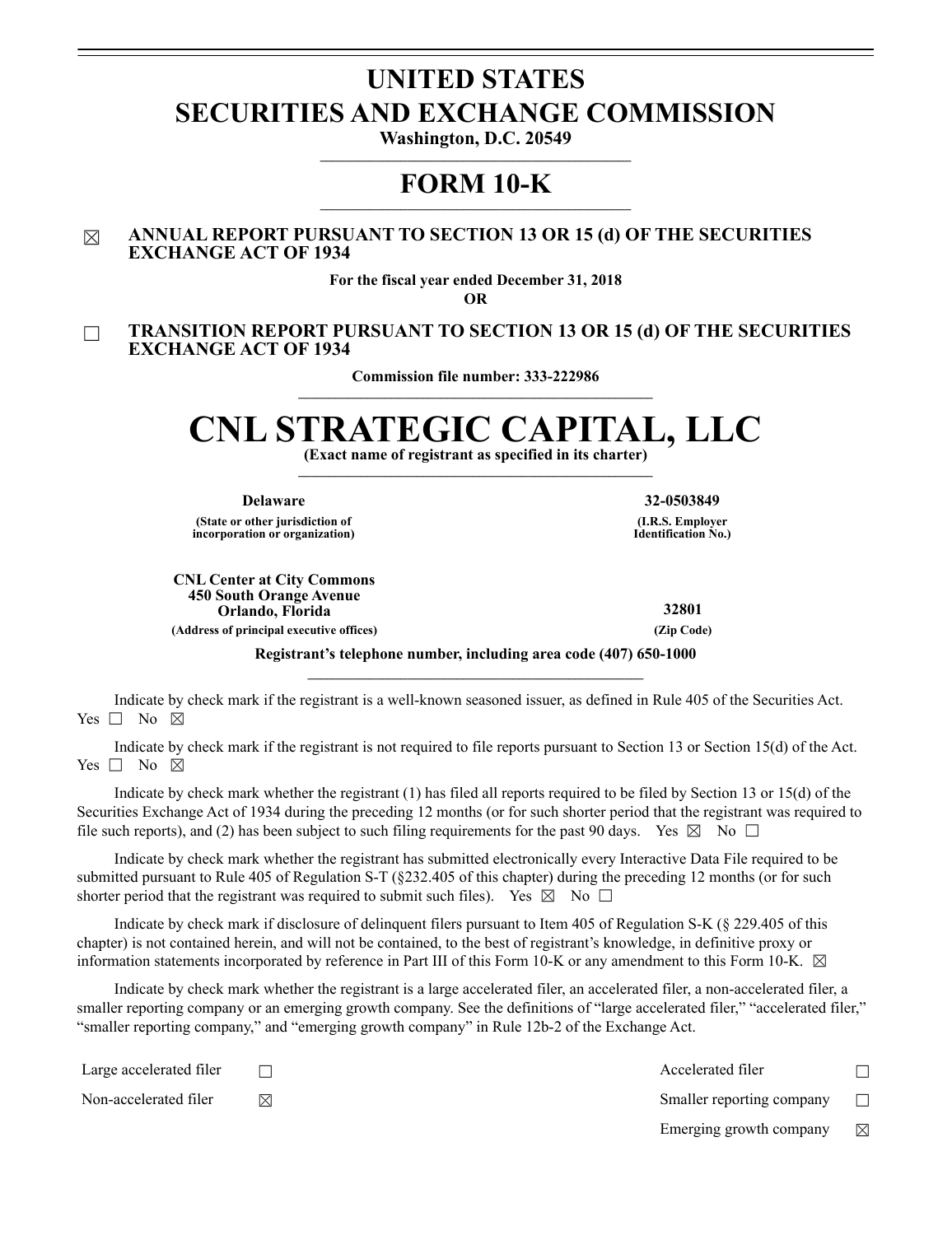# UNITED STATES
# SECURITIES AND EXCHANGE COMMISSION

**Washington, D.C. 20549**

# FORM 10-K

☒ **ANNUAL REPORT PURSUANT TO SECTION 13 OR 15 (d) OF THE SECURITIES EXCHANGE ACT OF 1934**

**For the fiscal year ended December 31, 2018**

**OR**

☐ **TRANSITION REPORT PURSUANT TO SECTION 13 OR 15 (d) OF THE SECURITIES EXCHANGE ACT OF 1934**

**Commission file number: 333-222986**

# CNL STRATEGIC CAPITAL, LLC

**(Exact name of registrant as specified in its charter)**

| | |
|---|---|
| **Delaware** | **32-0503849** |
| **(State or other jurisdiction of incorporation or organization)** | **(I.R.S. Employer Identification No.)** |
| **CNL Center at City Commons**<br>**450 South Orange Avenue**<br>**Orlando, Florida** | **32801** |
| **(Address of principal executive offices)** | **(Zip Code)** |

**Registrant's telephone number, including area code (407) 650-1000**

Indicate by check mark if the registrant is a well-known seasoned issuer, as defined in Rule 405 of the Securities Act. Yes ☐ No ☒

Indicate by check mark if the registrant is not required to file reports pursuant to Section 13 or Section 15(d) of the Act. Yes ☐ No ☒

Indicate by check mark whether the registrant (1) has filed all reports required to be filed by Section 13 or 15(d) of the Securities Exchange Act of 1934 during the preceding 12 months (or for such shorter period that the registrant was required to file such reports), and (2) has been subject to such filing requirements for the past 90 days. Yes ☒ No ☐

Indicate by check mark whether the registrant has submitted electronically every Interactive Data File required to be submitted pursuant to Rule 405 of Regulation S-T (§232.405 of this chapter) during the preceding 12 months (or for such shorter period that the registrant was required to submit such files). Yes ☒ No ☐

Indicate by check mark if disclosure of delinquent filers pursuant to Item 405 of Regulation S-K (§ 229.405 of this chapter) is not contained herein, and will not be contained, to the best of registrant's knowledge, in definitive proxy or information statements incorporated by reference in Part III of this Form 10-K or any amendment to this Form 10-K. ☒

Indicate by check mark whether the registrant is a large accelerated filer, an accelerated filer, a non-accelerated filer, a smaller reporting company or an emerging growth company. See the definitions of "large accelerated filer," "accelerated filer," "smaller reporting company," and "emerging growth company" in Rule 12b-2 of the Exchange Act.

| | | | |
|---|---|---|---|
| Large accelerated filer | ☐ | Accelerated filer | ☐ |
| Non-accelerated filer | ☒ | Smaller reporting company | ☐ |
| | | Emerging growth company | ☒ |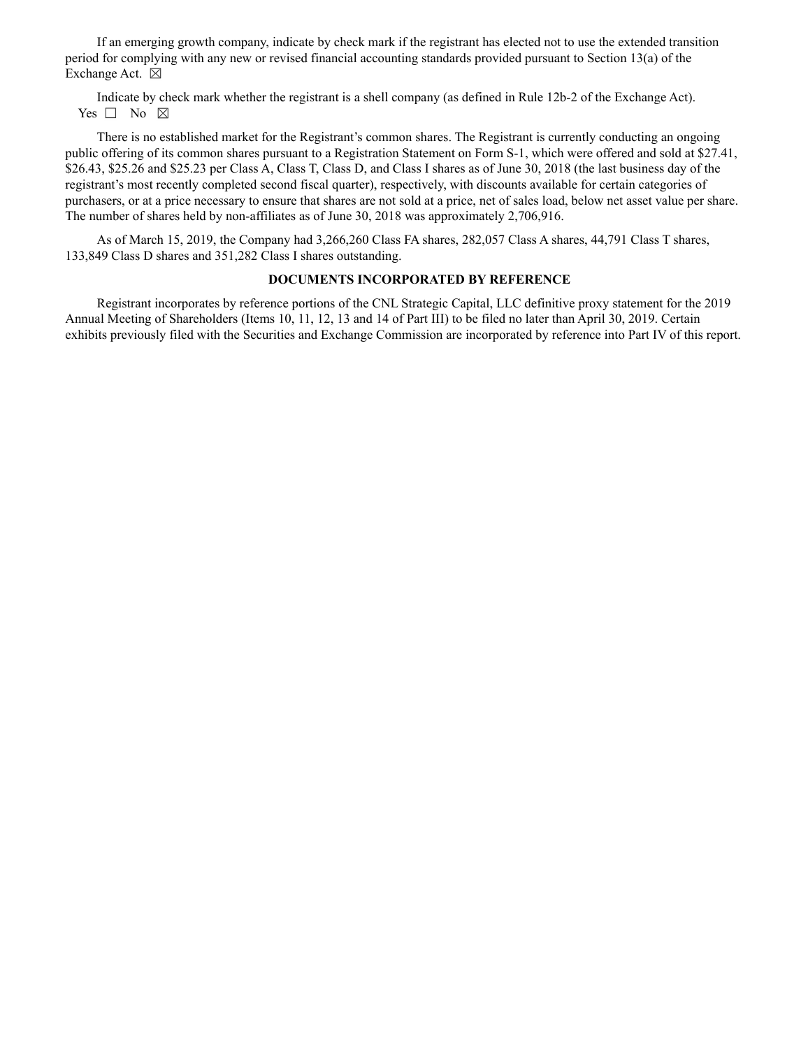If an emerging growth company, indicate by check mark if the registrant has elected not to use the extended transition period for complying with any new or revised financial accounting standards provided pursuant to Section 13(a) of the Exchange Act. ☒

Indicate by check mark whether the registrant is a shell company (as defined in Rule 12b-2 of the Exchange Act). Yes ☐ No ☒

There is no established market for the Registrant's common shares. The Registrant is currently conducting an ongoing public offering of its common shares pursuant to a Registration Statement on Form S-1, which were offered and sold at $27.41, $26.43, $25.26 and $25.23 per Class A, Class T, Class D, and Class I shares as of June 30, 2018 (the last business day of the registrant's most recently completed second fiscal quarter), respectively, with discounts available for certain categories of purchasers, or at a price necessary to ensure that shares are not sold at a price, net of sales load, below net asset value per share. The number of shares held by non-affiliates as of June 30, 2018 was approximately 2,706,916.

As of March 15, 2019, the Company had 3,266,260 Class FA shares, 282,057 Class A shares, 44,791 Class T shares, 133,849 Class D shares and 351,282 Class I shares outstanding.

**DOCUMENTS INCORPORATED BY REFERENCE**

Registrant incorporates by reference portions of the CNL Strategic Capital, LLC definitive proxy statement for the 2019 Annual Meeting of Shareholders (Items 10, 11, 12, 13 and 14 of Part III) to be filed no later than April 30, 2019. Certain exhibits previously filed with the Securities and Exchange Commission are incorporated by reference into Part IV of this report.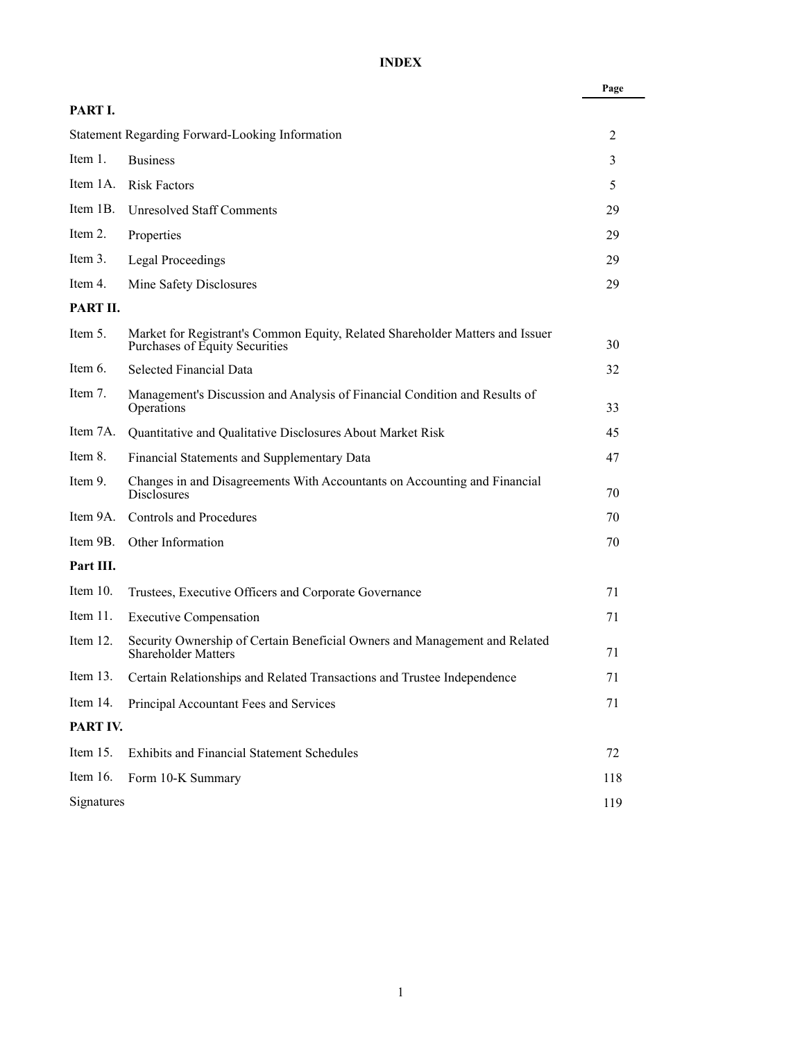# INDEX

| | | Page |
|---|---|---|
| **PART I.** | | |
| Statement Regarding Forward-Looking Information | | 2 |
| Item 1. | Business | 3 |
| Item 1A. | Risk Factors | 5 |
| Item 1B. | Unresolved Staff Comments | 29 |
| Item 2. | Properties | 29 |
| Item 3. | Legal Proceedings | 29 |
| Item 4. | Mine Safety Disclosures | 29 |
| **PART II.** | | |
| Item 5. | Market for Registrant's Common Equity, Related Shareholder Matters and Issuer Purchases of Equity Securities | 30 |
| Item 6. | Selected Financial Data | 32 |
| Item 7. | Management's Discussion and Analysis of Financial Condition and Results of Operations | 33 |
| Item 7A. | Quantitative and Qualitative Disclosures About Market Risk | 45 |
| Item 8. | Financial Statements and Supplementary Data | 47 |
| Item 9. | Changes in and Disagreements With Accountants on Accounting and Financial Disclosures | 70 |
| Item 9A. | Controls and Procedures | 70 |
| Item 9B. | Other Information | 70 |
| **Part III.** | | |
| Item 10. | Trustees, Executive Officers and Corporate Governance | 71 |
| Item 11. | Executive Compensation | 71 |
| Item 12. | Security Ownership of Certain Beneficial Owners and Management and Related Shareholder Matters | 71 |
| Item 13. | Certain Relationships and Related Transactions and Trustee Independence | 71 |
| Item 14. | Principal Accountant Fees and Services | 71 |
| **PART IV.** | | |
| Item 15. | Exhibits and Financial Statement Schedules | 72 |
| Item 16. | Form 10-K Summary | 118 |
| Signatures | | 119 |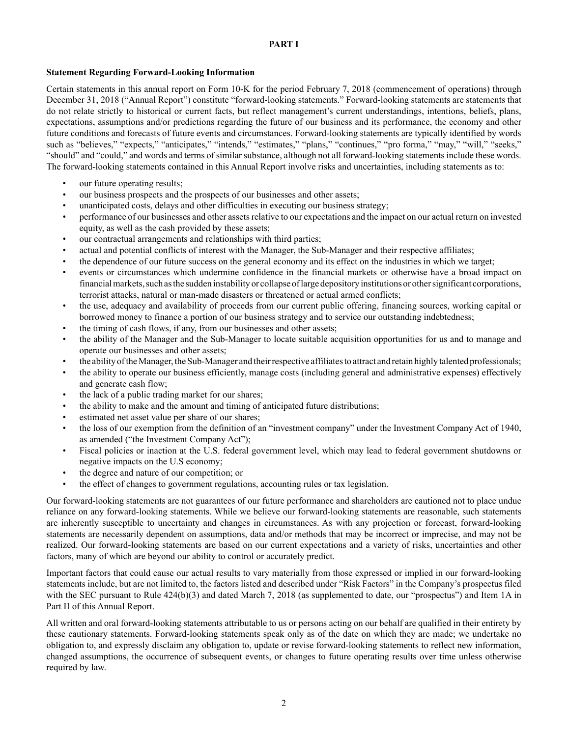# PART I

**Statement Regarding Forward-Looking Information**

Certain statements in this annual report on Form 10-K for the period February 7, 2018 (commencement of operations) through December 31, 2018 ("Annual Report") constitute "forward-looking statements." Forward-looking statements are statements that do not relate strictly to historical or current facts, but reflect management's current understandings, intentions, beliefs, plans, expectations, assumptions and/or predictions regarding the future of our business and its performance, the economy and other future conditions and forecasts of future events and circumstances. Forward-looking statements are typically identified by words such as "believes," "expects," "anticipates," "intends," "estimates," "plans," "continues," "pro forma," "may," "will," "seeks," "should" and "could," and words and terms of similar substance, although not all forward-looking statements include these words. The forward-looking statements contained in this Annual Report involve risks and uncertainties, including statements as to:

- our future operating results;
- our business prospects and the prospects of our businesses and other assets;
- unanticipated costs, delays and other difficulties in executing our business strategy;
- performance of our businesses and other assets relative to our expectations and the impact on our actual return on invested equity, as well as the cash provided by these assets;
- our contractual arrangements and relationships with third parties;
- actual and potential conflicts of interest with the Manager, the Sub-Manager and their respective affiliates;
- the dependence of our future success on the general economy and its effect on the industries in which we target;
- events or circumstances which undermine confidence in the financial markets or otherwise have a broad impact on financial markets, such as the sudden instability or collapse of large depository institutions or other significant corporations, terrorist attacks, natural or man-made disasters or threatened or actual armed conflicts;
- the use, adequacy and availability of proceeds from our current public offering, financing sources, working capital or borrowed money to finance a portion of our business strategy and to service our outstanding indebtedness;
- the timing of cash flows, if any, from our businesses and other assets;
- the ability of the Manager and the Sub-Manager to locate suitable acquisition opportunities for us and to manage and operate our businesses and other assets;
- the ability of the Manager, the Sub-Manager and their respective affiliates to attract and retain highly talented professionals;
- the ability to operate our business efficiently, manage costs (including general and administrative expenses) effectively and generate cash flow;
- the lack of a public trading market for our shares;
- the ability to make and the amount and timing of anticipated future distributions;
- estimated net asset value per share of our shares;
- the loss of our exemption from the definition of an "investment company" under the Investment Company Act of 1940, as amended ("the Investment Company Act");
- Fiscal policies or inaction at the U.S. federal government level, which may lead to federal government shutdowns or negative impacts on the U.S economy;
- the degree and nature of our competition; or
- the effect of changes to government regulations, accounting rules or tax legislation.

Our forward-looking statements are not guarantees of our future performance and shareholders are cautioned not to place undue reliance on any forward-looking statements. While we believe our forward-looking statements are reasonable, such statements are inherently susceptible to uncertainty and changes in circumstances. As with any projection or forecast, forward-looking statements are necessarily dependent on assumptions, data and/or methods that may be incorrect or imprecise, and may not be realized. Our forward-looking statements are based on our current expectations and a variety of risks, uncertainties and other factors, many of which are beyond our ability to control or accurately predict.

Important factors that could cause our actual results to vary materially from those expressed or implied in our forward-looking statements include, but are not limited to, the factors listed and described under "Risk Factors" in the Company's prospectus filed with the SEC pursuant to Rule 424(b)(3) and dated March 7, 2018 (as supplemented to date, our "prospectus") and Item 1A in Part II of this Annual Report.

All written and oral forward-looking statements attributable to us or persons acting on our behalf are qualified in their entirety by these cautionary statements. Forward-looking statements speak only as of the date on which they are made; we undertake no obligation to, and expressly disclaim any obligation to, update or revise forward-looking statements to reflect new information, changed assumptions, the occurrence of subsequent events, or changes to future operating results over time unless otherwise required by law.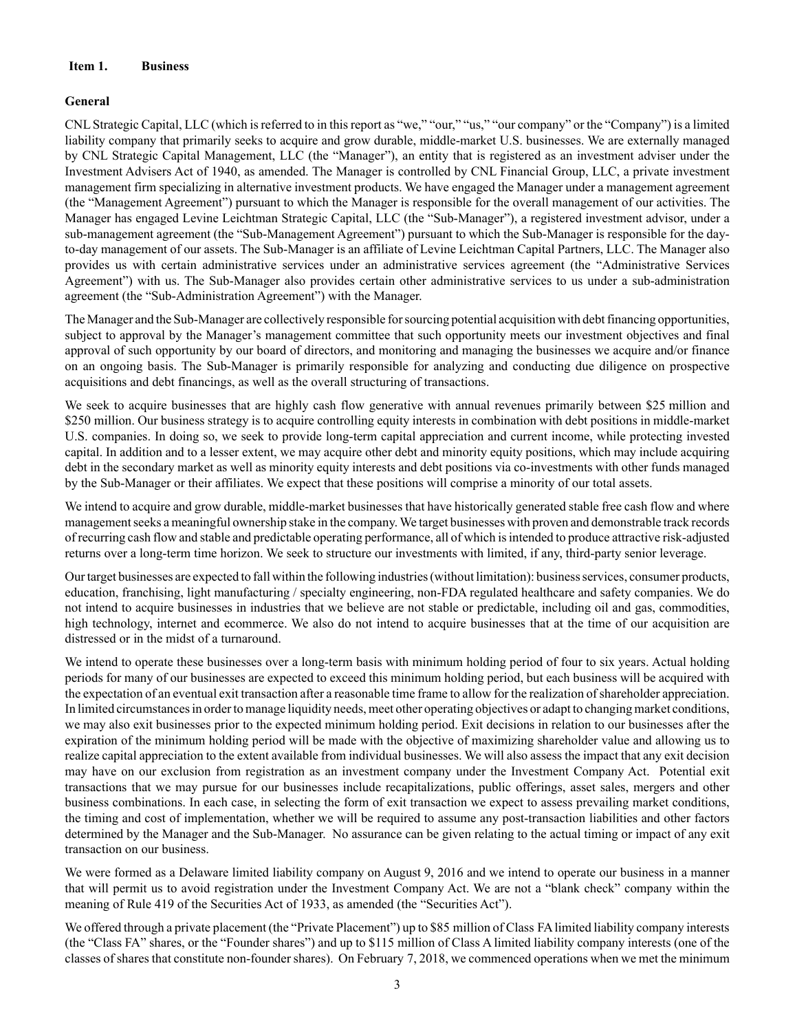## Item 1. Business

### General

CNL Strategic Capital, LLC (which is referred to in this report as "we," "our," "us," "our company" or the "Company") is a limited liability company that primarily seeks to acquire and grow durable, middle-market U.S. businesses. We are externally managed by CNL Strategic Capital Management, LLC (the "Manager"), an entity that is registered as an investment adviser under the Investment Advisers Act of 1940, as amended. The Manager is controlled by CNL Financial Group, LLC, a private investment management firm specializing in alternative investment products. We have engaged the Manager under a management agreement (the "Management Agreement") pursuant to which the Manager is responsible for the overall management of our activities. The Manager has engaged Levine Leichtman Strategic Capital, LLC (the "Sub-Manager"), a registered investment advisor, under a sub-management agreement (the "Sub-Management Agreement") pursuant to which the Sub-Manager is responsible for the day-to-day management of our assets. The Sub-Manager is an affiliate of Levine Leichtman Capital Partners, LLC. The Manager also provides us with certain administrative services under an administrative services agreement (the "Administrative Services Agreement") with us. The Sub-Manager also provides certain other administrative services to us under a sub-administration agreement (the "Sub-Administration Agreement") with the Manager.

The Manager and the Sub-Manager are collectively responsible for sourcing potential acquisition with debt financing opportunities, subject to approval by the Manager's management committee that such opportunity meets our investment objectives and final approval of such opportunity by our board of directors, and monitoring and managing the businesses we acquire and/or finance on an ongoing basis. The Sub-Manager is primarily responsible for analyzing and conducting due diligence on prospective acquisitions and debt financings, as well as the overall structuring of transactions.

We seek to acquire businesses that are highly cash flow generative with annual revenues primarily between \$25 million and \$250 million. Our business strategy is to acquire controlling equity interests in combination with debt positions in middle-market U.S. companies. In doing so, we seek to provide long-term capital appreciation and current income, while protecting invested capital. In addition and to a lesser extent, we may acquire other debt and minority equity positions, which may include acquiring debt in the secondary market as well as minority equity interests and debt positions via co-investments with other funds managed by the Sub-Manager or their affiliates. We expect that these positions will comprise a minority of our total assets.

We intend to acquire and grow durable, middle-market businesses that have historically generated stable free cash flow and where management seeks a meaningful ownership stake in the company. We target businesses with proven and demonstrable track records of recurring cash flow and stable and predictable operating performance, all of which is intended to produce attractive risk-adjusted returns over a long-term time horizon. We seek to structure our investments with limited, if any, third-party senior leverage.

Our target businesses are expected to fall within the following industries (without limitation): business services, consumer products, education, franchising, light manufacturing / specialty engineering, non-FDA regulated healthcare and safety companies. We do not intend to acquire businesses in industries that we believe are not stable or predictable, including oil and gas, commodities, high technology, internet and ecommerce. We also do not intend to acquire businesses that at the time of our acquisition are distressed or in the midst of a turnaround.

We intend to operate these businesses over a long-term basis with minimum holding period of four to six years. Actual holding periods for many of our businesses are expected to exceed this minimum holding period, but each business will be acquired with the expectation of an eventual exit transaction after a reasonable time frame to allow for the realization of shareholder appreciation. In limited circumstances in order to manage liquidity needs, meet other operating objectives or adapt to changing market conditions, we may also exit businesses prior to the expected minimum holding period. Exit decisions in relation to our businesses after the expiration of the minimum holding period will be made with the objective of maximizing shareholder value and allowing us to realize capital appreciation to the extent available from individual businesses. We will also assess the impact that any exit decision may have on our exclusion from registration as an investment company under the Investment Company Act. Potential exit transactions that we may pursue for our businesses include recapitalizations, public offerings, asset sales, mergers and other business combinations. In each case, in selecting the form of exit transaction we expect to assess prevailing market conditions, the timing and cost of implementation, whether we will be required to assume any post-transaction liabilities and other factors determined by the Manager and the Sub-Manager. No assurance can be given relating to the actual timing or impact of any exit transaction on our business.

We were formed as a Delaware limited liability company on August 9, 2016 and we intend to operate our business in a manner that will permit us to avoid registration under the Investment Company Act. We are not a "blank check" company within the meaning of Rule 419 of the Securities Act of 1933, as amended (the "Securities Act").

We offered through a private placement (the "Private Placement") up to \$85 million of Class FA limited liability company interests (the "Class FA" shares, or the "Founder shares") and up to \$115 million of Class A limited liability company interests (one of the classes of shares that constitute non-founder shares). On February 7, 2018, we commenced operations when we met the minimum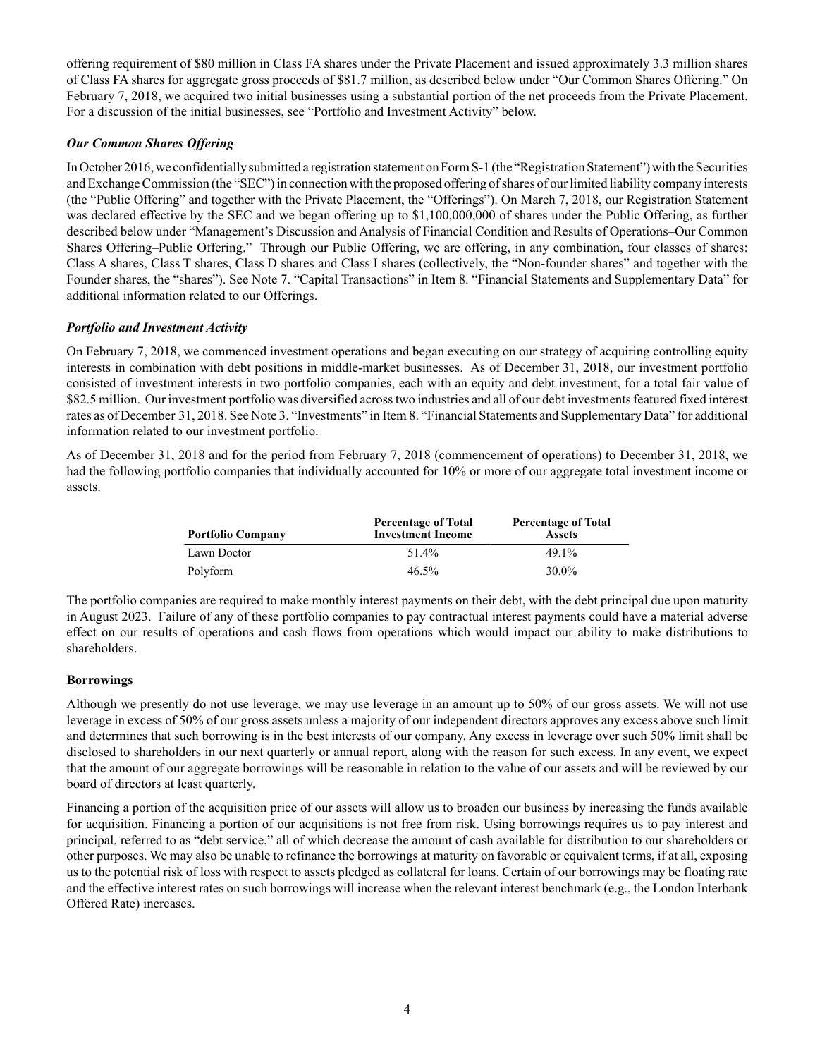offering requirement of $80 million in Class FA shares under the Private Placement and issued approximately 3.3 million shares of Class FA shares for aggregate gross proceeds of $81.7 million, as described below under "Our Common Shares Offering." On February 7, 2018, we acquired two initial businesses using a substantial portion of the net proceeds from the Private Placement. For a discussion of the initial businesses, see "Portfolio and Investment Activity" below.

### *Our Common Shares Offering*

In October 2016, we confidentially submitted a registration statement on Form S-1 (the "Registration Statement") with the Securities and Exchange Commission (the "SEC") in connection with the proposed offering of shares of our limited liability company interests (the "Public Offering" and together with the Private Placement, the "Offerings"). On March 7, 2018, our Registration Statement was declared effective by the SEC and we began offering up to $1,100,000,000 of shares under the Public Offering, as further described below under "Management's Discussion and Analysis of Financial Condition and Results of Operations–Our Common Shares Offering–Public Offering." Through our Public Offering, we are offering, in any combination, four classes of shares: Class A shares, Class T shares, Class D shares and Class I shares (collectively, the "Non-founder shares" and together with the Founder shares, the "shares"). See Note 7. "Capital Transactions" in Item 8. "Financial Statements and Supplementary Data" for additional information related to our Offerings.

### *Portfolio and Investment Activity*

On February 7, 2018, we commenced investment operations and began executing on our strategy of acquiring controlling equity interests in combination with debt positions in middle-market businesses. As of December 31, 2018, our investment portfolio consisted of investment interests in two portfolio companies, each with an equity and debt investment, for a total fair value of $82.5 million. Our investment portfolio was diversified across two industries and all of our debt investments featured fixed interest rates as of December 31, 2018. See Note 3. "Investments" in Item 8. "Financial Statements and Supplementary Data" for additional information related to our investment portfolio.

As of December 31, 2018 and for the period from February 7, 2018 (commencement of operations) to December 31, 2018, we had the following portfolio companies that individually accounted for 10% or more of our aggregate total investment income or assets.

| Portfolio Company | Percentage of Total Investment Income | Percentage of Total Assets |
|---|---|---|
| Lawn Doctor | 51.4% | 49.1% |
| Polyform | 46.5% | 30.0% |

The portfolio companies are required to make monthly interest payments on their debt, with the debt principal due upon maturity in August 2023. Failure of any of these portfolio companies to pay contractual interest payments could have a material adverse effect on our results of operations and cash flows from operations which would impact our ability to make distributions to shareholders.

## Borrowings

Although we presently do not use leverage, we may use leverage in an amount up to 50% of our gross assets. We will not use leverage in excess of 50% of our gross assets unless a majority of our independent directors approves any excess above such limit and determines that such borrowing is in the best interests of our company. Any excess in leverage over such 50% limit shall be disclosed to shareholders in our next quarterly or annual report, along with the reason for such excess. In any event, we expect that the amount of our aggregate borrowings will be reasonable in relation to the value of our assets and will be reviewed by our board of directors at least quarterly.

Financing a portion of the acquisition price of our assets will allow us to broaden our business by increasing the funds available for acquisition. Financing a portion of our acquisitions is not free from risk. Using borrowings requires us to pay interest and principal, referred to as "debt service," all of which decrease the amount of cash available for distribution to our shareholders or other purposes. We may also be unable to refinance the borrowings at maturity on favorable or equivalent terms, if at all, exposing us to the potential risk of loss with respect to assets pledged as collateral for loans. Certain of our borrowings may be floating rate and the effective interest rates on such borrowings will increase when the relevant interest benchmark (e.g., the London Interbank Offered Rate) increases.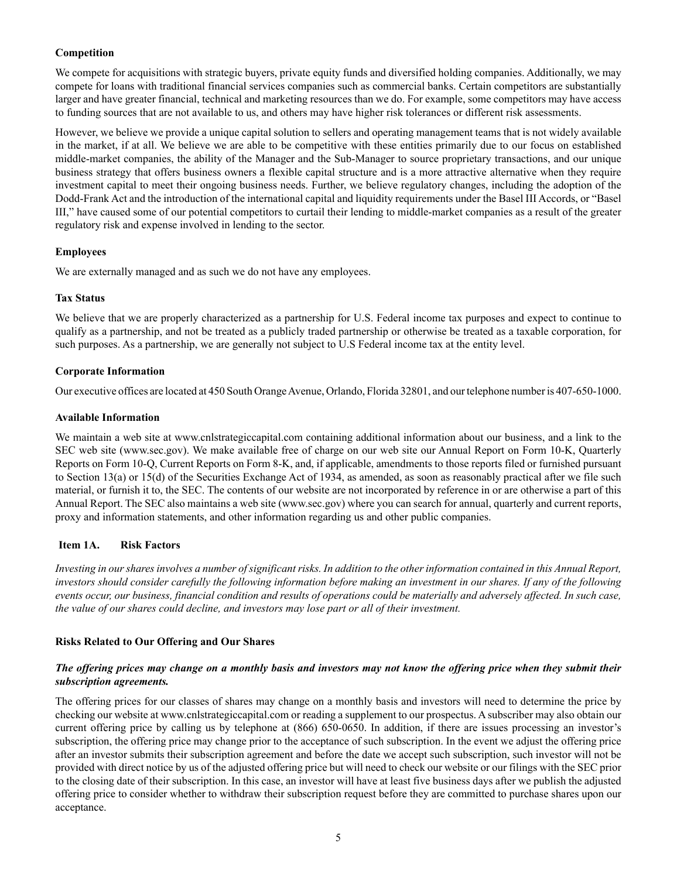**Competition**

We compete for acquisitions with strategic buyers, private equity funds and diversified holding companies. Additionally, we may compete for loans with traditional financial services companies such as commercial banks. Certain competitors are substantially larger and have greater financial, technical and marketing resources than we do. For example, some competitors may have access to funding sources that are not available to us, and others may have higher risk tolerances or different risk assessments.

However, we believe we provide a unique capital solution to sellers and operating management teams that is not widely available in the market, if at all. We believe we are able to be competitive with these entities primarily due to our focus on established middle-market companies, the ability of the Manager and the Sub-Manager to source proprietary transactions, and our unique business strategy that offers business owners a flexible capital structure and is a more attractive alternative when they require investment capital to meet their ongoing business needs. Further, we believe regulatory changes, including the adoption of the Dodd-Frank Act and the introduction of the international capital and liquidity requirements under the Basel III Accords, or "Basel III," have caused some of our potential competitors to curtail their lending to middle-market companies as a result of the greater regulatory risk and expense involved in lending to the sector.

**Employees**

We are externally managed and as such we do not have any employees.

**Tax Status**

We believe that we are properly characterized as a partnership for U.S. Federal income tax purposes and expect to continue to qualify as a partnership, and not be treated as a publicly traded partnership or otherwise be treated as a taxable corporation, for such purposes. As a partnership, we are generally not subject to U.S Federal income tax at the entity level.

**Corporate Information**

Our executive offices are located at 450 South Orange Avenue, Orlando, Florida 32801, and our telephone number is 407-650-1000.

**Available Information**

We maintain a web site at www.cnlstrategiccapital.com containing additional information about our business, and a link to the SEC web site (www.sec.gov). We make available free of charge on our web site our Annual Report on Form 10-K, Quarterly Reports on Form 10-Q, Current Reports on Form 8-K, and, if applicable, amendments to those reports filed or furnished pursuant to Section 13(a) or 15(d) of the Securities Exchange Act of 1934, as amended, as soon as reasonably practical after we file such material, or furnish it to, the SEC. The contents of our website are not incorporated by reference in or are otherwise a part of this Annual Report. The SEC also maintains a web site (www.sec.gov) where you can search for annual, quarterly and current reports, proxy and information statements, and other information regarding us and other public companies.

## Item 1A. Risk Factors

*Investing in our shares involves a number of significant risks. In addition to the other information contained in this Annual Report, investors should consider carefully the following information before making an investment in our shares. If any of the following events occur, our business, financial condition and results of operations could be materially and adversely affected. In such case, the value of our shares could decline, and investors may lose part or all of their investment.*

**Risks Related to Our Offering and Our Shares**

***The offering prices may change on a monthly basis and investors may not know the offering price when they submit their subscription agreements.***

The offering prices for our classes of shares may change on a monthly basis and investors will need to determine the price by checking our website at www.cnlstrategiccapital.com or reading a supplement to our prospectus. A subscriber may also obtain our current offering price by calling us by telephone at (866) 650-0650. In addition, if there are issues processing an investor's subscription, the offering price may change prior to the acceptance of such subscription. In the event we adjust the offering price after an investor submits their subscription agreement and before the date we accept such subscription, such investor will not be provided with direct notice by us of the adjusted offering price but will need to check our website or our filings with the SEC prior to the closing date of their subscription. In this case, an investor will have at least five business days after we publish the adjusted offering price to consider whether to withdraw their subscription request before they are committed to purchase shares upon our acceptance.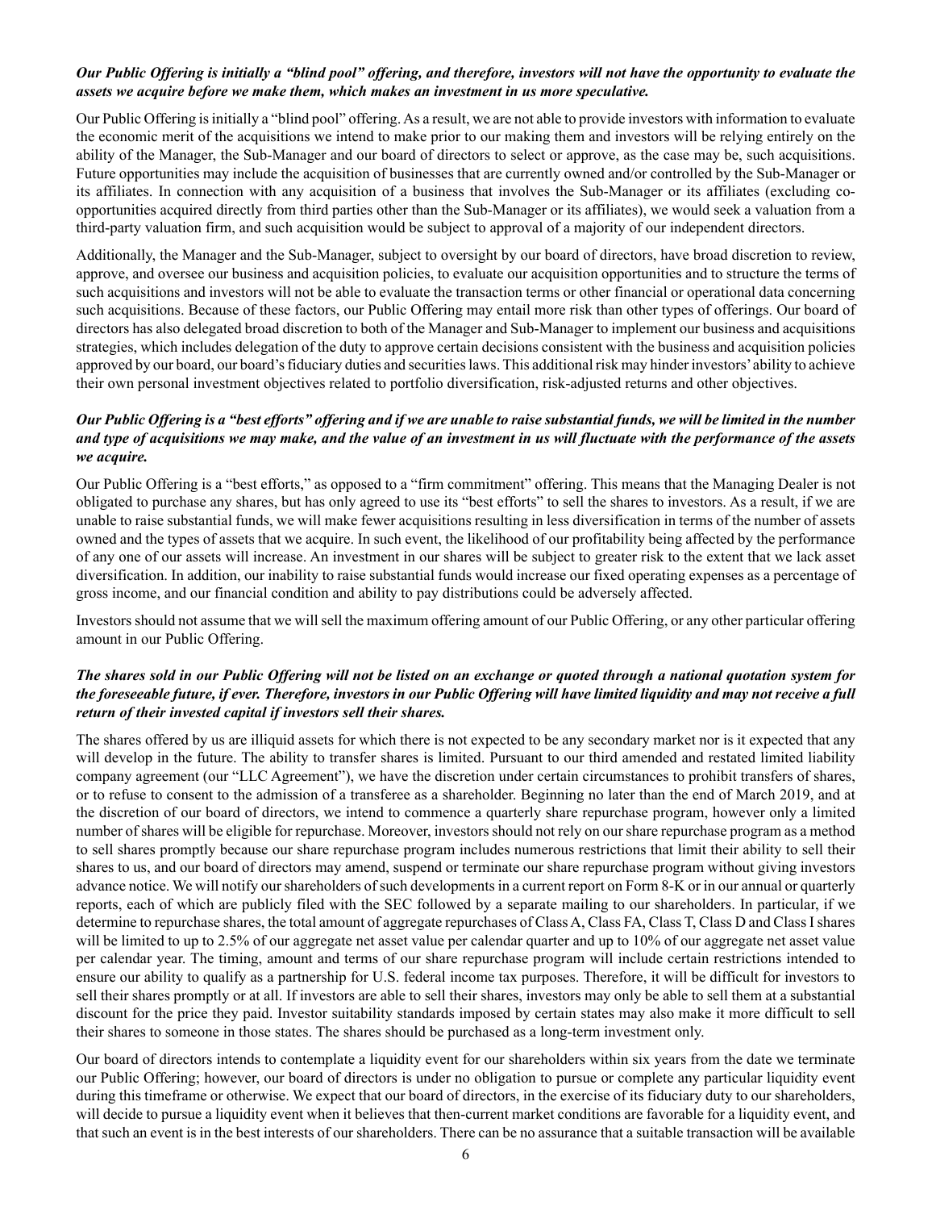***Our Public Offering is initially a "blind pool" offering, and therefore, investors will not have the opportunity to evaluate the assets we acquire before we make them, which makes an investment in us more speculative.***

Our Public Offering is initially a "blind pool" offering. As a result, we are not able to provide investors with information to evaluate the economic merit of the acquisitions we intend to make prior to our making them and investors will be relying entirely on the ability of the Manager, the Sub-Manager and our board of directors to select or approve, as the case may be, such acquisitions. Future opportunities may include the acquisition of businesses that are currently owned and/or controlled by the Sub-Manager or its affiliates. In connection with any acquisition of a business that involves the Sub-Manager or its affiliates (excluding co-opportunities acquired directly from third parties other than the Sub-Manager or its affiliates), we would seek a valuation from a third-party valuation firm, and such acquisition would be subject to approval of a majority of our independent directors.

Additionally, the Manager and the Sub-Manager, subject to oversight by our board of directors, have broad discretion to review, approve, and oversee our business and acquisition policies, to evaluate our acquisition opportunities and to structure the terms of such acquisitions and investors will not be able to evaluate the transaction terms or other financial or operational data concerning such acquisitions. Because of these factors, our Public Offering may entail more risk than other types of offerings. Our board of directors has also delegated broad discretion to both of the Manager and Sub-Manager to implement our business and acquisitions strategies, which includes delegation of the duty to approve certain decisions consistent with the business and acquisition policies approved by our board, our board's fiduciary duties and securities laws. This additional risk may hinder investors' ability to achieve their own personal investment objectives related to portfolio diversification, risk-adjusted returns and other objectives.

***Our Public Offering is a "best efforts" offering and if we are unable to raise substantial funds, we will be limited in the number and type of acquisitions we may make, and the value of an investment in us will fluctuate with the performance of the assets we acquire.***

Our Public Offering is a "best efforts," as opposed to a "firm commitment" offering. This means that the Managing Dealer is not obligated to purchase any shares, but has only agreed to use its "best efforts" to sell the shares to investors. As a result, if we are unable to raise substantial funds, we will make fewer acquisitions resulting in less diversification in terms of the number of assets owned and the types of assets that we acquire. In such event, the likelihood of our profitability being affected by the performance of any one of our assets will increase. An investment in our shares will be subject to greater risk to the extent that we lack asset diversification. In addition, our inability to raise substantial funds would increase our fixed operating expenses as a percentage of gross income, and our financial condition and ability to pay distributions could be adversely affected.

Investors should not assume that we will sell the maximum offering amount of our Public Offering, or any other particular offering amount in our Public Offering.

***The shares sold in our Public Offering will not be listed on an exchange or quoted through a national quotation system for the foreseeable future, if ever. Therefore, investors in our Public Offering will have limited liquidity and may not receive a full return of their invested capital if investors sell their shares.***

The shares offered by us are illiquid assets for which there is not expected to be any secondary market nor is it expected that any will develop in the future. The ability to transfer shares is limited. Pursuant to our third amended and restated limited liability company agreement (our "LLC Agreement"), we have the discretion under certain circumstances to prohibit transfers of shares, or to refuse to consent to the admission of a transferee as a shareholder. Beginning no later than the end of March 2019, and at the discretion of our board of directors, we intend to commence a quarterly share repurchase program, however only a limited number of shares will be eligible for repurchase. Moreover, investors should not rely on our share repurchase program as a method to sell shares promptly because our share repurchase program includes numerous restrictions that limit their ability to sell their shares to us, and our board of directors may amend, suspend or terminate our share repurchase program without giving investors advance notice. We will notify our shareholders of such developments in a current report on Form 8-K or in our annual or quarterly reports, each of which are publicly filed with the SEC followed by a separate mailing to our shareholders. In particular, if we determine to repurchase shares, the total amount of aggregate repurchases of Class A, Class FA, Class T, Class D and Class I shares will be limited to up to 2.5% of our aggregate net asset value per calendar quarter and up to 10% of our aggregate net asset value per calendar year. The timing, amount and terms of our share repurchase program will include certain restrictions intended to ensure our ability to qualify as a partnership for U.S. federal income tax purposes. Therefore, it will be difficult for investors to sell their shares promptly or at all. If investors are able to sell their shares, investors may only be able to sell them at a substantial discount for the price they paid. Investor suitability standards imposed by certain states may also make it more difficult to sell their shares to someone in those states. The shares should be purchased as a long-term investment only.

Our board of directors intends to contemplate a liquidity event for our shareholders within six years from the date we terminate our Public Offering; however, our board of directors is under no obligation to pursue or complete any particular liquidity event during this timeframe or otherwise. We expect that our board of directors, in the exercise of its fiduciary duty to our shareholders, will decide to pursue a liquidity event when it believes that then-current market conditions are favorable for a liquidity event, and that such an event is in the best interests of our shareholders. There can be no assurance that a suitable transaction will be available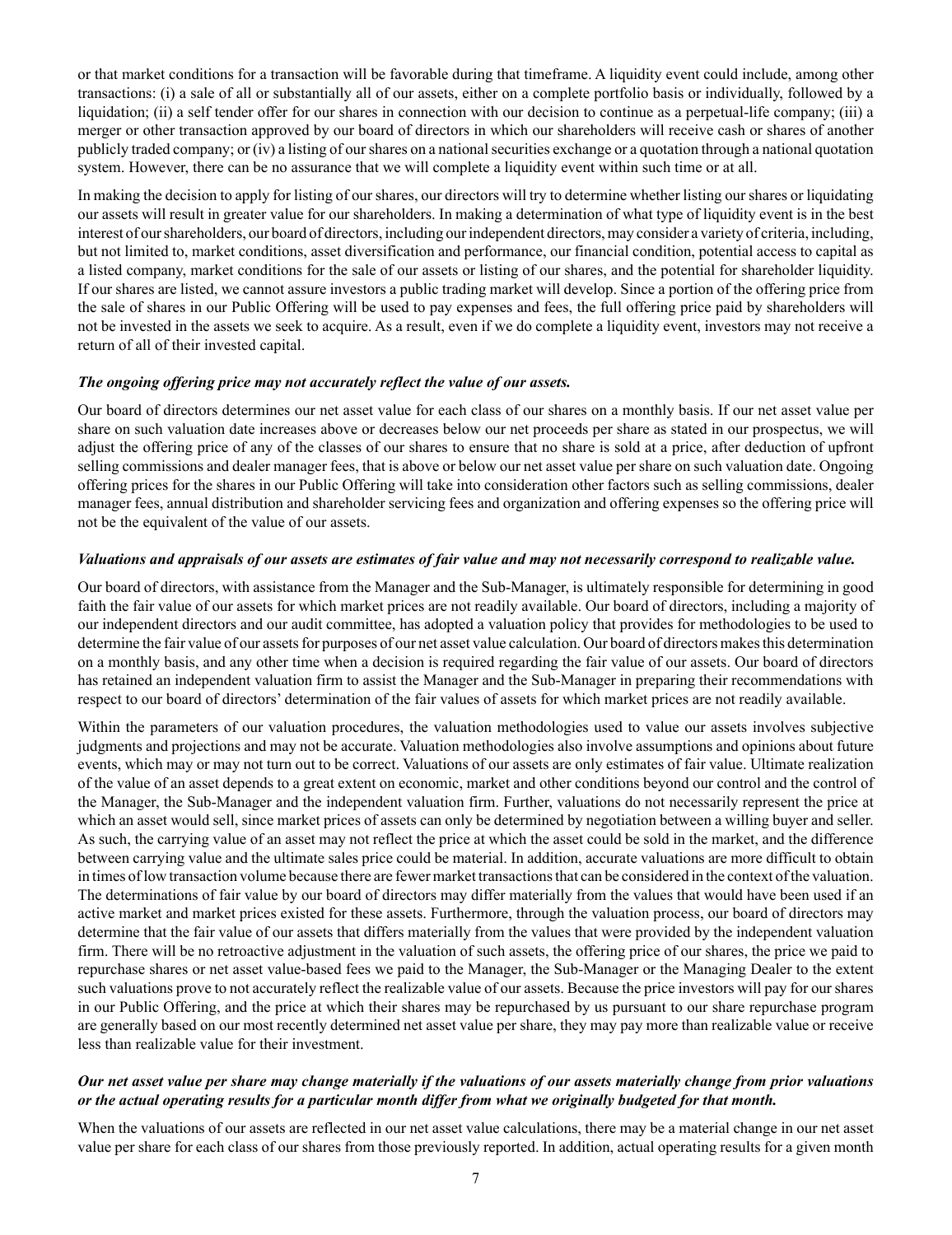or that market conditions for a transaction will be favorable during that timeframe. A liquidity event could include, among other transactions: (i) a sale of all or substantially all of our assets, either on a complete portfolio basis or individually, followed by a liquidation; (ii) a self tender offer for our shares in connection with our decision to continue as a perpetual-life company; (iii) a merger or other transaction approved by our board of directors in which our shareholders will receive cash or shares of another publicly traded company; or (iv) a listing of our shares on a national securities exchange or a quotation through a national quotation system. However, there can be no assurance that we will complete a liquidity event within such time or at all.

In making the decision to apply for listing of our shares, our directors will try to determine whether listing our shares or liquidating our assets will result in greater value for our shareholders. In making a determination of what type of liquidity event is in the best interest of our shareholders, our board of directors, including our independent directors, may consider a variety of criteria, including, but not limited to, market conditions, asset diversification and performance, our financial condition, potential access to capital as a listed company, market conditions for the sale of our assets or listing of our shares, and the potential for shareholder liquidity. If our shares are listed, we cannot assure investors a public trading market will develop. Since a portion of the offering price from the sale of shares in our Public Offering will be used to pay expenses and fees, the full offering price paid by shareholders will not be invested in the assets we seek to acquire. As a result, even if we do complete a liquidity event, investors may not receive a return of all of their invested capital.

***The ongoing offering price may not accurately reflect the value of our assets.***

Our board of directors determines our net asset value for each class of our shares on a monthly basis. If our net asset value per share on such valuation date increases above or decreases below our net proceeds per share as stated in our prospectus, we will adjust the offering price of any of the classes of our shares to ensure that no share is sold at a price, after deduction of upfront selling commissions and dealer manager fees, that is above or below our net asset value per share on such valuation date. Ongoing offering prices for the shares in our Public Offering will take into consideration other factors such as selling commissions, dealer manager fees, annual distribution and shareholder servicing fees and organization and offering expenses so the offering price will not be the equivalent of the value of our assets.

***Valuations and appraisals of our assets are estimates of fair value and may not necessarily correspond to realizable value.***

Our board of directors, with assistance from the Manager and the Sub-Manager, is ultimately responsible for determining in good faith the fair value of our assets for which market prices are not readily available. Our board of directors, including a majority of our independent directors and our audit committee, has adopted a valuation policy that provides for methodologies to be used to determine the fair value of our assets for purposes of our net asset value calculation. Our board of directors makes this determination on a monthly basis, and any other time when a decision is required regarding the fair value of our assets. Our board of directors has retained an independent valuation firm to assist the Manager and the Sub-Manager in preparing their recommendations with respect to our board of directors' determination of the fair values of assets for which market prices are not readily available.

Within the parameters of our valuation procedures, the valuation methodologies used to value our assets involves subjective judgments and projections and may not be accurate. Valuation methodologies also involve assumptions and opinions about future events, which may or may not turn out to be correct. Valuations of our assets are only estimates of fair value. Ultimate realization of the value of an asset depends to a great extent on economic, market and other conditions beyond our control and the control of the Manager, the Sub-Manager and the independent valuation firm. Further, valuations do not necessarily represent the price at which an asset would sell, since market prices of assets can only be determined by negotiation between a willing buyer and seller. As such, the carrying value of an asset may not reflect the price at which the asset could be sold in the market, and the difference between carrying value and the ultimate sales price could be material. In addition, accurate valuations are more difficult to obtain in times of low transaction volume because there are fewer market transactions that can be considered in the context of the valuation. The determinations of fair value by our board of directors may differ materially from the values that would have been used if an active market and market prices existed for these assets. Furthermore, through the valuation process, our board of directors may determine that the fair value of our assets that differs materially from the values that were provided by the independent valuation firm. There will be no retroactive adjustment in the valuation of such assets, the offering price of our shares, the price we paid to repurchase shares or net asset value-based fees we paid to the Manager, the Sub-Manager or the Managing Dealer to the extent such valuations prove to not accurately reflect the realizable value of our assets. Because the price investors will pay for our shares in our Public Offering, and the price at which their shares may be repurchased by us pursuant to our share repurchase program are generally based on our most recently determined net asset value per share, they may pay more than realizable value or receive less than realizable value for their investment.

***Our net asset value per share may change materially if the valuations of our assets materially change from prior valuations or the actual operating results for a particular month differ from what we originally budgeted for that month.***

When the valuations of our assets are reflected in our net asset value calculations, there may be a material change in our net asset value per share for each class of our shares from those previously reported. In addition, actual operating results for a given month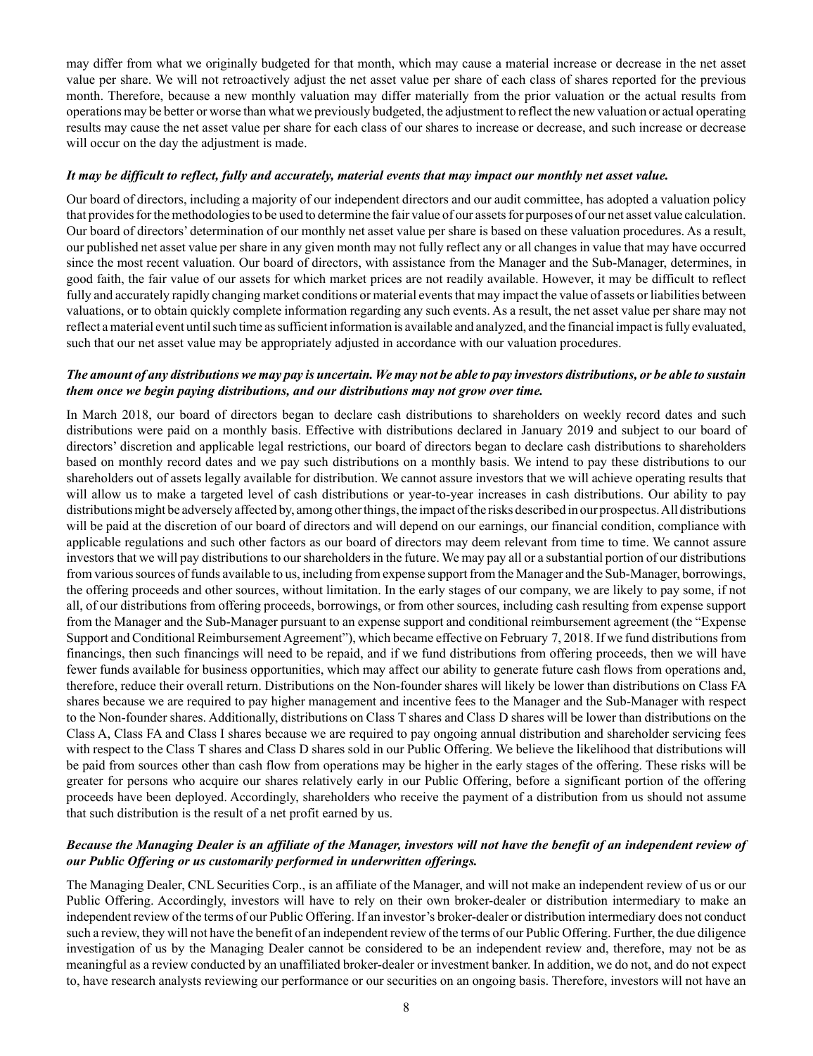may differ from what we originally budgeted for that month, which may cause a material increase or decrease in the net asset value per share. We will not retroactively adjust the net asset value per share of each class of shares reported for the previous month. Therefore, because a new monthly valuation may differ materially from the prior valuation or the actual results from operations may be better or worse than what we previously budgeted, the adjustment to reflect the new valuation or actual operating results may cause the net asset value per share for each class of our shares to increase or decrease, and such increase or decrease will occur on the day the adjustment is made.

***It may be difficult to reflect, fully and accurately, material events that may impact our monthly net asset value.***

Our board of directors, including a majority of our independent directors and our audit committee, has adopted a valuation policy that provides for the methodologies to be used to determine the fair value of our assets for purposes of our net asset value calculation. Our board of directors' determination of our monthly net asset value per share is based on these valuation procedures. As a result, our published net asset value per share in any given month may not fully reflect any or all changes in value that may have occurred since the most recent valuation. Our board of directors, with assistance from the Manager and the Sub-Manager, determines, in good faith, the fair value of our assets for which market prices are not readily available. However, it may be difficult to reflect fully and accurately rapidly changing market conditions or material events that may impact the value of assets or liabilities between valuations, or to obtain quickly complete information regarding any such events. As a result, the net asset value per share may not reflect a material event until such time as sufficient information is available and analyzed, and the financial impact is fully evaluated, such that our net asset value may be appropriately adjusted in accordance with our valuation procedures.

***The amount of any distributions we may pay is uncertain. We may not be able to pay investors distributions, or be able to sustain them once we begin paying distributions, and our distributions may not grow over time.***

In March 2018, our board of directors began to declare cash distributions to shareholders on weekly record dates and such distributions were paid on a monthly basis. Effective with distributions declared in January 2019 and subject to our board of directors' discretion and applicable legal restrictions, our board of directors began to declare cash distributions to shareholders based on monthly record dates and we pay such distributions on a monthly basis. We intend to pay these distributions to our shareholders out of assets legally available for distribution. We cannot assure investors that we will achieve operating results that will allow us to make a targeted level of cash distributions or year-to-year increases in cash distributions. Our ability to pay distributions might be adversely affected by, among other things, the impact of the risks described in our prospectus. All distributions will be paid at the discretion of our board of directors and will depend on our earnings, our financial condition, compliance with applicable regulations and such other factors as our board of directors may deem relevant from time to time. We cannot assure investors that we will pay distributions to our shareholders in the future. We may pay all or a substantial portion of our distributions from various sources of funds available to us, including from expense support from the Manager and the Sub-Manager, borrowings, the offering proceeds and other sources, without limitation. In the early stages of our company, we are likely to pay some, if not all, of our distributions from offering proceeds, borrowings, or from other sources, including cash resulting from expense support from the Manager and the Sub-Manager pursuant to an expense support and conditional reimbursement agreement (the "Expense Support and Conditional Reimbursement Agreement"), which became effective on February 7, 2018. If we fund distributions from financings, then such financings will need to be repaid, and if we fund distributions from offering proceeds, then we will have fewer funds available for business opportunities, which may affect our ability to generate future cash flows from operations and, therefore, reduce their overall return. Distributions on the Non-founder shares will likely be lower than distributions on Class FA shares because we are required to pay higher management and incentive fees to the Manager and the Sub-Manager with respect to the Non-founder shares. Additionally, distributions on Class T shares and Class D shares will be lower than distributions on the Class A, Class FA and Class I shares because we are required to pay ongoing annual distribution and shareholder servicing fees with respect to the Class T shares and Class D shares sold in our Public Offering. We believe the likelihood that distributions will be paid from sources other than cash flow from operations may be higher in the early stages of the offering. These risks will be greater for persons who acquire our shares relatively early in our Public Offering, before a significant portion of the offering proceeds have been deployed. Accordingly, shareholders who receive the payment of a distribution from us should not assume that such distribution is the result of a net profit earned by us.

***Because the Managing Dealer is an affiliate of the Manager, investors will not have the benefit of an independent review of our Public Offering or us customarily performed in underwritten offerings.***

The Managing Dealer, CNL Securities Corp., is an affiliate of the Manager, and will not make an independent review of us or our Public Offering. Accordingly, investors will have to rely on their own broker-dealer or distribution intermediary to make an independent review of the terms of our Public Offering. If an investor's broker-dealer or distribution intermediary does not conduct such a review, they will not have the benefit of an independent review of the terms of our Public Offering. Further, the due diligence investigation of us by the Managing Dealer cannot be considered to be an independent review and, therefore, may not be as meaningful as a review conducted by an unaffiliated broker-dealer or investment banker. In addition, we do not, and do not expect to, have research analysts reviewing our performance or our securities on an ongoing basis. Therefore, investors will not have an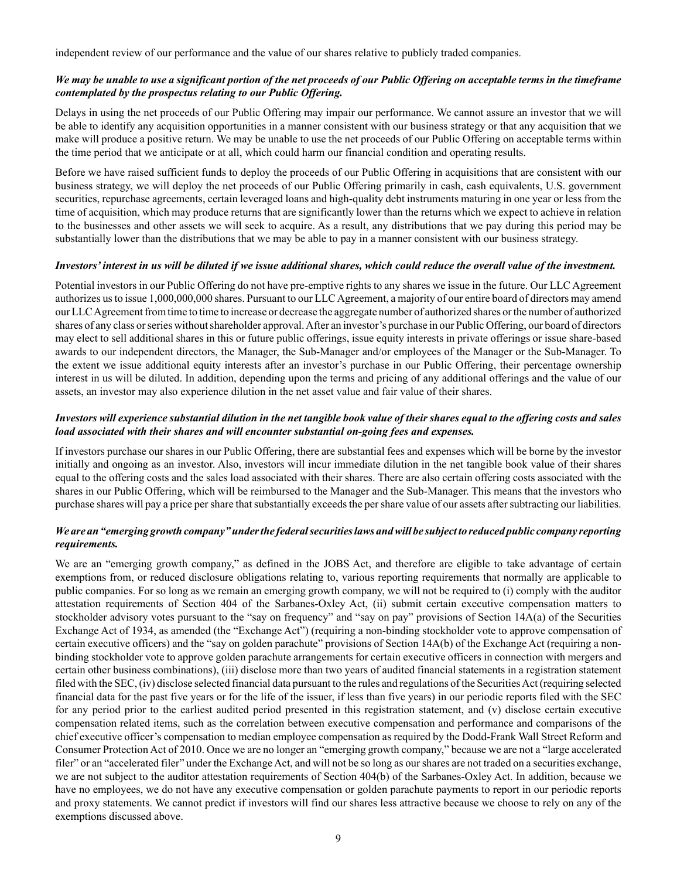independent review of our performance and the value of our shares relative to publicly traded companies.

***We may be unable to use a significant portion of the net proceeds of our Public Offering on acceptable terms in the timeframe contemplated by the prospectus relating to our Public Offering.***

Delays in using the net proceeds of our Public Offering may impair our performance. We cannot assure an investor that we will be able to identify any acquisition opportunities in a manner consistent with our business strategy or that any acquisition that we make will produce a positive return. We may be unable to use the net proceeds of our Public Offering on acceptable terms within the time period that we anticipate or at all, which could harm our financial condition and operating results.

Before we have raised sufficient funds to deploy the proceeds of our Public Offering in acquisitions that are consistent with our business strategy, we will deploy the net proceeds of our Public Offering primarily in cash, cash equivalents, U.S. government securities, repurchase agreements, certain leveraged loans and high-quality debt instruments maturing in one year or less from the time of acquisition, which may produce returns that are significantly lower than the returns which we expect to achieve in relation to the businesses and other assets we will seek to acquire. As a result, any distributions that we pay during this period may be substantially lower than the distributions that we may be able to pay in a manner consistent with our business strategy.

***Investors' interest in us will be diluted if we issue additional shares, which could reduce the overall value of the investment.***

Potential investors in our Public Offering do not have pre-emptive rights to any shares we issue in the future. Our LLC Agreement authorizes us to issue 1,000,000,000 shares. Pursuant to our LLC Agreement, a majority of our entire board of directors may amend our LLC Agreement from time to time to increase or decrease the aggregate number of authorized shares or the number of authorized shares of any class or series without shareholder approval. After an investor's purchase in our Public Offering, our board of directors may elect to sell additional shares in this or future public offerings, issue equity interests in private offerings or issue share-based awards to our independent directors, the Manager, the Sub-Manager and/or employees of the Manager or the Sub-Manager. To the extent we issue additional equity interests after an investor's purchase in our Public Offering, their percentage ownership interest in us will be diluted. In addition, depending upon the terms and pricing of any additional offerings and the value of our assets, an investor may also experience dilution in the net asset value and fair value of their shares.

***Investors will experience substantial dilution in the net tangible book value of their shares equal to the offering costs and sales load associated with their shares and will encounter substantial on-going fees and expenses.***

If investors purchase our shares in our Public Offering, there are substantial fees and expenses which will be borne by the investor initially and ongoing as an investor. Also, investors will incur immediate dilution in the net tangible book value of their shares equal to the offering costs and the sales load associated with their shares. There are also certain offering costs associated with the shares in our Public Offering, which will be reimbursed to the Manager and the Sub-Manager. This means that the investors who purchase shares will pay a price per share that substantially exceeds the per share value of our assets after subtracting our liabilities.

***We are an "emerging growth company" under the federal securities laws and will be subject to reduced public company reporting requirements.***

We are an "emerging growth company," as defined in the JOBS Act, and therefore are eligible to take advantage of certain exemptions from, or reduced disclosure obligations relating to, various reporting requirements that normally are applicable to public companies. For so long as we remain an emerging growth company, we will not be required to (i) comply with the auditor attestation requirements of Section 404 of the Sarbanes-Oxley Act, (ii) submit certain executive compensation matters to stockholder advisory votes pursuant to the "say on frequency" and "say on pay" provisions of Section 14A(a) of the Securities Exchange Act of 1934, as amended (the "Exchange Act") (requiring a non-binding stockholder vote to approve compensation of certain executive officers) and the "say on golden parachute" provisions of Section 14A(b) of the Exchange Act (requiring a non-binding stockholder vote to approve golden parachute arrangements for certain executive officers in connection with mergers and certain other business combinations), (iii) disclose more than two years of audited financial statements in a registration statement filed with the SEC, (iv) disclose selected financial data pursuant to the rules and regulations of the Securities Act (requiring selected financial data for the past five years or for the life of the issuer, if less than five years) in our periodic reports filed with the SEC for any period prior to the earliest audited period presented in this registration statement, and (v) disclose certain executive compensation related items, such as the correlation between executive compensation and performance and comparisons of the chief executive officer's compensation to median employee compensation as required by the Dodd-Frank Wall Street Reform and Consumer Protection Act of 2010. Once we are no longer an "emerging growth company," because we are not a "large accelerated filer" or an "accelerated filer" under the Exchange Act, and will not be so long as our shares are not traded on a securities exchange, we are not subject to the auditor attestation requirements of Section 404(b) of the Sarbanes-Oxley Act. In addition, because we have no employees, we do not have any executive compensation or golden parachute payments to report in our periodic reports and proxy statements. We cannot predict if investors will find our shares less attractive because we choose to rely on any of the exemptions discussed above.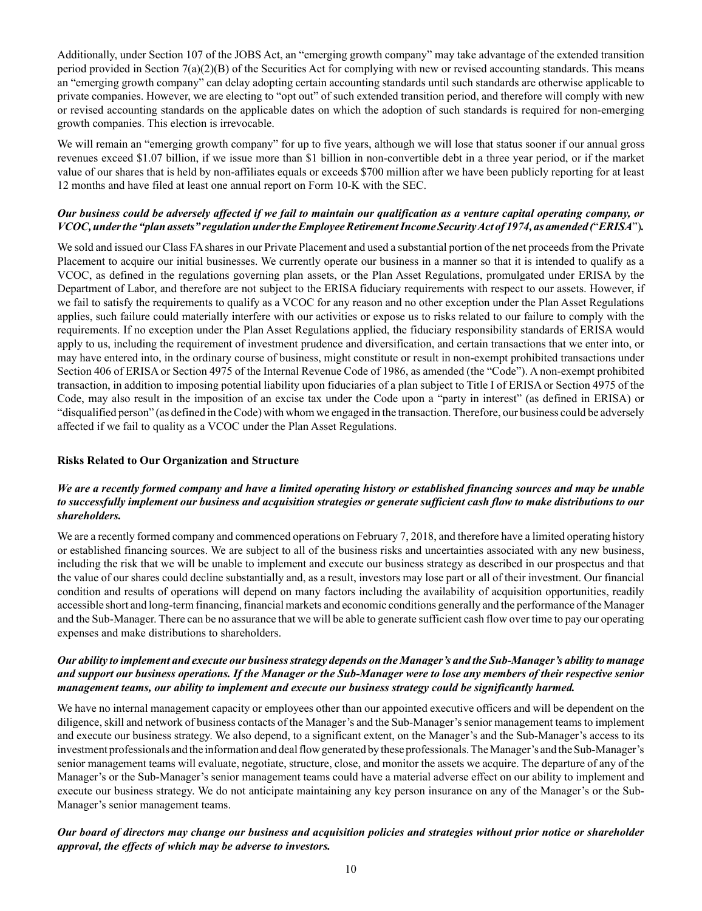Additionally, under Section 107 of the JOBS Act, an "emerging growth company" may take advantage of the extended transition period provided in Section 7(a)(2)(B) of the Securities Act for complying with new or revised accounting standards. This means an "emerging growth company" can delay adopting certain accounting standards until such standards are otherwise applicable to private companies. However, we are electing to "opt out" of such extended transition period, and therefore will comply with new or revised accounting standards on the applicable dates on which the adoption of such standards is required for non-emerging growth companies. This election is irrevocable.

We will remain an "emerging growth company" for up to five years, although we will lose that status sooner if our annual gross revenues exceed $1.07 billion, if we issue more than $1 billion in non-convertible debt in a three year period, or if the market value of our shares that is held by non-affiliates equals or exceeds $700 million after we have been publicly reporting for at least 12 months and have filed at least one annual report on Form 10-K with the SEC.

***Our business could be adversely affected if we fail to maintain our qualification as a venture capital operating company, or VCOC, under the "plan assets" regulation under the Employee Retirement Income Security Act of 1974, as amended ("ERISA").***

We sold and issued our Class FA shares in our Private Placement and used a substantial portion of the net proceeds from the Private Placement to acquire our initial businesses. We currently operate our business in a manner so that it is intended to qualify as a VCOC, as defined in the regulations governing plan assets, or the Plan Asset Regulations, promulgated under ERISA by the Department of Labor, and therefore are not subject to the ERISA fiduciary requirements with respect to our assets. However, if we fail to satisfy the requirements to qualify as a VCOC for any reason and no other exception under the Plan Asset Regulations applies, such failure could materially interfere with our activities or expose us to risks related to our failure to comply with the requirements. If no exception under the Plan Asset Regulations applied, the fiduciary responsibility standards of ERISA would apply to us, including the requirement of investment prudence and diversification, and certain transactions that we enter into, or may have entered into, in the ordinary course of business, might constitute or result in non-exempt prohibited transactions under Section 406 of ERISA or Section 4975 of the Internal Revenue Code of 1986, as amended (the "Code"). A non-exempt prohibited transaction, in addition to imposing potential liability upon fiduciaries of a plan subject to Title I of ERISA or Section 4975 of the Code, may also result in the imposition of an excise tax under the Code upon a "party in interest" (as defined in ERISA) or "disqualified person" (as defined in the Code) with whom we engaged in the transaction. Therefore, our business could be adversely affected if we fail to quality as a VCOC under the Plan Asset Regulations.

**Risks Related to Our Organization and Structure**

***We are a recently formed company and have a limited operating history or established financing sources and may be unable to successfully implement our business and acquisition strategies or generate sufficient cash flow to make distributions to our shareholders.***

We are a recently formed company and commenced operations on February 7, 2018, and therefore have a limited operating history or established financing sources. We are subject to all of the business risks and uncertainties associated with any new business, including the risk that we will be unable to implement and execute our business strategy as described in our prospectus and that the value of our shares could decline substantially and, as a result, investors may lose part or all of their investment. Our financial condition and results of operations will depend on many factors including the availability of acquisition opportunities, readily accessible short and long-term financing, financial markets and economic conditions generally and the performance of the Manager and the Sub-Manager. There can be no assurance that we will be able to generate sufficient cash flow over time to pay our operating expenses and make distributions to shareholders.

***Our ability to implement and execute our business strategy depends on the Manager's and the Sub-Manager's ability to manage and support our business operations. If the Manager or the Sub-Manager were to lose any members of their respective senior management teams, our ability to implement and execute our business strategy could be significantly harmed.***

We have no internal management capacity or employees other than our appointed executive officers and will be dependent on the diligence, skill and network of business contacts of the Manager's and the Sub-Manager's senior management teams to implement and execute our business strategy. We also depend, to a significant extent, on the Manager's and the Sub-Manager's access to its investment professionals and the information and deal flow generated by these professionals. The Manager's and the Sub-Manager's senior management teams will evaluate, negotiate, structure, close, and monitor the assets we acquire. The departure of any of the Manager's or the Sub-Manager's senior management teams could have a material adverse effect on our ability to implement and execute our business strategy. We do not anticipate maintaining any key person insurance on any of the Manager's or the Sub-Manager's senior management teams.

***Our board of directors may change our business and acquisition policies and strategies without prior notice or shareholder approval, the effects of which may be adverse to investors.***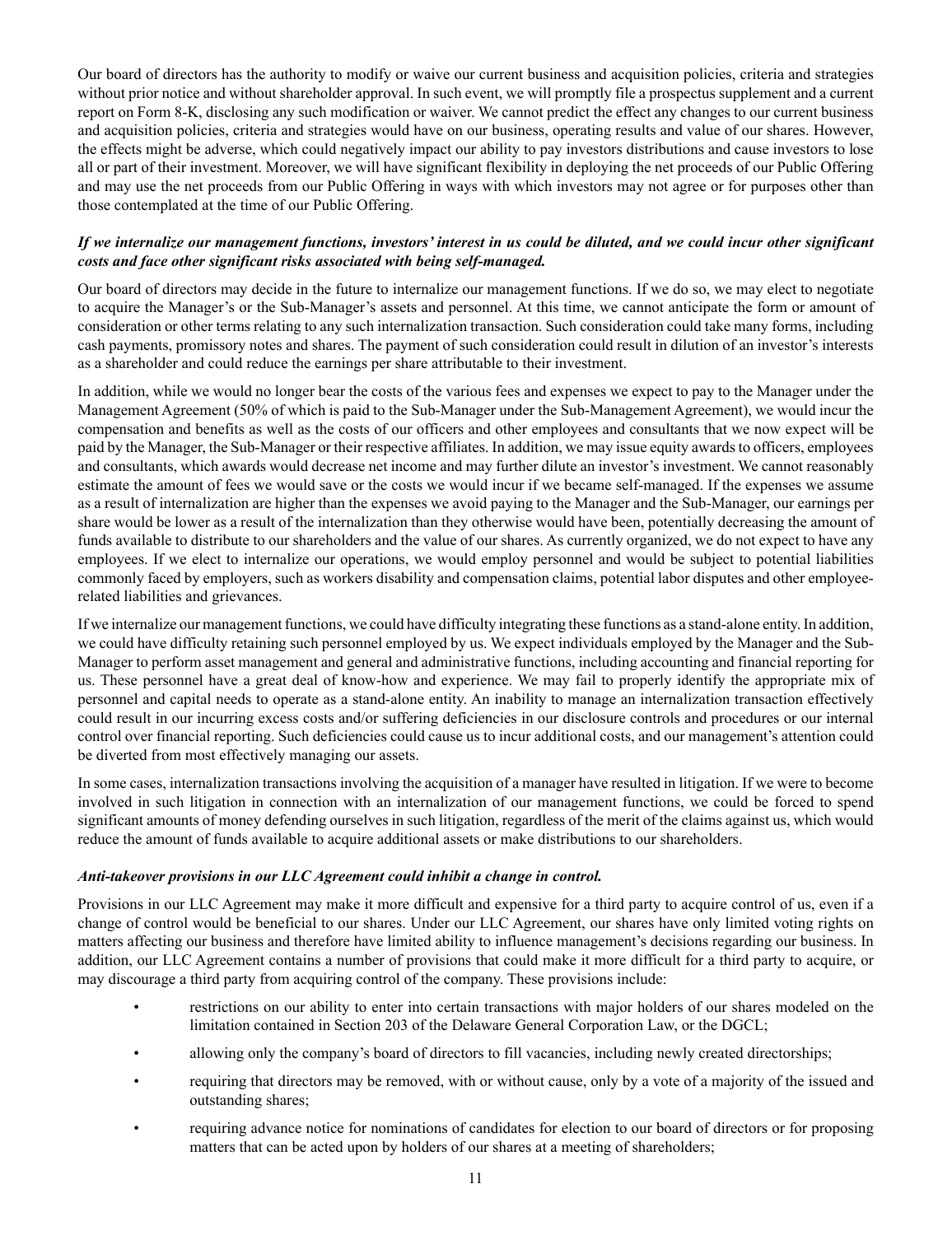Our board of directors has the authority to modify or waive our current business and acquisition policies, criteria and strategies without prior notice and without shareholder approval. In such event, we will promptly file a prospectus supplement and a current report on Form 8-K, disclosing any such modification or waiver. We cannot predict the effect any changes to our current business and acquisition policies, criteria and strategies would have on our business, operating results and value of our shares. However, the effects might be adverse, which could negatively impact our ability to pay investors distributions and cause investors to lose all or part of their investment. Moreover, we will have significant flexibility in deploying the net proceeds of our Public Offering and may use the net proceeds from our Public Offering in ways with which investors may not agree or for purposes other than those contemplated at the time of our Public Offering.

***If we internalize our management functions, investors' interest in us could be diluted, and we could incur other significant costs and face other significant risks associated with being self-managed.***

Our board of directors may decide in the future to internalize our management functions. If we do so, we may elect to negotiate to acquire the Manager's or the Sub-Manager's assets and personnel. At this time, we cannot anticipate the form or amount of consideration or other terms relating to any such internalization transaction. Such consideration could take many forms, including cash payments, promissory notes and shares. The payment of such consideration could result in dilution of an investor's interests as a shareholder and could reduce the earnings per share attributable to their investment.

In addition, while we would no longer bear the costs of the various fees and expenses we expect to pay to the Manager under the Management Agreement (50% of which is paid to the Sub-Manager under the Sub-Management Agreement), we would incur the compensation and benefits as well as the costs of our officers and other employees and consultants that we now expect will be paid by the Manager, the Sub-Manager or their respective affiliates. In addition, we may issue equity awards to officers, employees and consultants, which awards would decrease net income and may further dilute an investor's investment. We cannot reasonably estimate the amount of fees we would save or the costs we would incur if we became self-managed. If the expenses we assume as a result of internalization are higher than the expenses we avoid paying to the Manager and the Sub-Manager, our earnings per share would be lower as a result of the internalization than they otherwise would have been, potentially decreasing the amount of funds available to distribute to our shareholders and the value of our shares. As currently organized, we do not expect to have any employees. If we elect to internalize our operations, we would employ personnel and would be subject to potential liabilities commonly faced by employers, such as workers disability and compensation claims, potential labor disputes and other employee-related liabilities and grievances.

If we internalize our management functions, we could have difficulty integrating these functions as a stand-alone entity. In addition, we could have difficulty retaining such personnel employed by us. We expect individuals employed by the Manager and the Sub-Manager to perform asset management and general and administrative functions, including accounting and financial reporting for us. These personnel have a great deal of know-how and experience. We may fail to properly identify the appropriate mix of personnel and capital needs to operate as a stand-alone entity. An inability to manage an internalization transaction effectively could result in our incurring excess costs and/or suffering deficiencies in our disclosure controls and procedures or our internal control over financial reporting. Such deficiencies could cause us to incur additional costs, and our management's attention could be diverted from most effectively managing our assets.

In some cases, internalization transactions involving the acquisition of a manager have resulted in litigation. If we were to become involved in such litigation in connection with an internalization of our management functions, we could be forced to spend significant amounts of money defending ourselves in such litigation, regardless of the merit of the claims against us, which would reduce the amount of funds available to acquire additional assets or make distributions to our shareholders.

***Anti-takeover provisions in our LLC Agreement could inhibit a change in control.***

Provisions in our LLC Agreement may make it more difficult and expensive for a third party to acquire control of us, even if a change of control would be beneficial to our shares. Under our LLC Agreement, our shares have only limited voting rights on matters affecting our business and therefore have limited ability to influence management's decisions regarding our business. In addition, our LLC Agreement contains a number of provisions that could make it more difficult for a third party to acquire, or may discourage a third party from acquiring control of the company. These provisions include:

- restrictions on our ability to enter into certain transactions with major holders of our shares modeled on the limitation contained in Section 203 of the Delaware General Corporation Law, or the DGCL;
- allowing only the company's board of directors to fill vacancies, including newly created directorships;
- requiring that directors may be removed, with or without cause, only by a vote of a majority of the issued and outstanding shares;
- requiring advance notice for nominations of candidates for election to our board of directors or for proposing matters that can be acted upon by holders of our shares at a meeting of shareholders;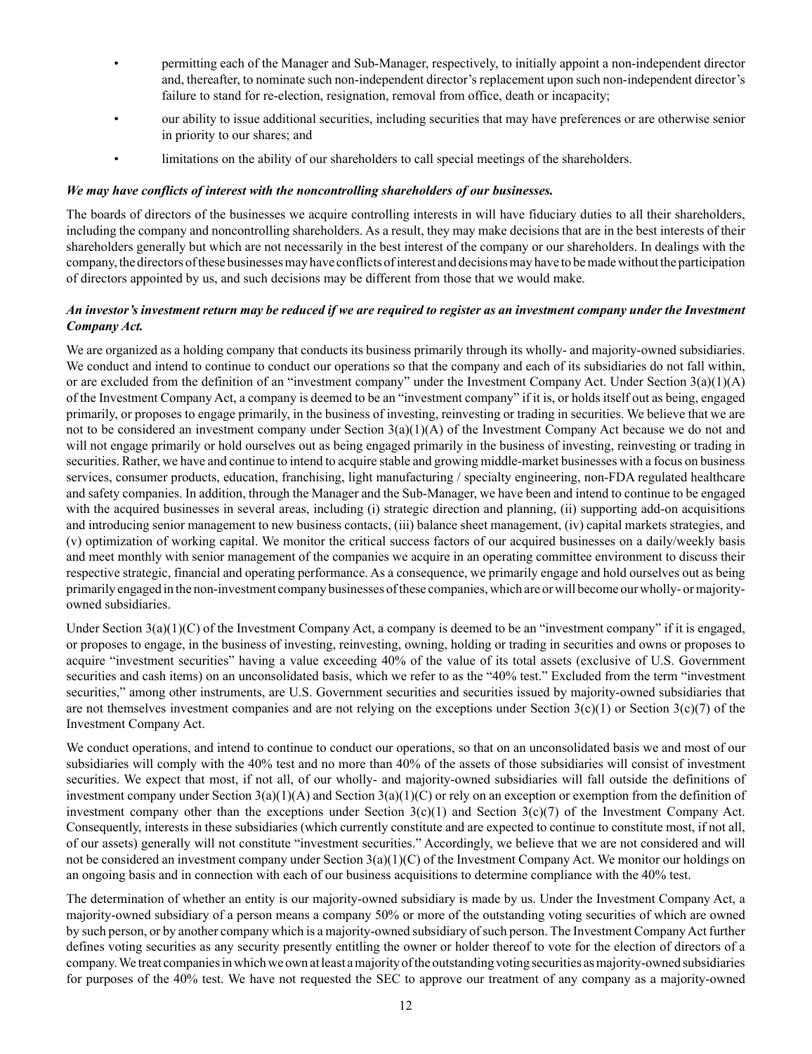- permitting each of the Manager and Sub-Manager, respectively, to initially appoint a non-independent director and, thereafter, to nominate such non-independent director's replacement upon such non-independent director's failure to stand for re-election, resignation, removal from office, death or incapacity;
- our ability to issue additional securities, including securities that may have preferences or are otherwise senior in priority to our shares; and
- limitations on the ability of our shareholders to call special meetings of the shareholders.

***We may have conflicts of interest with the noncontrolling shareholders of our businesses.***

The boards of directors of the businesses we acquire controlling interests in will have fiduciary duties to all their shareholders, including the company and noncontrolling shareholders. As a result, they may make decisions that are in the best interests of their shareholders generally but which are not necessarily in the best interest of the company or our shareholders. In dealings with the company, the directors of these businesses may have conflicts of interest and decisions may have to be made without the participation of directors appointed by us, and such decisions may be different from those that we would make.

***An investor's investment return may be reduced if we are required to register as an investment company under the Investment Company Act.***

We are organized as a holding company that conducts its business primarily through its wholly- and majority-owned subsidiaries. We conduct and intend to continue to conduct our operations so that the company and each of its subsidiaries do not fall within, or are excluded from the definition of an "investment company" under the Investment Company Act. Under Section 3(a)(1)(A) of the Investment Company Act, a company is deemed to be an "investment company" if it is, or holds itself out as being, engaged primarily, or proposes to engage primarily, in the business of investing, reinvesting or trading in securities. We believe that we are not to be considered an investment company under Section 3(a)(1)(A) of the Investment Company Act because we do not and will not engage primarily or hold ourselves out as being engaged primarily in the business of investing, reinvesting or trading in securities. Rather, we have and continue to intend to acquire stable and growing middle-market businesses with a focus on business services, consumer products, education, franchising, light manufacturing / specialty engineering, non-FDA regulated healthcare and safety companies. In addition, through the Manager and the Sub-Manager, we have been and intend to continue to be engaged with the acquired businesses in several areas, including (i) strategic direction and planning, (ii) supporting add-on acquisitions and introducing senior management to new business contacts, (iii) balance sheet management, (iv) capital markets strategies, and (v) optimization of working capital. We monitor the critical success factors of our acquired businesses on a daily/weekly basis and meet monthly with senior management of the companies we acquire in an operating committee environment to discuss their respective strategic, financial and operating performance. As a consequence, we primarily engage and hold ourselves out as being primarily engaged in the non-investment company businesses of these companies, which are or will become our wholly- or majority-owned subsidiaries.

Under Section 3(a)(1)(C) of the Investment Company Act, a company is deemed to be an "investment company" if it is engaged, or proposes to engage, in the business of investing, reinvesting, owning, holding or trading in securities and owns or proposes to acquire "investment securities" having a value exceeding 40% of the value of its total assets (exclusive of U.S. Government securities and cash items) on an unconsolidated basis, which we refer to as the "40% test." Excluded from the term "investment securities," among other instruments, are U.S. Government securities and securities issued by majority-owned subsidiaries that are not themselves investment companies and are not relying on the exceptions under Section 3(c)(1) or Section 3(c)(7) of the Investment Company Act.

We conduct operations, and intend to continue to conduct our operations, so that on an unconsolidated basis we and most of our subsidiaries will comply with the 40% test and no more than 40% of the assets of those subsidiaries will consist of investment securities. We expect that most, if not all, of our wholly- and majority-owned subsidiaries will fall outside the definitions of investment company under Section 3(a)(1)(A) and Section 3(a)(1)(C) or rely on an exception or exemption from the definition of investment company other than the exceptions under Section 3(c)(1) and Section 3(c)(7) of the Investment Company Act. Consequently, interests in these subsidiaries (which currently constitute and are expected to continue to constitute most, if not all, of our assets) generally will not constitute "investment securities." Accordingly, we believe that we are not considered and will not be considered an investment company under Section 3(a)(1)(C) of the Investment Company Act. We monitor our holdings on an ongoing basis and in connection with each of our business acquisitions to determine compliance with the 40% test.

The determination of whether an entity is our majority-owned subsidiary is made by us. Under the Investment Company Act, a majority-owned subsidiary of a person means a company 50% or more of the outstanding voting securities of which are owned by such person, or by another company which is a majority-owned subsidiary of such person. The Investment Company Act further defines voting securities as any security presently entitling the owner or holder thereof to vote for the election of directors of a company. We treat companies in which we own at least a majority of the outstanding voting securities as majority-owned subsidiaries for purposes of the 40% test. We have not requested the SEC to approve our treatment of any company as a majority-owned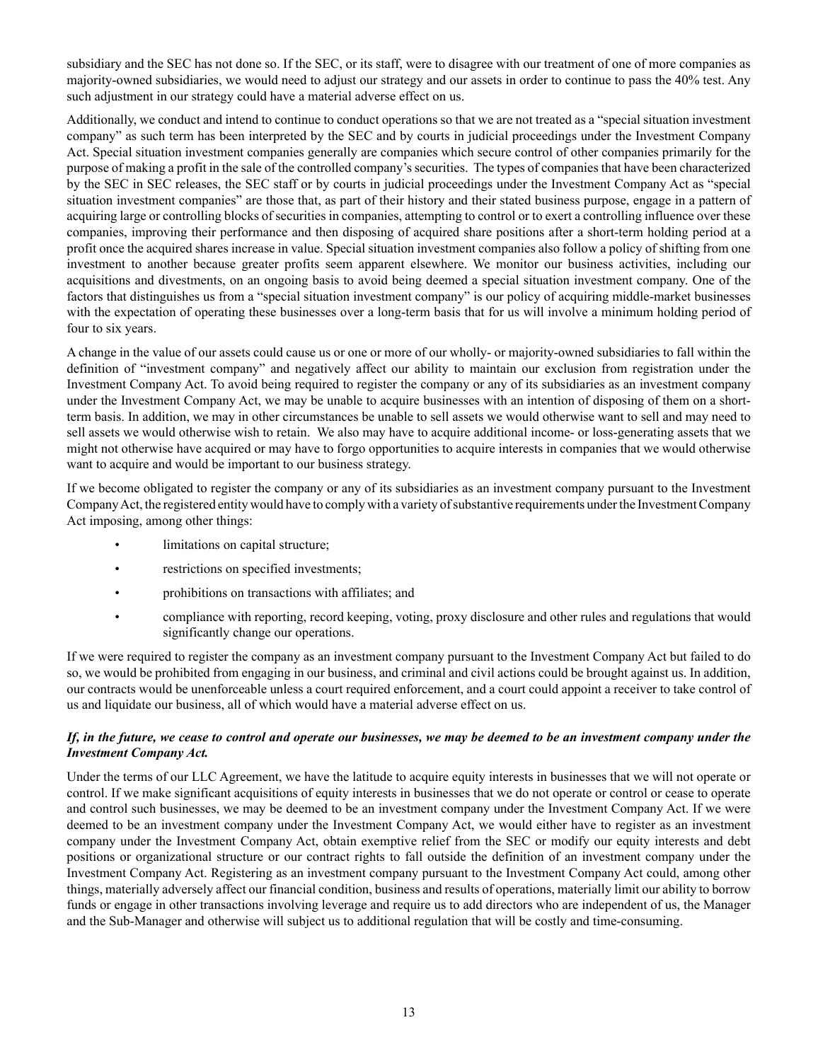subsidiary and the SEC has not done so. If the SEC, or its staff, were to disagree with our treatment of one of more companies as majority-owned subsidiaries, we would need to adjust our strategy and our assets in order to continue to pass the 40% test. Any such adjustment in our strategy could have a material adverse effect on us.

Additionally, we conduct and intend to continue to conduct operations so that we are not treated as a "special situation investment company" as such term has been interpreted by the SEC and by courts in judicial proceedings under the Investment Company Act. Special situation investment companies generally are companies which secure control of other companies primarily for the purpose of making a profit in the sale of the controlled company's securities. The types of companies that have been characterized by the SEC in SEC releases, the SEC staff or by courts in judicial proceedings under the Investment Company Act as "special situation investment companies" are those that, as part of their history and their stated business purpose, engage in a pattern of acquiring large or controlling blocks of securities in companies, attempting to control or to exert a controlling influence over these companies, improving their performance and then disposing of acquired share positions after a short-term holding period at a profit once the acquired shares increase in value. Special situation investment companies also follow a policy of shifting from one investment to another because greater profits seem apparent elsewhere. We monitor our business activities, including our acquisitions and divestments, on an ongoing basis to avoid being deemed a special situation investment company. One of the factors that distinguishes us from a "special situation investment company" is our policy of acquiring middle-market businesses with the expectation of operating these businesses over a long-term basis that for us will involve a minimum holding period of four to six years.

A change in the value of our assets could cause us or one or more of our wholly- or majority-owned subsidiaries to fall within the definition of "investment company" and negatively affect our ability to maintain our exclusion from registration under the Investment Company Act. To avoid being required to register the company or any of its subsidiaries as an investment company under the Investment Company Act, we may be unable to acquire businesses with an intention of disposing of them on a short-term basis. In addition, we may in other circumstances be unable to sell assets we would otherwise want to sell and may need to sell assets we would otherwise wish to retain. We also may have to acquire additional income- or loss-generating assets that we might not otherwise have acquired or may have to forgo opportunities to acquire interests in companies that we would otherwise want to acquire and would be important to our business strategy.

If we become obligated to register the company or any of its subsidiaries as an investment company pursuant to the Investment Company Act, the registered entity would have to comply with a variety of substantive requirements under the Investment Company Act imposing, among other things:

- limitations on capital structure;
- restrictions on specified investments;
- prohibitions on transactions with affiliates; and
- compliance with reporting, record keeping, voting, proxy disclosure and other rules and regulations that would significantly change our operations.

If we were required to register the company as an investment company pursuant to the Investment Company Act but failed to do so, we would be prohibited from engaging in our business, and criminal and civil actions could be brought against us. In addition, our contracts would be unenforceable unless a court required enforcement, and a court could appoint a receiver to take control of us and liquidate our business, all of which would have a material adverse effect on us.

***If, in the future, we cease to control and operate our businesses, we may be deemed to be an investment company under the Investment Company Act.***

Under the terms of our LLC Agreement, we have the latitude to acquire equity interests in businesses that we will not operate or control. If we make significant acquisitions of equity interests in businesses that we do not operate or control or cease to operate and control such businesses, we may be deemed to be an investment company under the Investment Company Act. If we were deemed to be an investment company under the Investment Company Act, we would either have to register as an investment company under the Investment Company Act, obtain exemptive relief from the SEC or modify our equity interests and debt positions or organizational structure or our contract rights to fall outside the definition of an investment company under the Investment Company Act. Registering as an investment company pursuant to the Investment Company Act could, among other things, materially adversely affect our financial condition, business and results of operations, materially limit our ability to borrow funds or engage in other transactions involving leverage and require us to add directors who are independent of us, the Manager and the Sub-Manager and otherwise will subject us to additional regulation that will be costly and time-consuming.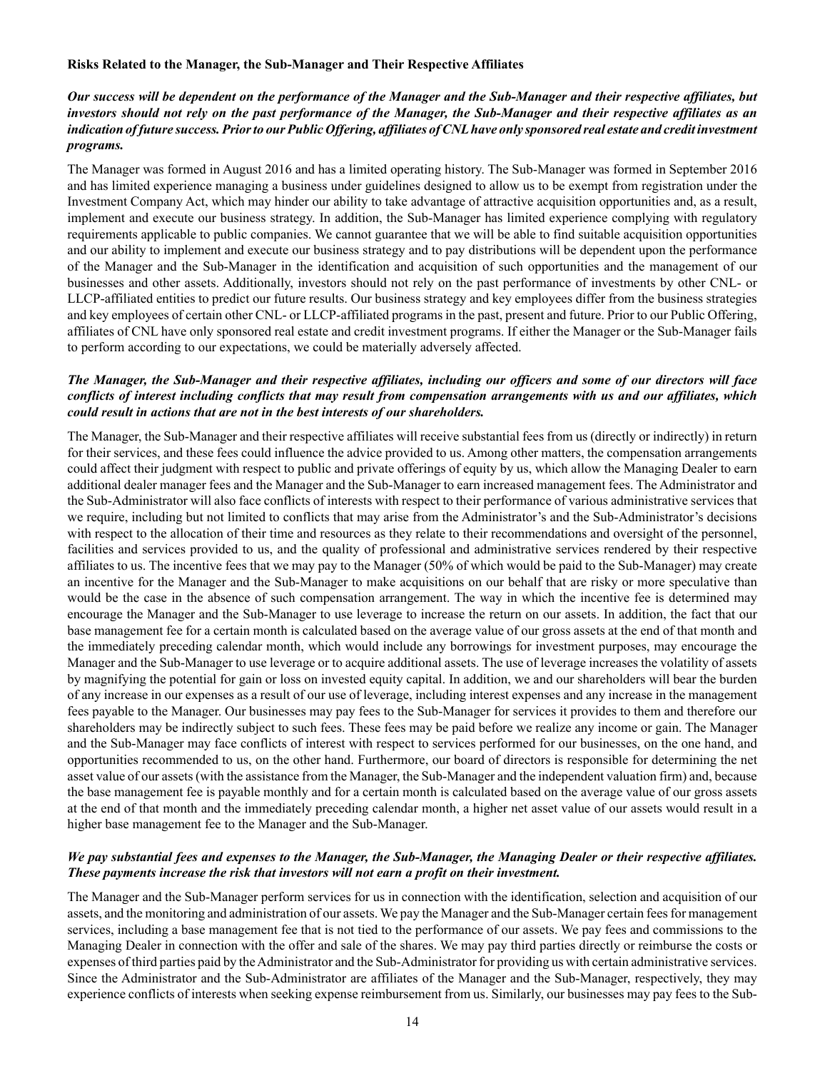**Risks Related to the Manager, the Sub-Manager and Their Respective Affiliates**

***Our success will be dependent on the performance of the Manager and the Sub-Manager and their respective affiliates, but investors should not rely on the past performance of the Manager, the Sub-Manager and their respective affiliates as an indication of future success. Prior to our Public Offering, affiliates of CNL have only sponsored real estate and credit investment programs.***

The Manager was formed in August 2016 and has a limited operating history. The Sub-Manager was formed in September 2016 and has limited experience managing a business under guidelines designed to allow us to be exempt from registration under the Investment Company Act, which may hinder our ability to take advantage of attractive acquisition opportunities and, as a result, implement and execute our business strategy. In addition, the Sub-Manager has limited experience complying with regulatory requirements applicable to public companies. We cannot guarantee that we will be able to find suitable acquisition opportunities and our ability to implement and execute our business strategy and to pay distributions will be dependent upon the performance of the Manager and the Sub-Manager in the identification and acquisition of such opportunities and the management of our businesses and other assets. Additionally, investors should not rely on the past performance of investments by other CNL- or LLCP-affiliated entities to predict our future results. Our business strategy and key employees differ from the business strategies and key employees of certain other CNL- or LLCP-affiliated programs in the past, present and future. Prior to our Public Offering, affiliates of CNL have only sponsored real estate and credit investment programs. If either the Manager or the Sub-Manager fails to perform according to our expectations, we could be materially adversely affected.

***The Manager, the Sub-Manager and their respective affiliates, including our officers and some of our directors will face conflicts of interest including conflicts that may result from compensation arrangements with us and our affiliates, which could result in actions that are not in the best interests of our shareholders.***

The Manager, the Sub-Manager and their respective affiliates will receive substantial fees from us (directly or indirectly) in return for their services, and these fees could influence the advice provided to us. Among other matters, the compensation arrangements could affect their judgment with respect to public and private offerings of equity by us, which allow the Managing Dealer to earn additional dealer manager fees and the Manager and the Sub-Manager to earn increased management fees. The Administrator and the Sub-Administrator will also face conflicts of interests with respect to their performance of various administrative services that we require, including but not limited to conflicts that may arise from the Administrator's and the Sub-Administrator's decisions with respect to the allocation of their time and resources as they relate to their recommendations and oversight of the personnel, facilities and services provided to us, and the quality of professional and administrative services rendered by their respective affiliates to us. The incentive fees that we may pay to the Manager (50% of which would be paid to the Sub-Manager) may create an incentive for the Manager and the Sub-Manager to make acquisitions on our behalf that are risky or more speculative than would be the case in the absence of such compensation arrangement. The way in which the incentive fee is determined may encourage the Manager and the Sub-Manager to use leverage to increase the return on our assets. In addition, the fact that our base management fee for a certain month is calculated based on the average value of our gross assets at the end of that month and the immediately preceding calendar month, which would include any borrowings for investment purposes, may encourage the Manager and the Sub-Manager to use leverage or to acquire additional assets. The use of leverage increases the volatility of assets by magnifying the potential for gain or loss on invested equity capital. In addition, we and our shareholders will bear the burden of any increase in our expenses as a result of our use of leverage, including interest expenses and any increase in the management fees payable to the Manager. Our businesses may pay fees to the Sub-Manager for services it provides to them and therefore our shareholders may be indirectly subject to such fees. These fees may be paid before we realize any income or gain. The Manager and the Sub-Manager may face conflicts of interest with respect to services performed for our businesses, on the one hand, and opportunities recommended to us, on the other hand. Furthermore, our board of directors is responsible for determining the net asset value of our assets (with the assistance from the Manager, the Sub-Manager and the independent valuation firm) and, because the base management fee is payable monthly and for a certain month is calculated based on the average value of our gross assets at the end of that month and the immediately preceding calendar month, a higher net asset value of our assets would result in a higher base management fee to the Manager and the Sub-Manager.

***We pay substantial fees and expenses to the Manager, the Sub-Manager, the Managing Dealer or their respective affiliates. These payments increase the risk that investors will not earn a profit on their investment.***

The Manager and the Sub-Manager perform services for us in connection with the identification, selection and acquisition of our assets, and the monitoring and administration of our assets. We pay the Manager and the Sub-Manager certain fees for management services, including a base management fee that is not tied to the performance of our assets. We pay fees and commissions to the Managing Dealer in connection with the offer and sale of the shares. We may pay third parties directly or reimburse the costs or expenses of third parties paid by the Administrator and the Sub-Administrator for providing us with certain administrative services. Since the Administrator and the Sub-Administrator are affiliates of the Manager and the Sub-Manager, respectively, they may experience conflicts of interests when seeking expense reimbursement from us. Similarly, our businesses may pay fees to the Sub-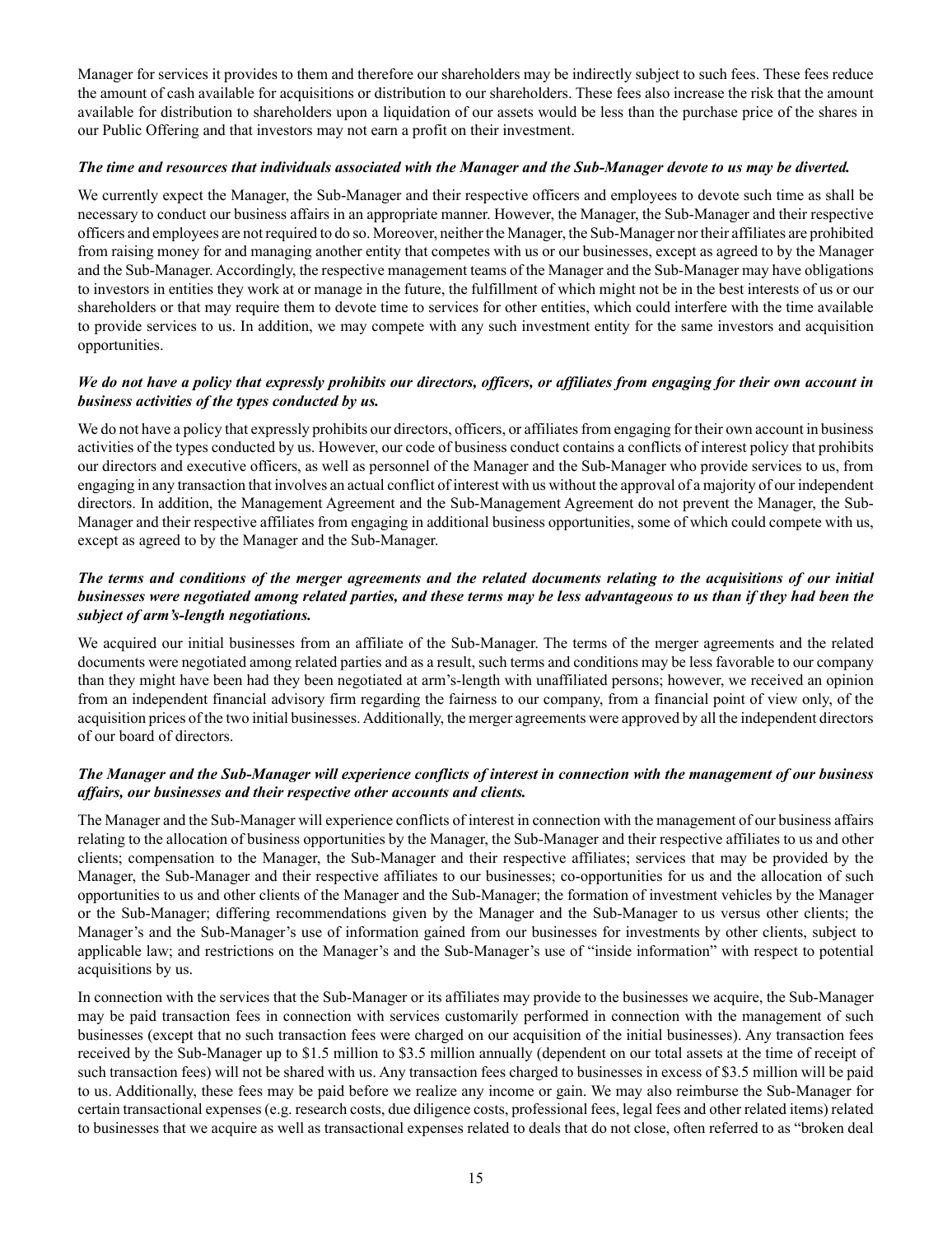Manager for services it provides to them and therefore our shareholders may be indirectly subject to such fees. These fees reduce the amount of cash available for acquisitions or distribution to our shareholders. These fees also increase the risk that the amount available for distribution to shareholders upon a liquidation of our assets would be less than the purchase price of the shares in our Public Offering and that investors may not earn a profit on their investment.

***The time and resources that individuals associated with the Manager and the Sub-Manager devote to us may be diverted.***

We currently expect the Manager, the Sub-Manager and their respective officers and employees to devote such time as shall be necessary to conduct our business affairs in an appropriate manner. However, the Manager, the Sub-Manager and their respective officers and employees are not required to do so. Moreover, neither the Manager, the Sub-Manager nor their affiliates are prohibited from raising money for and managing another entity that competes with us or our businesses, except as agreed to by the Manager and the Sub-Manager. Accordingly, the respective management teams of the Manager and the Sub-Manager may have obligations to investors in entities they work at or manage in the future, the fulfillment of which might not be in the best interests of us or our shareholders or that may require them to devote time to services for other entities, which could interfere with the time available to provide services to us. In addition, we may compete with any such investment entity for the same investors and acquisition opportunities.

***We do not have a policy that expressly prohibits our directors, officers, or affiliates from engaging for their own account in business activities of the types conducted by us.***

We do not have a policy that expressly prohibits our directors, officers, or affiliates from engaging for their own account in business activities of the types conducted by us. However, our code of business conduct contains a conflicts of interest policy that prohibits our directors and executive officers, as well as personnel of the Manager and the Sub-Manager who provide services to us, from engaging in any transaction that involves an actual conflict of interest with us without the approval of a majority of our independent directors. In addition, the Management Agreement and the Sub-Management Agreement do not prevent the Manager, the Sub-Manager and their respective affiliates from engaging in additional business opportunities, some of which could compete with us, except as agreed to by the Manager and the Sub-Manager.

***The terms and conditions of the merger agreements and the related documents relating to the acquisitions of our initial businesses were negotiated among related parties, and these terms may be less advantageous to us than if they had been the subject of arm's-length negotiations.***

We acquired our initial businesses from an affiliate of the Sub-Manager. The terms of the merger agreements and the related documents were negotiated among related parties and as a result, such terms and conditions may be less favorable to our company than they might have been had they been negotiated at arm's-length with unaffiliated persons; however, we received an opinion from an independent financial advisory firm regarding the fairness to our company, from a financial point of view only, of the acquisition prices of the two initial businesses. Additionally, the merger agreements were approved by all the independent directors of our board of directors.

***The Manager and the Sub-Manager will experience conflicts of interest in connection with the management of our business affairs, our businesses and their respective other accounts and clients.***

The Manager and the Sub-Manager will experience conflicts of interest in connection with the management of our business affairs relating to the allocation of business opportunities by the Manager, the Sub-Manager and their respective affiliates to us and other clients; compensation to the Manager, the Sub-Manager and their respective affiliates; services that may be provided by the Manager, the Sub-Manager and their respective affiliates to our businesses; co-opportunities for us and the allocation of such opportunities to us and other clients of the Manager and the Sub-Manager; the formation of investment vehicles by the Manager or the Sub-Manager; differing recommendations given by the Manager and the Sub-Manager to us versus other clients; the Manager's and the Sub-Manager's use of information gained from our businesses for investments by other clients, subject to applicable law; and restrictions on the Manager's and the Sub-Manager's use of "inside information" with respect to potential acquisitions by us.

In connection with the services that the Sub-Manager or its affiliates may provide to the businesses we acquire, the Sub-Manager may be paid transaction fees in connection with services customarily performed in connection with the management of such businesses (except that no such transaction fees were charged on our acquisition of the initial businesses). Any transaction fees received by the Sub-Manager up to $1.5 million to $3.5 million annually (dependent on our total assets at the time of receipt of such transaction fees) will not be shared with us. Any transaction fees charged to businesses in excess of $3.5 million will be paid to us. Additionally, these fees may be paid before we realize any income or gain. We may also reimburse the Sub-Manager for certain transactional expenses (e.g. research costs, due diligence costs, professional fees, legal fees and other related items) related to businesses that we acquire as well as transactional expenses related to deals that do not close, often referred to as "broken deal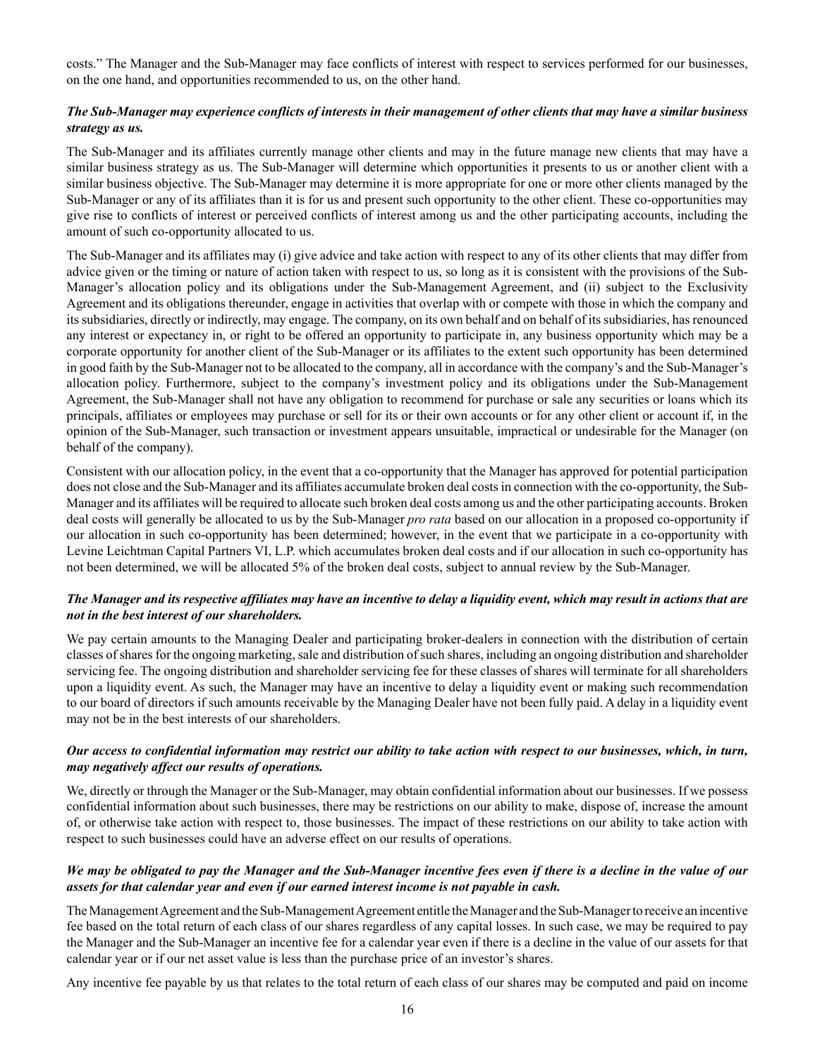costs." The Manager and the Sub-Manager may face conflicts of interest with respect to services performed for our businesses, on the one hand, and opportunities recommended to us, on the other hand.

***The Sub-Manager may experience conflicts of interests in their management of other clients that may have a similar business strategy as us.***

The Sub-Manager and its affiliates currently manage other clients and may in the future manage new clients that may have a similar business strategy as us. The Sub-Manager will determine which opportunities it presents to us or another client with a similar business objective. The Sub-Manager may determine it is more appropriate for one or more other clients managed by the Sub-Manager or any of its affiliates than it is for us and present such opportunity to the other client. These co-opportunities may give rise to conflicts of interest or perceived conflicts of interest among us and the other participating accounts, including the amount of such co-opportunity allocated to us.

The Sub-Manager and its affiliates may (i) give advice and take action with respect to any of its other clients that may differ from advice given or the timing or nature of action taken with respect to us, so long as it is consistent with the provisions of the Sub-Manager's allocation policy and its obligations under the Sub-Management Agreement, and (ii) subject to the Exclusivity Agreement and its obligations thereunder, engage in activities that overlap with or compete with those in which the company and its subsidiaries, directly or indirectly, may engage. The company, on its own behalf and on behalf of its subsidiaries, has renounced any interest or expectancy in, or right to be offered an opportunity to participate in, any business opportunity which may be a corporate opportunity for another client of the Sub-Manager or its affiliates to the extent such opportunity has been determined in good faith by the Sub-Manager not to be allocated to the company, all in accordance with the company's and the Sub-Manager's allocation policy. Furthermore, subject to the company's investment policy and its obligations under the Sub-Management Agreement, the Sub-Manager shall not have any obligation to recommend for purchase or sale any securities or loans which its principals, affiliates or employees may purchase or sell for its or their own accounts or for any other client or account if, in the opinion of the Sub-Manager, such transaction or investment appears unsuitable, impractical or undesirable for the Manager (on behalf of the company).

Consistent with our allocation policy, in the event that a co-opportunity that the Manager has approved for potential participation does not close and the Sub-Manager and its affiliates accumulate broken deal costs in connection with the co-opportunity, the Sub-Manager and its affiliates will be required to allocate such broken deal costs among us and the other participating accounts. Broken deal costs will generally be allocated to us by the Sub-Manager *pro rata* based on our allocation in a proposed co-opportunity if our allocation in such co-opportunity has been determined; however, in the event that we participate in a co-opportunity with Levine Leichtman Capital Partners VI, L.P. which accumulates broken deal costs and if our allocation in such co-opportunity has not been determined, we will be allocated 5% of the broken deal costs, subject to annual review by the Sub-Manager.

***The Manager and its respective affiliates may have an incentive to delay a liquidity event, which may result in actions that are not in the best interest of our shareholders.***

We pay certain amounts to the Managing Dealer and participating broker-dealers in connection with the distribution of certain classes of shares for the ongoing marketing, sale and distribution of such shares, including an ongoing distribution and shareholder servicing fee. The ongoing distribution and shareholder servicing fee for these classes of shares will terminate for all shareholders upon a liquidity event. As such, the Manager may have an incentive to delay a liquidity event or making such recommendation to our board of directors if such amounts receivable by the Managing Dealer have not been fully paid. A delay in a liquidity event may not be in the best interests of our shareholders.

***Our access to confidential information may restrict our ability to take action with respect to our businesses, which, in turn, may negatively affect our results of operations.***

We, directly or through the Manager or the Sub-Manager, may obtain confidential information about our businesses. If we possess confidential information about such businesses, there may be restrictions on our ability to make, dispose of, increase the amount of, or otherwise take action with respect to, those businesses. The impact of these restrictions on our ability to take action with respect to such businesses could have an adverse effect on our results of operations.

***We may be obligated to pay the Manager and the Sub-Manager incentive fees even if there is a decline in the value of our assets for that calendar year and even if our earned interest income is not payable in cash.***

The Management Agreement and the Sub-Management Agreement entitle the Manager and the Sub-Manager to receive an incentive fee based on the total return of each class of our shares regardless of any capital losses. In such case, we may be required to pay the Manager and the Sub-Manager an incentive fee for a calendar year even if there is a decline in the value of our assets for that calendar year or if our net asset value is less than the purchase price of an investor's shares.

Any incentive fee payable by us that relates to the total return of each class of our shares may be computed and paid on income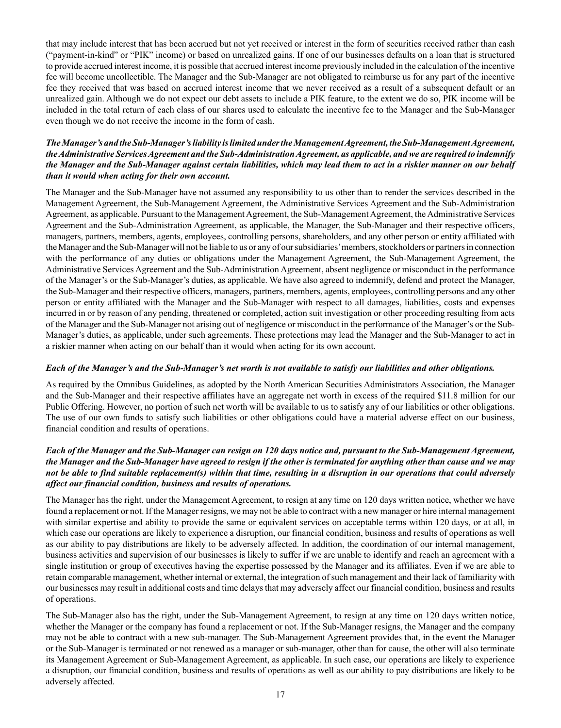that may include interest that has been accrued but not yet received or interest in the form of securities received rather than cash ("payment-in-kind" or "PIK" income) or based on unrealized gains. If one of our businesses defaults on a loan that is structured to provide accrued interest income, it is possible that accrued interest income previously included in the calculation of the incentive fee will become uncollectible. The Manager and the Sub-Manager are not obligated to reimburse us for any part of the incentive fee they received that was based on accrued interest income that we never received as a result of a subsequent default or an unrealized gain. Although we do not expect our debt assets to include a PIK feature, to the extent we do so, PIK income will be included in the total return of each class of our shares used to calculate the incentive fee to the Manager and the Sub-Manager even though we do not receive the income in the form of cash.

***The Manager's and the Sub-Manager's liability is limited under the Management Agreement, the Sub-Management Agreement, the Administrative Services Agreement and the Sub-Administration Agreement, as applicable, and we are required to indemnify the Manager and the Sub-Manager against certain liabilities, which may lead them to act in a riskier manner on our behalf than it would when acting for their own account.***

The Manager and the Sub-Manager have not assumed any responsibility to us other than to render the services described in the Management Agreement, the Sub-Management Agreement, the Administrative Services Agreement and the Sub-Administration Agreement, as applicable. Pursuant to the Management Agreement, the Sub-Management Agreement, the Administrative Services Agreement and the Sub-Administration Agreement, as applicable, the Manager, the Sub-Manager and their respective officers, managers, partners, members, agents, employees, controlling persons, shareholders, and any other person or entity affiliated with the Manager and the Sub-Manager will not be liable to us or any of our subsidiaries' members, stockholders or partners in connection with the performance of any duties or obligations under the Management Agreement, the Sub-Management Agreement, the Administrative Services Agreement and the Sub-Administration Agreement, absent negligence or misconduct in the performance of the Manager's or the Sub-Manager's duties, as applicable. We have also agreed to indemnify, defend and protect the Manager, the Sub-Manager and their respective officers, managers, partners, members, agents, employees, controlling persons and any other person or entity affiliated with the Manager and the Sub-Manager with respect to all damages, liabilities, costs and expenses incurred in or by reason of any pending, threatened or completed, action suit investigation or other proceeding resulting from acts of the Manager and the Sub-Manager not arising out of negligence or misconduct in the performance of the Manager's or the Sub-Manager's duties, as applicable, under such agreements. These protections may lead the Manager and the Sub-Manager to act in a riskier manner when acting on our behalf than it would when acting for its own account.

***Each of the Manager's and the Sub-Manager's net worth is not available to satisfy our liabilities and other obligations.***

As required by the Omnibus Guidelines, as adopted by the North American Securities Administrators Association, the Manager and the Sub-Manager and their respective affiliates have an aggregate net worth in excess of the required $11.8 million for our Public Offering. However, no portion of such net worth will be available to us to satisfy any of our liabilities or other obligations. The use of our own funds to satisfy such liabilities or other obligations could have a material adverse effect on our business, financial condition and results of operations.

***Each of the Manager and the Sub-Manager can resign on 120 days notice and, pursuant to the Sub-Management Agreement, the Manager and the Sub-Manager have agreed to resign if the other is terminated for anything other than cause and we may not be able to find suitable replacement(s) within that time, resulting in a disruption in our operations that could adversely affect our financial condition, business and results of operations.***

The Manager has the right, under the Management Agreement, to resign at any time on 120 days written notice, whether we have found a replacement or not. If the Manager resigns, we may not be able to contract with a new manager or hire internal management with similar expertise and ability to provide the same or equivalent services on acceptable terms within 120 days, or at all, in which case our operations are likely to experience a disruption, our financial condition, business and results of operations as well as our ability to pay distributions are likely to be adversely affected. In addition, the coordination of our internal management, business activities and supervision of our businesses is likely to suffer if we are unable to identify and reach an agreement with a single institution or group of executives having the expertise possessed by the Manager and its affiliates. Even if we are able to retain comparable management, whether internal or external, the integration of such management and their lack of familiarity with our businesses may result in additional costs and time delays that may adversely affect our financial condition, business and results of operations.

The Sub-Manager also has the right, under the Sub-Management Agreement, to resign at any time on 120 days written notice, whether the Manager or the company has found a replacement or not. If the Sub-Manager resigns, the Manager and the company may not be able to contract with a new sub-manager. The Sub-Management Agreement provides that, in the event the Manager or the Sub-Manager is terminated or not renewed as a manager or sub-manager, other than for cause, the other will also terminate its Management Agreement or Sub-Management Agreement, as applicable. In such case, our operations are likely to experience a disruption, our financial condition, business and results of operations as well as our ability to pay distributions are likely to be adversely affected.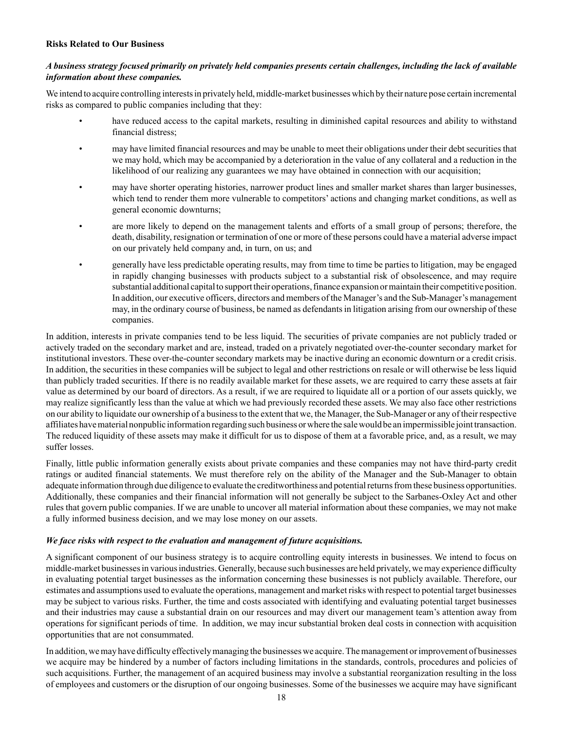**Risks Related to Our Business**

***A business strategy focused primarily on privately held companies presents certain challenges, including the lack of available information about these companies.***

We intend to acquire controlling interests in privately held, middle-market businesses which by their nature pose certain incremental risks as compared to public companies including that they:

- have reduced access to the capital markets, resulting in diminished capital resources and ability to withstand financial distress;
- may have limited financial resources and may be unable to meet their obligations under their debt securities that we may hold, which may be accompanied by a deterioration in the value of any collateral and a reduction in the likelihood of our realizing any guarantees we may have obtained in connection with our acquisition;
- may have shorter operating histories, narrower product lines and smaller market shares than larger businesses, which tend to render them more vulnerable to competitors' actions and changing market conditions, as well as general economic downturns;
- are more likely to depend on the management talents and efforts of a small group of persons; therefore, the death, disability, resignation or termination of one or more of these persons could have a material adverse impact on our privately held company and, in turn, on us; and
- generally have less predictable operating results, may from time to time be parties to litigation, may be engaged in rapidly changing businesses with products subject to a substantial risk of obsolescence, and may require substantial additional capital to support their operations, finance expansion or maintain their competitive position. In addition, our executive officers, directors and members of the Manager's and the Sub-Manager's management may, in the ordinary course of business, be named as defendants in litigation arising from our ownership of these companies.

In addition, interests in private companies tend to be less liquid. The securities of private companies are not publicly traded or actively traded on the secondary market and are, instead, traded on a privately negotiated over-the-counter secondary market for institutional investors. These over-the-counter secondary markets may be inactive during an economic downturn or a credit crisis. In addition, the securities in these companies will be subject to legal and other restrictions on resale or will otherwise be less liquid than publicly traded securities. If there is no readily available market for these assets, we are required to carry these assets at fair value as determined by our board of directors. As a result, if we are required to liquidate all or a portion of our assets quickly, we may realize significantly less than the value at which we had previously recorded these assets. We may also face other restrictions on our ability to liquidate our ownership of a business to the extent that we, the Manager, the Sub-Manager or any of their respective affiliates have material nonpublic information regarding such business or where the sale would be an impermissible joint transaction. The reduced liquidity of these assets may make it difficult for us to dispose of them at a favorable price, and, as a result, we may suffer losses.

Finally, little public information generally exists about private companies and these companies may not have third-party credit ratings or audited financial statements. We must therefore rely on the ability of the Manager and the Sub-Manager to obtain adequate information through due diligence to evaluate the creditworthiness and potential returns from these business opportunities. Additionally, these companies and their financial information will not generally be subject to the Sarbanes-Oxley Act and other rules that govern public companies. If we are unable to uncover all material information about these companies, we may not make a fully informed business decision, and we may lose money on our assets.

***We face risks with respect to the evaluation and management of future acquisitions.***

A significant component of our business strategy is to acquire controlling equity interests in businesses. We intend to focus on middle-market businesses in various industries. Generally, because such businesses are held privately, we may experience difficulty in evaluating potential target businesses as the information concerning these businesses is not publicly available. Therefore, our estimates and assumptions used to evaluate the operations, management and market risks with respect to potential target businesses may be subject to various risks. Further, the time and costs associated with identifying and evaluating potential target businesses and their industries may cause a substantial drain on our resources and may divert our management team's attention away from operations for significant periods of time. In addition, we may incur substantial broken deal costs in connection with acquisition opportunities that are not consummated.

In addition, we may have difficulty effectively managing the businesses we acquire. The management or improvement of businesses we acquire may be hindered by a number of factors including limitations in the standards, controls, procedures and policies of such acquisitions. Further, the management of an acquired business may involve a substantial reorganization resulting in the loss of employees and customers or the disruption of our ongoing businesses. Some of the businesses we acquire may have significant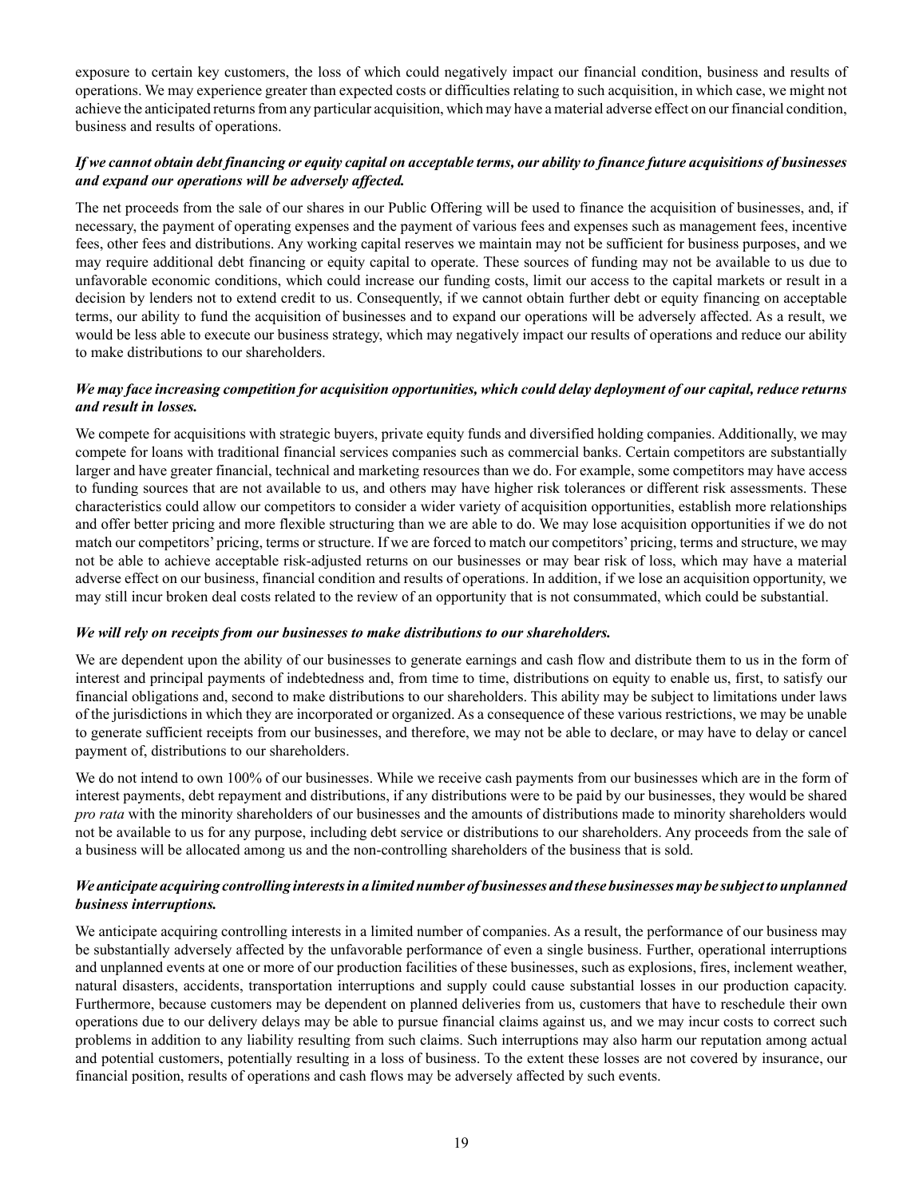exposure to certain key customers, the loss of which could negatively impact our financial condition, business and results of operations. We may experience greater than expected costs or difficulties relating to such acquisition, in which case, we might not achieve the anticipated returns from any particular acquisition, which may have a material adverse effect on our financial condition, business and results of operations.

***If we cannot obtain debt financing or equity capital on acceptable terms, our ability to finance future acquisitions of businesses and expand our operations will be adversely affected.***

The net proceeds from the sale of our shares in our Public Offering will be used to finance the acquisition of businesses, and, if necessary, the payment of operating expenses and the payment of various fees and expenses such as management fees, incentive fees, other fees and distributions. Any working capital reserves we maintain may not be sufficient for business purposes, and we may require additional debt financing or equity capital to operate. These sources of funding may not be available to us due to unfavorable economic conditions, which could increase our funding costs, limit our access to the capital markets or result in a decision by lenders not to extend credit to us. Consequently, if we cannot obtain further debt or equity financing on acceptable terms, our ability to fund the acquisition of businesses and to expand our operations will be adversely affected. As a result, we would be less able to execute our business strategy, which may negatively impact our results of operations and reduce our ability to make distributions to our shareholders.

***We may face increasing competition for acquisition opportunities, which could delay deployment of our capital, reduce returns and result in losses.***

We compete for acquisitions with strategic buyers, private equity funds and diversified holding companies. Additionally, we may compete for loans with traditional financial services companies such as commercial banks. Certain competitors are substantially larger and have greater financial, technical and marketing resources than we do. For example, some competitors may have access to funding sources that are not available to us, and others may have higher risk tolerances or different risk assessments. These characteristics could allow our competitors to consider a wider variety of acquisition opportunities, establish more relationships and offer better pricing and more flexible structuring than we are able to do. We may lose acquisition opportunities if we do not match our competitors' pricing, terms or structure. If we are forced to match our competitors' pricing, terms and structure, we may not be able to achieve acceptable risk-adjusted returns on our businesses or may bear risk of loss, which may have a material adverse effect on our business, financial condition and results of operations. In addition, if we lose an acquisition opportunity, we may still incur broken deal costs related to the review of an opportunity that is not consummated, which could be substantial.

***We will rely on receipts from our businesses to make distributions to our shareholders.***

We are dependent upon the ability of our businesses to generate earnings and cash flow and distribute them to us in the form of interest and principal payments of indebtedness and, from time to time, distributions on equity to enable us, first, to satisfy our financial obligations and, second to make distributions to our shareholders. This ability may be subject to limitations under laws of the jurisdictions in which they are incorporated or organized. As a consequence of these various restrictions, we may be unable to generate sufficient receipts from our businesses, and therefore, we may not be able to declare, or may have to delay or cancel payment of, distributions to our shareholders.

We do not intend to own 100% of our businesses. While we receive cash payments from our businesses which are in the form of interest payments, debt repayment and distributions, if any distributions were to be paid by our businesses, they would be shared *pro rata* with the minority shareholders of our businesses and the amounts of distributions made to minority shareholders would not be available to us for any purpose, including debt service or distributions to our shareholders. Any proceeds from the sale of a business will be allocated among us and the non-controlling shareholders of the business that is sold.

***We anticipate acquiring controlling interests in a limited number of businesses and these businesses may be subject to unplanned business interruptions.***

We anticipate acquiring controlling interests in a limited number of companies. As a result, the performance of our business may be substantially adversely affected by the unfavorable performance of even a single business. Further, operational interruptions and unplanned events at one or more of our production facilities of these businesses, such as explosions, fires, inclement weather, natural disasters, accidents, transportation interruptions and supply could cause substantial losses in our production capacity. Furthermore, because customers may be dependent on planned deliveries from us, customers that have to reschedule their own operations due to our delivery delays may be able to pursue financial claims against us, and we may incur costs to correct such problems in addition to any liability resulting from such claims. Such interruptions may also harm our reputation among actual and potential customers, potentially resulting in a loss of business. To the extent these losses are not covered by insurance, our financial position, results of operations and cash flows may be adversely affected by such events.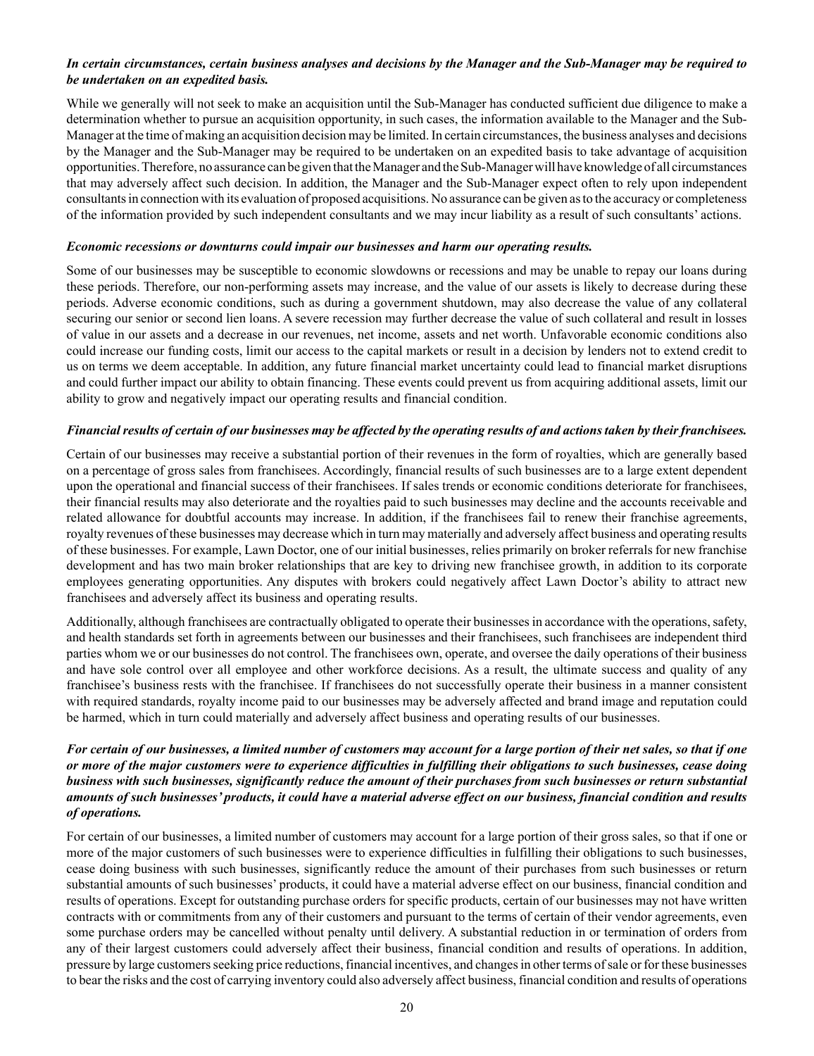***In certain circumstances, certain business analyses and decisions by the Manager and the Sub-Manager may be required to be undertaken on an expedited basis.***

While we generally will not seek to make an acquisition until the Sub-Manager has conducted sufficient due diligence to make a determination whether to pursue an acquisition opportunity, in such cases, the information available to the Manager and the Sub-Manager at the time of making an acquisition decision may be limited. In certain circumstances, the business analyses and decisions by the Manager and the Sub-Manager may be required to be undertaken on an expedited basis to take advantage of acquisition opportunities. Therefore, no assurance can be given that the Manager and the Sub-Manager will have knowledge of all circumstances that may adversely affect such decision. In addition, the Manager and the Sub-Manager expect often to rely upon independent consultants in connection with its evaluation of proposed acquisitions. No assurance can be given as to the accuracy or completeness of the information provided by such independent consultants and we may incur liability as a result of such consultants' actions.

***Economic recessions or downturns could impair our businesses and harm our operating results.***

Some of our businesses may be susceptible to economic slowdowns or recessions and may be unable to repay our loans during these periods. Therefore, our non-performing assets may increase, and the value of our assets is likely to decrease during these periods. Adverse economic conditions, such as during a government shutdown, may also decrease the value of any collateral securing our senior or second lien loans. A severe recession may further decrease the value of such collateral and result in losses of value in our assets and a decrease in our revenues, net income, assets and net worth. Unfavorable economic conditions also could increase our funding costs, limit our access to the capital markets or result in a decision by lenders not to extend credit to us on terms we deem acceptable. In addition, any future financial market uncertainty could lead to financial market disruptions and could further impact our ability to obtain financing. These events could prevent us from acquiring additional assets, limit our ability to grow and negatively impact our operating results and financial condition.

***Financial results of certain of our businesses may be affected by the operating results of and actions taken by their franchisees.***

Certain of our businesses may receive a substantial portion of their revenues in the form of royalties, which are generally based on a percentage of gross sales from franchisees. Accordingly, financial results of such businesses are to a large extent dependent upon the operational and financial success of their franchisees. If sales trends or economic conditions deteriorate for franchisees, their financial results may also deteriorate and the royalties paid to such businesses may decline and the accounts receivable and related allowance for doubtful accounts may increase. In addition, if the franchisees fail to renew their franchise agreements, royalty revenues of these businesses may decrease which in turn may materially and adversely affect business and operating results of these businesses. For example, Lawn Doctor, one of our initial businesses, relies primarily on broker referrals for new franchise development and has two main broker relationships that are key to driving new franchisee growth, in addition to its corporate employees generating opportunities. Any disputes with brokers could negatively affect Lawn Doctor's ability to attract new franchisees and adversely affect its business and operating results.

Additionally, although franchisees are contractually obligated to operate their businesses in accordance with the operations, safety, and health standards set forth in agreements between our businesses and their franchisees, such franchisees are independent third parties whom we or our businesses do not control. The franchisees own, operate, and oversee the daily operations of their business and have sole control over all employee and other workforce decisions. As a result, the ultimate success and quality of any franchisee's business rests with the franchisee. If franchisees do not successfully operate their business in a manner consistent with required standards, royalty income paid to our businesses may be adversely affected and brand image and reputation could be harmed, which in turn could materially and adversely affect business and operating results of our businesses.

***For certain of our businesses, a limited number of customers may account for a large portion of their net sales, so that if one or more of the major customers were to experience difficulties in fulfilling their obligations to such businesses, cease doing business with such businesses, significantly reduce the amount of their purchases from such businesses or return substantial amounts of such businesses' products, it could have a material adverse effect on our business, financial condition and results of operations.***

For certain of our businesses, a limited number of customers may account for a large portion of their gross sales, so that if one or more of the major customers of such businesses were to experience difficulties in fulfilling their obligations to such businesses, cease doing business with such businesses, significantly reduce the amount of their purchases from such businesses or return substantial amounts of such businesses' products, it could have a material adverse effect on our business, financial condition and results of operations. Except for outstanding purchase orders for specific products, certain of our businesses may not have written contracts with or commitments from any of their customers and pursuant to the terms of certain of their vendor agreements, even some purchase orders may be cancelled without penalty until delivery. A substantial reduction in or termination of orders from any of their largest customers could adversely affect their business, financial condition and results of operations. In addition, pressure by large customers seeking price reductions, financial incentives, and changes in other terms of sale or for these businesses to bear the risks and the cost of carrying inventory could also adversely affect business, financial condition and results of operations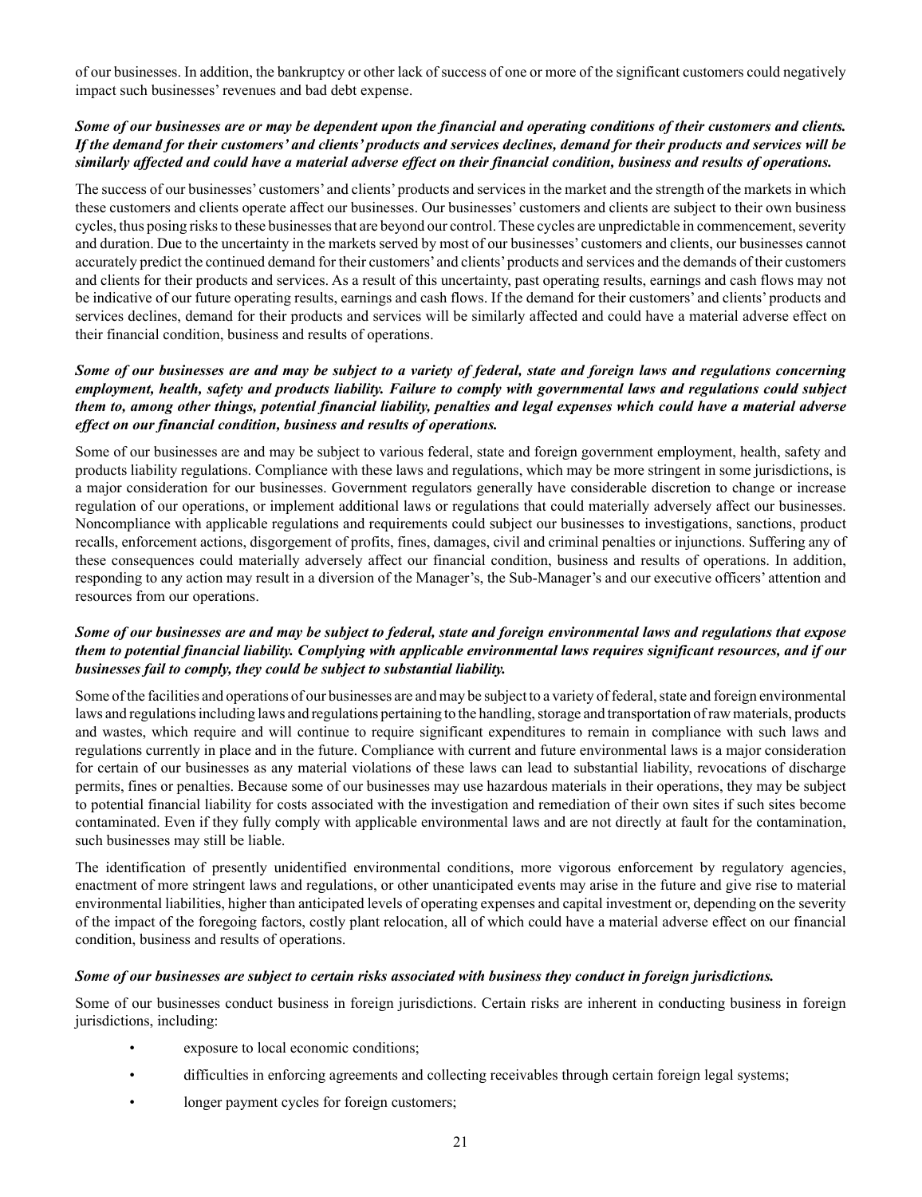of our businesses. In addition, the bankruptcy or other lack of success of one or more of the significant customers could negatively impact such businesses' revenues and bad debt expense.

***Some of our businesses are or may be dependent upon the financial and operating conditions of their customers and clients. If the demand for their customers' and clients' products and services declines, demand for their products and services will be similarly affected and could have a material adverse effect on their financial condition, business and results of operations.***

The success of our businesses' customers' and clients' products and services in the market and the strength of the markets in which these customers and clients operate affect our businesses. Our businesses' customers and clients are subject to their own business cycles, thus posing risks to these businesses that are beyond our control. These cycles are unpredictable in commencement, severity and duration. Due to the uncertainty in the markets served by most of our businesses' customers and clients, our businesses cannot accurately predict the continued demand for their customers' and clients' products and services and the demands of their customers and clients for their products and services. As a result of this uncertainty, past operating results, earnings and cash flows may not be indicative of our future operating results, earnings and cash flows. If the demand for their customers' and clients' products and services declines, demand for their products and services will be similarly affected and could have a material adverse effect on their financial condition, business and results of operations.

***Some of our businesses are and may be subject to a variety of federal, state and foreign laws and regulations concerning employment, health, safety and products liability. Failure to comply with governmental laws and regulations could subject them to, among other things, potential financial liability, penalties and legal expenses which could have a material adverse effect on our financial condition, business and results of operations.***

Some of our businesses are and may be subject to various federal, state and foreign government employment, health, safety and products liability regulations. Compliance with these laws and regulations, which may be more stringent in some jurisdictions, is a major consideration for our businesses. Government regulators generally have considerable discretion to change or increase regulation of our operations, or implement additional laws or regulations that could materially adversely affect our businesses. Noncompliance with applicable regulations and requirements could subject our businesses to investigations, sanctions, product recalls, enforcement actions, disgorgement of profits, fines, damages, civil and criminal penalties or injunctions. Suffering any of these consequences could materially adversely affect our financial condition, business and results of operations. In addition, responding to any action may result in a diversion of the Manager's, the Sub-Manager's and our executive officers' attention and resources from our operations.

***Some of our businesses are and may be subject to federal, state and foreign environmental laws and regulations that expose them to potential financial liability. Complying with applicable environmental laws requires significant resources, and if our businesses fail to comply, they could be subject to substantial liability.***

Some of the facilities and operations of our businesses are and may be subject to a variety of federal, state and foreign environmental laws and regulations including laws and regulations pertaining to the handling, storage and transportation of raw materials, products and wastes, which require and will continue to require significant expenditures to remain in compliance with such laws and regulations currently in place and in the future. Compliance with current and future environmental laws is a major consideration for certain of our businesses as any material violations of these laws can lead to substantial liability, revocations of discharge permits, fines or penalties. Because some of our businesses may use hazardous materials in their operations, they may be subject to potential financial liability for costs associated with the investigation and remediation of their own sites if such sites become contaminated. Even if they fully comply with applicable environmental laws and are not directly at fault for the contamination, such businesses may still be liable.

The identification of presently unidentified environmental conditions, more vigorous enforcement by regulatory agencies, enactment of more stringent laws and regulations, or other unanticipated events may arise in the future and give rise to material environmental liabilities, higher than anticipated levels of operating expenses and capital investment or, depending on the severity of the impact of the foregoing factors, costly plant relocation, all of which could have a material adverse effect on our financial condition, business and results of operations.

***Some of our businesses are subject to certain risks associated with business they conduct in foreign jurisdictions.***

Some of our businesses conduct business in foreign jurisdictions. Certain risks are inherent in conducting business in foreign jurisdictions, including:

- exposure to local economic conditions;
- difficulties in enforcing agreements and collecting receivables through certain foreign legal systems;
- longer payment cycles for foreign customers;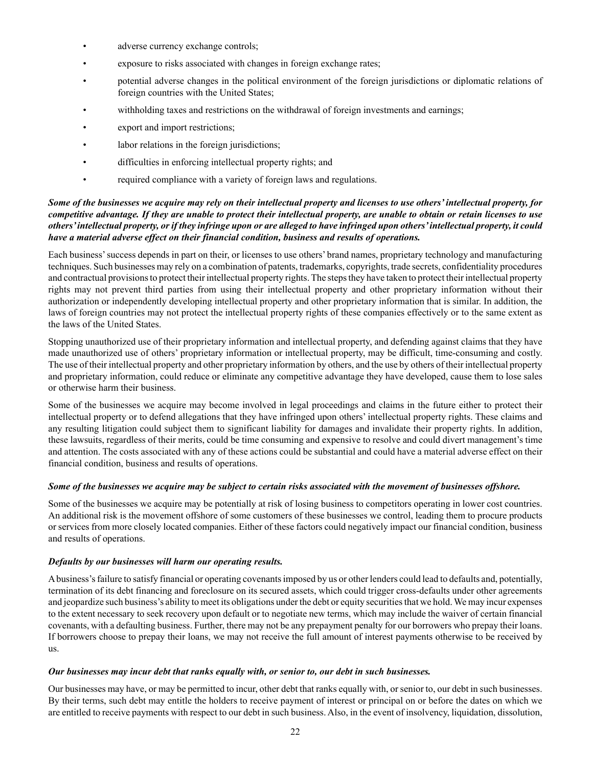- adverse currency exchange controls;
- exposure to risks associated with changes in foreign exchange rates;
- potential adverse changes in the political environment of the foreign jurisdictions or diplomatic relations of foreign countries with the United States;
- withholding taxes and restrictions on the withdrawal of foreign investments and earnings;
- export and import restrictions;
- labor relations in the foreign jurisdictions;
- difficulties in enforcing intellectual property rights; and
- required compliance with a variety of foreign laws and regulations.

***Some of the businesses we acquire may rely on their intellectual property and licenses to use others' intellectual property, for competitive advantage. If they are unable to protect their intellectual property, are unable to obtain or retain licenses to use others' intellectual property, or if they infringe upon or are alleged to have infringed upon others' intellectual property, it could have a material adverse effect on their financial condition, business and results of operations.***

Each business' success depends in part on their, or licenses to use others' brand names, proprietary technology and manufacturing techniques. Such businesses may rely on a combination of patents, trademarks, copyrights, trade secrets, confidentiality procedures and contractual provisions to protect their intellectual property rights. The steps they have taken to protect their intellectual property rights may not prevent third parties from using their intellectual property and other proprietary information without their authorization or independently developing intellectual property and other proprietary information that is similar. In addition, the laws of foreign countries may not protect the intellectual property rights of these companies effectively or to the same extent as the laws of the United States.

Stopping unauthorized use of their proprietary information and intellectual property, and defending against claims that they have made unauthorized use of others' proprietary information or intellectual property, may be difficult, time-consuming and costly. The use of their intellectual property and other proprietary information by others, and the use by others of their intellectual property and proprietary information, could reduce or eliminate any competitive advantage they have developed, cause them to lose sales or otherwise harm their business.

Some of the businesses we acquire may become involved in legal proceedings and claims in the future either to protect their intellectual property or to defend allegations that they have infringed upon others' intellectual property rights. These claims and any resulting litigation could subject them to significant liability for damages and invalidate their property rights. In addition, these lawsuits, regardless of their merits, could be time consuming and expensive to resolve and could divert management's time and attention. The costs associated with any of these actions could be substantial and could have a material adverse effect on their financial condition, business and results of operations.

***Some of the businesses we acquire may be subject to certain risks associated with the movement of businesses offshore.***

Some of the businesses we acquire may be potentially at risk of losing business to competitors operating in lower cost countries. An additional risk is the movement offshore of some customers of these businesses we control, leading them to procure products or services from more closely located companies. Either of these factors could negatively impact our financial condition, business and results of operations.

***Defaults by our businesses will harm our operating results.***

A business's failure to satisfy financial or operating covenants imposed by us or other lenders could lead to defaults and, potentially, termination of its debt financing and foreclosure on its secured assets, which could trigger cross-defaults under other agreements and jeopardize such business's ability to meet its obligations under the debt or equity securities that we hold. We may incur expenses to the extent necessary to seek recovery upon default or to negotiate new terms, which may include the waiver of certain financial covenants, with a defaulting business. Further, there may not be any prepayment penalty for our borrowers who prepay their loans. If borrowers choose to prepay their loans, we may not receive the full amount of interest payments otherwise to be received by us.

***Our businesses may incur debt that ranks equally with, or senior to, our debt in such businesses.***

Our businesses may have, or may be permitted to incur, other debt that ranks equally with, or senior to, our debt in such businesses. By their terms, such debt may entitle the holders to receive payment of interest or principal on or before the dates on which we are entitled to receive payments with respect to our debt in such business. Also, in the event of insolvency, liquidation, dissolution,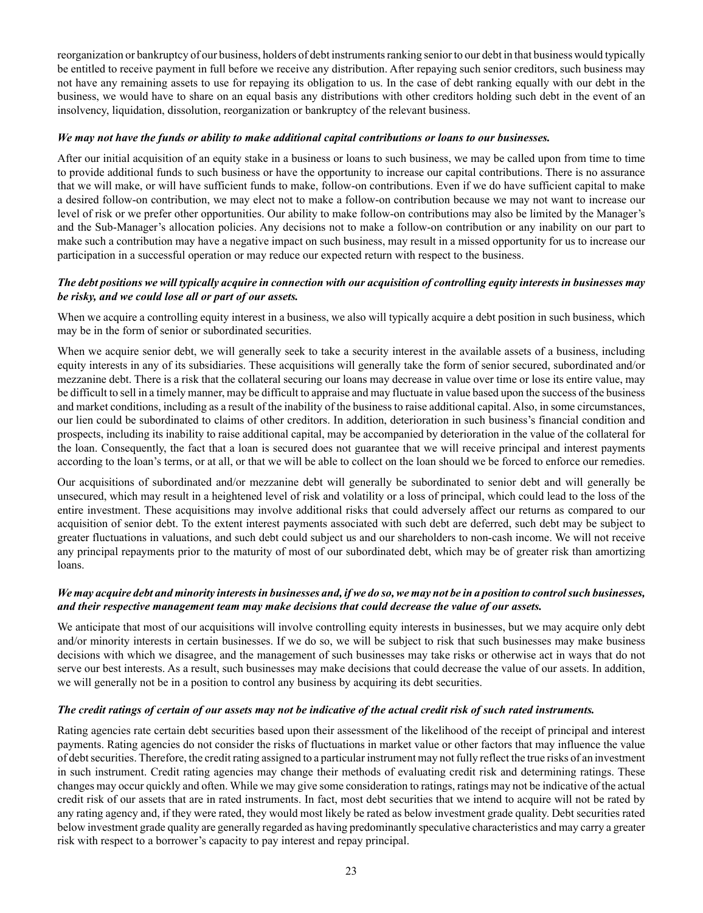reorganization or bankruptcy of our business, holders of debt instruments ranking senior to our debt in that business would typically be entitled to receive payment in full before we receive any distribution. After repaying such senior creditors, such business may not have any remaining assets to use for repaying its obligation to us. In the case of debt ranking equally with our debt in the business, we would have to share on an equal basis any distributions with other creditors holding such debt in the event of an insolvency, liquidation, dissolution, reorganization or bankruptcy of the relevant business.

***We may not have the funds or ability to make additional capital contributions or loans to our businesses.***

After our initial acquisition of an equity stake in a business or loans to such business, we may be called upon from time to time to provide additional funds to such business or have the opportunity to increase our capital contributions. There is no assurance that we will make, or will have sufficient funds to make, follow-on contributions. Even if we do have sufficient capital to make a desired follow-on contribution, we may elect not to make a follow-on contribution because we may not want to increase our level of risk or we prefer other opportunities. Our ability to make follow-on contributions may also be limited by the Manager's and the Sub-Manager's allocation policies. Any decisions not to make a follow-on contribution or any inability on our part to make such a contribution may have a negative impact on such business, may result in a missed opportunity for us to increase our participation in a successful operation or may reduce our expected return with respect to the business.

***The debt positions we will typically acquire in connection with our acquisition of controlling equity interests in businesses may be risky, and we could lose all or part of our assets.***

When we acquire a controlling equity interest in a business, we also will typically acquire a debt position in such business, which may be in the form of senior or subordinated securities.

When we acquire senior debt, we will generally seek to take a security interest in the available assets of a business, including equity interests in any of its subsidiaries. These acquisitions will generally take the form of senior secured, subordinated and/or mezzanine debt. There is a risk that the collateral securing our loans may decrease in value over time or lose its entire value, may be difficult to sell in a timely manner, may be difficult to appraise and may fluctuate in value based upon the success of the business and market conditions, including as a result of the inability of the business to raise additional capital. Also, in some circumstances, our lien could be subordinated to claims of other creditors. In addition, deterioration in such business's financial condition and prospects, including its inability to raise additional capital, may be accompanied by deterioration in the value of the collateral for the loan. Consequently, the fact that a loan is secured does not guarantee that we will receive principal and interest payments according to the loan's terms, or at all, or that we will be able to collect on the loan should we be forced to enforce our remedies.

Our acquisitions of subordinated and/or mezzanine debt will generally be subordinated to senior debt and will generally be unsecured, which may result in a heightened level of risk and volatility or a loss of principal, which could lead to the loss of the entire investment. These acquisitions may involve additional risks that could adversely affect our returns as compared to our acquisition of senior debt. To the extent interest payments associated with such debt are deferred, such debt may be subject to greater fluctuations in valuations, and such debt could subject us and our shareholders to non-cash income. We will not receive any principal repayments prior to the maturity of most of our subordinated debt, which may be of greater risk than amortizing loans.

***We may acquire debt and minority interests in businesses and, if we do so, we may not be in a position to control such businesses, and their respective management team may make decisions that could decrease the value of our assets.***

We anticipate that most of our acquisitions will involve controlling equity interests in businesses, but we may acquire only debt and/or minority interests in certain businesses. If we do so, we will be subject to risk that such businesses may make business decisions with which we disagree, and the management of such businesses may take risks or otherwise act in ways that do not serve our best interests. As a result, such businesses may make decisions that could decrease the value of our assets. In addition, we will generally not be in a position to control any business by acquiring its debt securities.

***The credit ratings of certain of our assets may not be indicative of the actual credit risk of such rated instruments.***

Rating agencies rate certain debt securities based upon their assessment of the likelihood of the receipt of principal and interest payments. Rating agencies do not consider the risks of fluctuations in market value or other factors that may influence the value of debt securities. Therefore, the credit rating assigned to a particular instrument may not fully reflect the true risks of an investment in such instrument. Credit rating agencies may change their methods of evaluating credit risk and determining ratings. These changes may occur quickly and often. While we may give some consideration to ratings, ratings may not be indicative of the actual credit risk of our assets that are in rated instruments. In fact, most debt securities that we intend to acquire will not be rated by any rating agency and, if they were rated, they would most likely be rated as below investment grade quality. Debt securities rated below investment grade quality are generally regarded as having predominantly speculative characteristics and may carry a greater risk with respect to a borrower's capacity to pay interest and repay principal.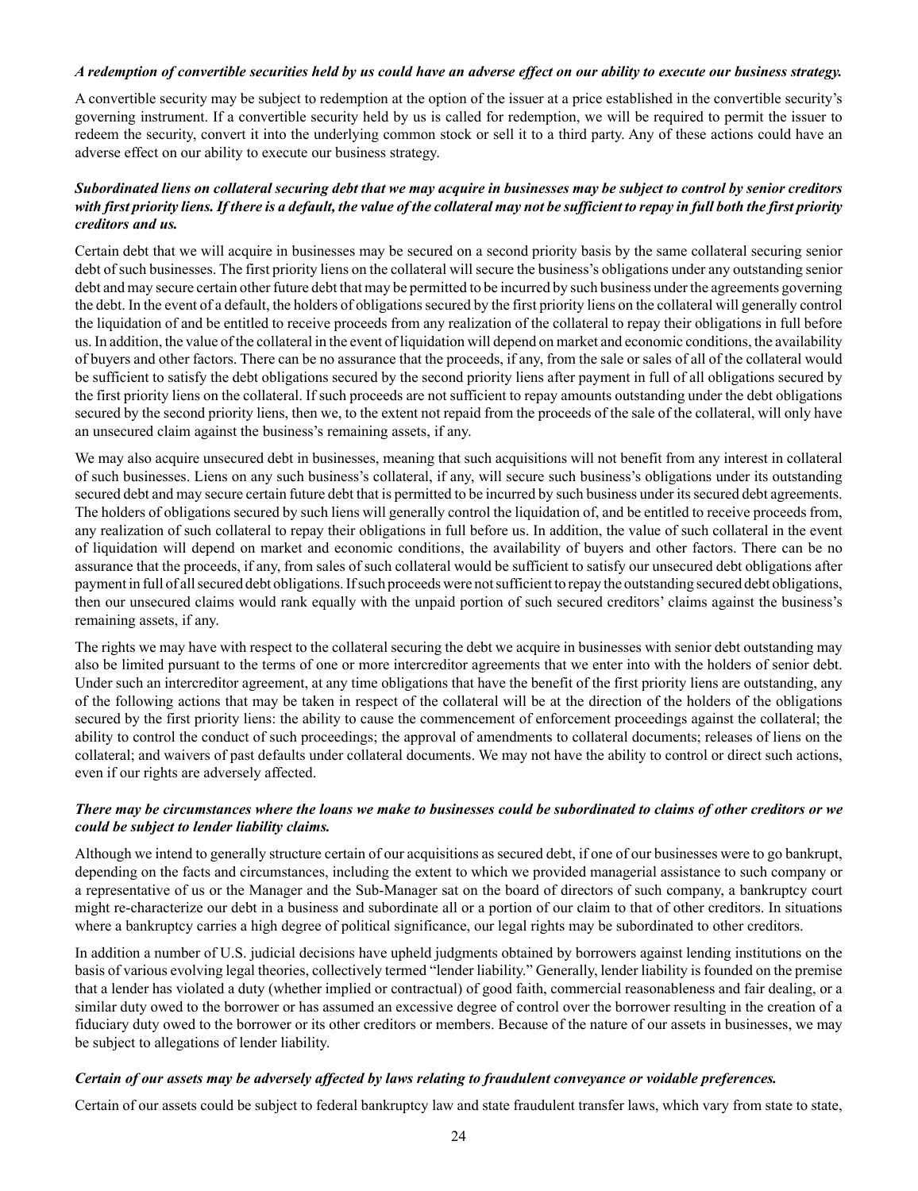***A redemption of convertible securities held by us could have an adverse effect on our ability to execute our business strategy.***

A convertible security may be subject to redemption at the option of the issuer at a price established in the convertible security's governing instrument. If a convertible security held by us is called for redemption, we will be required to permit the issuer to redeem the security, convert it into the underlying common stock or sell it to a third party. Any of these actions could have an adverse effect on our ability to execute our business strategy.

***Subordinated liens on collateral securing debt that we may acquire in businesses may be subject to control by senior creditors with first priority liens. If there is a default, the value of the collateral may not be sufficient to repay in full both the first priority creditors and us.***

Certain debt that we will acquire in businesses may be secured on a second priority basis by the same collateral securing senior debt of such businesses. The first priority liens on the collateral will secure the business's obligations under any outstanding senior debt and may secure certain other future debt that may be permitted to be incurred by such business under the agreements governing the debt. In the event of a default, the holders of obligations secured by the first priority liens on the collateral will generally control the liquidation of and be entitled to receive proceeds from any realization of the collateral to repay their obligations in full before us. In addition, the value of the collateral in the event of liquidation will depend on market and economic conditions, the availability of buyers and other factors. There can be no assurance that the proceeds, if any, from the sale or sales of all of the collateral would be sufficient to satisfy the debt obligations secured by the second priority liens after payment in full of all obligations secured by the first priority liens on the collateral. If such proceeds are not sufficient to repay amounts outstanding under the debt obligations secured by the second priority liens, then we, to the extent not repaid from the proceeds of the sale of the collateral, will only have an unsecured claim against the business's remaining assets, if any.

We may also acquire unsecured debt in businesses, meaning that such acquisitions will not benefit from any interest in collateral of such businesses. Liens on any such business's collateral, if any, will secure such business's obligations under its outstanding secured debt and may secure certain future debt that is permitted to be incurred by such business under its secured debt agreements. The holders of obligations secured by such liens will generally control the liquidation of, and be entitled to receive proceeds from, any realization of such collateral to repay their obligations in full before us. In addition, the value of such collateral in the event of liquidation will depend on market and economic conditions, the availability of buyers and other factors. There can be no assurance that the proceeds, if any, from sales of such collateral would be sufficient to satisfy our unsecured debt obligations after payment in full of all secured debt obligations. If such proceeds were not sufficient to repay the outstanding secured debt obligations, then our unsecured claims would rank equally with the unpaid portion of such secured creditors' claims against the business's remaining assets, if any.

The rights we may have with respect to the collateral securing the debt we acquire in businesses with senior debt outstanding may also be limited pursuant to the terms of one or more intercreditor agreements that we enter into with the holders of senior debt. Under such an intercreditor agreement, at any time obligations that have the benefit of the first priority liens are outstanding, any of the following actions that may be taken in respect of the collateral will be at the direction of the holders of the obligations secured by the first priority liens: the ability to cause the commencement of enforcement proceedings against the collateral; the ability to control the conduct of such proceedings; the approval of amendments to collateral documents; releases of liens on the collateral; and waivers of past defaults under collateral documents. We may not have the ability to control or direct such actions, even if our rights are adversely affected.

***There may be circumstances where the loans we make to businesses could be subordinated to claims of other creditors or we could be subject to lender liability claims.***

Although we intend to generally structure certain of our acquisitions as secured debt, if one of our businesses were to go bankrupt, depending on the facts and circumstances, including the extent to which we provided managerial assistance to such company or a representative of us or the Manager and the Sub-Manager sat on the board of directors of such company, a bankruptcy court might re-characterize our debt in a business and subordinate all or a portion of our claim to that of other creditors. In situations where a bankruptcy carries a high degree of political significance, our legal rights may be subordinated to other creditors.

In addition a number of U.S. judicial decisions have upheld judgments obtained by borrowers against lending institutions on the basis of various evolving legal theories, collectively termed "lender liability." Generally, lender liability is founded on the premise that a lender has violated a duty (whether implied or contractual) of good faith, commercial reasonableness and fair dealing, or a similar duty owed to the borrower or has assumed an excessive degree of control over the borrower resulting in the creation of a fiduciary duty owed to the borrower or its other creditors or members. Because of the nature of our assets in businesses, we may be subject to allegations of lender liability.

***Certain of our assets may be adversely affected by laws relating to fraudulent conveyance or voidable preferences.***

Certain of our assets could be subject to federal bankruptcy law and state fraudulent transfer laws, which vary from state to state,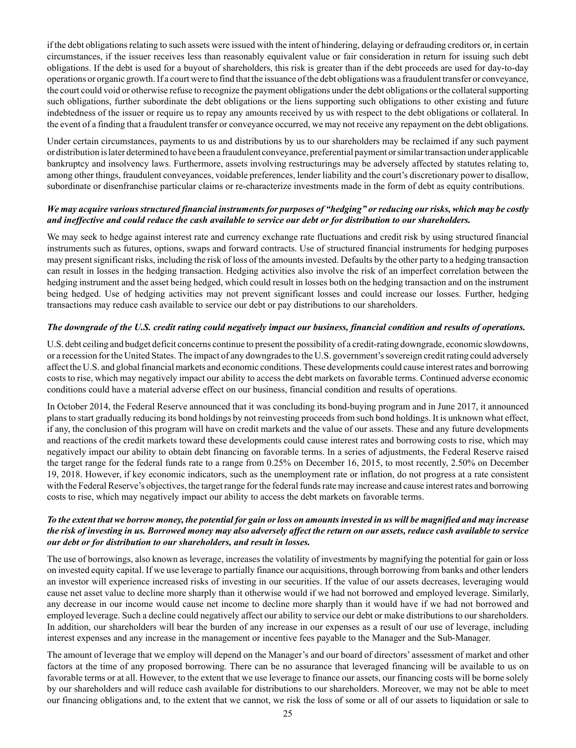if the debt obligations relating to such assets were issued with the intent of hindering, delaying or defrauding creditors or, in certain circumstances, if the issuer receives less than reasonably equivalent value or fair consideration in return for issuing such debt obligations. If the debt is used for a buyout of shareholders, this risk is greater than if the debt proceeds are used for day-to-day operations or organic growth. If a court were to find that the issuance of the debt obligations was a fraudulent transfer or conveyance, the court could void or otherwise refuse to recognize the payment obligations under the debt obligations or the collateral supporting such obligations, further subordinate the debt obligations or the liens supporting such obligations to other existing and future indebtedness of the issuer or require us to repay any amounts received by us with respect to the debt obligations or collateral. In the event of a finding that a fraudulent transfer or conveyance occurred, we may not receive any repayment on the debt obligations.

Under certain circumstances, payments to us and distributions by us to our shareholders may be reclaimed if any such payment or distribution is later determined to have been a fraudulent conveyance, preferential payment or similar transaction under applicable bankruptcy and insolvency laws. Furthermore, assets involving restructurings may be adversely affected by statutes relating to, among other things, fraudulent conveyances, voidable preferences, lender liability and the court's discretionary power to disallow, subordinate or disenfranchise particular claims or re-characterize investments made in the form of debt as equity contributions.

***We may acquire various structured financial instruments for purposes of "hedging" or reducing our risks, which may be costly and ineffective and could reduce the cash available to service our debt or for distribution to our shareholders.***

We may seek to hedge against interest rate and currency exchange rate fluctuations and credit risk by using structured financial instruments such as futures, options, swaps and forward contracts. Use of structured financial instruments for hedging purposes may present significant risks, including the risk of loss of the amounts invested. Defaults by the other party to a hedging transaction can result in losses in the hedging transaction. Hedging activities also involve the risk of an imperfect correlation between the hedging instrument and the asset being hedged, which could result in losses both on the hedging transaction and on the instrument being hedged. Use of hedging activities may not prevent significant losses and could increase our losses. Further, hedging transactions may reduce cash available to service our debt or pay distributions to our shareholders.

***The downgrade of the U.S. credit rating could negatively impact our business, financial condition and results of operations.***

U.S. debt ceiling and budget deficit concerns continue to present the possibility of a credit-rating downgrade, economic slowdowns, or a recession for the United States. The impact of any downgrades to the U.S. government's sovereign credit rating could adversely affect the U.S. and global financial markets and economic conditions. These developments could cause interest rates and borrowing costs to rise, which may negatively impact our ability to access the debt markets on favorable terms. Continued adverse economic conditions could have a material adverse effect on our business, financial condition and results of operations.

In October 2014, the Federal Reserve announced that it was concluding its bond-buying program and in June 2017, it announced plans to start gradually reducing its bond holdings by not reinvesting proceeds from such bond holdings. It is unknown what effect, if any, the conclusion of this program will have on credit markets and the value of our assets. These and any future developments and reactions of the credit markets toward these developments could cause interest rates and borrowing costs to rise, which may negatively impact our ability to obtain debt financing on favorable terms. In a series of adjustments, the Federal Reserve raised the target range for the federal funds rate to a range from 0.25% on December 16, 2015, to most recently, 2.50% on December 19, 2018. However, if key economic indicators, such as the unemployment rate or inflation, do not progress at a rate consistent with the Federal Reserve's objectives, the target range for the federal funds rate may increase and cause interest rates and borrowing costs to rise, which may negatively impact our ability to access the debt markets on favorable terms.

***To the extent that we borrow money, the potential for gain or loss on amounts invested in us will be magnified and may increase the risk of investing in us. Borrowed money may also adversely affect the return on our assets, reduce cash available to service our debt or for distribution to our shareholders, and result in losses.***

The use of borrowings, also known as leverage, increases the volatility of investments by magnifying the potential for gain or loss on invested equity capital. If we use leverage to partially finance our acquisitions, through borrowing from banks and other lenders an investor will experience increased risks of investing in our securities. If the value of our assets decreases, leveraging would cause net asset value to decline more sharply than it otherwise would if we had not borrowed and employed leverage. Similarly, any decrease in our income would cause net income to decline more sharply than it would have if we had not borrowed and employed leverage. Such a decline could negatively affect our ability to service our debt or make distributions to our shareholders. In addition, our shareholders will bear the burden of any increase in our expenses as a result of our use of leverage, including interest expenses and any increase in the management or incentive fees payable to the Manager and the Sub-Manager.

The amount of leverage that we employ will depend on the Manager's and our board of directors' assessment of market and other factors at the time of any proposed borrowing. There can be no assurance that leveraged financing will be available to us on favorable terms or at all. However, to the extent that we use leverage to finance our assets, our financing costs will be borne solely by our shareholders and will reduce cash available for distributions to our shareholders. Moreover, we may not be able to meet our financing obligations and, to the extent that we cannot, we risk the loss of some or all of our assets to liquidation or sale to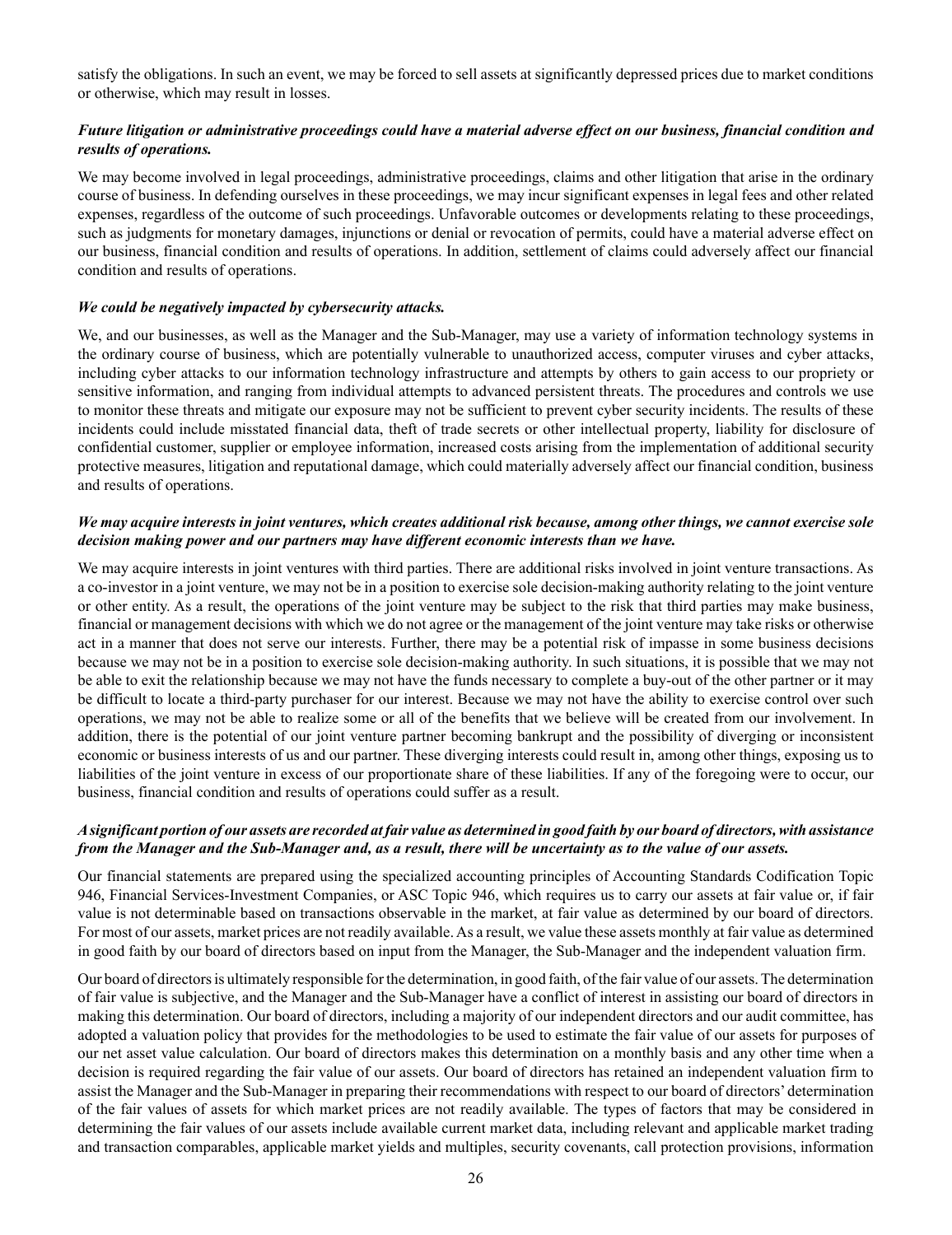satisfy the obligations. In such an event, we may be forced to sell assets at significantly depressed prices due to market conditions or otherwise, which may result in losses.

***Future litigation or administrative proceedings could have a material adverse effect on our business, financial condition and results of operations.***

We may become involved in legal proceedings, administrative proceedings, claims and other litigation that arise in the ordinary course of business. In defending ourselves in these proceedings, we may incur significant expenses in legal fees and other related expenses, regardless of the outcome of such proceedings. Unfavorable outcomes or developments relating to these proceedings, such as judgments for monetary damages, injunctions or denial or revocation of permits, could have a material adverse effect on our business, financial condition and results of operations. In addition, settlement of claims could adversely affect our financial condition and results of operations.

***We could be negatively impacted by cybersecurity attacks.***

We, and our businesses, as well as the Manager and the Sub-Manager, may use a variety of information technology systems in the ordinary course of business, which are potentially vulnerable to unauthorized access, computer viruses and cyber attacks, including cyber attacks to our information technology infrastructure and attempts by others to gain access to our propriety or sensitive information, and ranging from individual attempts to advanced persistent threats. The procedures and controls we use to monitor these threats and mitigate our exposure may not be sufficient to prevent cyber security incidents. The results of these incidents could include misstated financial data, theft of trade secrets or other intellectual property, liability for disclosure of confidential customer, supplier or employee information, increased costs arising from the implementation of additional security protective measures, litigation and reputational damage, which could materially adversely affect our financial condition, business and results of operations.

***We may acquire interests in joint ventures, which creates additional risk because, among other things, we cannot exercise sole decision making power and our partners may have different economic interests than we have.***

We may acquire interests in joint ventures with third parties. There are additional risks involved in joint venture transactions. As a co-investor in a joint venture, we may not be in a position to exercise sole decision-making authority relating to the joint venture or other entity. As a result, the operations of the joint venture may be subject to the risk that third parties may make business, financial or management decisions with which we do not agree or the management of the joint venture may take risks or otherwise act in a manner that does not serve our interests. Further, there may be a potential risk of impasse in some business decisions because we may not be in a position to exercise sole decision-making authority. In such situations, it is possible that we may not be able to exit the relationship because we may not have the funds necessary to complete a buy-out of the other partner or it may be difficult to locate a third-party purchaser for our interest. Because we may not have the ability to exercise control over such operations, we may not be able to realize some or all of the benefits that we believe will be created from our involvement. In addition, there is the potential of our joint venture partner becoming bankrupt and the possibility of diverging or inconsistent economic or business interests of us and our partner. These diverging interests could result in, among other things, exposing us to liabilities of the joint venture in excess of our proportionate share of these liabilities. If any of the foregoing were to occur, our business, financial condition and results of operations could suffer as a result.

***A significant portion of our assets are recorded at fair value as determined in good faith by our board of directors, with assistance from the Manager and the Sub-Manager and, as a result, there will be uncertainty as to the value of our assets.***

Our financial statements are prepared using the specialized accounting principles of Accounting Standards Codification Topic 946, Financial Services-Investment Companies, or ASC Topic 946, which requires us to carry our assets at fair value or, if fair value is not determinable based on transactions observable in the market, at fair value as determined by our board of directors. For most of our assets, market prices are not readily available. As a result, we value these assets monthly at fair value as determined in good faith by our board of directors based on input from the Manager, the Sub-Manager and the independent valuation firm.

Our board of directors is ultimately responsible for the determination, in good faith, of the fair value of our assets. The determination of fair value is subjective, and the Manager and the Sub-Manager have a conflict of interest in assisting our board of directors in making this determination. Our board of directors, including a majority of our independent directors and our audit committee, has adopted a valuation policy that provides for the methodologies to be used to estimate the fair value of our assets for purposes of our net asset value calculation. Our board of directors makes this determination on a monthly basis and any other time when a decision is required regarding the fair value of our assets. Our board of directors has retained an independent valuation firm to assist the Manager and the Sub-Manager in preparing their recommendations with respect to our board of directors' determination of the fair values of assets for which market prices are not readily available. The types of factors that may be considered in determining the fair values of our assets include available current market data, including relevant and applicable market trading and transaction comparables, applicable market yields and multiples, security covenants, call protection provisions, information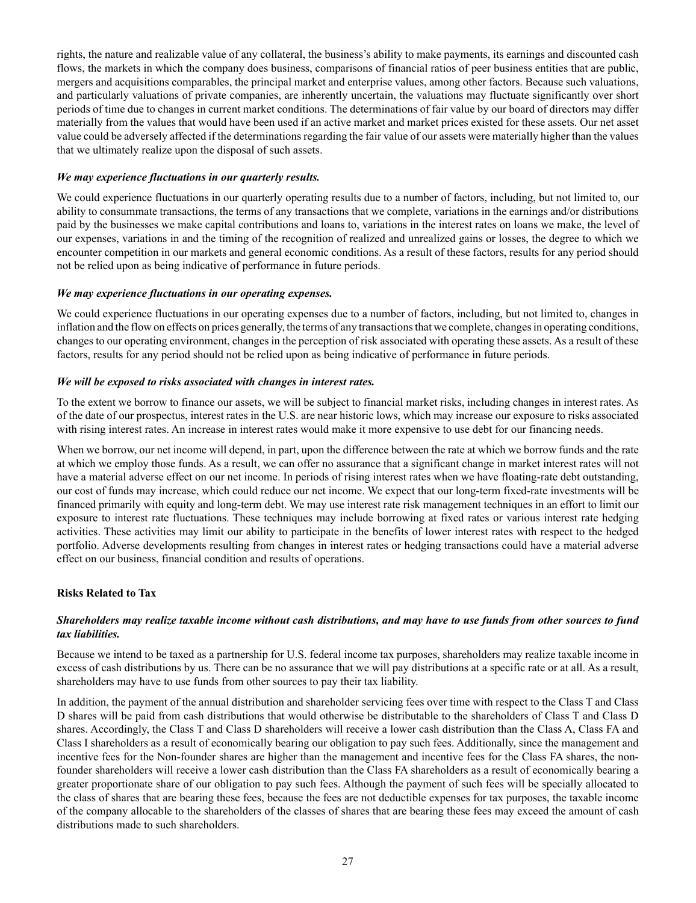rights, the nature and realizable value of any collateral, the business's ability to make payments, its earnings and discounted cash flows, the markets in which the company does business, comparisons of financial ratios of peer business entities that are public, mergers and acquisitions comparables, the principal market and enterprise values, among other factors. Because such valuations, and particularly valuations of private companies, are inherently uncertain, the valuations may fluctuate significantly over short periods of time due to changes in current market conditions. The determinations of fair value by our board of directors may differ materially from the values that would have been used if an active market and market prices existed for these assets. Our net asset value could be adversely affected if the determinations regarding the fair value of our assets were materially higher than the values that we ultimately realize upon the disposal of such assets.

***We may experience fluctuations in our quarterly results.***

We could experience fluctuations in our quarterly operating results due to a number of factors, including, but not limited to, our ability to consummate transactions, the terms of any transactions that we complete, variations in the earnings and/or distributions paid by the businesses we make capital contributions and loans to, variations in the interest rates on loans we make, the level of our expenses, variations in and the timing of the recognition of realized and unrealized gains or losses, the degree to which we encounter competition in our markets and general economic conditions. As a result of these factors, results for any period should not be relied upon as being indicative of performance in future periods.

***We may experience fluctuations in our operating expenses.***

We could experience fluctuations in our operating expenses due to a number of factors, including, but not limited to, changes in inflation and the flow on effects on prices generally, the terms of any transactions that we complete, changes in operating conditions, changes to our operating environment, changes in the perception of risk associated with operating these assets. As a result of these factors, results for any period should not be relied upon as being indicative of performance in future periods.

***We will be exposed to risks associated with changes in interest rates.***

To the extent we borrow to finance our assets, we will be subject to financial market risks, including changes in interest rates. As of the date of our prospectus, interest rates in the U.S. are near historic lows, which may increase our exposure to risks associated with rising interest rates. An increase in interest rates would make it more expensive to use debt for our financing needs.

When we borrow, our net income will depend, in part, upon the difference between the rate at which we borrow funds and the rate at which we employ those funds. As a result, we can offer no assurance that a significant change in market interest rates will not have a material adverse effect on our net income. In periods of rising interest rates when we have floating-rate debt outstanding, our cost of funds may increase, which could reduce our net income. We expect that our long-term fixed-rate investments will be financed primarily with equity and long-term debt. We may use interest rate risk management techniques in an effort to limit our exposure to interest rate fluctuations. These techniques may include borrowing at fixed rates or various interest rate hedging activities. These activities may limit our ability to participate in the benefits of lower interest rates with respect to the hedged portfolio. Adverse developments resulting from changes in interest rates or hedging transactions could have a material adverse effect on our business, financial condition and results of operations.

**Risks Related to Tax**

***Shareholders may realize taxable income without cash distributions, and may have to use funds from other sources to fund tax liabilities.***

Because we intend to be taxed as a partnership for U.S. federal income tax purposes, shareholders may realize taxable income in excess of cash distributions by us. There can be no assurance that we will pay distributions at a specific rate or at all. As a result, shareholders may have to use funds from other sources to pay their tax liability.

In addition, the payment of the annual distribution and shareholder servicing fees over time with respect to the Class T and Class D shares will be paid from cash distributions that would otherwise be distributable to the shareholders of Class T and Class D shares. Accordingly, the Class T and Class D shareholders will receive a lower cash distribution than the Class A, Class FA and Class I shareholders as a result of economically bearing our obligation to pay such fees. Additionally, since the management and incentive fees for the Non-founder shares are higher than the management and incentive fees for the Class FA shares, the non-founder shareholders will receive a lower cash distribution than the Class FA shareholders as a result of economically bearing a greater proportionate share of our obligation to pay such fees. Although the payment of such fees will be specially allocated to the class of shares that are bearing these fees, because the fees are not deductible expenses for tax purposes, the taxable income of the company allocable to the shareholders of the classes of shares that are bearing these fees may exceed the amount of cash distributions made to such shareholders.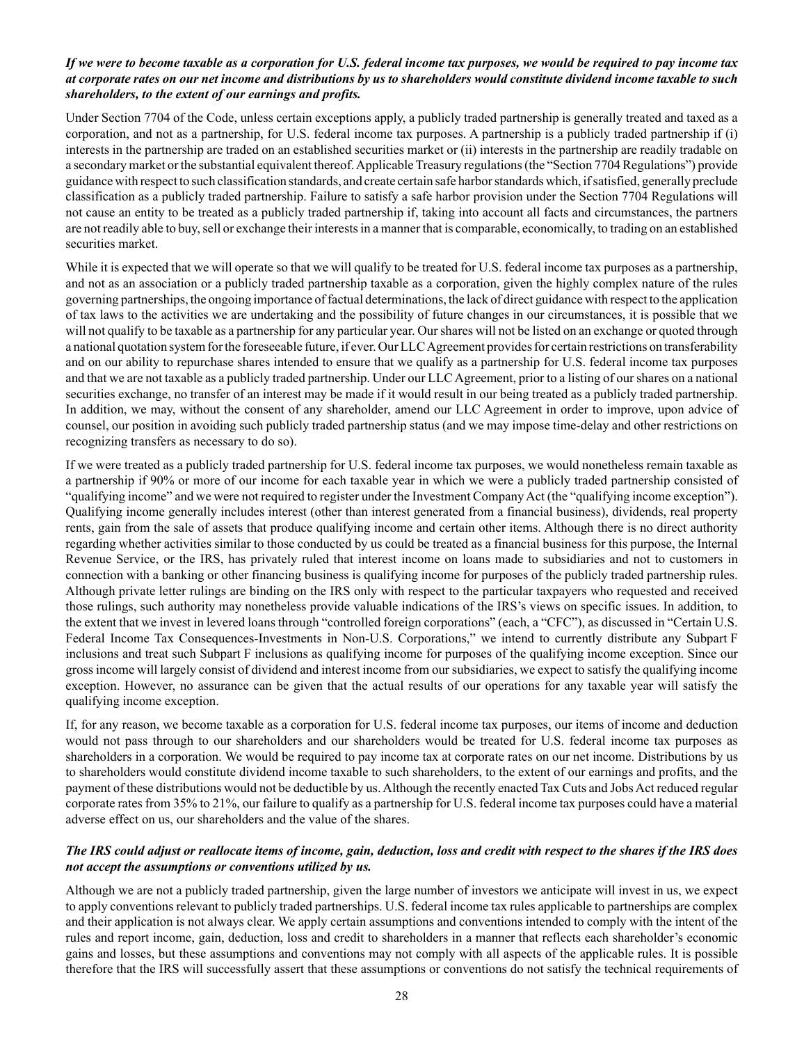***If we were to become taxable as a corporation for U.S. federal income tax purposes, we would be required to pay income tax at corporate rates on our net income and distributions by us to shareholders would constitute dividend income taxable to such shareholders, to the extent of our earnings and profits.***

Under Section 7704 of the Code, unless certain exceptions apply, a publicly traded partnership is generally treated and taxed as a corporation, and not as a partnership, for U.S. federal income tax purposes. A partnership is a publicly traded partnership if (i) interests in the partnership are traded on an established securities market or (ii) interests in the partnership are readily tradable on a secondary market or the substantial equivalent thereof. Applicable Treasury regulations (the "Section 7704 Regulations") provide guidance with respect to such classification standards, and create certain safe harbor standards which, if satisfied, generally preclude classification as a publicly traded partnership. Failure to satisfy a safe harbor provision under the Section 7704 Regulations will not cause an entity to be treated as a publicly traded partnership if, taking into account all facts and circumstances, the partners are not readily able to buy, sell or exchange their interests in a manner that is comparable, economically, to trading on an established securities market.

While it is expected that we will operate so that we will qualify to be treated for U.S. federal income tax purposes as a partnership, and not as an association or a publicly traded partnership taxable as a corporation, given the highly complex nature of the rules governing partnerships, the ongoing importance of factual determinations, the lack of direct guidance with respect to the application of tax laws to the activities we are undertaking and the possibility of future changes in our circumstances, it is possible that we will not qualify to be taxable as a partnership for any particular year. Our shares will not be listed on an exchange or quoted through a national quotation system for the foreseeable future, if ever. Our LLC Agreement provides for certain restrictions on transferability and on our ability to repurchase shares intended to ensure that we qualify as a partnership for U.S. federal income tax purposes and that we are not taxable as a publicly traded partnership. Under our LLC Agreement, prior to a listing of our shares on a national securities exchange, no transfer of an interest may be made if it would result in our being treated as a publicly traded partnership. In addition, we may, without the consent of any shareholder, amend our LLC Agreement in order to improve, upon advice of counsel, our position in avoiding such publicly traded partnership status (and we may impose time-delay and other restrictions on recognizing transfers as necessary to do so).

If we were treated as a publicly traded partnership for U.S. federal income tax purposes, we would nonetheless remain taxable as a partnership if 90% or more of our income for each taxable year in which we were a publicly traded partnership consisted of "qualifying income" and we were not required to register under the Investment Company Act (the "qualifying income exception"). Qualifying income generally includes interest (other than interest generated from a financial business), dividends, real property rents, gain from the sale of assets that produce qualifying income and certain other items. Although there is no direct authority regarding whether activities similar to those conducted by us could be treated as a financial business for this purpose, the Internal Revenue Service, or the IRS, has privately ruled that interest income on loans made to subsidiaries and not to customers in connection with a banking or other financing business is qualifying income for purposes of the publicly traded partnership rules. Although private letter rulings are binding on the IRS only with respect to the particular taxpayers who requested and received those rulings, such authority may nonetheless provide valuable indications of the IRS's views on specific issues. In addition, to the extent that we invest in levered loans through "controlled foreign corporations" (each, a "CFC"), as discussed in "Certain U.S. Federal Income Tax Consequences-Investments in Non-U.S. Corporations," we intend to currently distribute any Subpart F inclusions and treat such Subpart F inclusions as qualifying income for purposes of the qualifying income exception. Since our gross income will largely consist of dividend and interest income from our subsidiaries, we expect to satisfy the qualifying income exception. However, no assurance can be given that the actual results of our operations for any taxable year will satisfy the qualifying income exception.

If, for any reason, we become taxable as a corporation for U.S. federal income tax purposes, our items of income and deduction would not pass through to our shareholders and our shareholders would be treated for U.S. federal income tax purposes as shareholders in a corporation. We would be required to pay income tax at corporate rates on our net income. Distributions by us to shareholders would constitute dividend income taxable to such shareholders, to the extent of our earnings and profits, and the payment of these distributions would not be deductible by us. Although the recently enacted Tax Cuts and Jobs Act reduced regular corporate rates from 35% to 21%, our failure to qualify as a partnership for U.S. federal income tax purposes could have a material adverse effect on us, our shareholders and the value of the shares.

***The IRS could adjust or reallocate items of income, gain, deduction, loss and credit with respect to the shares if the IRS does not accept the assumptions or conventions utilized by us.***

Although we are not a publicly traded partnership, given the large number of investors we anticipate will invest in us, we expect to apply conventions relevant to publicly traded partnerships. U.S. federal income tax rules applicable to partnerships are complex and their application is not always clear. We apply certain assumptions and conventions intended to comply with the intent of the rules and report income, gain, deduction, loss and credit to shareholders in a manner that reflects each shareholder's economic gains and losses, but these assumptions and conventions may not comply with all aspects of the applicable rules. It is possible therefore that the IRS will successfully assert that these assumptions or conventions do not satisfy the technical requirements of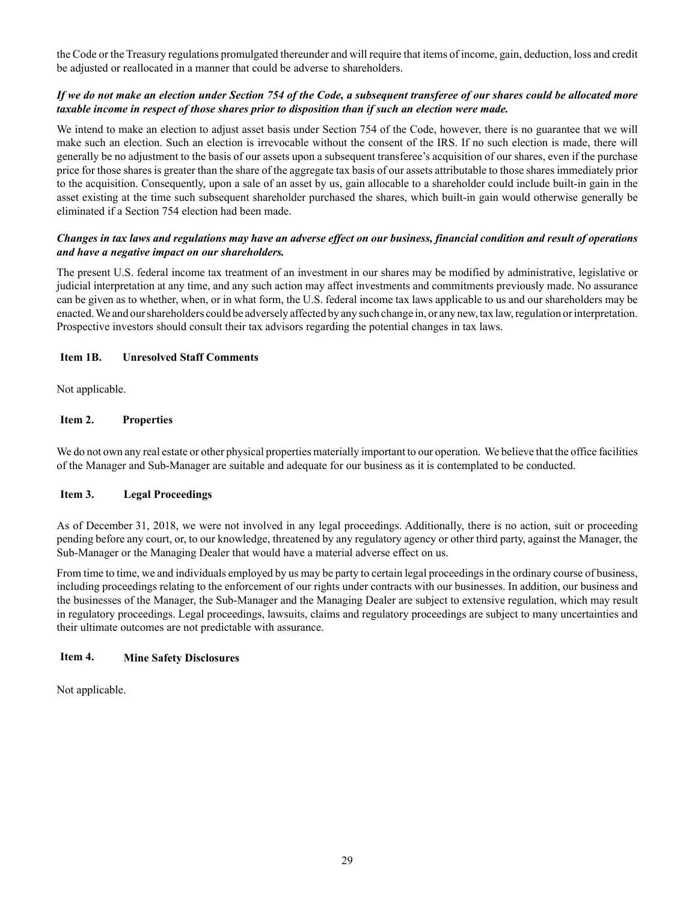the Code or the Treasury regulations promulgated thereunder and will require that items of income, gain, deduction, loss and credit be adjusted or reallocated in a manner that could be adverse to shareholders.

***If we do not make an election under Section 754 of the Code, a subsequent transferee of our shares could be allocated more taxable income in respect of those shares prior to disposition than if such an election were made.***

We intend to make an election to adjust asset basis under Section 754 of the Code, however, there is no guarantee that we will make such an election. Such an election is irrevocable without the consent of the IRS. If no such election is made, there will generally be no adjustment to the basis of our assets upon a subsequent transferee's acquisition of our shares, even if the purchase price for those shares is greater than the share of the aggregate tax basis of our assets attributable to those shares immediately prior to the acquisition. Consequently, upon a sale of an asset by us, gain allocable to a shareholder could include built-in gain in the asset existing at the time such subsequent shareholder purchased the shares, which built-in gain would otherwise generally be eliminated if a Section 754 election had been made.

***Changes in tax laws and regulations may have an adverse effect on our business, financial condition and result of operations and have a negative impact on our shareholders.***

The present U.S. federal income tax treatment of an investment in our shares may be modified by administrative, legislative or judicial interpretation at any time, and any such action may affect investments and commitments previously made. No assurance can be given as to whether, when, or in what form, the U.S. federal income tax laws applicable to us and our shareholders may be enacted. We and our shareholders could be adversely affected by any such change in, or any new, tax law, regulation or interpretation. Prospective investors should consult their tax advisors regarding the potential changes in tax laws.

## Item 1B. Unresolved Staff Comments

Not applicable.

## Item 2. Properties

We do not own any real estate or other physical properties materially important to our operation. We believe that the office facilities of the Manager and Sub-Manager are suitable and adequate for our business as it is contemplated to be conducted.

## Item 3. Legal Proceedings

As of December 31, 2018, we were not involved in any legal proceedings. Additionally, there is no action, suit or proceeding pending before any court, or, to our knowledge, threatened by any regulatory agency or other third party, against the Manager, the Sub-Manager or the Managing Dealer that would have a material adverse effect on us.

From time to time, we and individuals employed by us may be party to certain legal proceedings in the ordinary course of business, including proceedings relating to the enforcement of our rights under contracts with our businesses. In addition, our business and the businesses of the Manager, the Sub-Manager and the Managing Dealer are subject to extensive regulation, which may result in regulatory proceedings. Legal proceedings, lawsuits, claims and regulatory proceedings are subject to many uncertainties and their ultimate outcomes are not predictable with assurance.

## Item 4. Mine Safety Disclosures

Not applicable.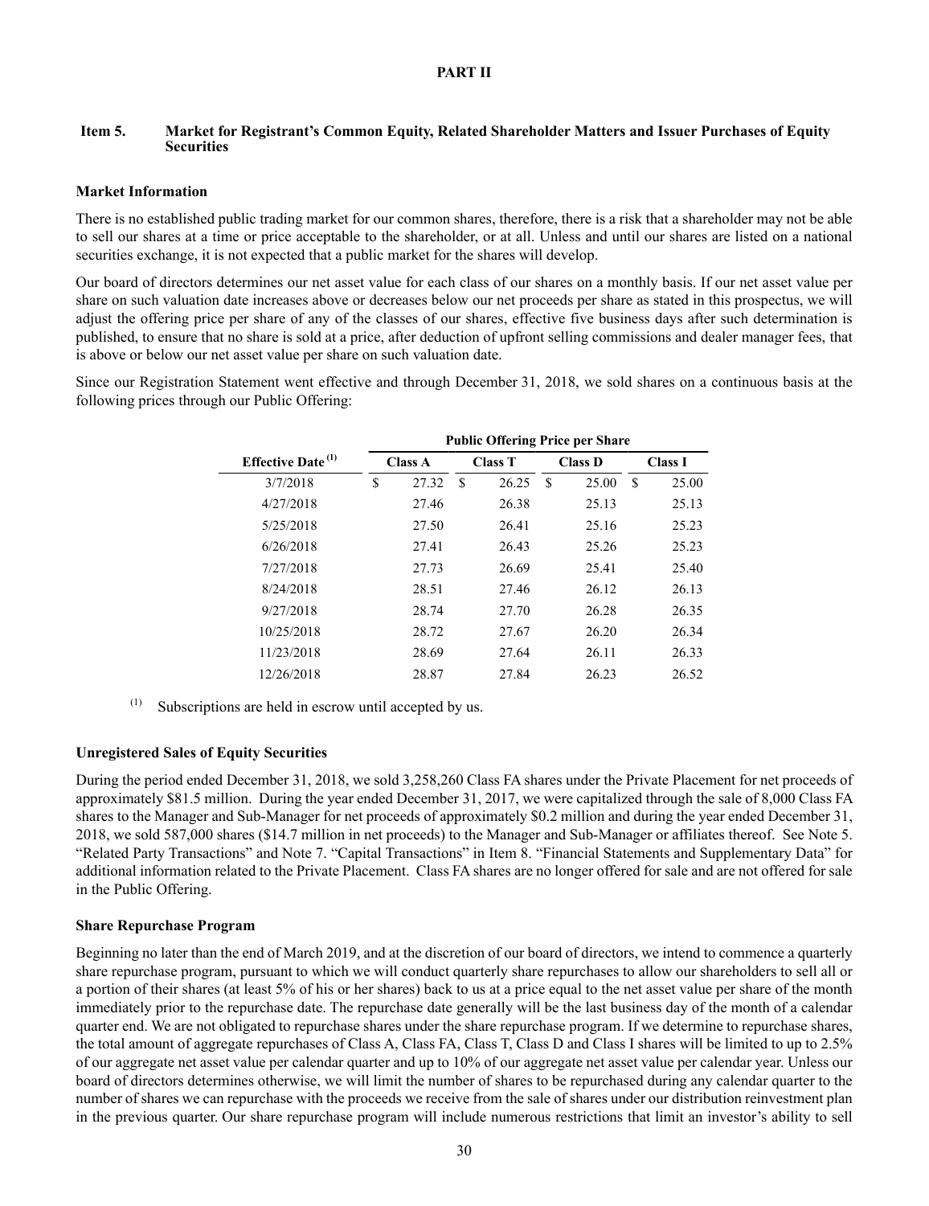# PART II

## Item 5. Market for Registrant's Common Equity, Related Shareholder Matters and Issuer Purchases of Equity Securities

### Market Information

There is no established public trading market for our common shares, therefore, there is a risk that a shareholder may not be able to sell our shares at a time or price acceptable to the shareholder, or at all. Unless and until our shares are listed on a national securities exchange, it is not expected that a public market for the shares will develop.

Our board of directors determines our net asset value for each class of our shares on a monthly basis. If our net asset value per share on such valuation date increases above or decreases below our net proceeds per share as stated in this prospectus, we will adjust the offering price per share of any of the classes of our shares, effective five business days after such determination is published, to ensure that no share is sold at a price, after deduction of upfront selling commissions and dealer manager fees, that is above or below our net asset value per share on such valuation date.

Since our Registration Statement went effective and through December 31, 2018, we sold shares on a continuous basis at the following prices through our Public Offering:

| | Public Offering Price per Share | | | |
|---|---|---|---|---|
| Effective Date [(1)] | Class A | Class T | Class D | Class I |
| 3/7/2018 | $ 27.32 | $ 26.25 | $ 25.00 | $ 25.00 |
| 4/27/2018 | 27.46 | 26.38 | 25.13 | 25.13 |
| 5/25/2018 | 27.50 | 26.41 | 25.16 | 25.23 |
| 6/26/2018 | 27.41 | 26.43 | 25.26 | 25.23 |
| 7/27/2018 | 27.73 | 26.69 | 25.41 | 25.40 |
| 8/24/2018 | 28.51 | 27.46 | 26.12 | 26.13 |
| 9/27/2018 | 28.74 | 27.70 | 26.28 | 26.35 |
| 10/25/2018 | 28.72 | 27.67 | 26.20 | 26.34 |
| 11/23/2018 | 28.69 | 27.64 | 26.11 | 26.33 |
| 12/26/2018 | 28.87 | 27.84 | 26.23 | 26.52 |

(1) Subscriptions are held in escrow until accepted by us.

### Unregistered Sales of Equity Securities

During the period ended December 31, 2018, we sold 3,258,260 Class FA shares under the Private Placement for net proceeds of approximately $81.5 million. During the year ended December 31, 2017, we were capitalized through the sale of 8,000 Class FA shares to the Manager and Sub-Manager for net proceeds of approximately $0.2 million and during the year ended December 31, 2018, we sold 587,000 shares ($14.7 million in net proceeds) to the Manager and Sub-Manager or affiliates thereof. See Note 5. "Related Party Transactions" and Note 7. "Capital Transactions" in Item 8. "Financial Statements and Supplementary Data" for additional information related to the Private Placement. Class FA shares are no longer offered for sale and are not offered for sale in the Public Offering.

### Share Repurchase Program

Beginning no later than the end of March 2019, and at the discretion of our board of directors, we intend to commence a quarterly share repurchase program, pursuant to which we will conduct quarterly share repurchases to allow our shareholders to sell all or a portion of their shares (at least 5% of his or her shares) back to us at a price equal to the net asset value per share of the month immediately prior to the repurchase date. The repurchase date generally will be the last business day of the month of a calendar quarter end. We are not obligated to repurchase shares under the share repurchase program. If we determine to repurchase shares, the total amount of aggregate repurchases of Class A, Class FA, Class T, Class D and Class I shares will be limited to up to 2.5% of our aggregate net asset value per calendar quarter and up to 10% of our aggregate net asset value per calendar year. Unless our board of directors determines otherwise, we will limit the number of shares to be repurchased during any calendar quarter to the number of shares we can repurchase with the proceeds we receive from the sale of shares under our distribution reinvestment plan in the previous quarter. Our share repurchase program will include numerous restrictions that limit an investor's ability to sell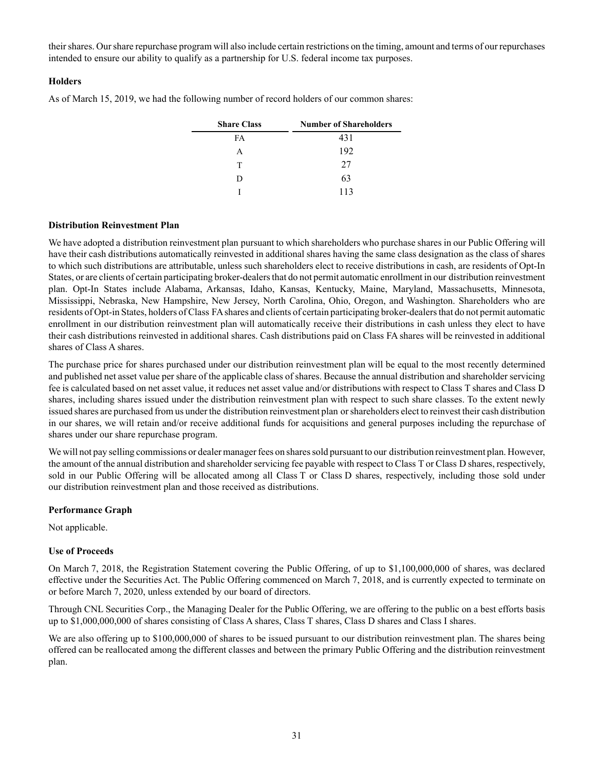their shares. Our share repurchase program will also include certain restrictions on the timing, amount and terms of our repurchases intended to ensure our ability to qualify as a partnership for U.S. federal income tax purposes.

### Holders

As of March 15, 2019, we had the following number of record holders of our common shares:

| Share Class | Number of Shareholders |
|---|---|
| FA | 431 |
| A | 192 |
| T | 27 |
| D | 63 |
| I | 113 |

### Distribution Reinvestment Plan

We have adopted a distribution reinvestment plan pursuant to which shareholders who purchase shares in our Public Offering will have their cash distributions automatically reinvested in additional shares having the same class designation as the class of shares to which such distributions are attributable, unless such shareholders elect to receive distributions in cash, are residents of Opt-In States, or are clients of certain participating broker-dealers that do not permit automatic enrollment in our distribution reinvestment plan. Opt-In States include Alabama, Arkansas, Idaho, Kansas, Kentucky, Maine, Maryland, Massachusetts, Minnesota, Mississippi, Nebraska, New Hampshire, New Jersey, North Carolina, Ohio, Oregon, and Washington. Shareholders who are residents of Opt-in States, holders of Class FA shares and clients of certain participating broker-dealers that do not permit automatic enrollment in our distribution reinvestment plan will automatically receive their distributions in cash unless they elect to have their cash distributions reinvested in additional shares. Cash distributions paid on Class FA shares will be reinvested in additional shares of Class A shares.

The purchase price for shares purchased under our distribution reinvestment plan will be equal to the most recently determined and published net asset value per share of the applicable class of shares. Because the annual distribution and shareholder servicing fee is calculated based on net asset value, it reduces net asset value and/or distributions with respect to Class T shares and Class D shares, including shares issued under the distribution reinvestment plan with respect to such share classes. To the extent newly issued shares are purchased from us under the distribution reinvestment plan or shareholders elect to reinvest their cash distribution in our shares, we will retain and/or receive additional funds for acquisitions and general purposes including the repurchase of shares under our share repurchase program.

We will not pay selling commissions or dealer manager fees on shares sold pursuant to our distribution reinvestment plan. However, the amount of the annual distribution and shareholder servicing fee payable with respect to Class T or Class D shares, respectively, sold in our Public Offering will be allocated among all Class T or Class D shares, respectively, including those sold under our distribution reinvestment plan and those received as distributions.

### Performance Graph

Not applicable.

### Use of Proceeds

On March 7, 2018, the Registration Statement covering the Public Offering, of up to $1,100,000,000 of shares, was declared effective under the Securities Act. The Public Offering commenced on March 7, 2018, and is currently expected to terminate on or before March 7, 2020, unless extended by our board of directors.

Through CNL Securities Corp., the Managing Dealer for the Public Offering, we are offering to the public on a best efforts basis up to $1,000,000,000 of shares consisting of Class A shares, Class T shares, Class D shares and Class I shares.

We are also offering up to $100,000,000 of shares to be issued pursuant to our distribution reinvestment plan. The shares being offered can be reallocated among the different classes and between the primary Public Offering and the distribution reinvestment plan.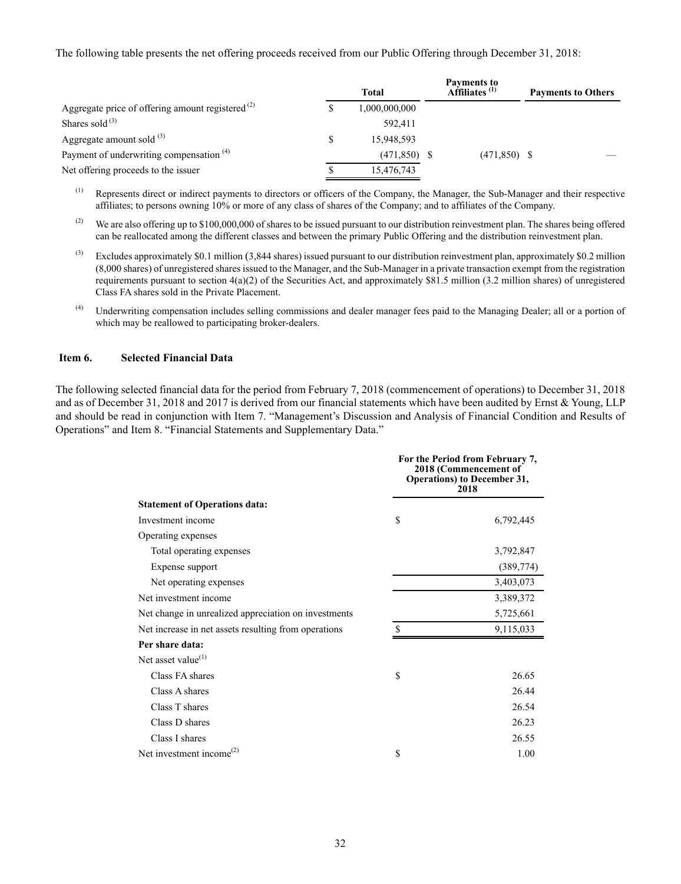The following table presents the net offering proceeds received from our Public Offering through December 31, 2018:

| | Total | Payments to Affiliates [(1)] | Payments to Others |
|---|---|---|---|
| Aggregate price of offering amount registered [(2)] | $ 1,000,000,000 | | |
| Shares sold [(3)] | 592,411 | | |
| Aggregate amount sold [(3)] | $ 15,948,593 | | |
| Payment of underwriting compensation [(4)] | (471,850) | $ (471,850) | $ — |
| Net offering proceeds to the issuer | $ 15,476,743 | | |

(1) Represents direct or indirect payments to directors or officers of the Company, the Manager, the Sub-Manager and their respective affiliates; to persons owning 10% or more of any class of shares of the Company; and to affiliates of the Company.

(2) We are also offering up to $100,000,000 of shares to be issued pursuant to our distribution reinvestment plan. The shares being offered can be reallocated among the different classes and between the primary Public Offering and the distribution reinvestment plan.

(3) Excludes approximately $0.1 million (3,844 shares) issued pursuant to our distribution reinvestment plan, approximately $0.2 million (8,000 shares) of unregistered shares issued to the Manager, and the Sub-Manager in a private transaction exempt from the registration requirements pursuant to section 4(a)(2) of the Securities Act, and approximately $81.5 million (3.2 million shares) of unregistered Class FA shares sold in the Private Placement.

(4) Underwriting compensation includes selling commissions and dealer manager fees paid to the Managing Dealer; all or a portion of which may be reallowed to participating broker-dealers.

## Item 6. Selected Financial Data

The following selected financial data for the period from February 7, 2018 (commencement of operations) to December 31, 2018 and as of December 31, 2018 and 2017 is derived from our financial statements which have been audited by Ernst & Young, LLP and should be read in conjunction with Item 7. "Management's Discussion and Analysis of Financial Condition and Results of Operations" and Item 8. "Financial Statements and Supplementary Data."

| | For the Period from February 7, 2018 (Commencement of Operations) to December 31, 2018 |
|---|---|
| **Statement of Operations data:** | |
| Investment income | $ 6,792,445 |
| Operating expenses | |
| Total operating expenses | 3,792,847 |
| Expense support | (389,774) |
| Net operating expenses | 3,403,073 |
| Net investment income | 3,389,372 |
| Net change in unrealized appreciation on investments | 5,725,661 |
| Net increase in net assets resulting from operations | $ 9,115,033 |
| **Per share data:** | |
| Net asset value[(1)] | |
| Class FA shares | $ 26.65 |
| Class A shares | 26.44 |
| Class T shares | 26.54 |
| Class D shares | 26.23 |
| Class I shares | 26.55 |
| Net investment income[(2)] | $ 1.00 |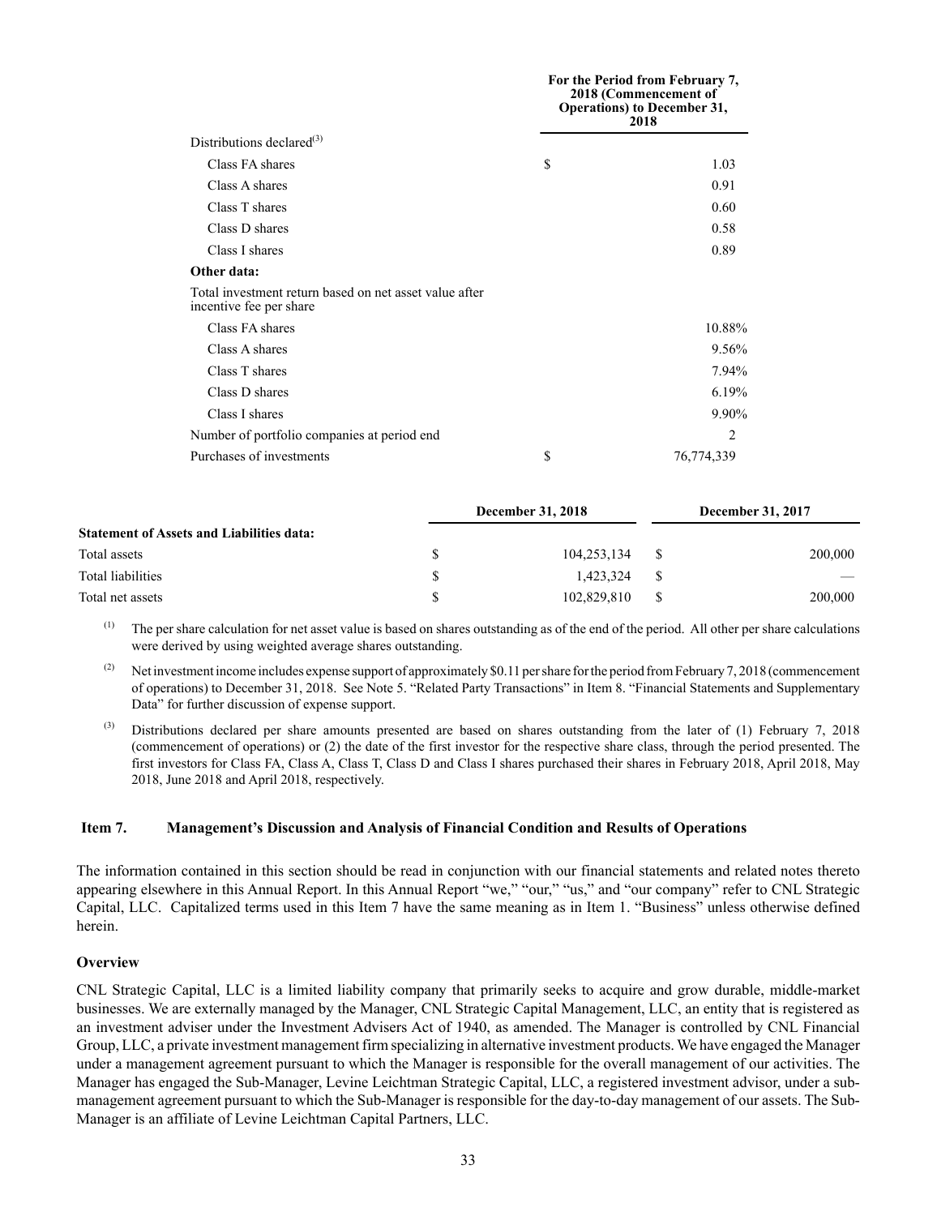| | For the Period from February 7, 2018 (Commencement of Operations) to December 31, 2018 |
|---|---|
| Distributions declared[3] | |
| Class FA shares | $ 1.03 |
| Class A shares | 0.91 |
| Class T shares | 0.60 |
| Class D shares | 0.58 |
| Class I shares | 0.89 |
| **Other data:** | |
| Total investment return based on net asset value after incentive fee per share | |
| Class FA shares | 10.88% |
| Class A shares | 9.56% |
| Class T shares | 7.94% |
| Class D shares | 6.19% |
| Class I shares | 9.90% |
| Number of portfolio companies at period end | 2 |
| Purchases of investments | $ 76,774,339 |

| | December 31, 2018 | December 31, 2017 |
|---|---|---|
| **Statement of Assets and Liabilities data:** | | |
| Total assets | $ 104,253,134 | $ 200,000 |
| Total liabilities | $ 1,423,324 | $ — |
| Total net assets | $ 102,829,810 | $ 200,000 |

(1) The per share calculation for net asset value is based on shares outstanding as of the end of the period. All other per share calculations were derived by using weighted average shares outstanding.

(2) Net investment income includes expense support of approximately $0.11 per share for the period from February 7, 2018 (commencement of operations) to December 31, 2018. See Note 5. "Related Party Transactions" in Item 8. "Financial Statements and Supplementary Data" for further discussion of expense support.

(3) Distributions declared per share amounts presented are based on shares outstanding from the later of (1) February 7, 2018 (commencement of operations) or (2) the date of the first investor for the respective share class, through the period presented. The first investors for Class FA, Class A, Class T, Class D and Class I shares purchased their shares in February 2018, April 2018, May 2018, June 2018 and April 2018, respectively.

## Item 7. Management's Discussion and Analysis of Financial Condition and Results of Operations

The information contained in this section should be read in conjunction with our financial statements and related notes thereto appearing elsewhere in this Annual Report. In this Annual Report "we," "our," "us," and "our company" refer to CNL Strategic Capital, LLC. Capitalized terms used in this Item 7 have the same meaning as in Item 1. "Business" unless otherwise defined herein.

### Overview

CNL Strategic Capital, LLC is a limited liability company that primarily seeks to acquire and grow durable, middle-market businesses. We are externally managed by the Manager, CNL Strategic Capital Management, LLC, an entity that is registered as an investment adviser under the Investment Advisers Act of 1940, as amended. The Manager is controlled by CNL Financial Group, LLC, a private investment management firm specializing in alternative investment products. We have engaged the Manager under a management agreement pursuant to which the Manager is responsible for the overall management of our activities. The Manager has engaged the Sub-Manager, Levine Leichtman Strategic Capital, LLC, a registered investment advisor, under a sub-management agreement pursuant to which the Sub-Manager is responsible for the day-to-day management of our assets. The Sub-Manager is an affiliate of Levine Leichtman Capital Partners, LLC.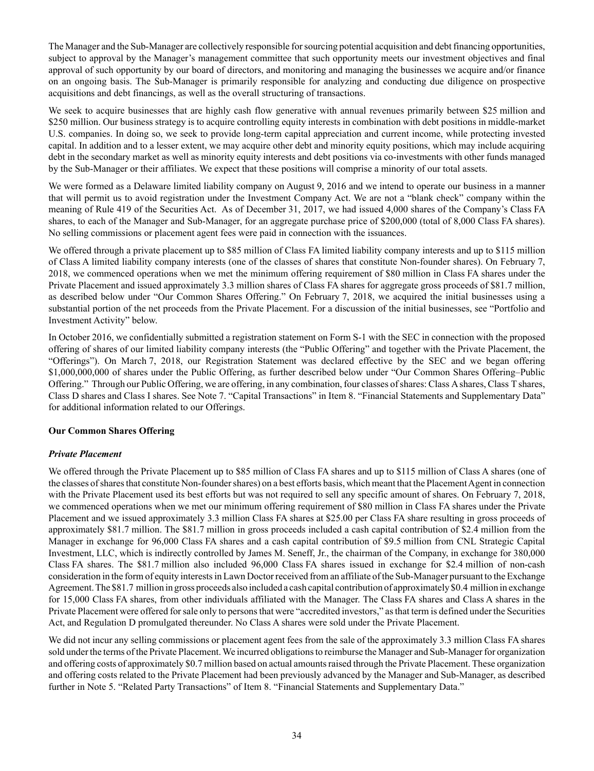The Manager and the Sub-Manager are collectively responsible for sourcing potential acquisition and debt financing opportunities, subject to approval by the Manager's management committee that such opportunity meets our investment objectives and final approval of such opportunity by our board of directors, and monitoring and managing the businesses we acquire and/or finance on an ongoing basis. The Sub-Manager is primarily responsible for analyzing and conducting due diligence on prospective acquisitions and debt financings, as well as the overall structuring of transactions.

We seek to acquire businesses that are highly cash flow generative with annual revenues primarily between $25 million and $250 million. Our business strategy is to acquire controlling equity interests in combination with debt positions in middle-market U.S. companies. In doing so, we seek to provide long-term capital appreciation and current income, while protecting invested capital. In addition and to a lesser extent, we may acquire other debt and minority equity positions, which may include acquiring debt in the secondary market as well as minority equity interests and debt positions via co-investments with other funds managed by the Sub-Manager or their affiliates. We expect that these positions will comprise a minority of our total assets.

We were formed as a Delaware limited liability company on August 9, 2016 and we intend to operate our business in a manner that will permit us to avoid registration under the Investment Company Act. We are not a "blank check" company within the meaning of Rule 419 of the Securities Act. As of December 31, 2017, we had issued 4,000 shares of the Company's Class FA shares, to each of the Manager and Sub-Manager, for an aggregate purchase price of $200,000 (total of 8,000 Class FA shares). No selling commissions or placement agent fees were paid in connection with the issuances.

We offered through a private placement up to $85 million of Class FA limited liability company interests and up to $115 million of Class A limited liability company interests (one of the classes of shares that constitute Non-founder shares). On February 7, 2018, we commenced operations when we met the minimum offering requirement of $80 million in Class FA shares under the Private Placement and issued approximately 3.3 million shares of Class FA shares for aggregate gross proceeds of $81.7 million, as described below under "Our Common Shares Offering." On February 7, 2018, we acquired the initial businesses using a substantial portion of the net proceeds from the Private Placement. For a discussion of the initial businesses, see "Portfolio and Investment Activity" below.

In October 2016, we confidentially submitted a registration statement on Form S-1 with the SEC in connection with the proposed offering of shares of our limited liability company interests (the "Public Offering" and together with the Private Placement, the "Offerings"). On March 7, 2018, our Registration Statement was declared effective by the SEC and we began offering $1,000,000,000 of shares under the Public Offering, as further described below under "Our Common Shares Offering–Public Offering." Through our Public Offering, we are offering, in any combination, four classes of shares: Class A shares, Class T shares, Class D shares and Class I shares. See Note 7. "Capital Transactions" in Item 8. "Financial Statements and Supplementary Data" for additional information related to our Offerings.

**Our Common Shares Offering**

***Private Placement***

We offered through the Private Placement up to $85 million of Class FA shares and up to $115 million of Class A shares (one of the classes of shares that constitute Non-founder shares) on a best efforts basis, which meant that the Placement Agent in connection with the Private Placement used its best efforts but was not required to sell any specific amount of shares. On February 7, 2018, we commenced operations when we met our minimum offering requirement of $80 million in Class FA shares under the Private Placement and we issued approximately 3.3 million Class FA shares at $25.00 per Class FA share resulting in gross proceeds of approximately $81.7 million. The $81.7 million in gross proceeds included a cash capital contribution of $2.4 million from the Manager in exchange for 96,000 Class FA shares and a cash capital contribution of $9.5 million from CNL Strategic Capital Investment, LLC, which is indirectly controlled by James M. Seneff, Jr., the chairman of the Company, in exchange for 380,000 Class FA shares. The $81.7 million also included 96,000 Class FA shares issued in exchange for $2.4 million of non-cash consideration in the form of equity interests in Lawn Doctor received from an affiliate of the Sub-Manager pursuant to the Exchange Agreement. The $81.7 million in gross proceeds also included a cash capital contribution of approximately $0.4 million in exchange for 15,000 Class FA shares, from other individuals affiliated with the Manager. The Class FA shares and Class A shares in the Private Placement were offered for sale only to persons that were "accredited investors," as that term is defined under the Securities Act, and Regulation D promulgated thereunder. No Class A shares were sold under the Private Placement.

We did not incur any selling commissions or placement agent fees from the sale of the approximately 3.3 million Class FA shares sold under the terms of the Private Placement. We incurred obligations to reimburse the Manager and Sub-Manager for organization and offering costs of approximately $0.7 million based on actual amounts raised through the Private Placement. These organization and offering costs related to the Private Placement had been previously advanced by the Manager and Sub-Manager, as described further in Note 5. "Related Party Transactions" of Item 8. "Financial Statements and Supplementary Data."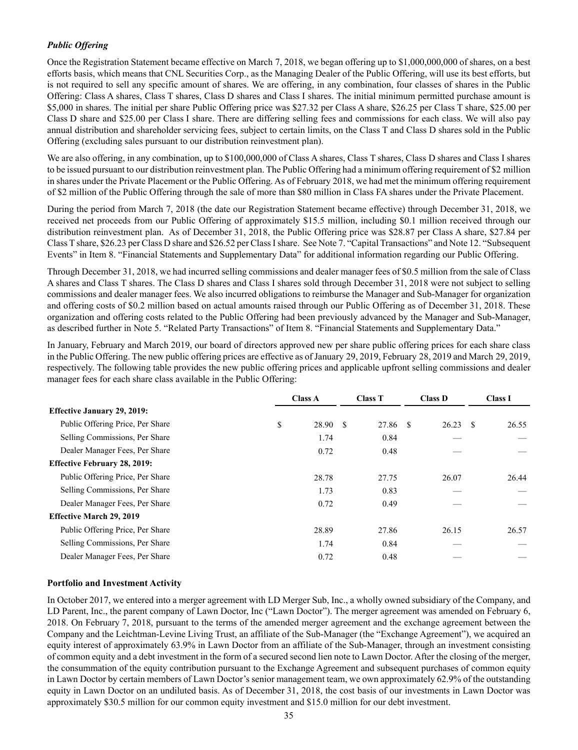### *Public Offering*

Once the Registration Statement became effective on March 7, 2018, we began offering up to $1,000,000,000 of shares, on a best efforts basis, which means that CNL Securities Corp., as the Managing Dealer of the Public Offering, will use its best efforts, but is not required to sell any specific amount of shares. We are offering, in any combination, four classes of shares in the Public Offering: Class A shares, Class T shares, Class D shares and Class I shares. The initial minimum permitted purchase amount is $5,000 in shares. The initial per share Public Offering price was $27.32 per Class A share, $26.25 per Class T share, $25.00 per Class D share and $25.00 per Class I share. There are differing selling fees and commissions for each class. We will also pay annual distribution and shareholder servicing fees, subject to certain limits, on the Class T and Class D shares sold in the Public Offering (excluding sales pursuant to our distribution reinvestment plan).

We are also offering, in any combination, up to $100,000,000 of Class A shares, Class T shares, Class D shares and Class I shares to be issued pursuant to our distribution reinvestment plan. The Public Offering had a minimum offering requirement of $2 million in shares under the Private Placement or the Public Offering. As of February 2018, we had met the minimum offering requirement of $2 million of the Public Offering through the sale of more than $80 million in Class FA shares under the Private Placement.

During the period from March 7, 2018 (the date our Registration Statement became effective) through December 31, 2018, we received net proceeds from our Public Offering of approximately $15.5 million, including $0.1 million received through our distribution reinvestment plan. As of December 31, 2018, the Public Offering price was $28.87 per Class A share, $27.84 per Class T share, $26.23 per Class D share and $26.52 per Class I share. See Note 7. "Capital Transactions" and Note 12. "Subsequent Events" in Item 8. "Financial Statements and Supplementary Data" for additional information regarding our Public Offering.

Through December 31, 2018, we had incurred selling commissions and dealer manager fees of $0.5 million from the sale of Class A shares and Class T shares. The Class D shares and Class I shares sold through December 31, 2018 were not subject to selling commissions and dealer manager fees. We also incurred obligations to reimburse the Manager and Sub-Manager for organization and offering costs of $0.2 million based on actual amounts raised through our Public Offering as of December 31, 2018. These organization and offering costs related to the Public Offering had been previously advanced by the Manager and Sub-Manager, as described further in Note 5. "Related Party Transactions" of Item 8. "Financial Statements and Supplementary Data."

In January, February and March 2019, our board of directors approved new per share public offering prices for each share class in the Public Offering. The new public offering prices are effective as of January 29, 2019, February 28, 2019 and March 29, 2019, respectively. The following table provides the new public offering prices and applicable upfront selling commissions and dealer manager fees for each share class available in the Public Offering:

| | Class A | Class T | Class D | Class I |
|---|---|---|---|---|
| **Effective January 29, 2019:** | | | | |
| Public Offering Price, Per Share | $ 28.90 | $ 27.86 | $ 26.23 | $ 26.55 |
| Selling Commissions, Per Share | 1.74 | 0.84 | — | — |
| Dealer Manager Fees, Per Share | 0.72 | 0.48 | — | — |
| **Effective February 28, 2019:** | | | | |
| Public Offering Price, Per Share | 28.78 | 27.75 | 26.07 | 26.44 |
| Selling Commissions, Per Share | 1.73 | 0.83 | — | — |
| Dealer Manager Fees, Per Share | 0.72 | 0.49 | — | — |
| **Effective March 29, 2019** | | | | |
| Public Offering Price, Per Share | 28.89 | 27.86 | 26.15 | 26.57 |
| Selling Commissions, Per Share | 1.74 | 0.84 | — | — |
| Dealer Manager Fees, Per Share | 0.72 | 0.48 | — | — |

### Portfolio and Investment Activity

In October 2017, we entered into a merger agreement with LD Merger Sub, Inc., a wholly owned subsidiary of the Company, and LD Parent, Inc., the parent company of Lawn Doctor, Inc ("Lawn Doctor"). The merger agreement was amended on February 6, 2018. On February 7, 2018, pursuant to the terms of the amended merger agreement and the exchange agreement between the Company and the Leichtman-Levine Living Trust, an affiliate of the Sub-Manager (the "Exchange Agreement"), we acquired an equity interest of approximately 63.9% in Lawn Doctor from an affiliate of the Sub-Manager, through an investment consisting of common equity and a debt investment in the form of a secured second lien note to Lawn Doctor. After the closing of the merger, the consummation of the equity contribution pursuant to the Exchange Agreement and subsequent purchases of common equity in Lawn Doctor by certain members of Lawn Doctor's senior management team, we own approximately 62.9% of the outstanding equity in Lawn Doctor on an undiluted basis. As of December 31, 2018, the cost basis of our investments in Lawn Doctor was approximately $30.5 million for our common equity investment and $15.0 million for our debt investment.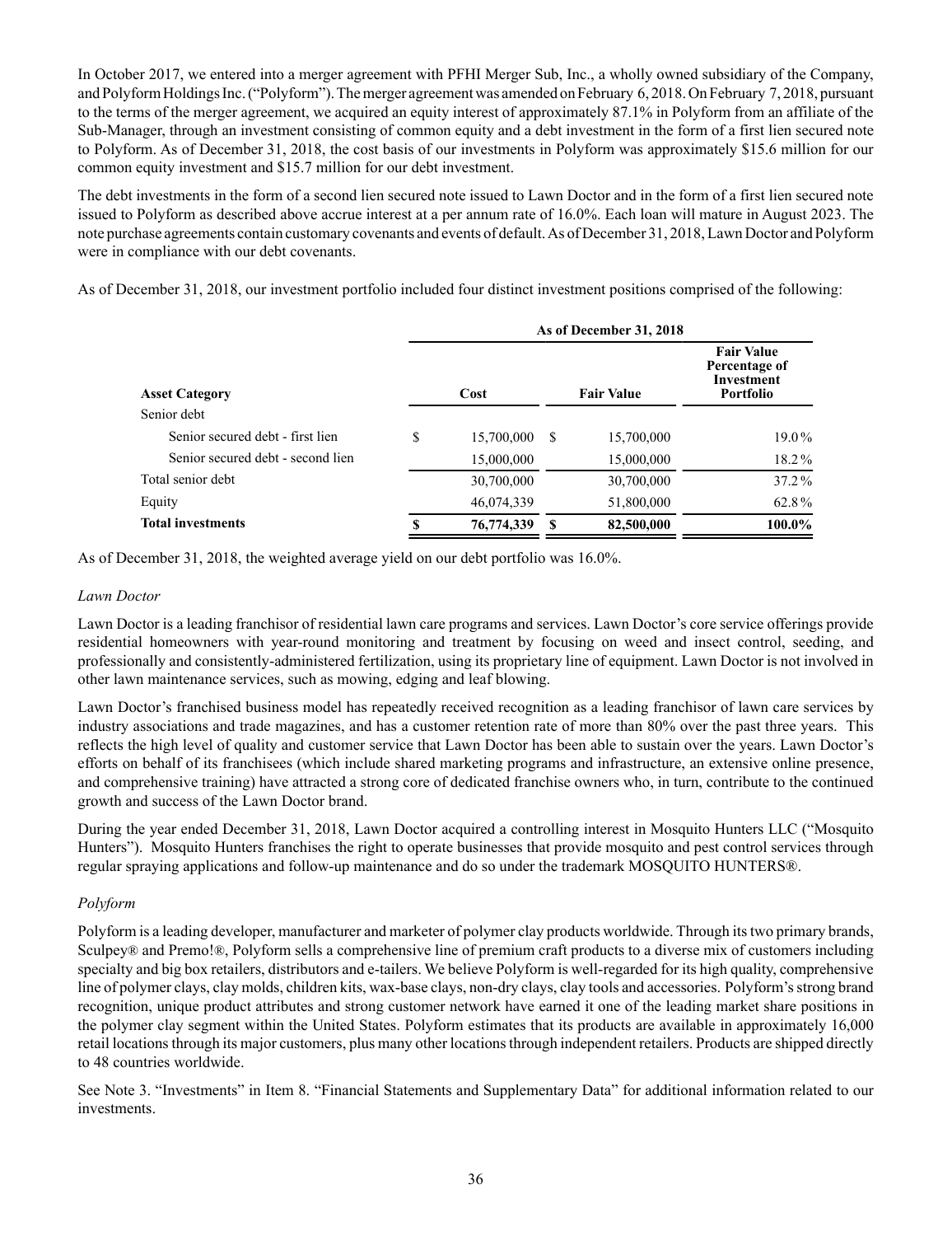In October 2017, we entered into a merger agreement with PFHI Merger Sub, Inc., a wholly owned subsidiary of the Company, and Polyform Holdings Inc. ("Polyform"). The merger agreement was amended on February 6, 2018. On February 7, 2018, pursuant to the terms of the merger agreement, we acquired an equity interest of approximately 87.1% in Polyform from an affiliate of the Sub-Manager, through an investment consisting of common equity and a debt investment in the form of a first lien secured note to Polyform. As of December 31, 2018, the cost basis of our investments in Polyform was approximately $15.6 million for our common equity investment and $15.7 million for our debt investment.

The debt investments in the form of a second lien secured note issued to Lawn Doctor and in the form of a first lien secured note issued to Polyform as described above accrue interest at a per annum rate of 16.0%. Each loan will mature in August 2023. The note purchase agreements contain customary covenants and events of default. As of December 31, 2018, Lawn Doctor and Polyform were in compliance with our debt covenants.

As of December 31, 2018, our investment portfolio included four distinct investment positions comprised of the following:

| | As of December 31, 2018 | | |
|---|---|---|---|
| **Asset Category** | **Cost** | **Fair Value** | **Fair Value Percentage of Investment Portfolio** |
| Senior debt | | | |
| Senior secured debt - first lien | $ 15,700,000 | $ 15,700,000 | 19.0% |
| Senior secured debt - second lien | 15,000,000 | 15,000,000 | 18.2% |
| Total senior debt | 30,700,000 | 30,700,000 | 37.2% |
| Equity | 46,074,339 | 51,800,000 | 62.8% |
| **Total investments** | **$ 76,774,339** | **$ 82,500,000** | **100.0%** |

As of December 31, 2018, the weighted average yield on our debt portfolio was 16.0%.

*Lawn Doctor*

Lawn Doctor is a leading franchisor of residential lawn care programs and services. Lawn Doctor's core service offerings provide residential homeowners with year-round monitoring and treatment by focusing on weed and insect control, seeding, and professionally and consistently-administered fertilization, using its proprietary line of equipment. Lawn Doctor is not involved in other lawn maintenance services, such as mowing, edging and leaf blowing.

Lawn Doctor's franchised business model has repeatedly received recognition as a leading franchisor of lawn care services by industry associations and trade magazines, and has a customer retention rate of more than 80% over the past three years. This reflects the high level of quality and customer service that Lawn Doctor has been able to sustain over the years. Lawn Doctor's efforts on behalf of its franchisees (which include shared marketing programs and infrastructure, an extensive online presence, and comprehensive training) have attracted a strong core of dedicated franchise owners who, in turn, contribute to the continued growth and success of the Lawn Doctor brand.

During the year ended December 31, 2018, Lawn Doctor acquired a controlling interest in Mosquito Hunters LLC ("Mosquito Hunters"). Mosquito Hunters franchises the right to operate businesses that provide mosquito and pest control services through regular spraying applications and follow-up maintenance and do so under the trademark MOSQUITO HUNTERS®.

*Polyform*

Polyform is a leading developer, manufacturer and marketer of polymer clay products worldwide. Through its two primary brands, Sculpey® and Premo!®, Polyform sells a comprehensive line of premium craft products to a diverse mix of customers including specialty and big box retailers, distributors and e-tailers. We believe Polyform is well-regarded for its high quality, comprehensive line of polymer clays, clay molds, children kits, wax-base clays, non-dry clays, clay tools and accessories. Polyform's strong brand recognition, unique product attributes and strong customer network have earned it one of the leading market share positions in the polymer clay segment within the United States. Polyform estimates that its products are available in approximately 16,000 retail locations through its major customers, plus many other locations through independent retailers. Products are shipped directly to 48 countries worldwide.

See Note 3. "Investments" in Item 8. "Financial Statements and Supplementary Data" for additional information related to our investments.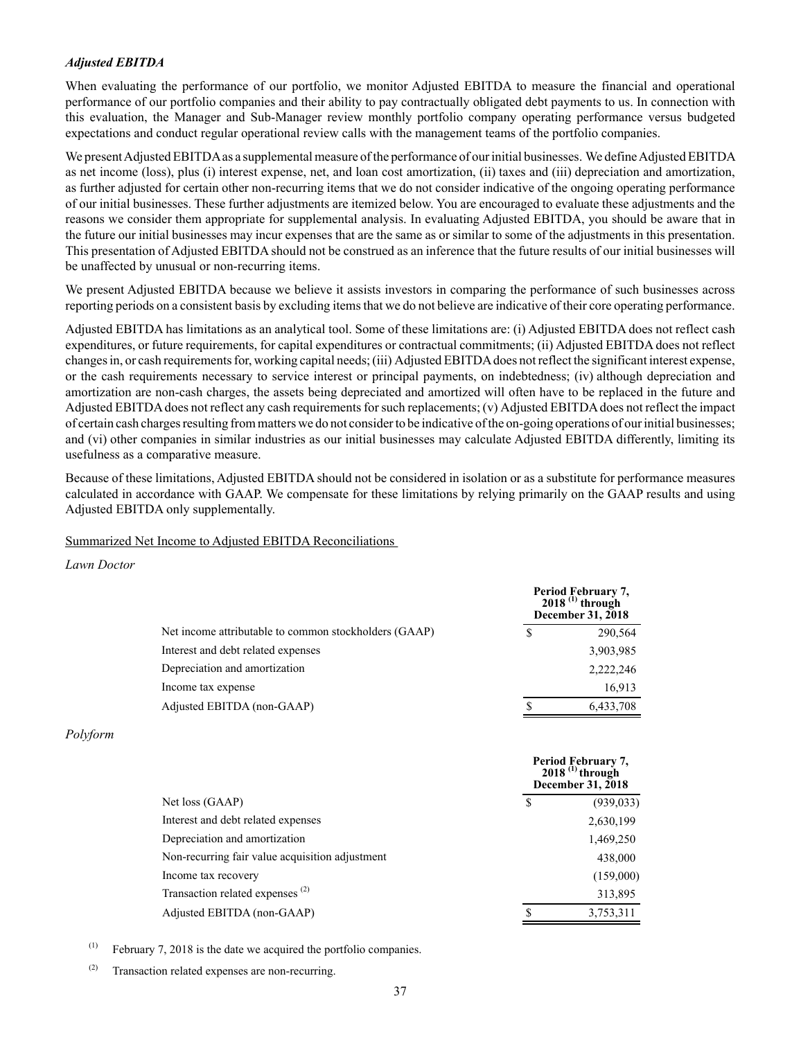### *Adjusted EBITDA*

When evaluating the performance of our portfolio, we monitor Adjusted EBITDA to measure the financial and operational performance of our portfolio companies and their ability to pay contractually obligated debt payments to us. In connection with this evaluation, the Manager and Sub-Manager review monthly portfolio company operating performance versus budgeted expectations and conduct regular operational review calls with the management teams of the portfolio companies.

We present Adjusted EBITDA as a supplemental measure of the performance of our initial businesses. We define Adjusted EBITDA as net income (loss), plus (i) interest expense, net, and loan cost amortization, (ii) taxes and (iii) depreciation and amortization, as further adjusted for certain other non-recurring items that we do not consider indicative of the ongoing operating performance of our initial businesses. These further adjustments are itemized below. You are encouraged to evaluate these adjustments and the reasons we consider them appropriate for supplemental analysis. In evaluating Adjusted EBITDA, you should be aware that in the future our initial businesses may incur expenses that are the same as or similar to some of the adjustments in this presentation. This presentation of Adjusted EBITDA should not be construed as an inference that the future results of our initial businesses will be unaffected by unusual or non-recurring items.

We present Adjusted EBITDA because we believe it assists investors in comparing the performance of such businesses across reporting periods on a consistent basis by excluding items that we do not believe are indicative of their core operating performance.

Adjusted EBITDA has limitations as an analytical tool. Some of these limitations are: (i) Adjusted EBITDA does not reflect cash expenditures, or future requirements, for capital expenditures or contractual commitments; (ii) Adjusted EBITDA does not reflect changes in, or cash requirements for, working capital needs; (iii) Adjusted EBITDA does not reflect the significant interest expense, or the cash requirements necessary to service interest or principal payments, on indebtedness; (iv) although depreciation and amortization are non-cash charges, the assets being depreciated and amortized will often have to be replaced in the future and Adjusted EBITDA does not reflect any cash requirements for such replacements; (v) Adjusted EBITDA does not reflect the impact of certain cash charges resulting from matters we do not consider to be indicative of the on-going operations of our initial businesses; and (vi) other companies in similar industries as our initial businesses may calculate Adjusted EBITDA differently, limiting its usefulness as a comparative measure.

Because of these limitations, Adjusted EBITDA should not be considered in isolation or as a substitute for performance measures calculated in accordance with GAAP. We compensate for these limitations by relying primarily on the GAAP results and using Adjusted EBITDA only supplementally.

Summarized Net Income to Adjusted EBITDA Reconciliations

*Lawn Doctor*

| | Period February 7, 2018 [(1)] through December 31, 2018 |
|---|---|
| Net income attributable to common stockholders (GAAP) | $ 290,564 |
| Interest and debt related expenses | 3,903,985 |
| Depreciation and amortization | 2,222,246 |
| Income tax expense | 16,913 |
| Adjusted EBITDA (non-GAAP) | $ 6,433,708 |

*Polyform*

| | Period February 7, 2018 [(1)] through December 31, 2018 |
|---|---|
| Net loss (GAAP) | $ (939,033) |
| Interest and debt related expenses | 2,630,199 |
| Depreciation and amortization | 1,469,250 |
| Non-recurring fair value acquisition adjustment | 438,000 |
| Income tax recovery | (159,000) |
| Transaction related expenses [(2)] | 313,895 |
| Adjusted EBITDA (non-GAAP) | $ 3,753,311 |

(1) February 7, 2018 is the date we acquired the portfolio companies.

(2) Transaction related expenses are non-recurring.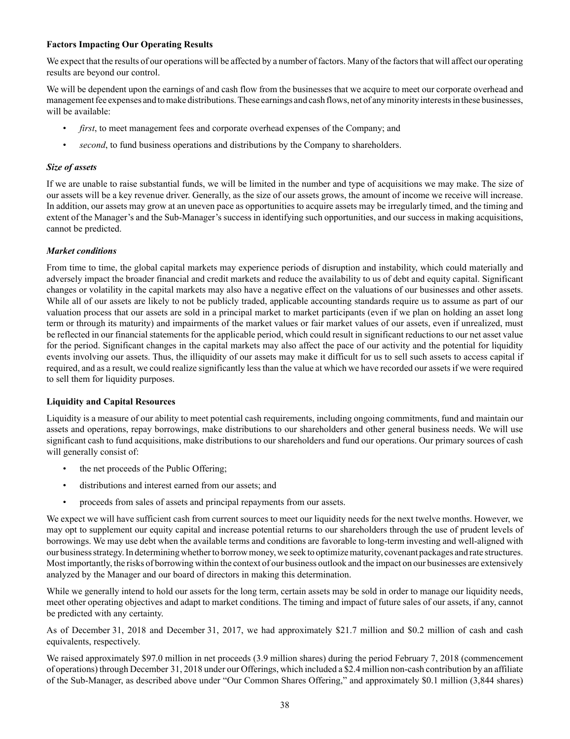**Factors Impacting Our Operating Results**

We expect that the results of our operations will be affected by a number of factors. Many of the factors that will affect our operating results are beyond our control.

We will be dependent upon the earnings of and cash flow from the businesses that we acquire to meet our corporate overhead and management fee expenses and to make distributions. These earnings and cash flows, net of any minority interests in these businesses, will be available:

- *first*, to meet management fees and corporate overhead expenses of the Company; and
- *second*, to fund business operations and distributions by the Company to shareholders.

***Size of assets***

If we are unable to raise substantial funds, we will be limited in the number and type of acquisitions we may make. The size of our assets will be a key revenue driver. Generally, as the size of our assets grows, the amount of income we receive will increase. In addition, our assets may grow at an uneven pace as opportunities to acquire assets may be irregularly timed, and the timing and extent of the Manager's and the Sub-Manager's success in identifying such opportunities, and our success in making acquisitions, cannot be predicted.

***Market conditions***

From time to time, the global capital markets may experience periods of disruption and instability, which could materially and adversely impact the broader financial and credit markets and reduce the availability to us of debt and equity capital. Significant changes or volatility in the capital markets may also have a negative effect on the valuations of our businesses and other assets. While all of our assets are likely to not be publicly traded, applicable accounting standards require us to assume as part of our valuation process that our assets are sold in a principal market to market participants (even if we plan on holding an asset long term or through its maturity) and impairments of the market values or fair market values of our assets, even if unrealized, must be reflected in our financial statements for the applicable period, which could result in significant reductions to our net asset value for the period. Significant changes in the capital markets may also affect the pace of our activity and the potential for liquidity events involving our assets. Thus, the illiquidity of our assets may make it difficult for us to sell such assets to access capital if required, and as a result, we could realize significantly less than the value at which we have recorded our assets if we were required to sell them for liquidity purposes.

**Liquidity and Capital Resources**

Liquidity is a measure of our ability to meet potential cash requirements, including ongoing commitments, fund and maintain our assets and operations, repay borrowings, make distributions to our shareholders and other general business needs. We will use significant cash to fund acquisitions, make distributions to our shareholders and fund our operations. Our primary sources of cash will generally consist of:

- the net proceeds of the Public Offering;
- distributions and interest earned from our assets; and
- proceeds from sales of assets and principal repayments from our assets.

We expect we will have sufficient cash from current sources to meet our liquidity needs for the next twelve months. However, we may opt to supplement our equity capital and increase potential returns to our shareholders through the use of prudent levels of borrowings. We may use debt when the available terms and conditions are favorable to long-term investing and well-aligned with our business strategy. In determining whether to borrow money, we seek to optimize maturity, covenant packages and rate structures. Most importantly, the risks of borrowing within the context of our business outlook and the impact on our businesses are extensively analyzed by the Manager and our board of directors in making this determination.

While we generally intend to hold our assets for the long term, certain assets may be sold in order to manage our liquidity needs, meet other operating objectives and adapt to market conditions. The timing and impact of future sales of our assets, if any, cannot be predicted with any certainty.

As of December 31, 2018 and December 31, 2017, we had approximately \$21.7 million and \$0.2 million of cash and cash equivalents, respectively.

We raised approximately \$97.0 million in net proceeds (3.9 million shares) during the period February 7, 2018 (commencement of operations) through December 31, 2018 under our Offerings, which included a \$2.4 million non-cash contribution by an affiliate of the Sub-Manager, as described above under "Our Common Shares Offering," and approximately \$0.1 million (3,844 shares)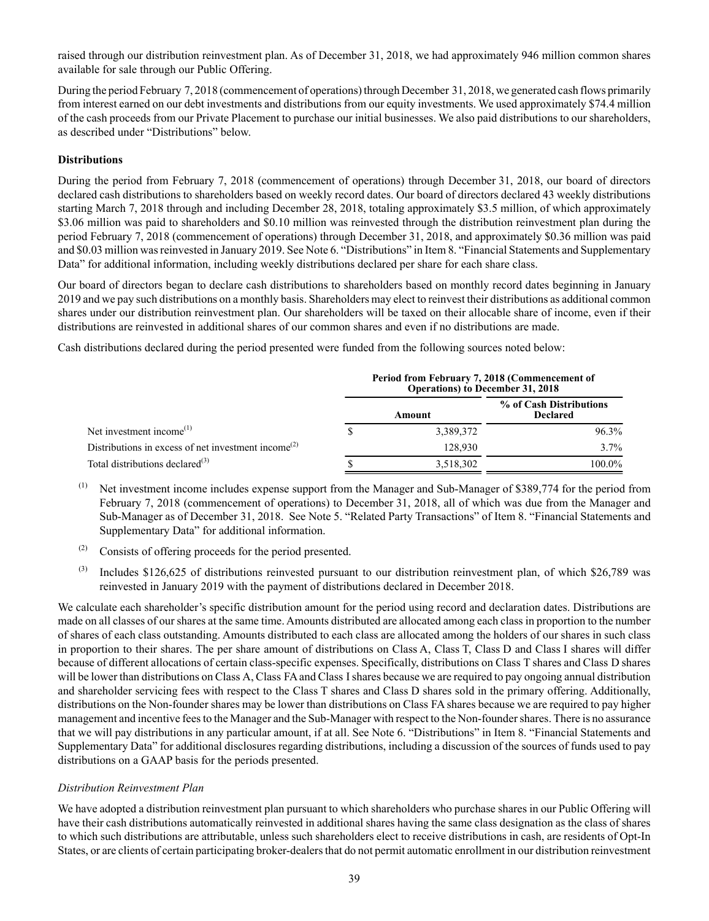raised through our distribution reinvestment plan. As of December 31, 2018, we had approximately 946 million common shares available for sale through our Public Offering.

During the period February 7, 2018 (commencement of operations) through December 31, 2018, we generated cash flows primarily from interest earned on our debt investments and distributions from our equity investments. We used approximately $74.4 million of the cash proceeds from our Private Placement to purchase our initial businesses. We also paid distributions to our shareholders, as described under "Distributions" below.

**Distributions**

During the period from February 7, 2018 (commencement of operations) through December 31, 2018, our board of directors declared cash distributions to shareholders based on weekly record dates. Our board of directors declared 43 weekly distributions starting March 7, 2018 through and including December 28, 2018, totaling approximately $3.5 million, of which approximately $3.06 million was paid to shareholders and $0.10 million was reinvested through the distribution reinvestment plan during the period February 7, 2018 (commencement of operations) through December 31, 2018, and approximately $0.36 million was paid and $0.03 million was reinvested in January 2019. See Note 6. "Distributions" in Item 8. "Financial Statements and Supplementary Data" for additional information, including weekly distributions declared per share for each share class.

Our board of directors began to declare cash distributions to shareholders based on monthly record dates beginning in January 2019 and we pay such distributions on a monthly basis. Shareholders may elect to reinvest their distributions as additional common shares under our distribution reinvestment plan. Our shareholders will be taxed on their allocable share of income, even if their distributions are reinvested in additional shares of our common shares and even if no distributions are made.

Cash distributions declared during the period presented were funded from the following sources noted below:

| | Period from February 7, 2018 (Commencement of Operations) to December 31, 2018 | |
|---|---|---|
| | Amount | % of Cash Distributions Declared |
| Net investment income[(1)] | $ 3,389,372 | 96.3% |
| Distributions in excess of net investment income[(2)] | 128,930 | 3.7% |
| Total distributions declared[(3)] | $ 3,518,302 | 100.0% |

(1) Net investment income includes expense support from the Manager and Sub-Manager of $389,774 for the period from February 7, 2018 (commencement of operations) to December 31, 2018, all of which was due from the Manager and Sub-Manager as of December 31, 2018. See Note 5. "Related Party Transactions" of Item 8. "Financial Statements and Supplementary Data" for additional information.

(2) Consists of offering proceeds for the period presented.

(3) Includes $126,625 of distributions reinvested pursuant to our distribution reinvestment plan, of which $26,789 was reinvested in January 2019 with the payment of distributions declared in December 2018.

We calculate each shareholder's specific distribution amount for the period using record and declaration dates. Distributions are made on all classes of our shares at the same time. Amounts distributed are allocated among each class in proportion to the number of shares of each class outstanding. Amounts distributed to each class are allocated among the holders of our shares in such class in proportion to their shares. The per share amount of distributions on Class A, Class T, Class D and Class I shares will differ because of different allocations of certain class-specific expenses. Specifically, distributions on Class T shares and Class D shares will be lower than distributions on Class A, Class FA and Class I shares because we are required to pay ongoing annual distribution and shareholder servicing fees with respect to the Class T shares and Class D shares sold in the primary offering. Additionally, distributions on the Non-founder shares may be lower than distributions on Class FA shares because we are required to pay higher management and incentive fees to the Manager and the Sub-Manager with respect to the Non-founder shares. There is no assurance that we will pay distributions in any particular amount, if at all. See Note 6. "Distributions" in Item 8. "Financial Statements and Supplementary Data" for additional disclosures regarding distributions, including a discussion of the sources of funds used to pay distributions on a GAAP basis for the periods presented.

*Distribution Reinvestment Plan*

We have adopted a distribution reinvestment plan pursuant to which shareholders who purchase shares in our Public Offering will have their cash distributions automatically reinvested in additional shares having the same class designation as the class of shares to which such distributions are attributable, unless such shareholders elect to receive distributions in cash, are residents of Opt-In States, or are clients of certain participating broker-dealers that do not permit automatic enrollment in our distribution reinvestment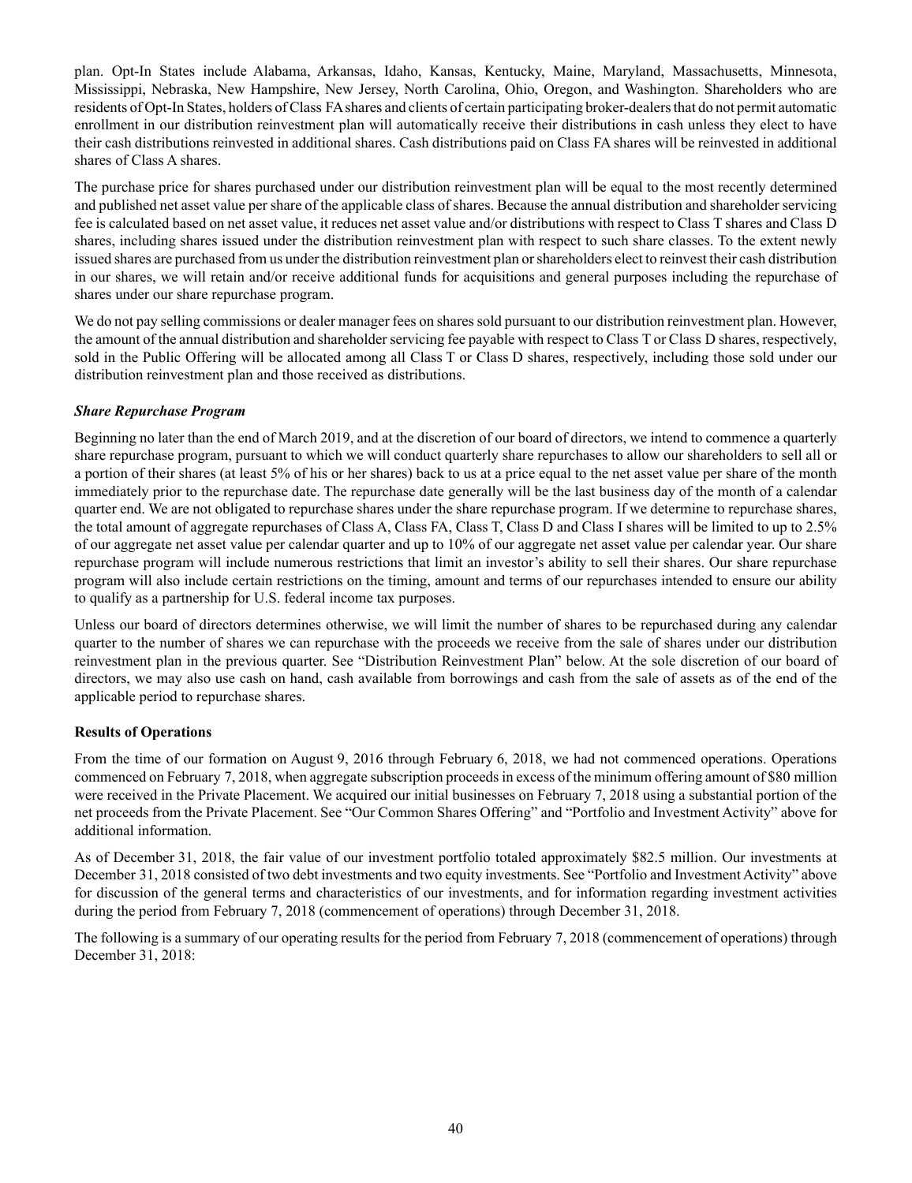plan. Opt-In States include Alabama, Arkansas, Idaho, Kansas, Kentucky, Maine, Maryland, Massachusetts, Minnesota, Mississippi, Nebraska, New Hampshire, New Jersey, North Carolina, Ohio, Oregon, and Washington. Shareholders who are residents of Opt-In States, holders of Class FA shares and clients of certain participating broker-dealers that do not permit automatic enrollment in our distribution reinvestment plan will automatically receive their distributions in cash unless they elect to have their cash distributions reinvested in additional shares. Cash distributions paid on Class FA shares will be reinvested in additional shares of Class A shares.

The purchase price for shares purchased under our distribution reinvestment plan will be equal to the most recently determined and published net asset value per share of the applicable class of shares. Because the annual distribution and shareholder servicing fee is calculated based on net asset value, it reduces net asset value and/or distributions with respect to Class T shares and Class D shares, including shares issued under the distribution reinvestment plan with respect to such share classes. To the extent newly issued shares are purchased from us under the distribution reinvestment plan or shareholders elect to reinvest their cash distribution in our shares, we will retain and/or receive additional funds for acquisitions and general purposes including the repurchase of shares under our share repurchase program.

We do not pay selling commissions or dealer manager fees on shares sold pursuant to our distribution reinvestment plan. However, the amount of the annual distribution and shareholder servicing fee payable with respect to Class T or Class D shares, respectively, sold in the Public Offering will be allocated among all Class T or Class D shares, respectively, including those sold under our distribution reinvestment plan and those received as distributions.

***Share Repurchase Program***

Beginning no later than the end of March 2019, and at the discretion of our board of directors, we intend to commence a quarterly share repurchase program, pursuant to which we will conduct quarterly share repurchases to allow our shareholders to sell all or a portion of their shares (at least 5% of his or her shares) back to us at a price equal to the net asset value per share of the month immediately prior to the repurchase date. The repurchase date generally will be the last business day of the month of a calendar quarter end. We are not obligated to repurchase shares under the share repurchase program. If we determine to repurchase shares, the total amount of aggregate repurchases of Class A, Class FA, Class T, Class D and Class I shares will be limited to up to 2.5% of our aggregate net asset value per calendar quarter and up to 10% of our aggregate net asset value per calendar year. Our share repurchase program will include numerous restrictions that limit an investor's ability to sell their shares. Our share repurchase program will also include certain restrictions on the timing, amount and terms of our repurchases intended to ensure our ability to qualify as a partnership for U.S. federal income tax purposes.

Unless our board of directors determines otherwise, we will limit the number of shares to be repurchased during any calendar quarter to the number of shares we can repurchase with the proceeds we receive from the sale of shares under our distribution reinvestment plan in the previous quarter. See "Distribution Reinvestment Plan" below. At the sole discretion of our board of directors, we may also use cash on hand, cash available from borrowings and cash from the sale of assets as of the end of the applicable period to repurchase shares.

**Results of Operations**

From the time of our formation on August 9, 2016 through February 6, 2018, we had not commenced operations. Operations commenced on February 7, 2018, when aggregate subscription proceeds in excess of the minimum offering amount of $80 million were received in the Private Placement. We acquired our initial businesses on February 7, 2018 using a substantial portion of the net proceeds from the Private Placement. See "Our Common Shares Offering" and "Portfolio and Investment Activity" above for additional information.

As of December 31, 2018, the fair value of our investment portfolio totaled approximately $82.5 million. Our investments at December 31, 2018 consisted of two debt investments and two equity investments. See "Portfolio and Investment Activity" above for discussion of the general terms and characteristics of our investments, and for information regarding investment activities during the period from February 7, 2018 (commencement of operations) through December 31, 2018.

The following is a summary of our operating results for the period from February 7, 2018 (commencement of operations) through December 31, 2018: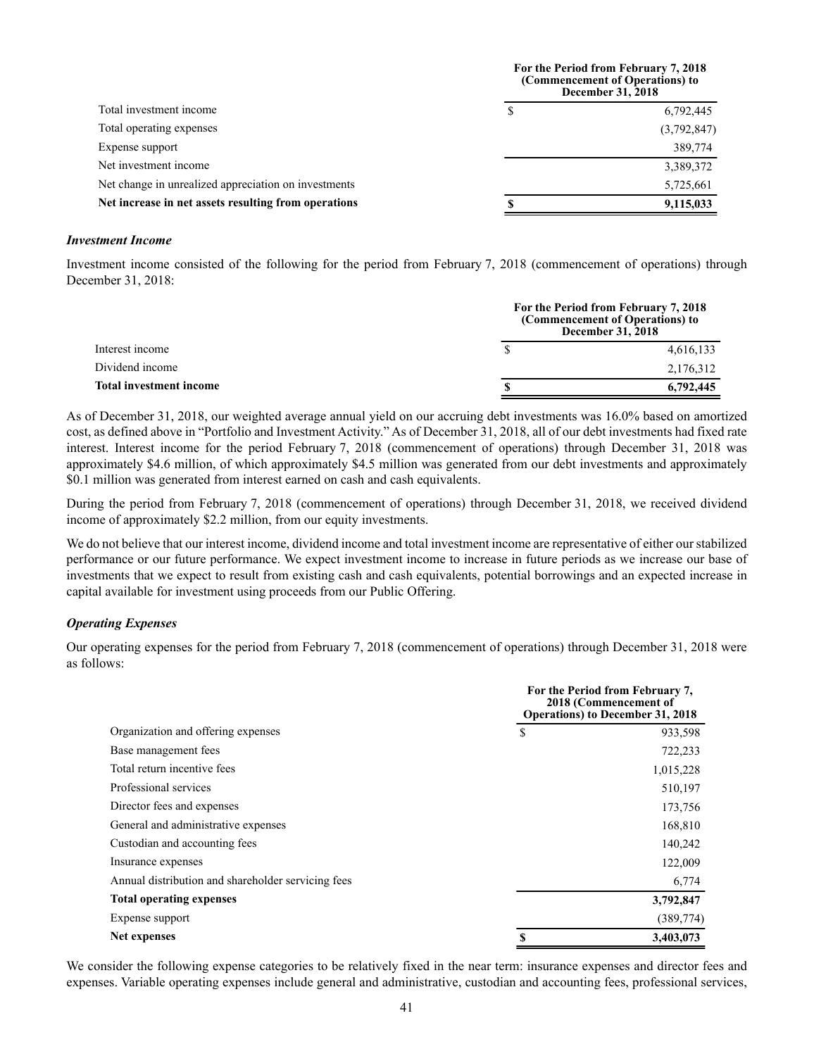| | For the Period from February 7, 2018 (Commencement of Operations) to December 31, 2018 |
|---|---|
| Total investment income | $ 6,792,445 |
| Total operating expenses | (3,792,847) |
| Expense support | 389,774 |
| Net investment income | 3,389,372 |
| Net change in unrealized appreciation on investments | 5,725,661 |
| **Net increase in net assets resulting from operations** | **$ 9,115,033** |

### *Investment Income*

Investment income consisted of the following for the period from February 7, 2018 (commencement of operations) through December 31, 2018:

| | For the Period from February 7, 2018 (Commencement of Operations) to December 31, 2018 |
|---|---|
| Interest income | $ 4,616,133 |
| Dividend income | 2,176,312 |
| **Total investment income** | **$ 6,792,445** |

As of December 31, 2018, our weighted average annual yield on our accruing debt investments was 16.0% based on amortized cost, as defined above in "Portfolio and Investment Activity." As of December 31, 2018, all of our debt investments had fixed rate interest. Interest income for the period February 7, 2018 (commencement of operations) through December 31, 2018 was approximately $4.6 million, of which approximately $4.5 million was generated from our debt investments and approximately $0.1 million was generated from interest earned on cash and cash equivalents.

During the period from February 7, 2018 (commencement of operations) through December 31, 2018, we received dividend income of approximately $2.2 million, from our equity investments.

We do not believe that our interest income, dividend income and total investment income are representative of either our stabilized performance or our future performance. We expect investment income to increase in future periods as we increase our base of investments that we expect to result from existing cash and cash equivalents, potential borrowings and an expected increase in capital available for investment using proceeds from our Public Offering.

### *Operating Expenses*

Our operating expenses for the period from February 7, 2018 (commencement of operations) through December 31, 2018 were as follows:

| | For the Period from February 7, 2018 (Commencement of Operations) to December 31, 2018 |
|---|---|
| Organization and offering expenses | $ 933,598 |
| Base management fees | 722,233 |
| Total return incentive fees | 1,015,228 |
| Professional services | 510,197 |
| Director fees and expenses | 173,756 |
| General and administrative expenses | 168,810 |
| Custodian and accounting fees | 140,242 |
| Insurance expenses | 122,009 |
| Annual distribution and shareholder servicing fees | 6,774 |
| **Total operating expenses** | **3,792,847** |
| Expense support | (389,774) |
| **Net expenses** | **$ 3,403,073** |

We consider the following expense categories to be relatively fixed in the near term: insurance expenses and director fees and expenses. Variable operating expenses include general and administrative, custodian and accounting fees, professional services,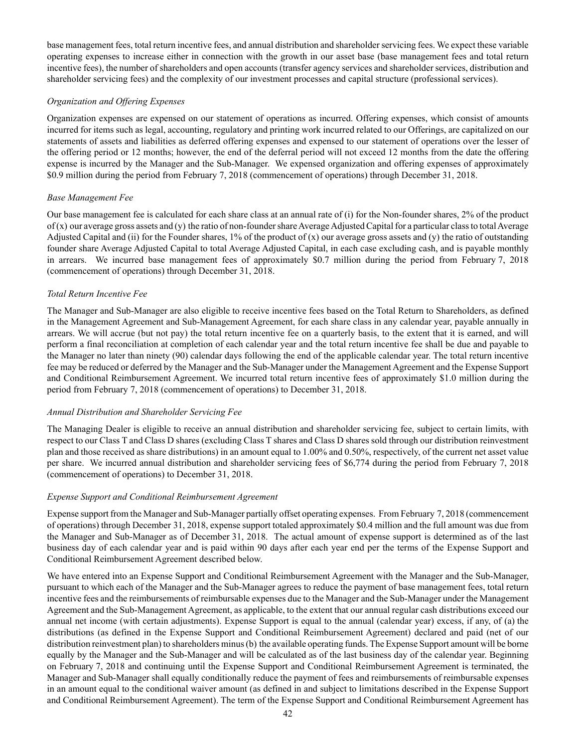base management fees, total return incentive fees, and annual distribution and shareholder servicing fees. We expect these variable operating expenses to increase either in connection with the growth in our asset base (base management fees and total return incentive fees), the number of shareholders and open accounts (transfer agency services and shareholder services, distribution and shareholder servicing fees) and the complexity of our investment processes and capital structure (professional services).

*Organization and Offering Expenses*

Organization expenses are expensed on our statement of operations as incurred. Offering expenses, which consist of amounts incurred for items such as legal, accounting, regulatory and printing work incurred related to our Offerings, are capitalized on our statements of assets and liabilities as deferred offering expenses and expensed to our statement of operations over the lesser of the offering period or 12 months; however, the end of the deferral period will not exceed 12 months from the date the offering expense is incurred by the Manager and the Sub-Manager. We expensed organization and offering expenses of approximately $0.9 million during the period from February 7, 2018 (commencement of operations) through December 31, 2018.

*Base Management Fee*

Our base management fee is calculated for each share class at an annual rate of (i) for the Non-founder shares, 2% of the product of (x) our average gross assets and (y) the ratio of non-founder share Average Adjusted Capital for a particular class to total Average Adjusted Capital and (ii) for the Founder shares, 1% of the product of (x) our average gross assets and (y) the ratio of outstanding founder share Average Adjusted Capital to total Average Adjusted Capital, in each case excluding cash, and is payable monthly in arrears. We incurred base management fees of approximately $0.7 million during the period from February 7, 2018 (commencement of operations) through December 31, 2018.

*Total Return Incentive Fee*

The Manager and Sub-Manager are also eligible to receive incentive fees based on the Total Return to Shareholders, as defined in the Management Agreement and Sub-Management Agreement, for each share class in any calendar year, payable annually in arrears. We will accrue (but not pay) the total return incentive fee on a quarterly basis, to the extent that it is earned, and will perform a final reconciliation at completion of each calendar year and the total return incentive fee shall be due and payable to the Manager no later than ninety (90) calendar days following the end of the applicable calendar year. The total return incentive fee may be reduced or deferred by the Manager and the Sub-Manager under the Management Agreement and the Expense Support and Conditional Reimbursement Agreement. We incurred total return incentive fees of approximately $1.0 million during the period from February 7, 2018 (commencement of operations) to December 31, 2018.

*Annual Distribution and Shareholder Servicing Fee*

The Managing Dealer is eligible to receive an annual distribution and shareholder servicing fee, subject to certain limits, with respect to our Class T and Class D shares (excluding Class T shares and Class D shares sold through our distribution reinvestment plan and those received as share distributions) in an amount equal to 1.00% and 0.50%, respectively, of the current net asset value per share. We incurred annual distribution and shareholder servicing fees of $6,774 during the period from February 7, 2018 (commencement of operations) to December 31, 2018.

*Expense Support and Conditional Reimbursement Agreement*

Expense support from the Manager and Sub-Manager partially offset operating expenses. From February 7, 2018 (commencement of operations) through December 31, 2018, expense support totaled approximately $0.4 million and the full amount was due from the Manager and Sub-Manager as of December 31, 2018. The actual amount of expense support is determined as of the last business day of each calendar year and is paid within 90 days after each year end per the terms of the Expense Support and Conditional Reimbursement Agreement described below.

We have entered into an Expense Support and Conditional Reimbursement Agreement with the Manager and the Sub-Manager, pursuant to which each of the Manager and the Sub-Manager agrees to reduce the payment of base management fees, total return incentive fees and the reimbursements of reimbursable expenses due to the Manager and the Sub-Manager under the Management Agreement and the Sub-Management Agreement, as applicable, to the extent that our annual regular cash distributions exceed our annual net income (with certain adjustments). Expense Support is equal to the annual (calendar year) excess, if any, of (a) the distributions (as defined in the Expense Support and Conditional Reimbursement Agreement) declared and paid (net of our distribution reinvestment plan) to shareholders minus (b) the available operating funds. The Expense Support amount will be borne equally by the Manager and the Sub-Manager and will be calculated as of the last business day of the calendar year. Beginning on February 7, 2018 and continuing until the Expense Support and Conditional Reimbursement Agreement is terminated, the Manager and Sub-Manager shall equally conditionally reduce the payment of fees and reimbursements of reimbursable expenses in an amount equal to the conditional waiver amount (as defined in and subject to limitations described in the Expense Support and Conditional Reimbursement Agreement). The term of the Expense Support and Conditional Reimbursement Agreement has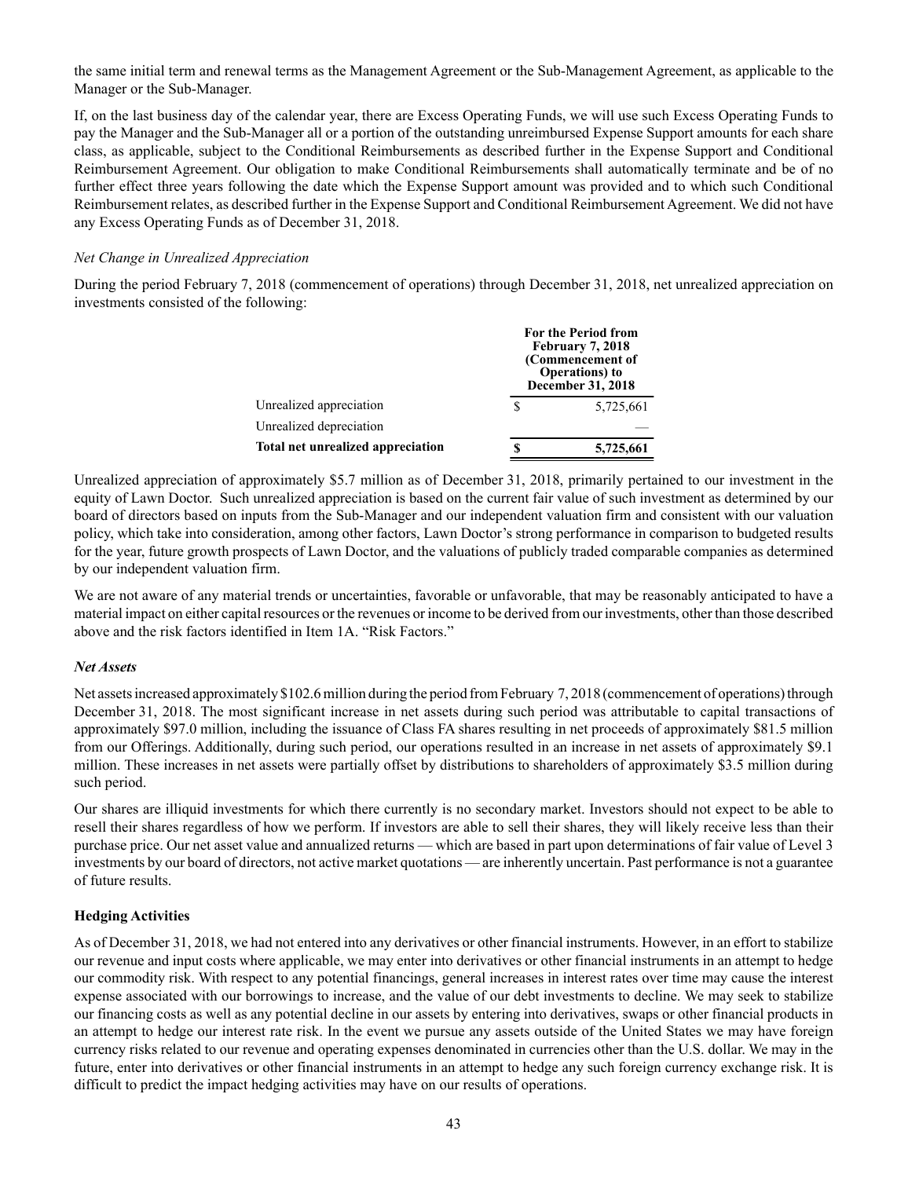the same initial term and renewal terms as the Management Agreement or the Sub-Management Agreement, as applicable to the Manager or the Sub-Manager.

If, on the last business day of the calendar year, there are Excess Operating Funds, we will use such Excess Operating Funds to pay the Manager and the Sub-Manager all or a portion of the outstanding unreimbursed Expense Support amounts for each share class, as applicable, subject to the Conditional Reimbursements as described further in the Expense Support and Conditional Reimbursement Agreement. Our obligation to make Conditional Reimbursements shall automatically terminate and be of no further effect three years following the date which the Expense Support amount was provided and to which such Conditional Reimbursement relates, as described further in the Expense Support and Conditional Reimbursement Agreement. We did not have any Excess Operating Funds as of December 31, 2018.

*Net Change in Unrealized Appreciation*

During the period February 7, 2018 (commencement of operations) through December 31, 2018, net unrealized appreciation on investments consisted of the following:

| | For the Period from February 7, 2018 (Commencement of Operations) to December 31, 2018 |
|---|---|
| Unrealized appreciation | $ 5,725,661 |
| Unrealized depreciation | — |
| **Total net unrealized appreciation** | **$ 5,725,661** |

Unrealized appreciation of approximately $5.7 million as of December 31, 2018, primarily pertained to our investment in the equity of Lawn Doctor. Such unrealized appreciation is based on the current fair value of such investment as determined by our board of directors based on inputs from the Sub-Manager and our independent valuation firm and consistent with our valuation policy, which take into consideration, among other factors, Lawn Doctor's strong performance in comparison to budgeted results for the year, future growth prospects of Lawn Doctor, and the valuations of publicly traded comparable companies as determined by our independent valuation firm.

We are not aware of any material trends or uncertainties, favorable or unfavorable, that may be reasonably anticipated to have a material impact on either capital resources or the revenues or income to be derived from our investments, other than those described above and the risk factors identified in Item 1A. "Risk Factors."

***Net Assets***

Net assets increased approximately $102.6 million during the period from February 7, 2018 (commencement of operations) through December 31, 2018. The most significant increase in net assets during such period was attributable to capital transactions of approximately $97.0 million, including the issuance of Class FA shares resulting in net proceeds of approximately $81.5 million from our Offerings. Additionally, during such period, our operations resulted in an increase in net assets of approximately $9.1 million. These increases in net assets were partially offset by distributions to shareholders of approximately $3.5 million during such period.

Our shares are illiquid investments for which there currently is no secondary market. Investors should not expect to be able to resell their shares regardless of how we perform. If investors are able to sell their shares, they will likely receive less than their purchase price. Our net asset value and annualized returns — which are based in part upon determinations of fair value of Level 3 investments by our board of directors, not active market quotations — are inherently uncertain. Past performance is not a guarantee of future results.

**Hedging Activities**

As of December 31, 2018, we had not entered into any derivatives or other financial instruments. However, in an effort to stabilize our revenue and input costs where applicable, we may enter into derivatives or other financial instruments in an attempt to hedge our commodity risk. With respect to any potential financings, general increases in interest rates over time may cause the interest expense associated with our borrowings to increase, and the value of our debt investments to decline. We may seek to stabilize our financing costs as well as any potential decline in our assets by entering into derivatives, swaps or other financial products in an attempt to hedge our interest rate risk. In the event we pursue any assets outside of the United States we may have foreign currency risks related to our revenue and operating expenses denominated in currencies other than the U.S. dollar. We may in the future, enter into derivatives or other financial instruments in an attempt to hedge any such foreign currency exchange risk. It is difficult to predict the impact hedging activities may have on our results of operations.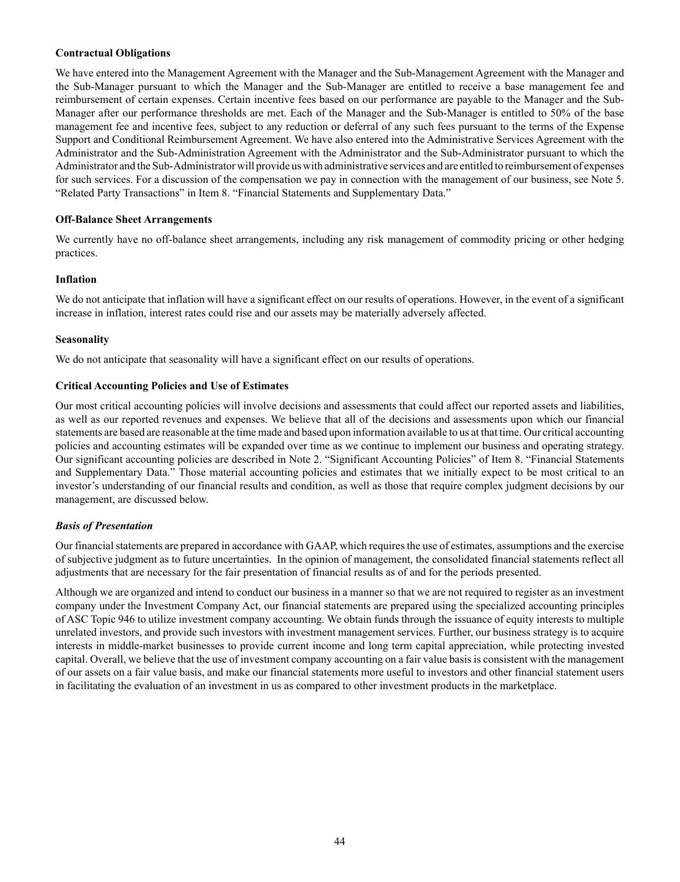**Contractual Obligations**

We have entered into the Management Agreement with the Manager and the Sub-Management Agreement with the Manager and the Sub-Manager pursuant to which the Manager and the Sub-Manager are entitled to receive a base management fee and reimbursement of certain expenses. Certain incentive fees based on our performance are payable to the Manager and the Sub-Manager after our performance thresholds are met. Each of the Manager and the Sub-Manager is entitled to 50% of the base management fee and incentive fees, subject to any reduction or deferral of any such fees pursuant to the terms of the Expense Support and Conditional Reimbursement Agreement. We have also entered into the Administrative Services Agreement with the Administrator and the Sub-Administration Agreement with the Administrator and the Sub-Administrator pursuant to which the Administrator and the Sub-Administrator will provide us with administrative services and are entitled to reimbursement of expenses for such services. For a discussion of the compensation we pay in connection with the management of our business, see Note 5. "Related Party Transactions" in Item 8. "Financial Statements and Supplementary Data."

**Off-Balance Sheet Arrangements**

We currently have no off-balance sheet arrangements, including any risk management of commodity pricing or other hedging practices.

**Inflation**

We do not anticipate that inflation will have a significant effect on our results of operations. However, in the event of a significant increase in inflation, interest rates could rise and our assets may be materially adversely affected.

**Seasonality**

We do not anticipate that seasonality will have a significant effect on our results of operations.

**Critical Accounting Policies and Use of Estimates**

Our most critical accounting policies will involve decisions and assessments that could affect our reported assets and liabilities, as well as our reported revenues and expenses. We believe that all of the decisions and assessments upon which our financial statements are based are reasonable at the time made and based upon information available to us at that time. Our critical accounting policies and accounting estimates will be expanded over time as we continue to implement our business and operating strategy. Our significant accounting policies are described in Note 2. "Significant Accounting Policies" of Item 8. "Financial Statements and Supplementary Data." Those material accounting policies and estimates that we initially expect to be most critical to an investor's understanding of our financial results and condition, as well as those that require complex judgment decisions by our management, are discussed below.

***Basis of Presentation***

Our financial statements are prepared in accordance with GAAP, which requires the use of estimates, assumptions and the exercise of subjective judgment as to future uncertainties. In the opinion of management, the consolidated financial statements reflect all adjustments that are necessary for the fair presentation of financial results as of and for the periods presented.

Although we are organized and intend to conduct our business in a manner so that we are not required to register as an investment company under the Investment Company Act, our financial statements are prepared using the specialized accounting principles of ASC Topic 946 to utilize investment company accounting. We obtain funds through the issuance of equity interests to multiple unrelated investors, and provide such investors with investment management services. Further, our business strategy is to acquire interests in middle-market businesses to provide current income and long term capital appreciation, while protecting invested capital. Overall, we believe that the use of investment company accounting on a fair value basis is consistent with the management of our assets on a fair value basis, and make our financial statements more useful to investors and other financial statement users in facilitating the evaluation of an investment in us as compared to other investment products in the marketplace.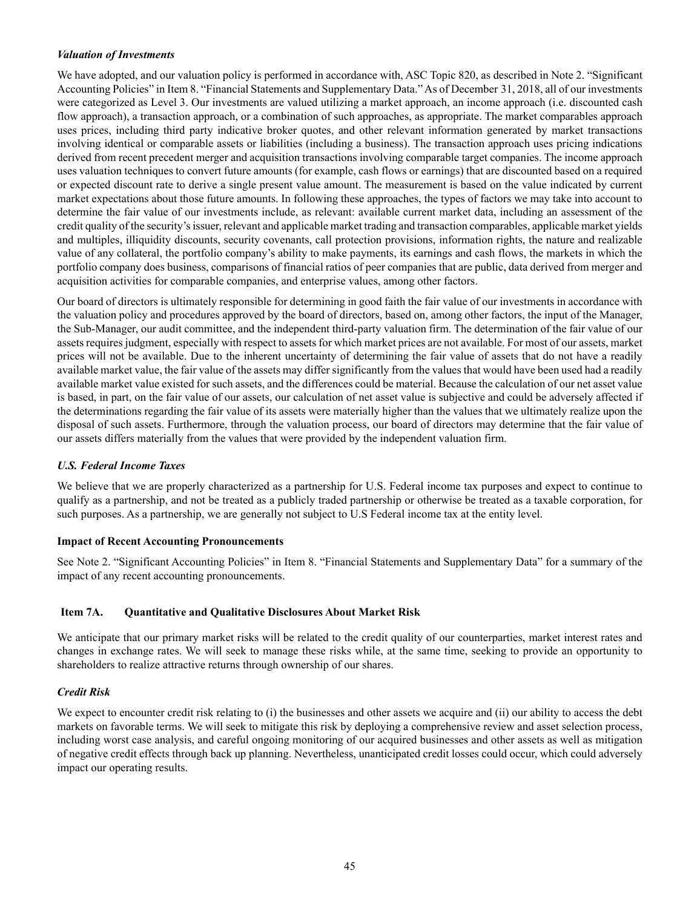*Valuation of Investments*

We have adopted, and our valuation policy is performed in accordance with, ASC Topic 820, as described in Note 2. "Significant Accounting Policies" in Item 8. "Financial Statements and Supplementary Data." As of December 31, 2018, all of our investments were categorized as Level 3. Our investments are valued utilizing a market approach, an income approach (i.e. discounted cash flow approach), a transaction approach, or a combination of such approaches, as appropriate. The market comparables approach uses prices, including third party indicative broker quotes, and other relevant information generated by market transactions involving identical or comparable assets or liabilities (including a business). The transaction approach uses pricing indications derived from recent precedent merger and acquisition transactions involving comparable target companies. The income approach uses valuation techniques to convert future amounts (for example, cash flows or earnings) that are discounted based on a required or expected discount rate to derive a single present value amount. The measurement is based on the value indicated by current market expectations about those future amounts. In following these approaches, the types of factors we may take into account to determine the fair value of our investments include, as relevant: available current market data, including an assessment of the credit quality of the security's issuer, relevant and applicable market trading and transaction comparables, applicable market yields and multiples, illiquidity discounts, security covenants, call protection provisions, information rights, the nature and realizable value of any collateral, the portfolio company's ability to make payments, its earnings and cash flows, the markets in which the portfolio company does business, comparisons of financial ratios of peer companies that are public, data derived from merger and acquisition activities for comparable companies, and enterprise values, among other factors.

Our board of directors is ultimately responsible for determining in good faith the fair value of our investments in accordance with the valuation policy and procedures approved by the board of directors, based on, among other factors, the input of the Manager, the Sub-Manager, our audit committee, and the independent third-party valuation firm. The determination of the fair value of our assets requires judgment, especially with respect to assets for which market prices are not available. For most of our assets, market prices will not be available. Due to the inherent uncertainty of determining the fair value of assets that do not have a readily available market value, the fair value of the assets may differ significantly from the values that would have been used had a readily available market value existed for such assets, and the differences could be material. Because the calculation of our net asset value is based, in part, on the fair value of our assets, our calculation of net asset value is subjective and could be adversely affected if the determinations regarding the fair value of its assets were materially higher than the values that we ultimately realize upon the disposal of such assets. Furthermore, through the valuation process, our board of directors may determine that the fair value of our assets differs materially from the values that were provided by the independent valuation firm.

*U.S. Federal Income Taxes*

We believe that we are properly characterized as a partnership for U.S. Federal income tax purposes and expect to continue to qualify as a partnership, and not be treated as a publicly traded partnership or otherwise be treated as a taxable corporation, for such purposes. As a partnership, we are generally not subject to U.S Federal income tax at the entity level.

**Impact of Recent Accounting Pronouncements**

See Note 2. "Significant Accounting Policies" in Item 8. "Financial Statements and Supplementary Data" for a summary of the impact of any recent accounting pronouncements.

## Item 7A. Quantitative and Qualitative Disclosures About Market Risk

We anticipate that our primary market risks will be related to the credit quality of our counterparties, market interest rates and changes in exchange rates. We will seek to manage these risks while, at the same time, seeking to provide an opportunity to shareholders to realize attractive returns through ownership of our shares.

*Credit Risk*

We expect to encounter credit risk relating to (i) the businesses and other assets we acquire and (ii) our ability to access the debt markets on favorable terms. We will seek to mitigate this risk by deploying a comprehensive review and asset selection process, including worst case analysis, and careful ongoing monitoring of our acquired businesses and other assets as well as mitigation of negative credit effects through back up planning. Nevertheless, unanticipated credit losses could occur, which could adversely impact our operating results.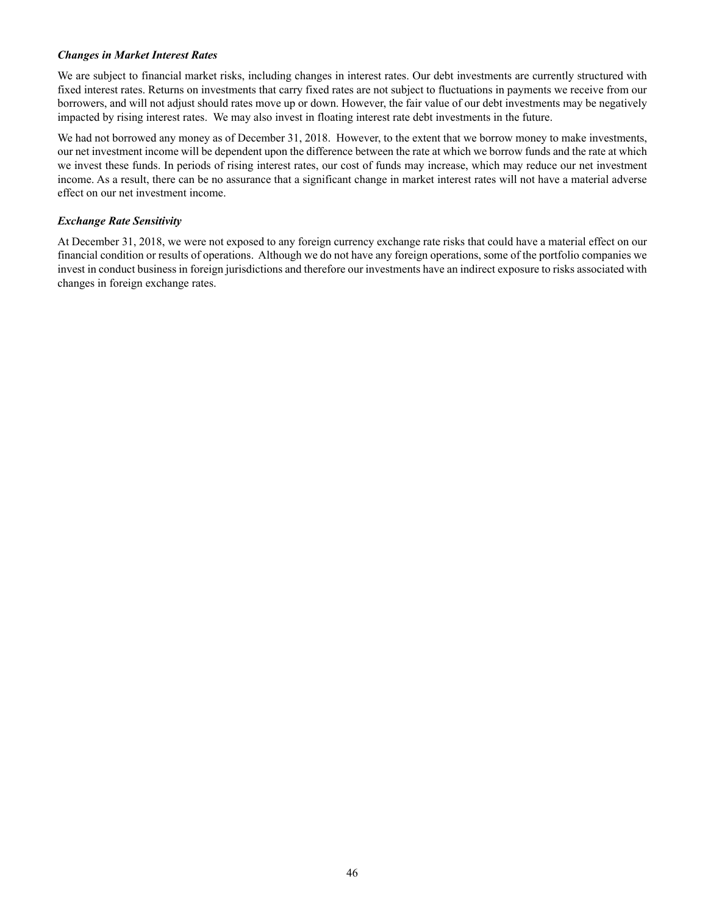***Changes in Market Interest Rates***

We are subject to financial market risks, including changes in interest rates. Our debt investments are currently structured with fixed interest rates. Returns on investments that carry fixed rates are not subject to fluctuations in payments we receive from our borrowers, and will not adjust should rates move up or down. However, the fair value of our debt investments may be negatively impacted by rising interest rates. We may also invest in floating interest rate debt investments in the future.

We had not borrowed any money as of December 31, 2018. However, to the extent that we borrow money to make investments, our net investment income will be dependent upon the difference between the rate at which we borrow funds and the rate at which we invest these funds. In periods of rising interest rates, our cost of funds may increase, which may reduce our net investment income. As a result, there can be no assurance that a significant change in market interest rates will not have a material adverse effect on our net investment income.

***Exchange Rate Sensitivity***

At December 31, 2018, we were not exposed to any foreign currency exchange rate risks that could have a material effect on our financial condition or results of operations. Although we do not have any foreign operations, some of the portfolio companies we invest in conduct business in foreign jurisdictions and therefore our investments have an indirect exposure to risks associated with changes in foreign exchange rates.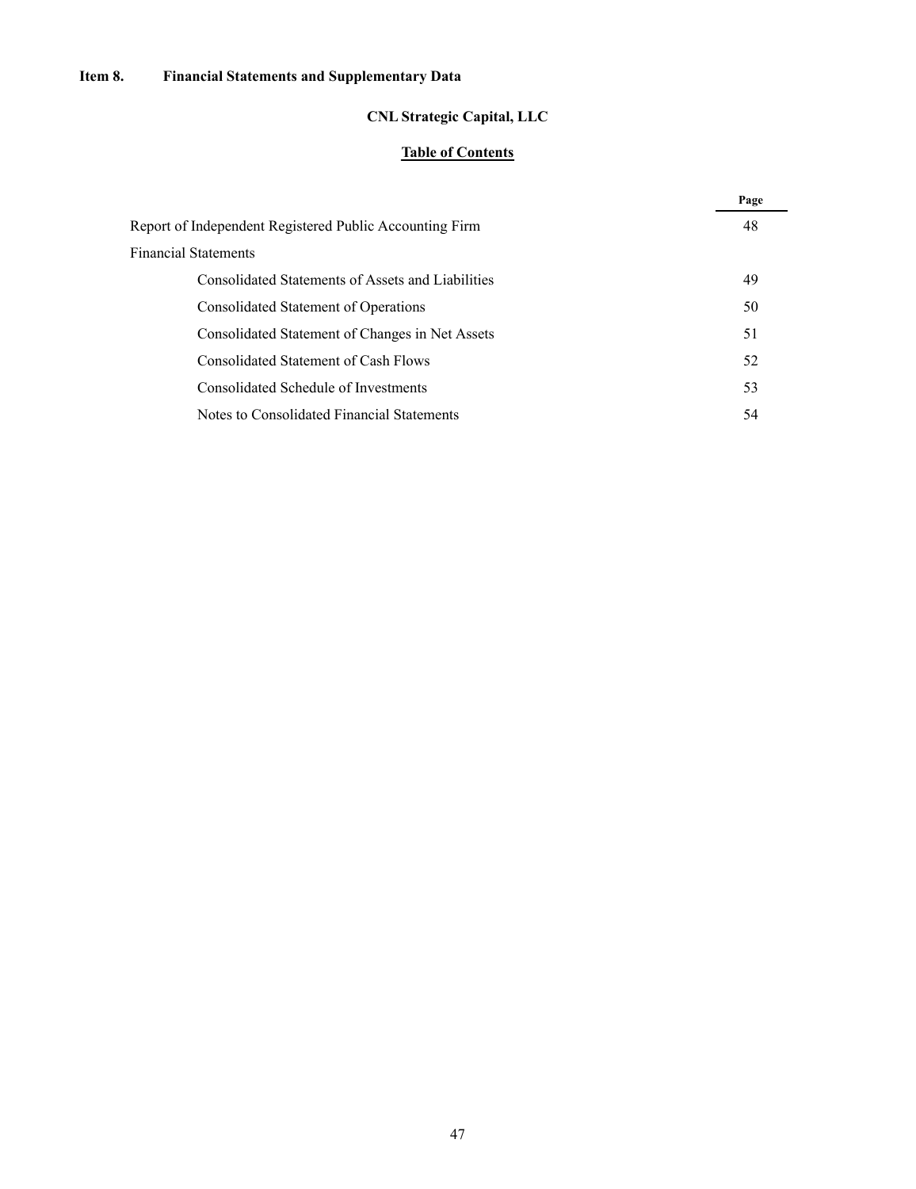# Item 8. Financial Statements and Supplementary Data

## CNL Strategic Capital, LLC

### Table of Contents

| | Page |
|---|---|
| Report of Independent Registered Public Accounting Firm | 48 |
| Financial Statements | |
| Consolidated Statements of Assets and Liabilities | 49 |
| Consolidated Statement of Operations | 50 |
| Consolidated Statement of Changes in Net Assets | 51 |
| Consolidated Statement of Cash Flows | 52 |
| Consolidated Schedule of Investments | 53 |
| Notes to Consolidated Financial Statements | 54 |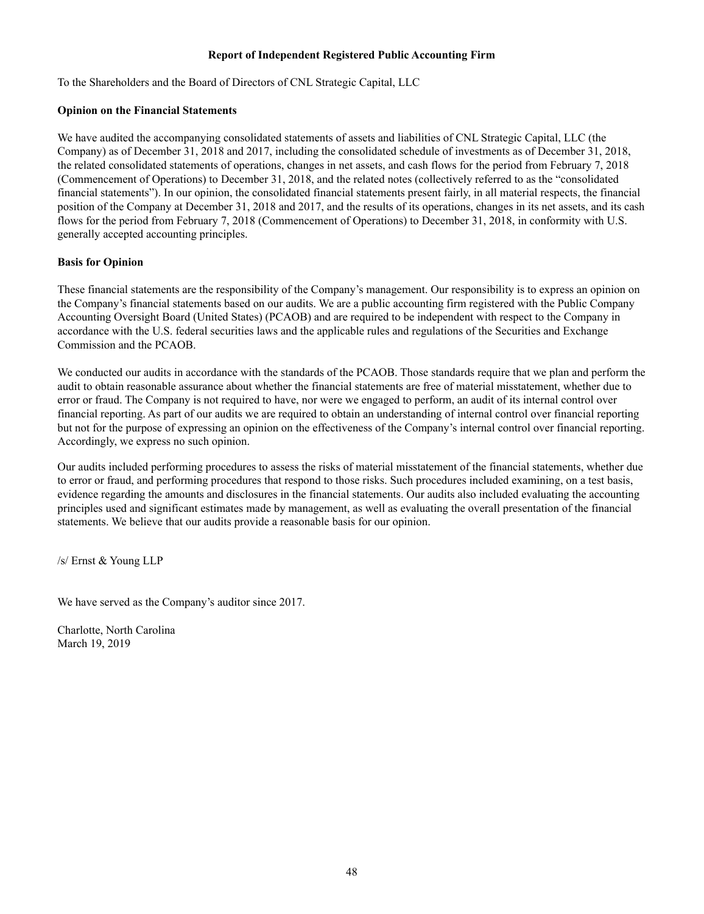# Report of Independent Registered Public Accounting Firm

To the Shareholders and the Board of Directors of CNL Strategic Capital, LLC

**Opinion on the Financial Statements**

We have audited the accompanying consolidated statements of assets and liabilities of CNL Strategic Capital, LLC (the Company) as of December 31, 2018 and 2017, including the consolidated schedule of investments as of December 31, 2018, the related consolidated statements of operations, changes in net assets, and cash flows for the period from February 7, 2018 (Commencement of Operations) to December 31, 2018, and the related notes (collectively referred to as the "consolidated financial statements"). In our opinion, the consolidated financial statements present fairly, in all material respects, the financial position of the Company at December 31, 2018 and 2017, and the results of its operations, changes in its net assets, and its cash flows for the period from February 7, 2018 (Commencement of Operations) to December 31, 2018, in conformity with U.S. generally accepted accounting principles.

**Basis for Opinion**

These financial statements are the responsibility of the Company's management. Our responsibility is to express an opinion on the Company's financial statements based on our audits. We are a public accounting firm registered with the Public Company Accounting Oversight Board (United States) (PCAOB) and are required to be independent with respect to the Company in accordance with the U.S. federal securities laws and the applicable rules and regulations of the Securities and Exchange Commission and the PCAOB.

We conducted our audits in accordance with the standards of the PCAOB. Those standards require that we plan and perform the audit to obtain reasonable assurance about whether the financial statements are free of material misstatement, whether due to error or fraud. The Company is not required to have, nor were we engaged to perform, an audit of its internal control over financial reporting. As part of our audits we are required to obtain an understanding of internal control over financial reporting but not for the purpose of expressing an opinion on the effectiveness of the Company's internal control over financial reporting. Accordingly, we express no such opinion.

Our audits included performing procedures to assess the risks of material misstatement of the financial statements, whether due to error or fraud, and performing procedures that respond to those risks. Such procedures included examining, on a test basis, evidence regarding the amounts and disclosures in the financial statements. Our audits also included evaluating the accounting principles used and significant estimates made by management, as well as evaluating the overall presentation of the financial statements. We believe that our audits provide a reasonable basis for our opinion.

/s/ Ernst & Young LLP

We have served as the Company's auditor since 2017.

Charlotte, North Carolina
March 19, 2019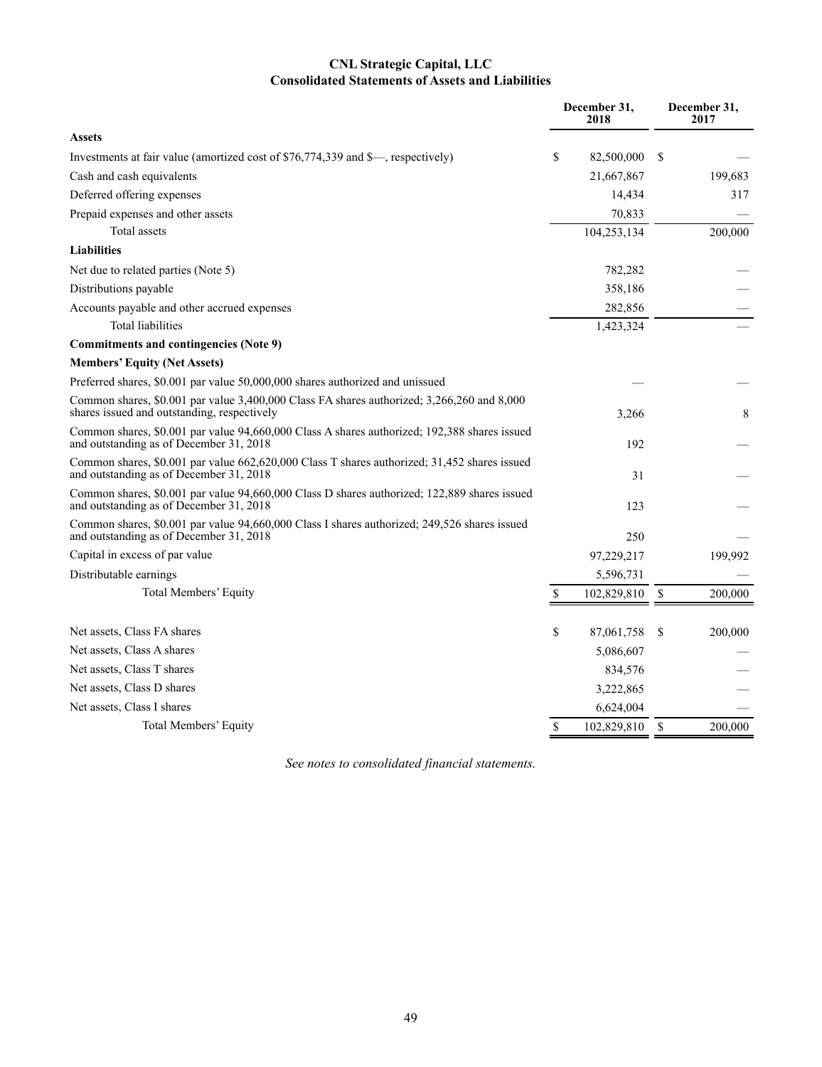# CNL Strategic Capital, LLC
## Consolidated Statements of Assets and Liabilities

| | December 31, 2018 | December 31, 2017 |
|---|---|---|
| **Assets** | | |
| Investments at fair value (amortized cost of $76,774,339 and $—, respectively) | $ 82,500,000 | $ — |
| Cash and cash equivalents | 21,667,867 | 199,683 |
| Deferred offering expenses | 14,434 | 317 |
| Prepaid expenses and other assets | 70,833 | — |
| Total assets | 104,253,134 | 200,000 |
| **Liabilities** | | |
| Net due to related parties (Note 5) | 782,282 | — |
| Distributions payable | 358,186 | — |
| Accounts payable and other accrued expenses | 282,856 | — |
| Total liabilities | 1,423,324 | — |
| **Commitments and contingencies (Note 9)** | | |
| **Members' Equity (Net Assets)** | | |
| Preferred shares, $0.001 par value 50,000,000 shares authorized and unissued | — | — |
| Common shares, $0.001 par value 3,400,000 Class FA shares authorized; 3,266,260 and 8,000 shares issued and outstanding, respectively | 3,266 | 8 |
| Common shares, $0.001 par value 94,660,000 Class A shares authorized; 192,388 shares issued and outstanding as of December 31, 2018 | 192 | — |
| Common shares, $0.001 par value 662,620,000 Class T shares authorized; 31,452 shares issued and outstanding as of December 31, 2018 | 31 | — |
| Common shares, $0.001 par value 94,660,000 Class D shares authorized; 122,889 shares issued and outstanding as of December 31, 2018 | 123 | — |
| Common shares, $0.001 par value 94,660,000 Class I shares authorized; 249,526 shares issued and outstanding as of December 31, 2018 | 250 | — |
| Capital in excess of par value | 97,229,217 | 199,992 |
| Distributable earnings | 5,596,731 | — |
| Total Members' Equity | $ 102,829,810 | $ 200,000 |
| | | |
| Net assets, Class FA shares | $ 87,061,758 | $ 200,000 |
| Net assets, Class A shares | 5,086,607 | — |
| Net assets, Class T shares | 834,576 | — |
| Net assets, Class D shares | 3,222,865 | — |
| Net assets, Class I shares | 6,624,004 | — |
| Total Members' Equity | $ 102,829,810 | $ 200,000 |

*See notes to consolidated financial statements.*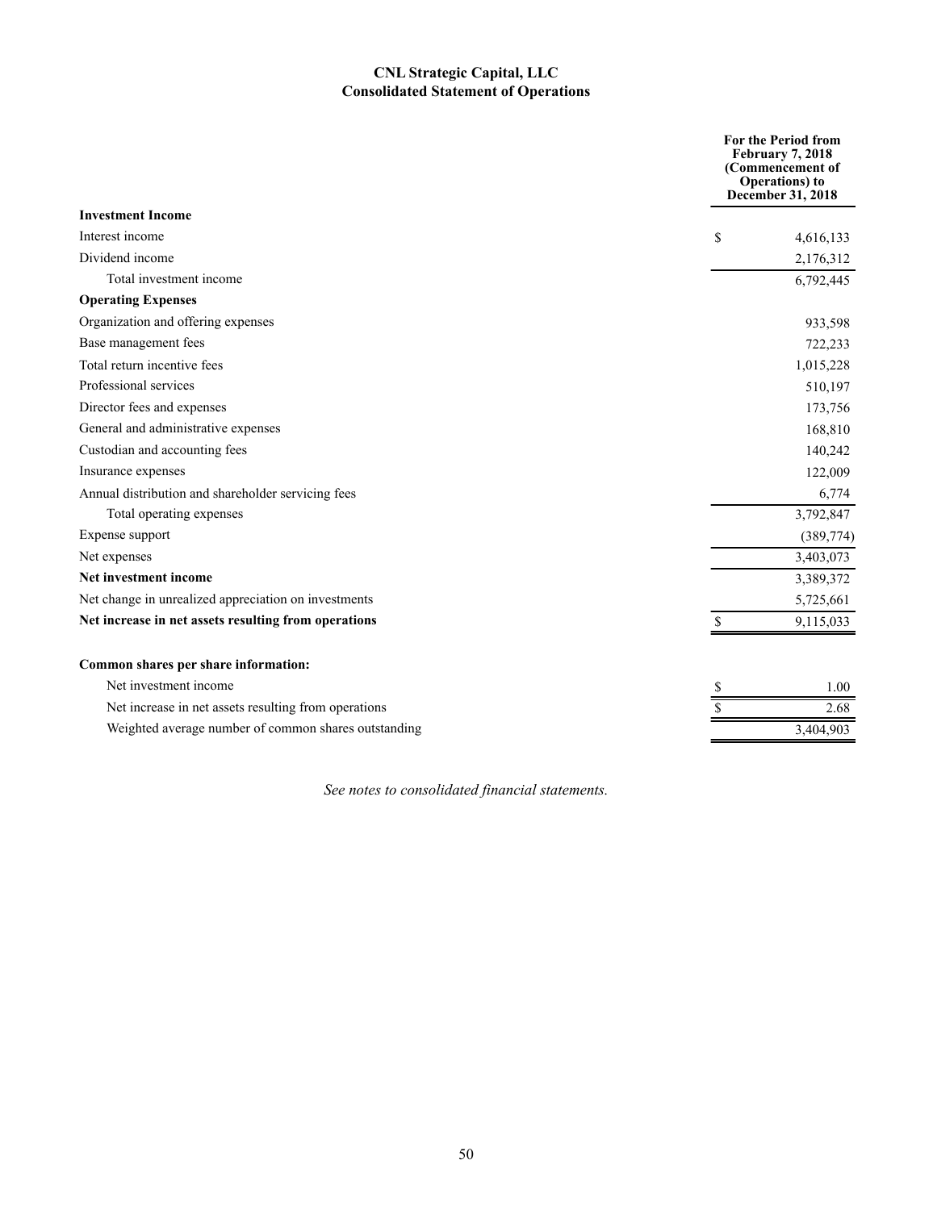**CNL Strategic Capital, LLC**
**Consolidated Statement of Operations**

| | For the Period from February 7, 2018 (Commencement of Operations) to December 31, 2018 |
|---|---|
| **Investment Income** | |
| Interest income | $ 4,616,133 |
| Dividend income | 2,176,312 |
| Total investment income | 6,792,445 |
| **Operating Expenses** | |
| Organization and offering expenses | 933,598 |
| Base management fees | 722,233 |
| Total return incentive fees | 1,015,228 |
| Professional services | 510,197 |
| Director fees and expenses | 173,756 |
| General and administrative expenses | 168,810 |
| Custodian and accounting fees | 140,242 |
| Insurance expenses | 122,009 |
| Annual distribution and shareholder servicing fees | 6,774 |
| Total operating expenses | 3,792,847 |
| Expense support | (389,774) |
| Net expenses | 3,403,073 |
| **Net investment income** | 3,389,372 |
| Net change in unrealized appreciation on investments | 5,725,661 |
| **Net increase in net assets resulting from operations** | $ 9,115,033 |
| | |
| **Common shares per share information:** | |
| Net investment income | $ 1.00 |
| Net increase in net assets resulting from operations | $ 2.68 |
| Weighted average number of common shares outstanding | 3,404,903 |

*See notes to consolidated financial statements.*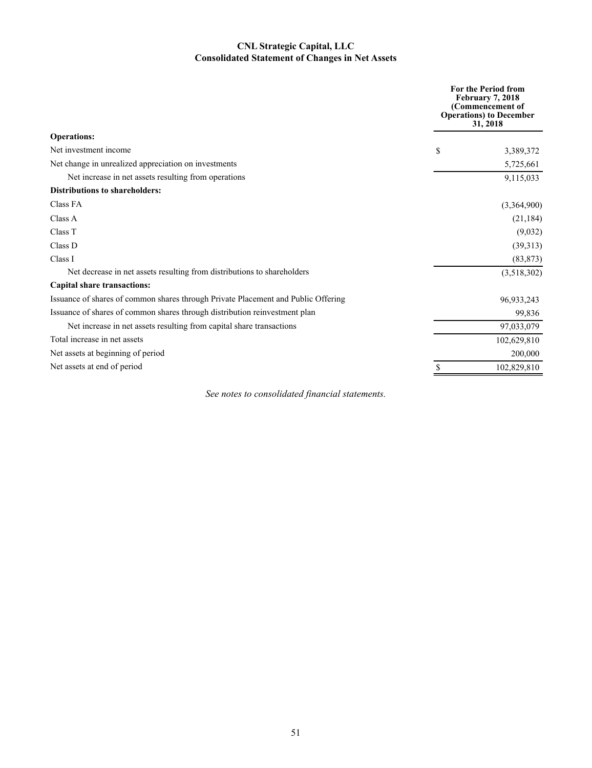# CNL Strategic Capital, LLC
## Consolidated Statement of Changes in Net Assets

| | For the Period from February 7, 2018 (Commencement of Operations) to December 31, 2018 |
|---|---|
| **Operations:** | |
| Net investment income | $ 3,389,372 |
| Net change in unrealized appreciation on investments | 5,725,661 |
| Net increase in net assets resulting from operations | 9,115,033 |
| **Distributions to shareholders:** | |
| Class FA | (3,364,900) |
| Class A | (21,184) |
| Class T | (9,032) |
| Class D | (39,313) |
| Class I | (83,873) |
| Net decrease in net assets resulting from distributions to shareholders | (3,518,302) |
| **Capital share transactions:** | |
| Issuance of shares of common shares through Private Placement and Public Offering | 96,933,243 |
| Issuance of shares of common shares through distribution reinvestment plan | 99,836 |
| Net increase in net assets resulting from capital share transactions | 97,033,079 |
| Total increase in net assets | 102,629,810 |
| Net assets at beginning of period | 200,000 |
| Net assets at end of period | $ 102,829,810 |

*See notes to consolidated financial statements.*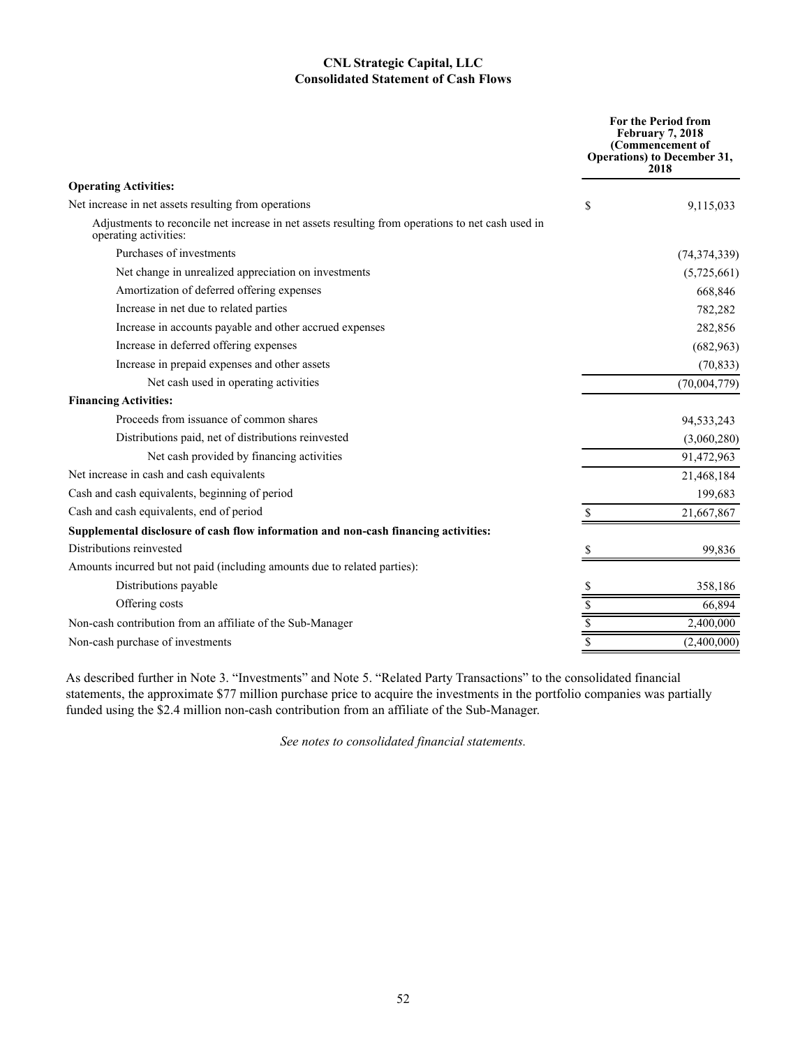# CNL Strategic Capital, LLC
## Consolidated Statement of Cash Flows

| | For the Period from February 7, 2018 (Commencement of Operations) to December 31, 2018 |
|---|---|
| **Operating Activities:** | |
| Net increase in net assets resulting from operations | $ 9,115,033 |
| Adjustments to reconcile net increase in net assets resulting from operations to net cash used in operating activities: | |
| Purchases of investments | (74,374,339) |
| Net change in unrealized appreciation on investments | (5,725,661) |
| Amortization of deferred offering expenses | 668,846 |
| Increase in net due to related parties | 782,282 |
| Increase in accounts payable and other accrued expenses | 282,856 |
| Increase in deferred offering expenses | (682,963) |
| Increase in prepaid expenses and other assets | (70,833) |
| Net cash used in operating activities | (70,004,779) |
| **Financing Activities:** | |
| Proceeds from issuance of common shares | 94,533,243 |
| Distributions paid, net of distributions reinvested | (3,060,280) |
| Net cash provided by financing activities | 91,472,963 |
| Net increase in cash and cash equivalents | 21,468,184 |
| Cash and cash equivalents, beginning of period | 199,683 |
| Cash and cash equivalents, end of period | $ 21,667,867 |
| **Supplemental disclosure of cash flow information and non-cash financing activities:** | |
| Distributions reinvested | $ 99,836 |
| Amounts incurred but not paid (including amounts due to related parties): | |
| Distributions payable | $ 358,186 |
| Offering costs | $ 66,894 |
| Non-cash contribution from an affiliate of the Sub-Manager | $ 2,400,000 |
| Non-cash purchase of investments | $ (2,400,000) |

As described further in Note 3. "Investments" and Note 5. "Related Party Transactions" to the consolidated financial statements, the approximate $77 million purchase price to acquire the investments in the portfolio companies was partially funded using the $2.4 million non-cash contribution from an affiliate of the Sub-Manager.

*See notes to consolidated financial statements.*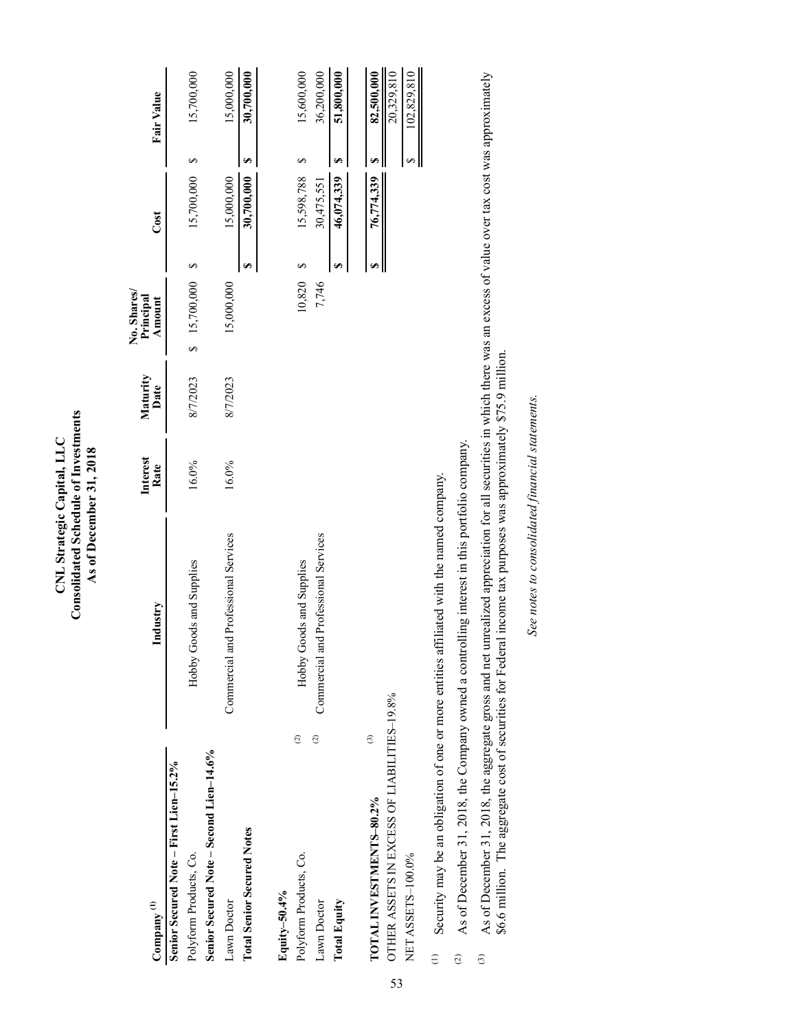# CNL Strategic Capital, LLC
## Consolidated Schedule of Investments
### As of December 31, 2018

| Company[(1)] | Industry | Interest Rate | Maturity Date | No. Shares/ Principal Amount | Cost | Fair Value |
|---|---|---|---|---|---|---|
| **Senior Secured Note – First Lien–15.2%** | | | | | | |
| Polyform Products, Co. | Hobby Goods and Supplies | 16.0% | 8/7/2023 | $ 15,700,000 | $ 15,700,000 | $ 15,700,000 |
| **Senior Secured Note – Second Lien–14.6%** | | | | | | |
| Lawn Doctor | Commercial and Professional Services | 16.0% | 8/7/2023 | 15,000,000 | 15,000,000 | 15,000,000 |
| **Total Senior Secured Notes** | | | | | **$ 30,700,000** | **$ 30,700,000** |
| | | | | | | |
| **Equity–50.4%** | | | | | | |
| Polyform Products, Co. (2) | Hobby Goods and Supplies | | | 10,820 | $ 15,598,788 | $ 15,600,000 |
| Lawn Doctor (2) | Commercial and Professional Services | | | 7,746 | 30,475,551 | 36,200,000 |
| **Total Equity** | | | | | **$ 46,074,339** | **$ 51,800,000** |
| | | | | | | |
| **TOTAL INVESTMENTS–80.2%** (3) | | | | | **$ 76,774,339** | **$ 82,500,000** |
| OTHER ASSETS IN EXCESS OF LIABILITIES–19.8% | | | | | | 20,329,810 |
| NET ASSETS–100.0% | | | | | | $ 102,829,810 |

(1) Security may be an obligation of one or more entities affiliated with the named company.

(2) As of December 31, 2018, the Company owned a controlling interest in this portfolio company.

(3) As of December 31, 2018, the aggregate gross and net unrealized appreciation for all securities in which there was an excess of value over tax cost was approximately $6.6 million. The aggregate cost of securities for Federal income tax purposes was approximately $75.9 million.

*See notes to consolidated financial statements.*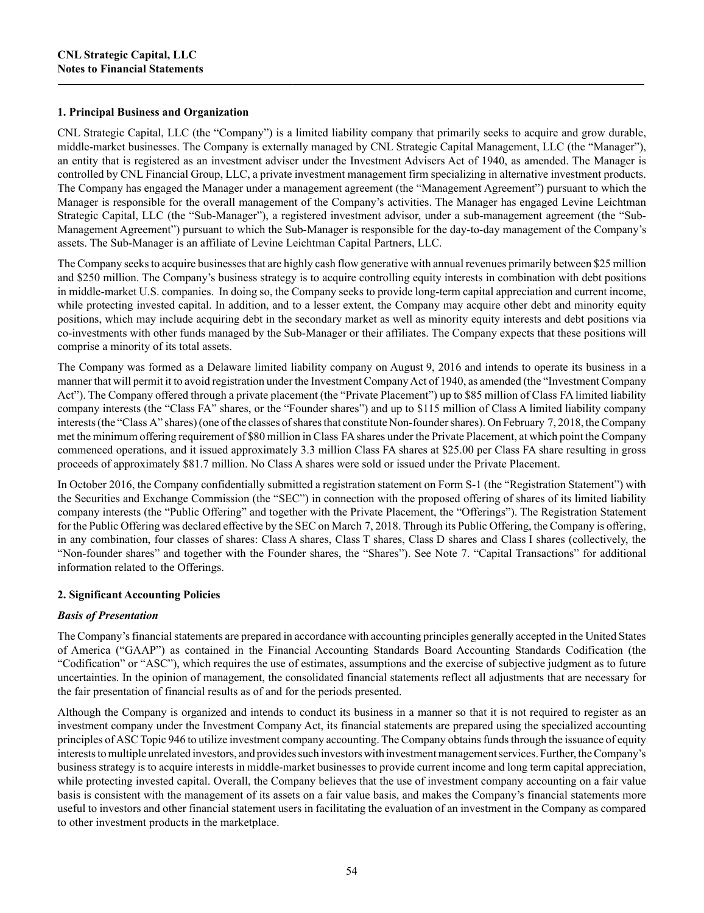## 1. Principal Business and Organization

CNL Strategic Capital, LLC (the "Company") is a limited liability company that primarily seeks to acquire and grow durable, middle-market businesses. The Company is externally managed by CNL Strategic Capital Management, LLC (the "Manager"), an entity that is registered as an investment adviser under the Investment Advisers Act of 1940, as amended. The Manager is controlled by CNL Financial Group, LLC, a private investment management firm specializing in alternative investment products. The Company has engaged the Manager under a management agreement (the "Management Agreement") pursuant to which the Manager is responsible for the overall management of the Company's activities. The Manager has engaged Levine Leichtman Strategic Capital, LLC (the "Sub-Manager"), a registered investment advisor, under a sub-management agreement (the "Sub-Management Agreement") pursuant to which the Sub-Manager is responsible for the day-to-day management of the Company's assets. The Sub-Manager is an affiliate of Levine Leichtman Capital Partners, LLC.

The Company seeks to acquire businesses that are highly cash flow generative with annual revenues primarily between $25 million and $250 million. The Company's business strategy is to acquire controlling equity interests in combination with debt positions in middle-market U.S. companies. In doing so, the Company seeks to provide long-term capital appreciation and current income, while protecting invested capital. In addition, and to a lesser extent, the Company may acquire other debt and minority equity positions, which may include acquiring debt in the secondary market as well as minority equity interests and debt positions via co-investments with other funds managed by the Sub-Manager or their affiliates. The Company expects that these positions will comprise a minority of its total assets.

The Company was formed as a Delaware limited liability company on August 9, 2016 and intends to operate its business in a manner that will permit it to avoid registration under the Investment Company Act of 1940, as amended (the "Investment Company Act"). The Company offered through a private placement (the "Private Placement") up to $85 million of Class FA limited liability company interests (the "Class FA" shares, or the "Founder shares") and up to $115 million of Class A limited liability company interests (the "Class A" shares) (one of the classes of shares that constitute Non-founder shares). On February 7, 2018, the Company met the minimum offering requirement of $80 million in Class FA shares under the Private Placement, at which point the Company commenced operations, and it issued approximately 3.3 million Class FA shares at $25.00 per Class FA share resulting in gross proceeds of approximately $81.7 million. No Class A shares were sold or issued under the Private Placement.

In October 2016, the Company confidentially submitted a registration statement on Form S-1 (the "Registration Statement") with the Securities and Exchange Commission (the "SEC") in connection with the proposed offering of shares of its limited liability company interests (the "Public Offering" and together with the Private Placement, the "Offerings"). The Registration Statement for the Public Offering was declared effective by the SEC on March 7, 2018. Through its Public Offering, the Company is offering, in any combination, four classes of shares: Class A shares, Class T shares, Class D shares and Class I shares (collectively, the "Non-founder shares" and together with the Founder shares, the "Shares"). See Note 7. "Capital Transactions" for additional information related to the Offerings.

## 2. Significant Accounting Policies

### *Basis of Presentation*

The Company's financial statements are prepared in accordance with accounting principles generally accepted in the United States of America ("GAAP") as contained in the Financial Accounting Standards Board Accounting Standards Codification (the "Codification" or "ASC"), which requires the use of estimates, assumptions and the exercise of subjective judgment as to future uncertainties. In the opinion of management, the consolidated financial statements reflect all adjustments that are necessary for the fair presentation of financial results as of and for the periods presented.

Although the Company is organized and intends to conduct its business in a manner so that it is not required to register as an investment company under the Investment Company Act, its financial statements are prepared using the specialized accounting principles of ASC Topic 946 to utilize investment company accounting. The Company obtains funds through the issuance of equity interests to multiple unrelated investors, and provides such investors with investment management services. Further, the Company's business strategy is to acquire interests in middle-market businesses to provide current income and long term capital appreciation, while protecting invested capital. Overall, the Company believes that the use of investment company accounting on a fair value basis is consistent with the management of its assets on a fair value basis, and makes the Company's financial statements more useful to investors and other financial statement users in facilitating the evaluation of an investment in the Company as compared to other investment products in the marketplace.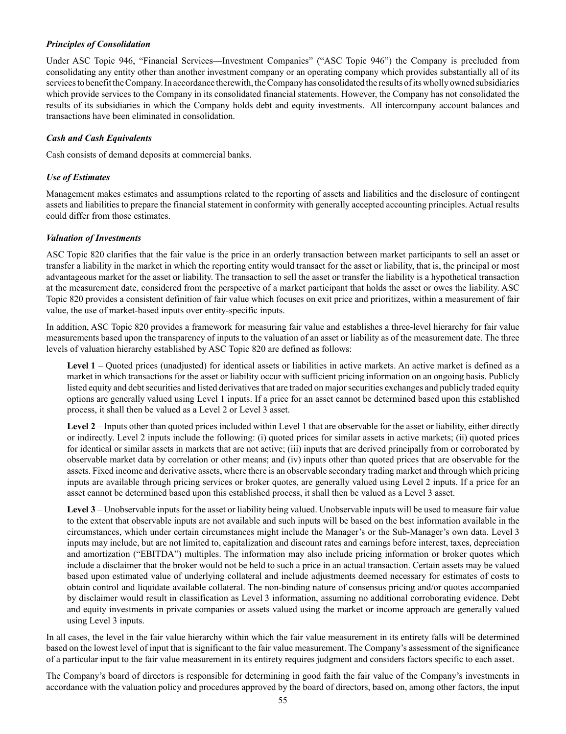***Principles of Consolidation***

Under ASC Topic 946, "Financial Services—Investment Companies" ("ASC Topic 946") the Company is precluded from consolidating any entity other than another investment company or an operating company which provides substantially all of its services to benefit the Company. In accordance therewith, the Company has consolidated the results of its wholly owned subsidiaries which provide services to the Company in its consolidated financial statements. However, the Company has not consolidated the results of its subsidiaries in which the Company holds debt and equity investments. All intercompany account balances and transactions have been eliminated in consolidation.

***Cash and Cash Equivalents***

Cash consists of demand deposits at commercial banks.

***Use of Estimates***

Management makes estimates and assumptions related to the reporting of assets and liabilities and the disclosure of contingent assets and liabilities to prepare the financial statement in conformity with generally accepted accounting principles. Actual results could differ from those estimates.

***Valuation of Investments***

ASC Topic 820 clarifies that the fair value is the price in an orderly transaction between market participants to sell an asset or transfer a liability in the market in which the reporting entity would transact for the asset or liability, that is, the principal or most advantageous market for the asset or liability. The transaction to sell the asset or transfer the liability is a hypothetical transaction at the measurement date, considered from the perspective of a market participant that holds the asset or owes the liability. ASC Topic 820 provides a consistent definition of fair value which focuses on exit price and prioritizes, within a measurement of fair value, the use of market-based inputs over entity-specific inputs.

In addition, ASC Topic 820 provides a framework for measuring fair value and establishes a three-level hierarchy for fair value measurements based upon the transparency of inputs to the valuation of an asset or liability as of the measurement date. The three levels of valuation hierarchy established by ASC Topic 820 are defined as follows:

**Level 1** – Quoted prices (unadjusted) for identical assets or liabilities in active markets. An active market is defined as a market in which transactions for the asset or liability occur with sufficient pricing information on an ongoing basis. Publicly listed equity and debt securities and listed derivatives that are traded on major securities exchanges and publicly traded equity options are generally valued using Level 1 inputs. If a price for an asset cannot be determined based upon this established process, it shall then be valued as a Level 2 or Level 3 asset.

**Level 2** – Inputs other than quoted prices included within Level 1 that are observable for the asset or liability, either directly or indirectly. Level 2 inputs include the following: (i) quoted prices for similar assets in active markets; (ii) quoted prices for identical or similar assets in markets that are not active; (iii) inputs that are derived principally from or corroborated by observable market data by correlation or other means; and (iv) inputs other than quoted prices that are observable for the assets. Fixed income and derivative assets, where there is an observable secondary trading market and through which pricing inputs are available through pricing services or broker quotes, are generally valued using Level 2 inputs. If a price for an asset cannot be determined based upon this established process, it shall then be valued as a Level 3 asset.

**Level 3** – Unobservable inputs for the asset or liability being valued. Unobservable inputs will be used to measure fair value to the extent that observable inputs are not available and such inputs will be based on the best information available in the circumstances, which under certain circumstances might include the Manager's or the Sub-Manager's own data. Level 3 inputs may include, but are not limited to, capitalization and discount rates and earnings before interest, taxes, depreciation and amortization ("EBITDA") multiples. The information may also include pricing information or broker quotes which include a disclaimer that the broker would not be held to such a price in an actual transaction. Certain assets may be valued based upon estimated value of underlying collateral and include adjustments deemed necessary for estimates of costs to obtain control and liquidate available collateral. The non-binding nature of consensus pricing and/or quotes accompanied by disclaimer would result in classification as Level 3 information, assuming no additional corroborating evidence. Debt and equity investments in private companies or assets valued using the market or income approach are generally valued using Level 3 inputs.

In all cases, the level in the fair value hierarchy within which the fair value measurement in its entirety falls will be determined based on the lowest level of input that is significant to the fair value measurement. The Company's assessment of the significance of a particular input to the fair value measurement in its entirety requires judgment and considers factors specific to each asset.

The Company's board of directors is responsible for determining in good faith the fair value of the Company's investments in accordance with the valuation policy and procedures approved by the board of directors, based on, among other factors, the input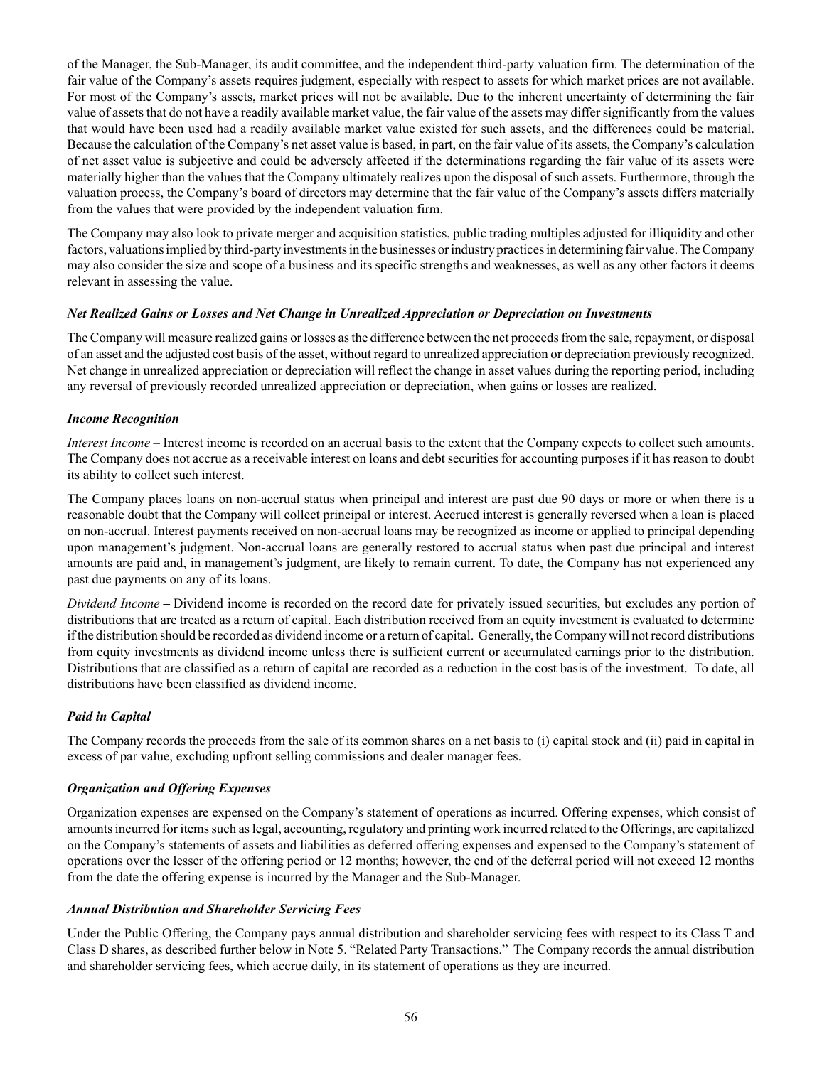of the Manager, the Sub-Manager, its audit committee, and the independent third-party valuation firm. The determination of the fair value of the Company's assets requires judgment, especially with respect to assets for which market prices are not available. For most of the Company's assets, market prices will not be available. Due to the inherent uncertainty of determining the fair value of assets that do not have a readily available market value, the fair value of the assets may differ significantly from the values that would have been used had a readily available market value existed for such assets, and the differences could be material. Because the calculation of the Company's net asset value is based, in part, on the fair value of its assets, the Company's calculation of net asset value is subjective and could be adversely affected if the determinations regarding the fair value of its assets were materially higher than the values that the Company ultimately realizes upon the disposal of such assets. Furthermore, through the valuation process, the Company's board of directors may determine that the fair value of the Company's assets differs materially from the values that were provided by the independent valuation firm.

The Company may also look to private merger and acquisition statistics, public trading multiples adjusted for illiquidity and other factors, valuations implied by third-party investments in the businesses or industry practices in determining fair value. The Company may also consider the size and scope of a business and its specific strengths and weaknesses, as well as any other factors it deems relevant in assessing the value.

***Net Realized Gains or Losses and Net Change in Unrealized Appreciation or Depreciation on Investments***

The Company will measure realized gains or losses as the difference between the net proceeds from the sale, repayment, or disposal of an asset and the adjusted cost basis of the asset, without regard to unrealized appreciation or depreciation previously recognized. Net change in unrealized appreciation or depreciation will reflect the change in asset values during the reporting period, including any reversal of previously recorded unrealized appreciation or depreciation, when gains or losses are realized.

***Income Recognition***

*Interest Income* – Interest income is recorded on an accrual basis to the extent that the Company expects to collect such amounts. The Company does not accrue as a receivable interest on loans and debt securities for accounting purposes if it has reason to doubt its ability to collect such interest.

The Company places loans on non-accrual status when principal and interest are past due 90 days or more or when there is a reasonable doubt that the Company will collect principal or interest. Accrued interest is generally reversed when a loan is placed on non-accrual. Interest payments received on non-accrual loans may be recognized as income or applied to principal depending upon management's judgment. Non-accrual loans are generally restored to accrual status when past due principal and interest amounts are paid and, in management's judgment, are likely to remain current. To date, the Company has not experienced any past due payments on any of its loans.

*Dividend Income* **–** Dividend income is recorded on the record date for privately issued securities, but excludes any portion of distributions that are treated as a return of capital. Each distribution received from an equity investment is evaluated to determine if the distribution should be recorded as dividend income or a return of capital. Generally, the Company will not record distributions from equity investments as dividend income unless there is sufficient current or accumulated earnings prior to the distribution. Distributions that are classified as a return of capital are recorded as a reduction in the cost basis of the investment. To date, all distributions have been classified as dividend income.

***Paid in Capital***

The Company records the proceeds from the sale of its common shares on a net basis to (i) capital stock and (ii) paid in capital in excess of par value, excluding upfront selling commissions and dealer manager fees.

***Organization and Offering Expenses***

Organization expenses are expensed on the Company's statement of operations as incurred. Offering expenses, which consist of amounts incurred for items such as legal, accounting, regulatory and printing work incurred related to the Offerings, are capitalized on the Company's statements of assets and liabilities as deferred offering expenses and expensed to the Company's statement of operations over the lesser of the offering period or 12 months; however, the end of the deferral period will not exceed 12 months from the date the offering expense is incurred by the Manager and the Sub-Manager.

***Annual Distribution and Shareholder Servicing Fees***

Under the Public Offering, the Company pays annual distribution and shareholder servicing fees with respect to its Class T and Class D shares, as described further below in Note 5. "Related Party Transactions." The Company records the annual distribution and shareholder servicing fees, which accrue daily, in its statement of operations as they are incurred.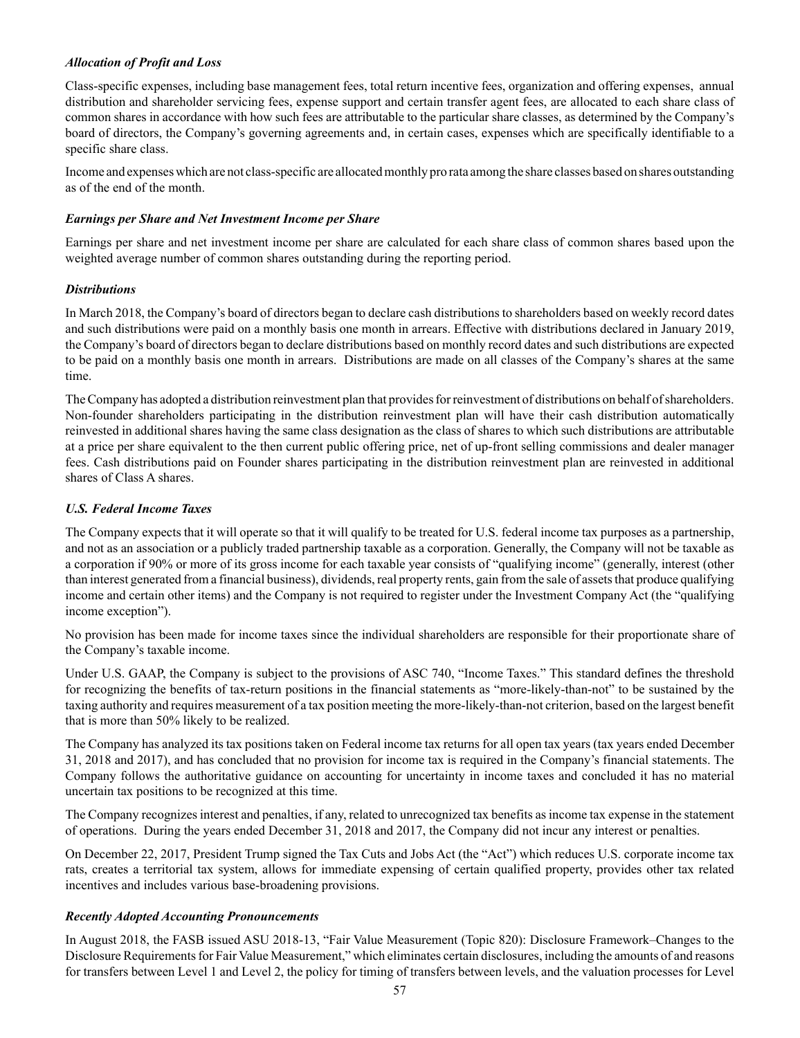***Allocation of Profit and Loss***

Class-specific expenses, including base management fees, total return incentive fees, organization and offering expenses, annual distribution and shareholder servicing fees, expense support and certain transfer agent fees, are allocated to each share class of common shares in accordance with how such fees are attributable to the particular share classes, as determined by the Company's board of directors, the Company's governing agreements and, in certain cases, expenses which are specifically identifiable to a specific share class.

Income and expenses which are not class-specific are allocated monthly pro rata among the share classes based on shares outstanding as of the end of the month.

***Earnings per Share and Net Investment Income per Share***

Earnings per share and net investment income per share are calculated for each share class of common shares based upon the weighted average number of common shares outstanding during the reporting period.

***Distributions***

In March 2018, the Company's board of directors began to declare cash distributions to shareholders based on weekly record dates and such distributions were paid on a monthly basis one month in arrears. Effective with distributions declared in January 2019, the Company's board of directors began to declare distributions based on monthly record dates and such distributions are expected to be paid on a monthly basis one month in arrears. Distributions are made on all classes of the Company's shares at the same time.

The Company has adopted a distribution reinvestment plan that provides for reinvestment of distributions on behalf of shareholders. Non-founder shareholders participating in the distribution reinvestment plan will have their cash distribution automatically reinvested in additional shares having the same class designation as the class of shares to which such distributions are attributable at a price per share equivalent to the then current public offering price, net of up-front selling commissions and dealer manager fees. Cash distributions paid on Founder shares participating in the distribution reinvestment plan are reinvested in additional shares of Class A shares.

***U.S. Federal Income Taxes***

The Company expects that it will operate so that it will qualify to be treated for U.S. federal income tax purposes as a partnership, and not as an association or a publicly traded partnership taxable as a corporation. Generally, the Company will not be taxable as a corporation if 90% or more of its gross income for each taxable year consists of "qualifying income" (generally, interest (other than interest generated from a financial business), dividends, real property rents, gain from the sale of assets that produce qualifying income and certain other items) and the Company is not required to register under the Investment Company Act (the "qualifying income exception").

No provision has been made for income taxes since the individual shareholders are responsible for their proportionate share of the Company's taxable income.

Under U.S. GAAP, the Company is subject to the provisions of ASC 740, "Income Taxes." This standard defines the threshold for recognizing the benefits of tax-return positions in the financial statements as "more-likely-than-not" to be sustained by the taxing authority and requires measurement of a tax position meeting the more-likely-than-not criterion, based on the largest benefit that is more than 50% likely to be realized.

The Company has analyzed its tax positions taken on Federal income tax returns for all open tax years (tax years ended December 31, 2018 and 2017), and has concluded that no provision for income tax is required in the Company's financial statements. The Company follows the authoritative guidance on accounting for uncertainty in income taxes and concluded it has no material uncertain tax positions to be recognized at this time.

The Company recognizes interest and penalties, if any, related to unrecognized tax benefits as income tax expense in the statement of operations. During the years ended December 31, 2018 and 2017, the Company did not incur any interest or penalties.

On December 22, 2017, President Trump signed the Tax Cuts and Jobs Act (the "Act") which reduces U.S. corporate income tax rats, creates a territorial tax system, allows for immediate expensing of certain qualified property, provides other tax related incentives and includes various base-broadening provisions.

***Recently Adopted Accounting Pronouncements***

In August 2018, the FASB issued ASU 2018-13, "Fair Value Measurement (Topic 820): Disclosure Framework–Changes to the Disclosure Requirements for Fair Value Measurement," which eliminates certain disclosures, including the amounts of and reasons for transfers between Level 1 and Level 2, the policy for timing of transfers between levels, and the valuation processes for Level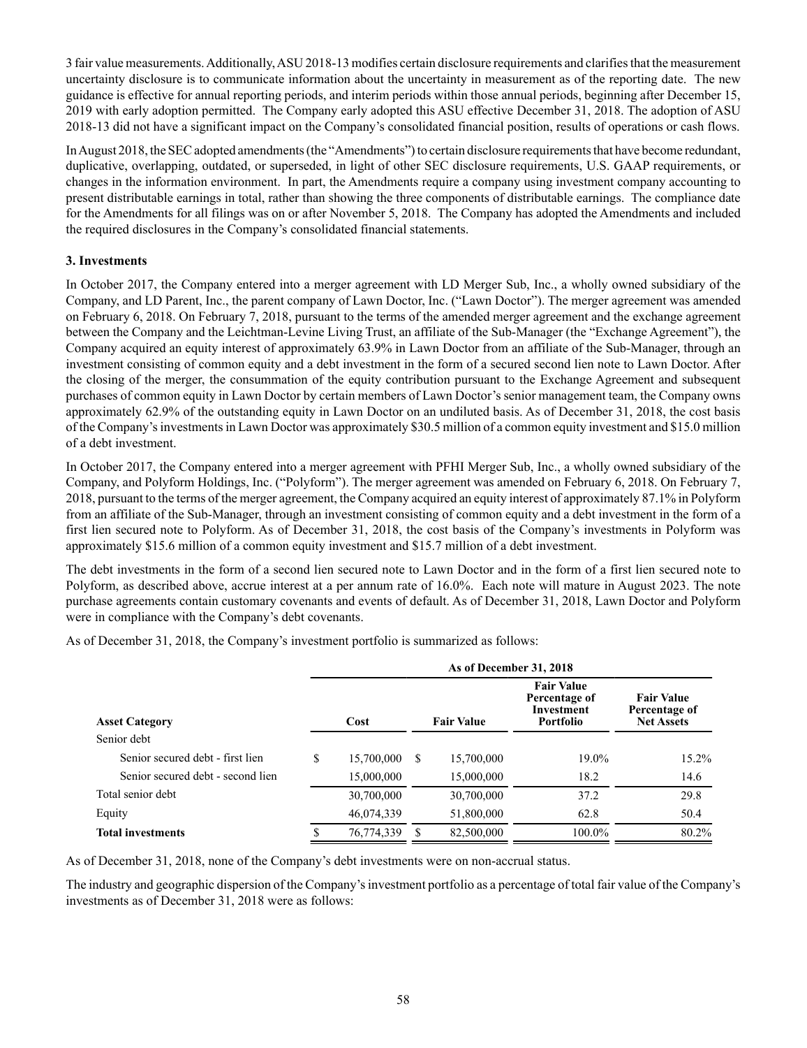3 fair value measurements. Additionally, ASU 2018-13 modifies certain disclosure requirements and clarifies that the measurement uncertainty disclosure is to communicate information about the uncertainty in measurement as of the reporting date. The new guidance is effective for annual reporting periods, and interim periods within those annual periods, beginning after December 15, 2019 with early adoption permitted. The Company early adopted this ASU effective December 31, 2018. The adoption of ASU 2018-13 did not have a significant impact on the Company's consolidated financial position, results of operations or cash flows.

In August 2018, the SEC adopted amendments (the "Amendments") to certain disclosure requirements that have become redundant, duplicative, overlapping, outdated, or superseded, in light of other SEC disclosure requirements, U.S. GAAP requirements, or changes in the information environment. In part, the Amendments require a company using investment company accounting to present distributable earnings in total, rather than showing the three components of distributable earnings. The compliance date for the Amendments for all filings was on or after November 5, 2018. The Company has adopted the Amendments and included the required disclosures in the Company's consolidated financial statements.

### 3. Investments

In October 2017, the Company entered into a merger agreement with LD Merger Sub, Inc., a wholly owned subsidiary of the Company, and LD Parent, Inc., the parent company of Lawn Doctor, Inc. ("Lawn Doctor"). The merger agreement was amended on February 6, 2018. On February 7, 2018, pursuant to the terms of the amended merger agreement and the exchange agreement between the Company and the Leichtman-Levine Living Trust, an affiliate of the Sub-Manager (the "Exchange Agreement"), the Company acquired an equity interest of approximately 63.9% in Lawn Doctor from an affiliate of the Sub-Manager, through an investment consisting of common equity and a debt investment in the form of a secured second lien note to Lawn Doctor. After the closing of the merger, the consummation of the equity contribution pursuant to the Exchange Agreement and subsequent purchases of common equity in Lawn Doctor by certain members of Lawn Doctor's senior management team, the Company owns approximately 62.9% of the outstanding equity in Lawn Doctor on an undiluted basis. As of December 31, 2018, the cost basis of the Company's investments in Lawn Doctor was approximately $30.5 million of a common equity investment and $15.0 million of a debt investment.

In October 2017, the Company entered into a merger agreement with PFHI Merger Sub, Inc., a wholly owned subsidiary of the Company, and Polyform Holdings, Inc. ("Polyform"). The merger agreement was amended on February 6, 2018. On February 7, 2018, pursuant to the terms of the merger agreement, the Company acquired an equity interest of approximately 87.1% in Polyform from an affiliate of the Sub-Manager, through an investment consisting of common equity and a debt investment in the form of a first lien secured note to Polyform. As of December 31, 2018, the cost basis of the Company's investments in Polyform was approximately $15.6 million of a common equity investment and $15.7 million of a debt investment.

The debt investments in the form of a second lien secured note to Lawn Doctor and in the form of a first lien secured note to Polyform, as described above, accrue interest at a per annum rate of 16.0%. Each note will mature in August 2023. The note purchase agreements contain customary covenants and events of default. As of December 31, 2018, Lawn Doctor and Polyform were in compliance with the Company's debt covenants.

As of December 31, 2018, the Company's investment portfolio is summarized as follows:

| | As of December 31, 2018 | | | |
|---|---|---|---|---|
| **Asset Category** | **Cost** | **Fair Value** | **Fair Value Percentage of Investment Portfolio** | **Fair Value Percentage of Net Assets** |
| Senior debt | | | | |
| Senior secured debt - first lien | $ 15,700,000 | $ 15,700,000 | 19.0% | 15.2% |
| Senior secured debt - second lien | 15,000,000 | 15,000,000 | 18.2 | 14.6 |
| Total senior debt | 30,700,000 | 30,700,000 | 37.2 | 29.8 |
| Equity | 46,074,339 | 51,800,000 | 62.8 | 50.4 |
| **Total investments** | $ 76,774,339 | $ 82,500,000 | 100.0% | 80.2% |

As of December 31, 2018, none of the Company's debt investments were on non-accrual status.

The industry and geographic dispersion of the Company's investment portfolio as a percentage of total fair value of the Company's investments as of December 31, 2018 were as follows: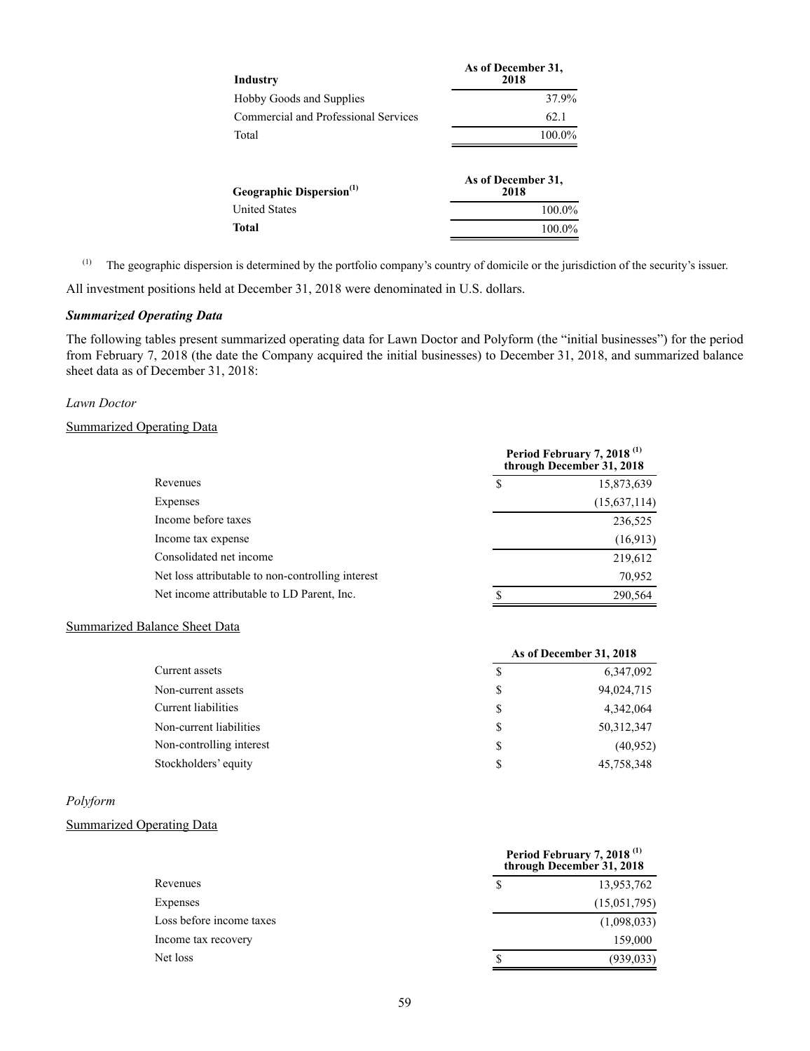| Industry | As of December 31, 2018 |
| --- | --- |
| Hobby Goods and Supplies | 37.9% |
| Commercial and Professional Services | 62.1 |
| Total | 100.0% |

| Geographic Dispersion[(1)] | As of December 31, 2018 |
| --- | --- |
| United States | 100.0% |
| **Total** | 100.0% |

(1) The geographic dispersion is determined by the portfolio company's country of domicile or the jurisdiction of the security's issuer.

All investment positions held at December 31, 2018 were denominated in U.S. dollars.

***Summarized Operating Data***

The following tables present summarized operating data for Lawn Doctor and Polyform (the "initial businesses") for the period from February 7, 2018 (the date the Company acquired the initial businesses) to December 31, 2018, and summarized balance sheet data as of December 31, 2018:

*Lawn Doctor*

Summarized Operating Data

| | Period February 7, 2018 [(1)] through December 31, 2018 |
| --- | --- |
| Revenues | $ 15,873,639 |
| Expenses | (15,637,114) |
| Income before taxes | 236,525 |
| Income tax expense | (16,913) |
| Consolidated net income | 219,612 |
| Net loss attributable to non-controlling interest | 70,952 |
| Net income attributable to LD Parent, Inc. | $ 290,564 |

Summarized Balance Sheet Data

| | As of December 31, 2018 |
| --- | --- |
| Current assets | $ 6,347,092 |
| Non-current assets | $ 94,024,715 |
| Current liabilities | $ 4,342,064 |
| Non-current liabilities | $ 50,312,347 |
| Non-controlling interest | $ (40,952) |
| Stockholders' equity | $ 45,758,348 |

*Polyform*

Summarized Operating Data

| | Period February 7, 2018 [(1)] through December 31, 2018 |
| --- | --- |
| Revenues | $ 13,953,762 |
| Expenses | (15,051,795) |
| Loss before income taxes | (1,098,033) |
| Income tax recovery | 159,000 |
| Net loss | $ (939,033) |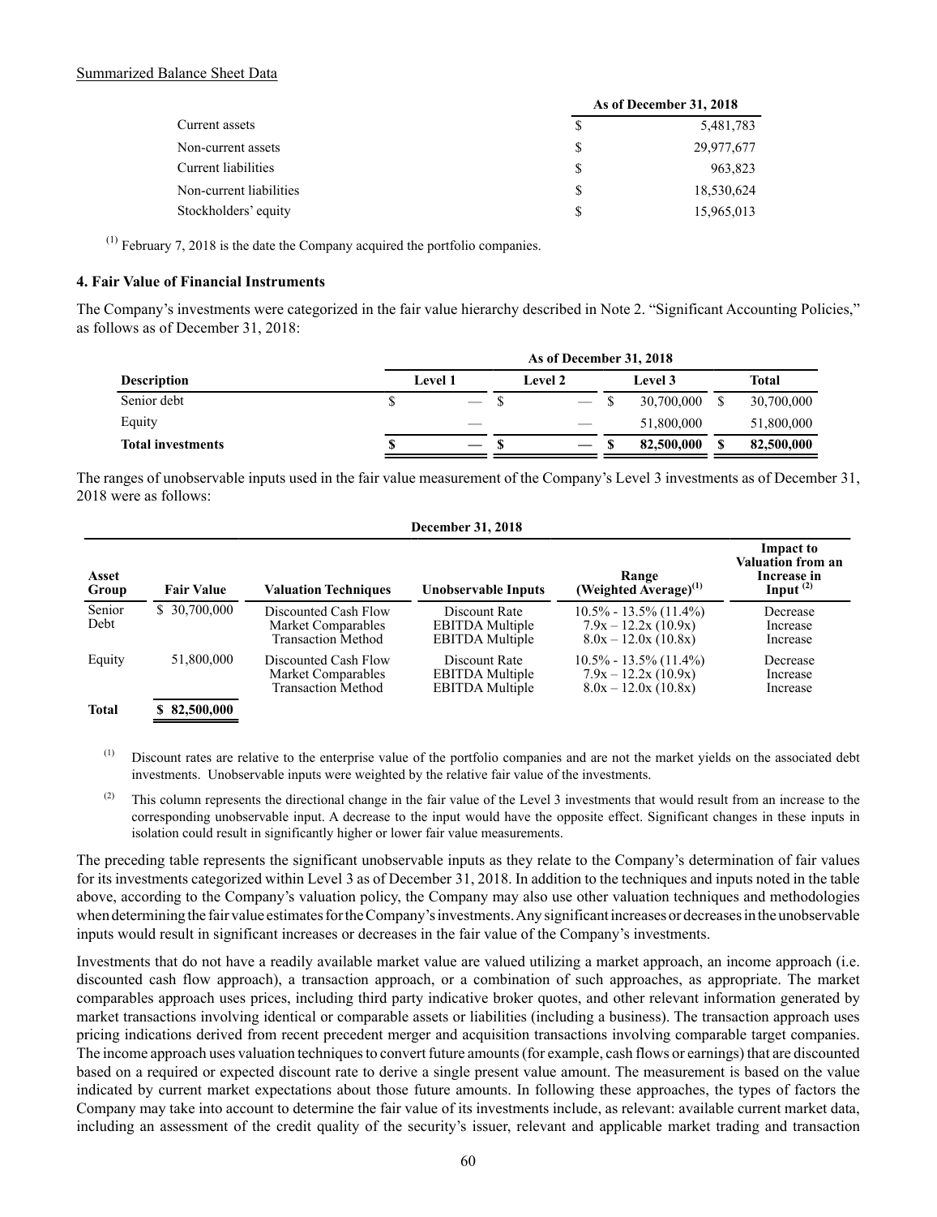Summarized Balance Sheet Data

| | As of December 31, 2018 |
|---|---|
| Current assets | $ 5,481,783 |
| Non-current assets | $ 29,977,677 |
| Current liabilities | $ 963,823 |
| Non-current liabilities | $ 18,530,624 |
| Stockholders' equity | $ 15,965,013 |

(1) February 7, 2018 is the date the Company acquired the portfolio companies.

### 4. Fair Value of Financial Instruments

The Company's investments were categorized in the fair value hierarchy described in Note 2. "Significant Accounting Policies," as follows as of December 31, 2018:

| | As of December 31, 2018 | | | |
|---|---|---|---|---|
| **Description** | **Level 1** | **Level 2** | **Level 3** | **Total** |
| Senior debt | $ — | $ — | $ 30,700,000 | $ 30,700,000 |
| Equity | — | — | 51,800,000 | 51,800,000 |
| **Total investments** | **$ —** | **$ —** | **$ 82,500,000** | **$ 82,500,000** |

The ranges of unobservable inputs used in the fair value measurement of the Company's Level 3 investments as of December 31, 2018 were as follows:

| December 31, 2018 | | | | | |
|---|---|---|---|---|---|
| **Asset Group** | **Fair Value** | **Valuation Techniques** | **Unobservable Inputs** | **Range (Weighted Average)(1)** | **Impact to Valuation from an Increase in Input (2)** |
| Senior Debt | $ 30,700,000 | Discounted Cash Flow<br>Market Comparables<br>Transaction Method | Discount Rate<br>EBITDA Multiple<br>EBITDA Multiple | 10.5% - 13.5% (11.4%)<br>7.9x – 12.2x (10.9x)<br>8.0x – 12.0x (10.8x) | Decrease<br>Increase<br>Increase |
| Equity | 51,800,000 | Discounted Cash Flow<br>Market Comparables<br>Transaction Method | Discount Rate<br>EBITDA Multiple<br>EBITDA Multiple | 10.5% - 13.5% (11.4%)<br>7.9x – 12.2x (10.9x)<br>8.0x – 12.0x (10.8x) | Decrease<br>Increase<br>Increase |
| **Total** | **$ 82,500,000** | | | | |

(1) Discount rates are relative to the enterprise value of the portfolio companies and are not the market yields on the associated debt investments. Unobservable inputs were weighted by the relative fair value of the investments.

(2) This column represents the directional change in the fair value of the Level 3 investments that would result from an increase to the corresponding unobservable input. A decrease to the input would have the opposite effect. Significant changes in these inputs in isolation could result in significantly higher or lower fair value measurements.

The preceding table represents the significant unobservable inputs as they relate to the Company's determination of fair values for its investments categorized within Level 3 as of December 31, 2018. In addition to the techniques and inputs noted in the table above, according to the Company's valuation policy, the Company may also use other valuation techniques and methodologies when determining the fair value estimates for the Company's investments. Any significant increases or decreases in the unobservable inputs would result in significant increases or decreases in the fair value of the Company's investments.

Investments that do not have a readily available market value are valued utilizing a market approach, an income approach (i.e. discounted cash flow approach), a transaction approach, or a combination of such approaches, as appropriate. The market comparables approach uses prices, including third party indicative broker quotes, and other relevant information generated by market transactions involving identical or comparable assets or liabilities (including a business). The transaction approach uses pricing indications derived from recent precedent merger and acquisition transactions involving comparable target companies. The income approach uses valuation techniques to convert future amounts (for example, cash flows or earnings) that are discounted based on a required or expected discount rate to derive a single present value amount. The measurement is based on the value indicated by current market expectations about those future amounts. In following these approaches, the types of factors the Company may take into account to determine the fair value of its investments include, as relevant: available current market data, including an assessment of the credit quality of the security's issuer, relevant and applicable market trading and transaction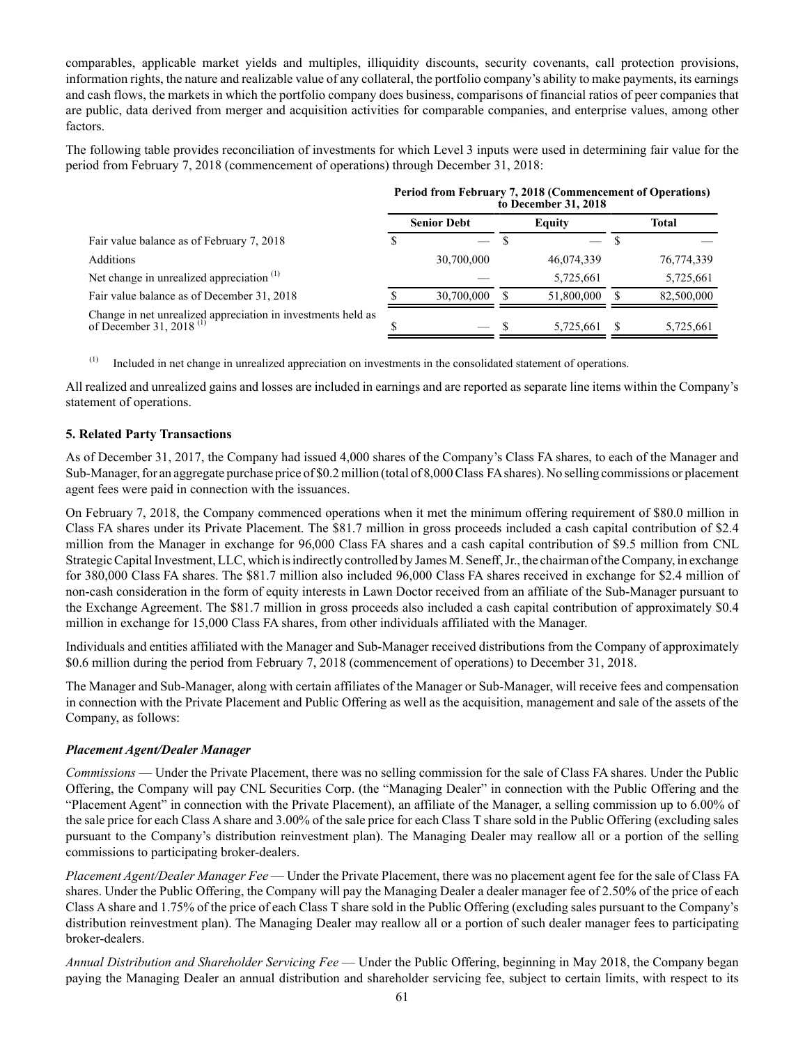comparables, applicable market yields and multiples, illiquidity discounts, security covenants, call protection provisions, information rights, the nature and realizable value of any collateral, the portfolio company's ability to make payments, its earnings and cash flows, the markets in which the portfolio company does business, comparisons of financial ratios of peer companies that are public, data derived from merger and acquisition activities for comparable companies, and enterprise values, among other factors.

The following table provides reconciliation of investments for which Level 3 inputs were used in determining fair value for the period from February 7, 2018 (commencement of operations) through December 31, 2018:

| | Period from February 7, 2018 (Commencement of Operations) to December 31, 2018 | | |
|---|---|---|---|
| | **Senior Debt** | **Equity** | **Total** |
| Fair value balance as of February 7, 2018 | $ — | $ — | $ — |
| Additions | 30,700,000 | 46,074,339 | 76,774,339 |
| Net change in unrealized appreciation [1] | — | 5,725,661 | 5,725,661 |
| Fair value balance as of December 31, 2018 | $ 30,700,000 | $ 51,800,000 | $ 82,500,000 |
| Change in net unrealized appreciation in investments held as of December 31, 2018 [1] | $ — | $ 5,725,661 | $ 5,725,661 |

[1] Included in net change in unrealized appreciation on investments in the consolidated statement of operations.

All realized and unrealized gains and losses are included in earnings and are reported as separate line items within the Company's statement of operations.

## 5. Related Party Transactions

As of December 31, 2017, the Company had issued 4,000 shares of the Company's Class FA shares, to each of the Manager and Sub-Manager, for an aggregate purchase price of $0.2 million (total of 8,000 Class FA shares). No selling commissions or placement agent fees were paid in connection with the issuances.

On February 7, 2018, the Company commenced operations when it met the minimum offering requirement of $80.0 million in Class FA shares under its Private Placement. The $81.7 million in gross proceeds included a cash capital contribution of $2.4 million from the Manager in exchange for 96,000 Class FA shares and a cash capital contribution of $9.5 million from CNL Strategic Capital Investment, LLC, which is indirectly controlled by James M. Seneff, Jr., the chairman of the Company, in exchange for 380,000 Class FA shares. The $81.7 million also included 96,000 Class FA shares received in exchange for $2.4 million of non-cash consideration in the form of equity interests in Lawn Doctor received from an affiliate of the Sub-Manager pursuant to the Exchange Agreement. The $81.7 million in gross proceeds also included a cash capital contribution of approximately $0.4 million in exchange for 15,000 Class FA shares, from other individuals affiliated with the Manager.

Individuals and entities affiliated with the Manager and Sub-Manager received distributions from the Company of approximately $0.6 million during the period from February 7, 2018 (commencement of operations) to December 31, 2018.

The Manager and Sub-Manager, along with certain affiliates of the Manager or Sub-Manager, will receive fees and compensation in connection with the Private Placement and Public Offering as well as the acquisition, management and sale of the assets of the Company, as follows:

### *Placement Agent/Dealer Manager*

*Commissions* — Under the Private Placement, there was no selling commission for the sale of Class FA shares. Under the Public Offering, the Company will pay CNL Securities Corp. (the "Managing Dealer" in connection with the Public Offering and the "Placement Agent" in connection with the Private Placement), an affiliate of the Manager, a selling commission up to 6.00% of the sale price for each Class A share and 3.00% of the sale price for each Class T share sold in the Public Offering (excluding sales pursuant to the Company's distribution reinvestment plan). The Managing Dealer may reallow all or a portion of the selling commissions to participating broker-dealers.

*Placement Agent/Dealer Manager Fee* — Under the Private Placement, there was no placement agent fee for the sale of Class FA shares. Under the Public Offering, the Company will pay the Managing Dealer a dealer manager fee of 2.50% of the price of each Class A share and 1.75% of the price of each Class T share sold in the Public Offering (excluding sales pursuant to the Company's distribution reinvestment plan). The Managing Dealer may reallow all or a portion of such dealer manager fees to participating broker-dealers.

*Annual Distribution and Shareholder Servicing Fee* — Under the Public Offering, beginning in May 2018, the Company began paying the Managing Dealer an annual distribution and shareholder servicing fee, subject to certain limits, with respect to its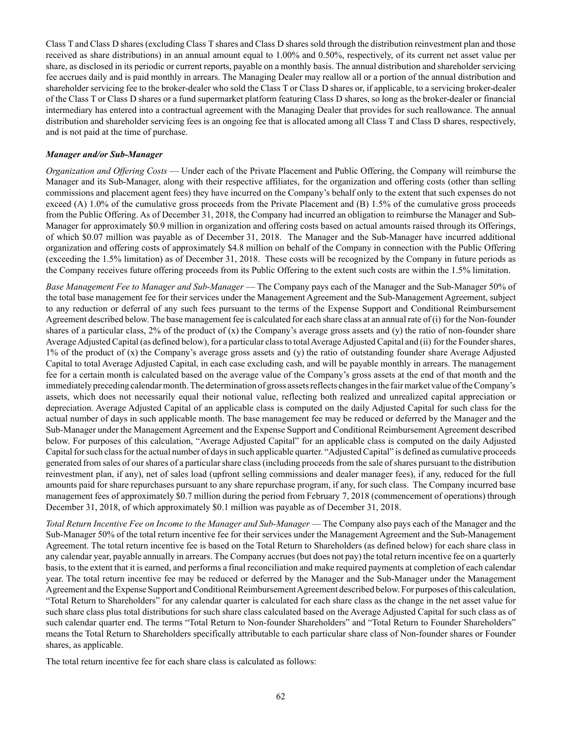Class T and Class D shares (excluding Class T shares and Class D shares sold through the distribution reinvestment plan and those received as share distributions) in an annual amount equal to 1.00% and 0.50%, respectively, of its current net asset value per share, as disclosed in its periodic or current reports, payable on a monthly basis. The annual distribution and shareholder servicing fee accrues daily and is paid monthly in arrears. The Managing Dealer may reallow all or a portion of the annual distribution and shareholder servicing fee to the broker-dealer who sold the Class T or Class D shares or, if applicable, to a servicing broker-dealer of the Class T or Class D shares or a fund supermarket platform featuring Class D shares, so long as the broker-dealer or financial intermediary has entered into a contractual agreement with the Managing Dealer that provides for such reallowance. The annual distribution and shareholder servicing fees is an ongoing fee that is allocated among all Class T and Class D shares, respectively, and is not paid at the time of purchase.

***Manager and/or Sub-Manager***

*Organization and Offering Costs* — Under each of the Private Placement and Public Offering, the Company will reimburse the Manager and its Sub-Manager, along with their respective affiliates, for the organization and offering costs (other than selling commissions and placement agent fees) they have incurred on the Company's behalf only to the extent that such expenses do not exceed (A) 1.0% of the cumulative gross proceeds from the Private Placement and (B) 1.5% of the cumulative gross proceeds from the Public Offering. As of December 31, 2018, the Company had incurred an obligation to reimburse the Manager and Sub-Manager for approximately \$0.9 million in organization and offering costs based on actual amounts raised through its Offerings, of which \$0.07 million was payable as of December 31, 2018. The Manager and the Sub-Manager have incurred additional organization and offering costs of approximately \$4.8 million on behalf of the Company in connection with the Public Offering (exceeding the 1.5% limitation) as of December 31, 2018. These costs will be recognized by the Company in future periods as the Company receives future offering proceeds from its Public Offering to the extent such costs are within the 1.5% limitation.

*Base Management Fee to Manager and Sub-Manager* — The Company pays each of the Manager and the Sub-Manager 50% of the total base management fee for their services under the Management Agreement and the Sub-Management Agreement, subject to any reduction or deferral of any such fees pursuant to the terms of the Expense Support and Conditional Reimbursement Agreement described below. The base management fee is calculated for each share class at an annual rate of (i) for the Non-founder shares of a particular class, 2% of the product of (x) the Company's average gross assets and (y) the ratio of non-founder share Average Adjusted Capital (as defined below), for a particular class to total Average Adjusted Capital and (ii) for the Founder shares, 1% of the product of (x) the Company's average gross assets and (y) the ratio of outstanding founder share Average Adjusted Capital to total Average Adjusted Capital, in each case excluding cash, and will be payable monthly in arrears. The management fee for a certain month is calculated based on the average value of the Company's gross assets at the end of that month and the immediately preceding calendar month. The determination of gross assets reflects changes in the fair market value of the Company's assets, which does not necessarily equal their notional value, reflecting both realized and unrealized capital appreciation or depreciation. Average Adjusted Capital of an applicable class is computed on the daily Adjusted Capital for such class for the actual number of days in such applicable month. The base management fee may be reduced or deferred by the Manager and the Sub-Manager under the Management Agreement and the Expense Support and Conditional Reimbursement Agreement described below. For purposes of this calculation, "Average Adjusted Capital" for an applicable class is computed on the daily Adjusted Capital for such class for the actual number of days in such applicable quarter. "Adjusted Capital" is defined as cumulative proceeds generated from sales of our shares of a particular share class (including proceeds from the sale of shares pursuant to the distribution reinvestment plan, if any), net of sales load (upfront selling commissions and dealer manager fees), if any, reduced for the full amounts paid for share repurchases pursuant to any share repurchase program, if any, for such class. The Company incurred base management fees of approximately \$0.7 million during the period from February 7, 2018 (commencement of operations) through December 31, 2018, of which approximately \$0.1 million was payable as of December 31, 2018.

*Total Return Incentive Fee on Income to the Manager and Sub-Manager* — The Company also pays each of the Manager and the Sub-Manager 50% of the total return incentive fee for their services under the Management Agreement and the Sub-Management Agreement. The total return incentive fee is based on the Total Return to Shareholders (as defined below) for each share class in any calendar year, payable annually in arrears. The Company accrues (but does not pay) the total return incentive fee on a quarterly basis, to the extent that it is earned, and performs a final reconciliation and make required payments at completion of each calendar year. The total return incentive fee may be reduced or deferred by the Manager and the Sub-Manager under the Management Agreement and the Expense Support and Conditional Reimbursement Agreement described below. For purposes of this calculation, "Total Return to Shareholders" for any calendar quarter is calculated for each share class as the change in the net asset value for such share class plus total distributions for such share class calculated based on the Average Adjusted Capital for such class as of such calendar quarter end. The terms "Total Return to Non-founder Shareholders" and "Total Return to Founder Shareholders" means the Total Return to Shareholders specifically attributable to each particular share class of Non-founder shares or Founder shares, as applicable.

The total return incentive fee for each share class is calculated as follows: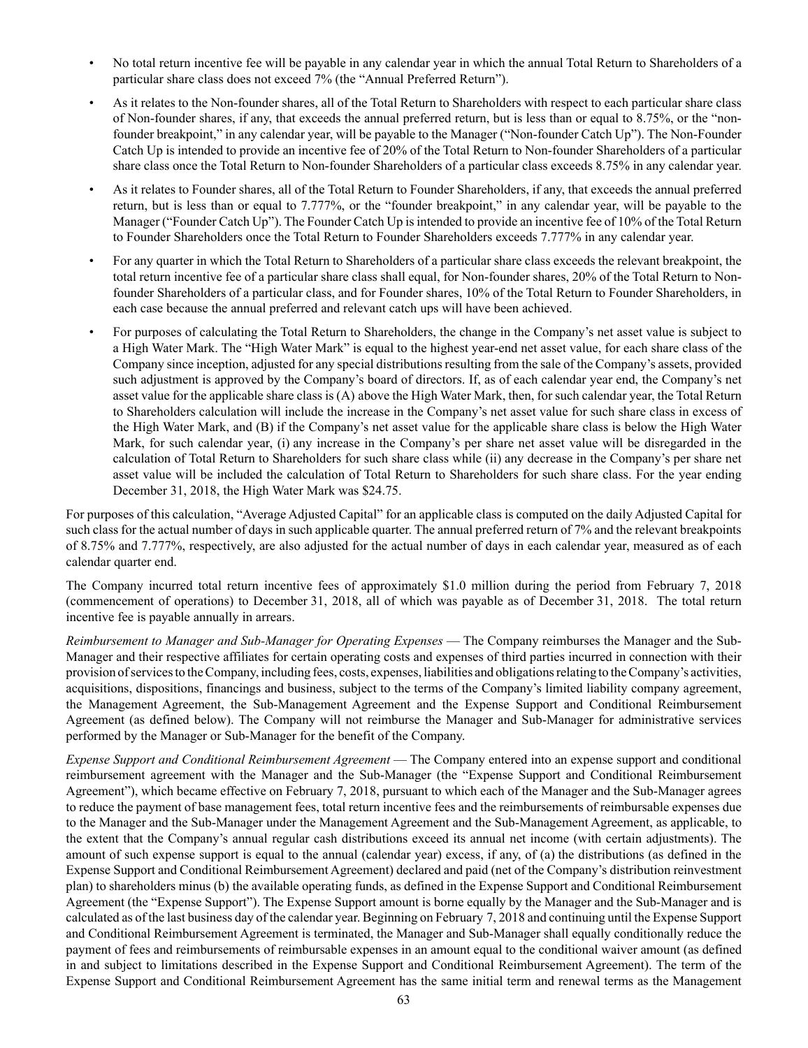- No total return incentive fee will be payable in any calendar year in which the annual Total Return to Shareholders of a particular share class does not exceed 7% (the "Annual Preferred Return").
- As it relates to the Non-founder shares, all of the Total Return to Shareholders with respect to each particular share class of Non-founder shares, if any, that exceeds the annual preferred return, but is less than or equal to 8.75%, or the "non-founder breakpoint," in any calendar year, will be payable to the Manager ("Non-founder Catch Up"). The Non-Founder Catch Up is intended to provide an incentive fee of 20% of the Total Return to Non-founder Shareholders of a particular share class once the Total Return to Non-founder Shareholders of a particular class exceeds 8.75% in any calendar year.
- As it relates to Founder shares, all of the Total Return to Founder Shareholders, if any, that exceeds the annual preferred return, but is less than or equal to 7.777%, or the "founder breakpoint," in any calendar year, will be payable to the Manager ("Founder Catch Up"). The Founder Catch Up is intended to provide an incentive fee of 10% of the Total Return to Founder Shareholders once the Total Return to Founder Shareholders exceeds 7.777% in any calendar year.
- For any quarter in which the Total Return to Shareholders of a particular share class exceeds the relevant breakpoint, the total return incentive fee of a particular share class shall equal, for Non-founder shares, 20% of the Total Return to Non-founder Shareholders of a particular class, and for Founder shares, 10% of the Total Return to Founder Shareholders, in each case because the annual preferred and relevant catch ups will have been achieved.
- For purposes of calculating the Total Return to Shareholders, the change in the Company's net asset value is subject to a High Water Mark. The "High Water Mark" is equal to the highest year-end net asset value, for each share class of the Company since inception, adjusted for any special distributions resulting from the sale of the Company's assets, provided such adjustment is approved by the Company's board of directors. If, as of each calendar year end, the Company's net asset value for the applicable share class is (A) above the High Water Mark, then, for such calendar year, the Total Return to Shareholders calculation will include the increase in the Company's net asset value for such share class in excess of the High Water Mark, and (B) if the Company's net asset value for the applicable share class is below the High Water Mark, for such calendar year, (i) any increase in the Company's per share net asset value will be disregarded in the calculation of Total Return to Shareholders for such share class while (ii) any decrease in the Company's per share net asset value will be included the calculation of Total Return to Shareholders for such share class. For the year ending December 31, 2018, the High Water Mark was $24.75.

For purposes of this calculation, "Average Adjusted Capital" for an applicable class is computed on the daily Adjusted Capital for such class for the actual number of days in such applicable quarter. The annual preferred return of 7% and the relevant breakpoints of 8.75% and 7.777%, respectively, are also adjusted for the actual number of days in each calendar year, measured as of each calendar quarter end.

The Company incurred total return incentive fees of approximately $1.0 million during the period from February 7, 2018 (commencement of operations) to December 31, 2018, all of which was payable as of December 31, 2018. The total return incentive fee is payable annually in arrears.

*Reimbursement to Manager and Sub-Manager for Operating Expenses* — The Company reimburses the Manager and the Sub-Manager and their respective affiliates for certain operating costs and expenses of third parties incurred in connection with their provision of services to the Company, including fees, costs, expenses, liabilities and obligations relating to the Company's activities, acquisitions, dispositions, financings and business, subject to the terms of the Company's limited liability company agreement, the Management Agreement, the Sub-Management Agreement and the Expense Support and Conditional Reimbursement Agreement (as defined below). The Company will not reimburse the Manager and Sub-Manager for administrative services performed by the Manager or Sub-Manager for the benefit of the Company.

*Expense Support and Conditional Reimbursement Agreement* — The Company entered into an expense support and conditional reimbursement agreement with the Manager and the Sub-Manager (the "Expense Support and Conditional Reimbursement Agreement"), which became effective on February 7, 2018, pursuant to which each of the Manager and the Sub-Manager agrees to reduce the payment of base management fees, total return incentive fees and the reimbursements of reimbursable expenses due to the Manager and the Sub-Manager under the Management Agreement and the Sub-Management Agreement, as applicable, to the extent that the Company's annual regular cash distributions exceed its annual net income (with certain adjustments). The amount of such expense support is equal to the annual (calendar year) excess, if any, of (a) the distributions (as defined in the Expense Support and Conditional Reimbursement Agreement) declared and paid (net of the Company's distribution reinvestment plan) to shareholders minus (b) the available operating funds, as defined in the Expense Support and Conditional Reimbursement Agreement (the "Expense Support"). The Expense Support amount is borne equally by the Manager and the Sub-Manager and is calculated as of the last business day of the calendar year. Beginning on February 7, 2018 and continuing until the Expense Support and Conditional Reimbursement Agreement is terminated, the Manager and Sub-Manager shall equally conditionally reduce the payment of fees and reimbursements of reimbursable expenses in an amount equal to the conditional waiver amount (as defined in and subject to limitations described in the Expense Support and Conditional Reimbursement Agreement). The term of the Expense Support and Conditional Reimbursement Agreement has the same initial term and renewal terms as the Management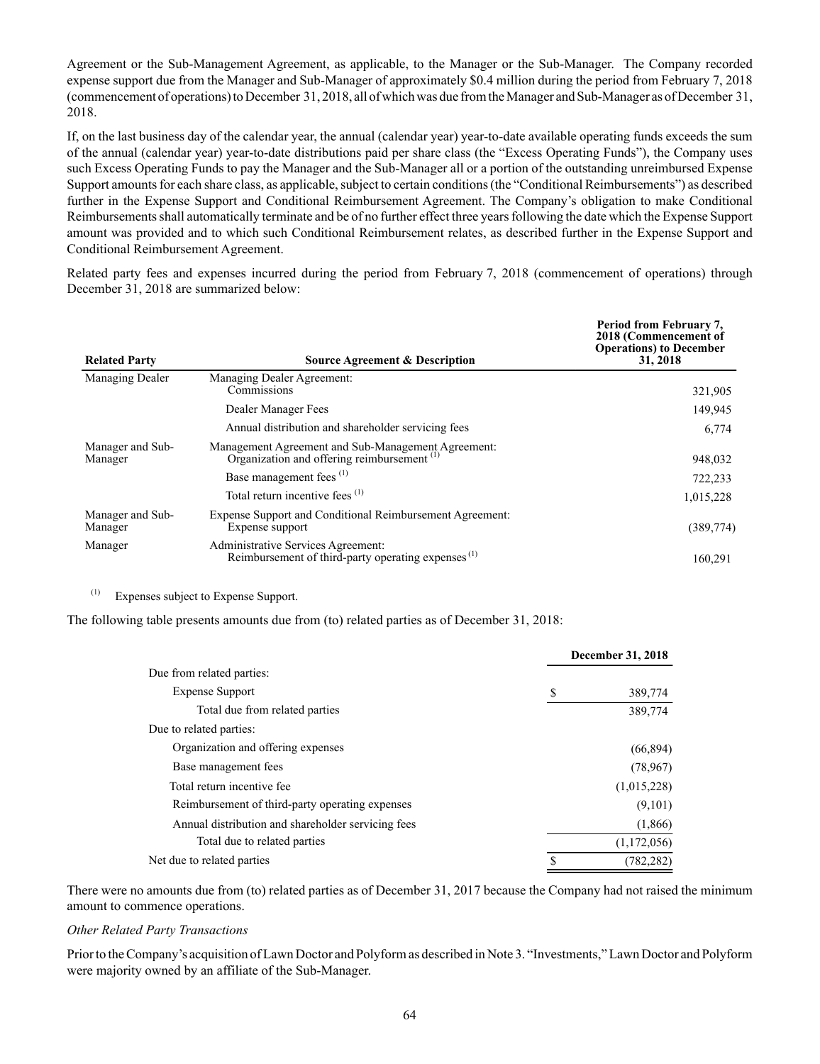Agreement or the Sub-Management Agreement, as applicable, to the Manager or the Sub-Manager. The Company recorded expense support due from the Manager and Sub-Manager of approximately \$0.4 million during the period from February 7, 2018 (commencement of operations) to December 31, 2018, all of which was due from the Manager and Sub-Manager as of December 31, 2018.

If, on the last business day of the calendar year, the annual (calendar year) year-to-date available operating funds exceeds the sum of the annual (calendar year) year-to-date distributions paid per share class (the "Excess Operating Funds"), the Company uses such Excess Operating Funds to pay the Manager and the Sub-Manager all or a portion of the outstanding unreimbursed Expense Support amounts for each share class, as applicable, subject to certain conditions (the "Conditional Reimbursements") as described further in the Expense Support and Conditional Reimbursement Agreement. The Company's obligation to make Conditional Reimbursements shall automatically terminate and be of no further effect three years following the date which the Expense Support amount was provided and to which such Conditional Reimbursement relates, as described further in the Expense Support and Conditional Reimbursement Agreement.

Related party fees and expenses incurred during the period from February 7, 2018 (commencement of operations) through December 31, 2018 are summarized below:

| Related Party | Source Agreement & Description | Period from February 7, 2018 (Commencement of Operations) to December 31, 2018 |
|---|---|---|
| Managing Dealer | Managing Dealer Agreement: Commissions | 321,905 |
| | Dealer Manager Fees | 149,945 |
| | Annual distribution and shareholder servicing fees | 6,774 |
| Manager and Sub-Manager | Management Agreement and Sub-Management Agreement: Organization and offering reimbursement [(1)] | 948,032 |
| | Base management fees [(1)] | 722,233 |
| | Total return incentive fees [(1)] | 1,015,228 |
| Manager and Sub-Manager | Expense Support and Conditional Reimbursement Agreement: Expense support | (389,774) |
| Manager | Administrative Services Agreement: Reimbursement of third-party operating expenses [(1)] | 160,291 |

(1) Expenses subject to Expense Support.

The following table presents amounts due from (to) related parties as of December 31, 2018:

| | December 31, 2018 |
|---|---|
| Due from related parties: | |
| Expense Support | \$ 389,774 |
| Total due from related parties | 389,774 |
| Due to related parties: | |
| Organization and offering expenses | (66,894) |
| Base management fees | (78,967) |
| Total return incentive fee | (1,015,228) |
| Reimbursement of third-party operating expenses | (9,101) |
| Annual distribution and shareholder servicing fees | (1,866) |
| Total due to related parties | (1,172,056) |
| Net due to related parties | \$ (782,282) |

There were no amounts due from (to) related parties as of December 31, 2017 because the Company had not raised the minimum amount to commence operations.

*Other Related Party Transactions*

Prior to the Company's acquisition of Lawn Doctor and Polyform as described in Note 3. "Investments," Lawn Doctor and Polyform were majority owned by an affiliate of the Sub-Manager.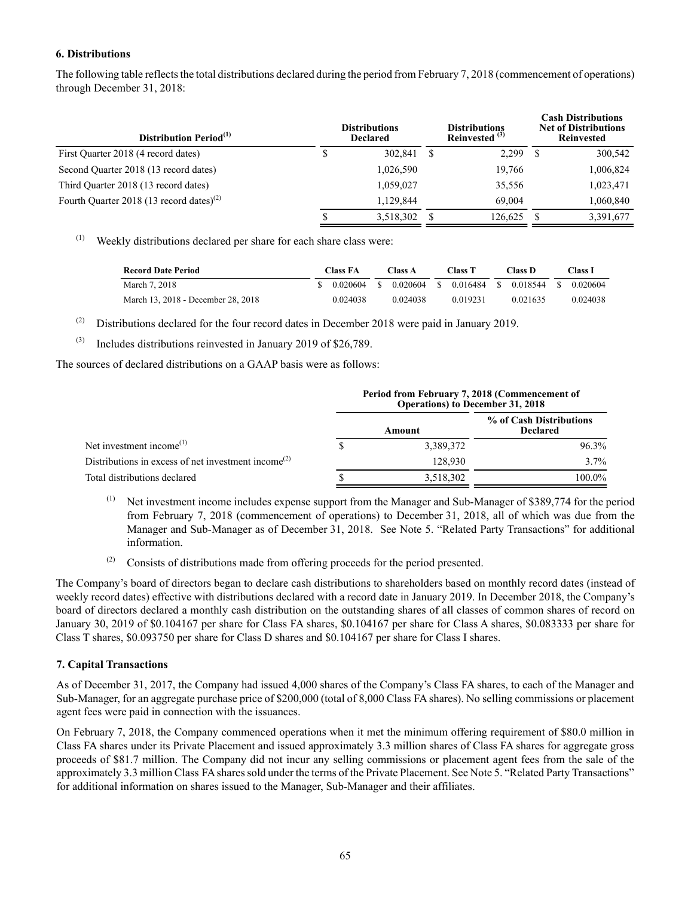### 6. Distributions

The following table reflects the total distributions declared during the period from February 7, 2018 (commencement of operations) through December 31, 2018:

| Distribution Period[(1)] | Distributions Declared | Distributions Reinvested [(3)] | Cash Distributions Net of Distributions Reinvested |
|---|---|---|---|
| First Quarter 2018 (4 record dates) | $ 302,841 | $ 2,299 | $ 300,542 |
| Second Quarter 2018 (13 record dates) | 1,026,590 | 19,766 | 1,006,824 |
| Third Quarter 2018 (13 record dates) | 1,059,027 | 35,556 | 1,023,471 |
| Fourth Quarter 2018 (13 record dates)[(2)] | 1,129,844 | 69,004 | 1,060,840 |
| | $ 3,518,302 | $ 126,625 | $ 3,391,677 |

(1) Weekly distributions declared per share for each share class were:

| Record Date Period | Class FA | Class A | Class T | Class D | Class I |
|---|---|---|---|---|---|
| March 7, 2018 | $ 0.020604 | $ 0.020604 | $ 0.016484 | $ 0.018544 | $ 0.020604 |
| March 13, 2018 - December 28, 2018 | 0.024038 | 0.024038 | 0.019231 | 0.021635 | 0.024038 |

(2) Distributions declared for the four record dates in December 2018 were paid in January 2019.

(3) Includes distributions reinvested in January 2019 of $26,789.

The sources of declared distributions on a GAAP basis were as follows:

| | Period from February 7, 2018 (Commencement of Operations) to December 31, 2018 | |
|---|---|---|
| | Amount | % of Cash Distributions Declared |
| Net investment income[(1)] | $ 3,389,372 | 96.3% |
| Distributions in excess of net investment income[(2)] | 128,930 | 3.7% |
| Total distributions declared | $ 3,518,302 | 100.0% |

(1) Net investment income includes expense support from the Manager and Sub-Manager of $389,774 for the period from February 7, 2018 (commencement of operations) to December 31, 2018, all of which was due from the Manager and Sub-Manager as of December 31, 2018. See Note 5. "Related Party Transactions" for additional information.

(2) Consists of distributions made from offering proceeds for the period presented.

The Company's board of directors began to declare cash distributions to shareholders based on monthly record dates (instead of weekly record dates) effective with distributions declared with a record date in January 2019. In December 2018, the Company's board of directors declared a monthly cash distribution on the outstanding shares of all classes of common shares of record on January 30, 2019 of $0.104167 per share for Class FA shares, $0.104167 per share for Class A shares, $0.083333 per share for Class T shares, $0.093750 per share for Class D shares and $0.104167 per share for Class I shares.

### 7. Capital Transactions

As of December 31, 2017, the Company had issued 4,000 shares of the Company's Class FA shares, to each of the Manager and Sub-Manager, for an aggregate purchase price of $200,000 (total of 8,000 Class FA shares). No selling commissions or placement agent fees were paid in connection with the issuances.

On February 7, 2018, the Company commenced operations when it met the minimum offering requirement of $80.0 million in Class FA shares under its Private Placement and issued approximately 3.3 million shares of Class FA shares for aggregate gross proceeds of $81.7 million. The Company did not incur any selling commissions or placement agent fees from the sale of the approximately 3.3 million Class FA shares sold under the terms of the Private Placement. See Note 5. "Related Party Transactions" for additional information on shares issued to the Manager, Sub-Manager and their affiliates.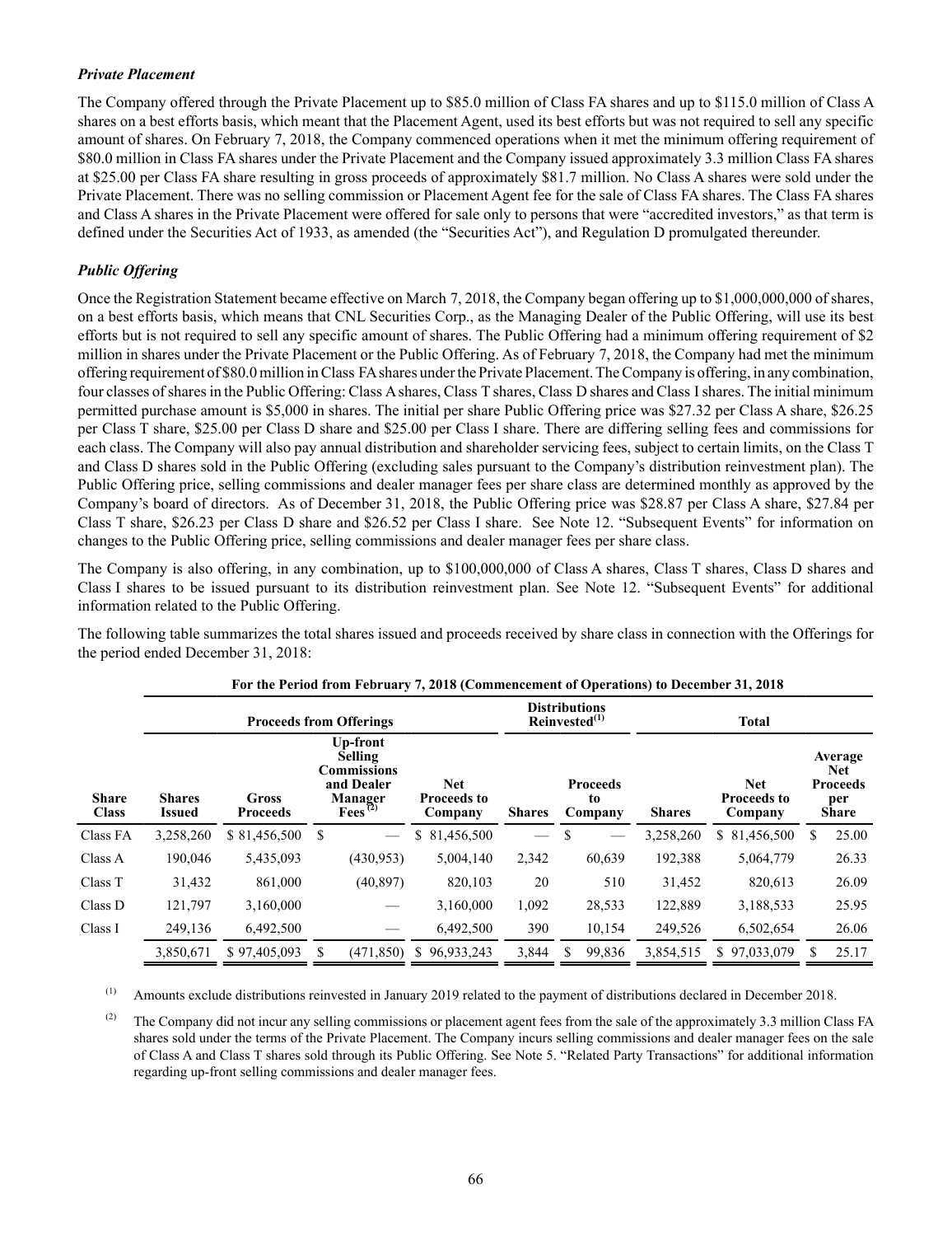### *Private Placement*

The Company offered through the Private Placement up to \$85.0 million of Class FA shares and up to \$115.0 million of Class A shares on a best efforts basis, which meant that the Placement Agent, used its best efforts but was not required to sell any specific amount of shares. On February 7, 2018, the Company commenced operations when it met the minimum offering requirement of \$80.0 million in Class FA shares under the Private Placement and the Company issued approximately 3.3 million Class FA shares at \$25.00 per Class FA share resulting in gross proceeds of approximately \$81.7 million. No Class A shares were sold under the Private Placement. There was no selling commission or Placement Agent fee for the sale of Class FA shares. The Class FA shares and Class A shares in the Private Placement were offered for sale only to persons that were "accredited investors," as that term is defined under the Securities Act of 1933, as amended (the "Securities Act"), and Regulation D promulgated thereunder.

### *Public Offering*

Once the Registration Statement became effective on March 7, 2018, the Company began offering up to \$1,000,000,000 of shares, on a best efforts basis, which means that CNL Securities Corp., as the Managing Dealer of the Public Offering, will use its best efforts but is not required to sell any specific amount of shares. The Public Offering had a minimum offering requirement of \$2 million in shares under the Private Placement or the Public Offering. As of February 7, 2018, the Company had met the minimum offering requirement of \$80.0 million in Class FA shares under the Private Placement. The Company is offering, in any combination, four classes of shares in the Public Offering: Class A shares, Class T shares, Class D shares and Class I shares. The initial minimum permitted purchase amount is \$5,000 in shares. The initial per share Public Offering price was \$27.32 per Class A share, \$26.25 per Class T share, \$25.00 per Class D share and \$25.00 per Class I share. There are differing selling fees and commissions for each class. The Company will also pay annual distribution and shareholder servicing fees, subject to certain limits, on the Class T and Class D shares sold in the Public Offering (excluding sales pursuant to the Company's distribution reinvestment plan). The Public Offering price, selling commissions and dealer manager fees per share class are determined monthly as approved by the Company's board of directors. As of December 31, 2018, the Public Offering price was \$28.87 per Class A share, \$27.84 per Class T share, \$26.23 per Class D share and \$26.52 per Class I share. See Note 12. "Subsequent Events" for information on changes to the Public Offering price, selling commissions and dealer manager fees per share class.

The Company is also offering, in any combination, up to \$100,000,000 of Class A shares, Class T shares, Class D shares and Class I shares to be issued pursuant to its distribution reinvestment plan. See Note 12. "Subsequent Events" for additional information related to the Public Offering.

The following table summarizes the total shares issued and proceeds received by share class in connection with the Offerings for the period ended December 31, 2018:

| | For the Period from February 7, 2018 (Commencement of Operations) to December 31, 2018 | | | | | | | | |
|---|---|---|---|---|---|---|---|---|---|
| | Proceeds from Offerings | | | | Distributions Reinvested[(1)] | | Total | | |
| Share Class | Shares Issued | Gross Proceeds | Up-front Selling Commissions and Dealer Manager Fees[(2)] | Net Proceeds to Company | Shares | Proceeds to Company | Shares | Net Proceeds to Company | Average Net Proceeds per Share |
| Class FA | 3,258,260 | \$ 81,456,500 | \$ — | \$ 81,456,500 | — | \$ — | 3,258,260 | \$ 81,456,500 | \$ 25.00 |
| Class A | 190,046 | 5,435,093 | (430,953) | 5,004,140 | 2,342 | 60,639 | 192,388 | 5,064,779 | 26.33 |
| Class T | 31,432 | 861,000 | (40,897) | 820,103 | 20 | 510 | 31,452 | 820,613 | 26.09 |
| Class D | 121,797 | 3,160,000 | — | 3,160,000 | 1,092 | 28,533 | 122,889 | 3,188,533 | 25.95 |
| Class I | 249,136 | 6,492,500 | — | 6,492,500 | 390 | 10,154 | 249,526 | 6,502,654 | 26.06 |
| | 3,850,671 | \$ 97,405,093 | \$ (471,850) | \$ 96,933,243 | 3,844 | \$ 99,836 | 3,854,515 | \$ 97,033,079 | \$ 25.17 |

(1) Amounts exclude distributions reinvested in January 2019 related to the payment of distributions declared in December 2018.

(2) The Company did not incur any selling commissions or placement agent fees from the sale of the approximately 3.3 million Class FA shares sold under the terms of the Private Placement. The Company incurs selling commissions and dealer manager fees on the sale of Class A and Class T shares sold through its Public Offering. See Note 5. "Related Party Transactions" for additional information regarding up-front selling commissions and dealer manager fees.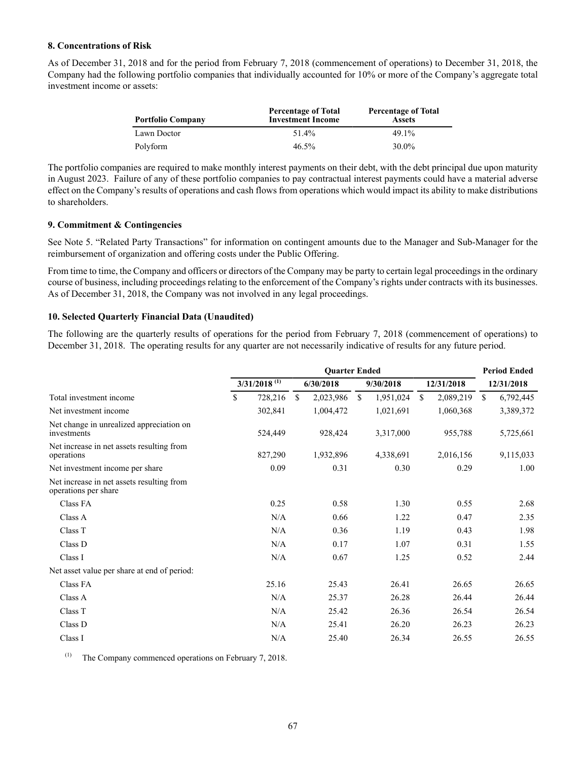### 8. Concentrations of Risk

As of December 31, 2018 and for the period from February 7, 2018 (commencement of operations) to December 31, 2018, the Company had the following portfolio companies that individually accounted for 10% or more of the Company's aggregate total investment income or assets:

| Portfolio Company | Percentage of Total Investment Income | Percentage of Total Assets |
|---|---|---|
| Lawn Doctor | 51.4% | 49.1% |
| Polyform | 46.5% | 30.0% |

The portfolio companies are required to make monthly interest payments on their debt, with the debt principal due upon maturity in August 2023. Failure of any of these portfolio companies to pay contractual interest payments could have a material adverse effect on the Company's results of operations and cash flows from operations which would impact its ability to make distributions to shareholders.

### 9. Commitment & Contingencies

See Note 5. "Related Party Transactions" for information on contingent amounts due to the Manager and Sub-Manager for the reimbursement of organization and offering costs under the Public Offering.

From time to time, the Company and officers or directors of the Company may be party to certain legal proceedings in the ordinary course of business, including proceedings relating to the enforcement of the Company's rights under contracts with its businesses. As of December 31, 2018, the Company was not involved in any legal proceedings.

### 10. Selected Quarterly Financial Data (Unaudited)

The following are the quarterly results of operations for the period from February 7, 2018 (commencement of operations) to December 31, 2018. The operating results for any quarter are not necessarily indicative of results for any future period.

| | Quarter Ended | | | | Period Ended |
|---|---|---|---|---|---|
| | 3/31/2018 (1) | 6/30/2018 | 9/30/2018 | 12/31/2018 | 12/31/2018 |
| Total investment income | $ 728,216 | $ 2,023,986 | $ 1,951,024 | $ 2,089,219 | $ 6,792,445 |
| Net investment income | 302,841 | 1,004,472 | 1,021,691 | 1,060,368 | 3,389,372 |
| Net change in unrealized appreciation on investments | 524,449 | 928,424 | 3,317,000 | 955,788 | 5,725,661 |
| Net increase in net assets resulting from operations | 827,290 | 1,932,896 | 4,338,691 | 2,016,156 | 9,115,033 |
| Net investment income per share | 0.09 | 0.31 | 0.30 | 0.29 | 1.00 |
| Net increase in net assets resulting from operations per share | | | | | |
| Class FA | 0.25 | 0.58 | 1.30 | 0.55 | 2.68 |
| Class A | N/A | 0.66 | 1.22 | 0.47 | 2.35 |
| Class T | N/A | 0.36 | 1.19 | 0.43 | 1.98 |
| Class D | N/A | 0.17 | 1.07 | 0.31 | 1.55 |
| Class I | N/A | 0.67 | 1.25 | 0.52 | 2.44 |
| Net asset value per share at end of period: | | | | | |
| Class FA | 25.16 | 25.43 | 26.41 | 26.65 | 26.65 |
| Class A | N/A | 25.37 | 26.28 | 26.44 | 26.44 |
| Class T | N/A | 25.42 | 26.36 | 26.54 | 26.54 |
| Class D | N/A | 25.41 | 26.20 | 26.23 | 26.23 |
| Class I | N/A | 25.40 | 26.34 | 26.55 | 26.55 |

(1) The Company commenced operations on February 7, 2018.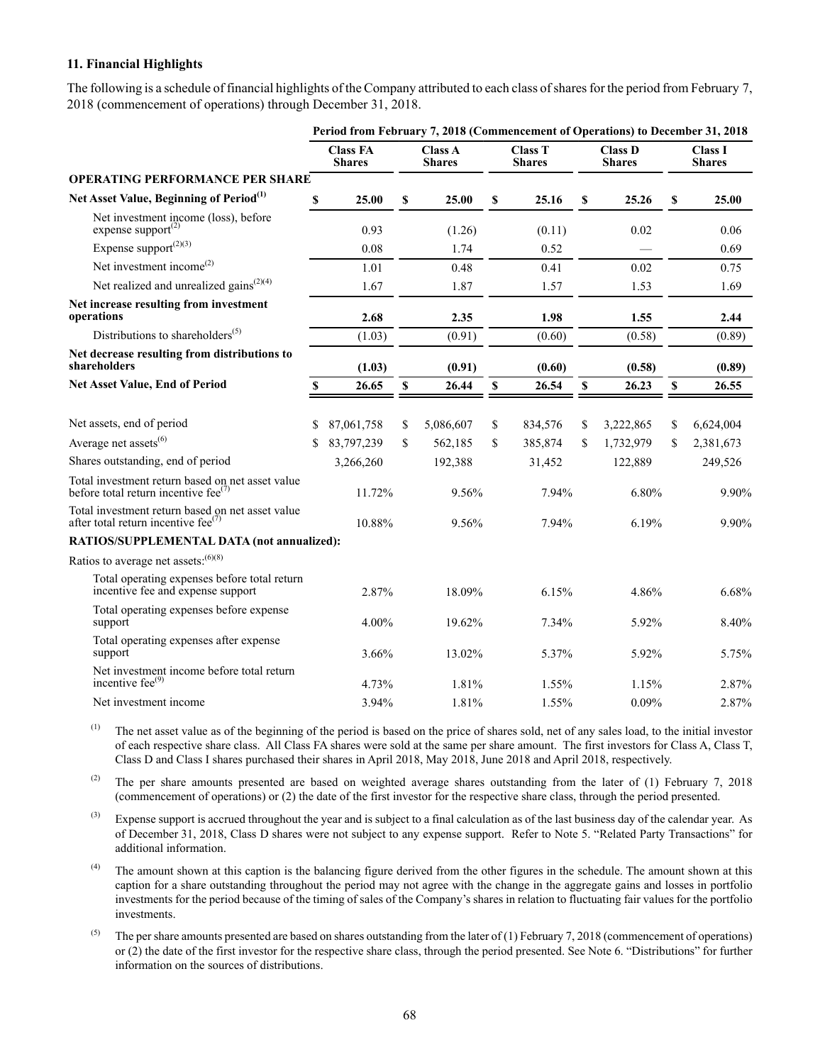### 11. Financial Highlights

The following is a schedule of financial highlights of the Company attributed to each class of shares for the period from February 7, 2018 (commencement of operations) through December 31, 2018.

| | Period from February 7, 2018 (Commencement of Operations) to December 31, 2018 | | | | |
|---|---|---|---|---|---|
| | Class FA Shares | Class A Shares | Class T Shares | Class D Shares | Class I Shares |
| **OPERATING PERFORMANCE PER SHARE** | | | | | |
| **Net Asset Value, Beginning of Period**[(1)] | $ 25.00 | $ 25.00 | $ 25.16 | $ 25.26 | $ 25.00 |
| Net investment income (loss), before expense support[(2)] | 0.93 | (1.26) | (0.11) | 0.02 | 0.06 |
| Expense support[(2)(3)] | 0.08 | 1.74 | 0.52 | — | 0.69 |
| Net investment income[(2)] | 1.01 | 0.48 | 0.41 | 0.02 | 0.75 |
| Net realized and unrealized gains[(2)(4)] | 1.67 | 1.87 | 1.57 | 1.53 | 1.69 |
| **Net increase resulting from investment operations** | **2.68** | **2.35** | **1.98** | **1.55** | **2.44** |
| Distributions to shareholders[(5)] | (1.03) | (0.91) | (0.60) | (0.58) | (0.89) |
| **Net decrease resulting from distributions to shareholders** | **(1.03)** | **(0.91)** | **(0.60)** | **(0.58)** | **(0.89)** |
| **Net Asset Value, End of Period** | **$ 26.65** | **$ 26.44** | **$ 26.54** | **$ 26.23** | **$ 26.55** |
| Net assets, end of period | $ 87,061,758 | $ 5,086,607 | $ 834,576 | $ 3,222,865 | $ 6,624,004 |
| Average net assets[(6)] | $ 83,797,239 | $ 562,185 | $ 385,874 | $ 1,732,979 | $ 2,381,673 |
| Shares outstanding, end of period | 3,266,260 | 192,388 | 31,452 | 122,889 | 249,526 |
| Total investment return based on net asset value before total return incentive fee[(7)] | 11.72% | 9.56% | 7.94% | 6.80% | 9.90% |
| Total investment return based on net asset value after total return incentive fee[(7)] | 10.88% | 9.56% | 7.94% | 6.19% | 9.90% |
| **RATIOS/SUPPLEMENTAL DATA (not annualized):** | | | | | |
| Ratios to average net assets:[(6)(8)] | | | | | |
| Total operating expenses before total return incentive fee and expense support | 2.87% | 18.09% | 6.15% | 4.86% | 6.68% |
| Total operating expenses before expense support | 4.00% | 19.62% | 7.34% | 5.92% | 8.40% |
| Total operating expenses after expense support | 3.66% | 13.02% | 5.37% | 5.92% | 5.75% |
| Net investment income before total return incentive fee[(9)] | 4.73% | 1.81% | 1.55% | 1.15% | 2.87% |
| Net investment income | 3.94% | 1.81% | 1.55% | 0.09% | 2.87% |

(1) The net asset value as of the beginning of the period is based on the price of shares sold, net of any sales load, to the initial investor of each respective share class. All Class FA shares were sold at the same per share amount. The first investors for Class A, Class T, Class D and Class I shares purchased their shares in April 2018, May 2018, June 2018 and April 2018, respectively.

(2) The per share amounts presented are based on weighted average shares outstanding from the later of (1) February 7, 2018 (commencement of operations) or (2) the date of the first investor for the respective share class, through the period presented.

(3) Expense support is accrued throughout the year and is subject to a final calculation as of the last business day of the calendar year. As of December 31, 2018, Class D shares were not subject to any expense support. Refer to Note 5. "Related Party Transactions" for additional information.

(4) The amount shown at this caption is the balancing figure derived from the other figures in the schedule. The amount shown at this caption for a share outstanding throughout the period may not agree with the change in the aggregate gains and losses in portfolio investments for the period because of the timing of sales of the Company's shares in relation to fluctuating fair values for the portfolio investments.

(5) The per share amounts presented are based on shares outstanding from the later of (1) February 7, 2018 (commencement of operations) or (2) the date of the first investor for the respective share class, through the period presented. See Note 6. "Distributions" for further information on the sources of distributions.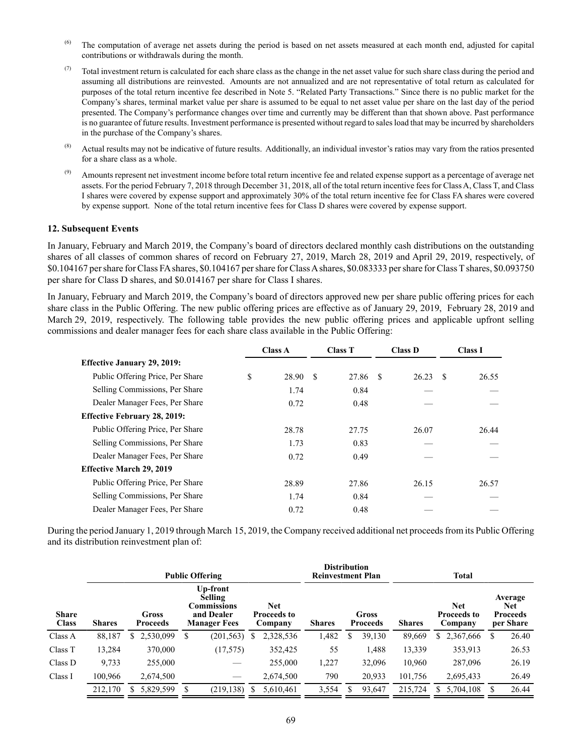(6) The computation of average net assets during the period is based on net assets measured at each month end, adjusted for capital contributions or withdrawals during the month.

(7) Total investment return is calculated for each share class as the change in the net asset value for such share class during the period and assuming all distributions are reinvested. Amounts are not annualized and are not representative of total return as calculated for purposes of the total return incentive fee described in Note 5. "Related Party Transactions." Since there is no public market for the Company's shares, terminal market value per share is assumed to be equal to net asset value per share on the last day of the period presented. The Company's performance changes over time and currently may be different than that shown above. Past performance is no guarantee of future results. Investment performance is presented without regard to sales load that may be incurred by shareholders in the purchase of the Company's shares.

(8) Actual results may not be indicative of future results. Additionally, an individual investor's ratios may vary from the ratios presented for a share class as a whole.

(9) Amounts represent net investment income before total return incentive fee and related expense support as a percentage of average net assets. For the period February 7, 2018 through December 31, 2018, all of the total return incentive fees for Class A, Class T, and Class I shares were covered by expense support and approximately 30% of the total return incentive fee for Class FA shares were covered by expense support. None of the total return incentive fees for Class D shares were covered by expense support.

**12. Subsequent Events**

In January, February and March 2019, the Company's board of directors declared monthly cash distributions on the outstanding shares of all classes of common shares of record on February 27, 2019, March 28, 2019 and April 29, 2019, respectively, of $0.104167 per share for Class FA shares, $0.104167 per share for Class A shares, $0.083333 per share for Class T shares, $0.093750 per share for Class D shares, and $0.014167 per share for Class I shares.

In January, February and March 2019, the Company's board of directors approved new per share public offering prices for each share class in the Public Offering. The new public offering prices are effective as of January 29, 2019, February 28, 2019 and March 29, 2019, respectively. The following table provides the new public offering prices and applicable upfront selling commissions and dealer manager fees for each share class available in the Public Offering:

| | Class A | Class T | Class D | Class I |
|---|---|---|---|---|
| **Effective January 29, 2019:** | | | | |
| Public Offering Price, Per Share | $ 28.90 | $ 27.86 | $ 26.23 | $ 26.55 |
| Selling Commissions, Per Share | 1.74 | 0.84 | — | — |
| Dealer Manager Fees, Per Share | 0.72 | 0.48 | — | — |
| **Effective February 28, 2019:** | | | | |
| Public Offering Price, Per Share | 28.78 | 27.75 | 26.07 | 26.44 |
| Selling Commissions, Per Share | 1.73 | 0.83 | — | — |
| Dealer Manager Fees, Per Share | 0.72 | 0.49 | — | — |
| **Effective March 29, 2019** | | | | |
| Public Offering Price, Per Share | 28.89 | 27.86 | 26.15 | 26.57 |
| Selling Commissions, Per Share | 1.74 | 0.84 | — | — |
| Dealer Manager Fees, Per Share | 0.72 | 0.48 | — | — |

During the period January 1, 2019 through March 15, 2019, the Company received additional net proceeds from its Public Offering and its distribution reinvestment plan of:

| | Public Offering | | | | Distribution Reinvestment Plan | | Total | | |
|---|---|---|---|---|---|---|---|---|---|
| **Share Class** | **Shares** | **Gross Proceeds** | **Up-front Selling Commissions and Dealer Manager Fees** | **Net Proceeds to Company** | **Shares** | **Gross Proceeds** | **Shares** | **Net Proceeds to Company** | **Average Net Proceeds per Share** |
| Class A | 88,187 | $ 2,530,099 | $ (201,563) | $ 2,328,536 | 1,482 | $ 39,130 | 89,669 | $ 2,367,666 | $ 26.40 |
| Class T | 13,284 | 370,000 | (17,575) | 352,425 | 55 | 1,488 | 13,339 | 353,913 | 26.53 |
| Class D | 9,733 | 255,000 | — | 255,000 | 1,227 | 32,096 | 10,960 | 287,096 | 26.19 |
| Class I | 100,966 | 2,674,500 | — | 2,674,500 | 790 | 20,933 | 101,756 | 2,695,433 | 26.49 |
| | 212,170 | $ 5,829,599 | $ (219,138) | $ 5,610,461 | 3,554 | $ 93,647 | 215,724 | $ 5,704,108 | $ 26.44 |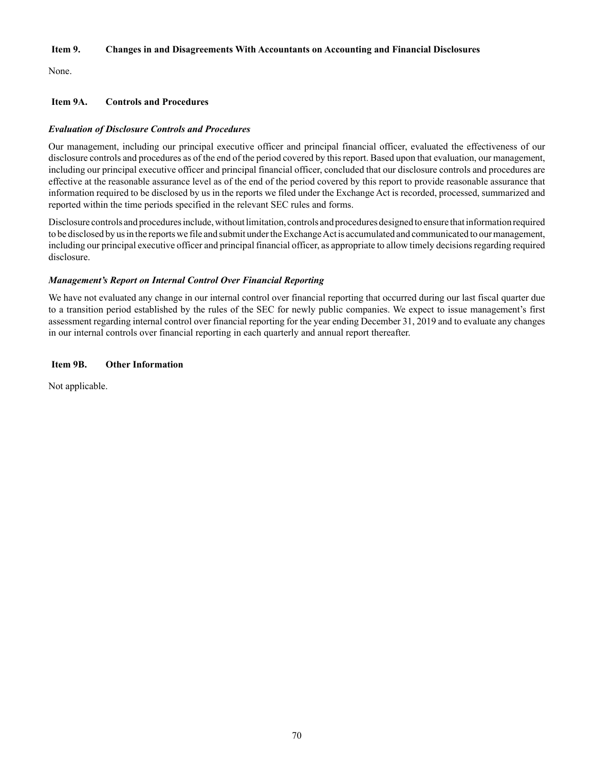## Item 9. Changes in and Disagreements With Accountants on Accounting and Financial Disclosures

None.

## Item 9A. Controls and Procedures

### *Evaluation of Disclosure Controls and Procedures*

Our management, including our principal executive officer and principal financial officer, evaluated the effectiveness of our disclosure controls and procedures as of the end of the period covered by this report. Based upon that evaluation, our management, including our principal executive officer and principal financial officer, concluded that our disclosure controls and procedures are effective at the reasonable assurance level as of the end of the period covered by this report to provide reasonable assurance that information required to be disclosed by us in the reports we filed under the Exchange Act is recorded, processed, summarized and reported within the time periods specified in the relevant SEC rules and forms.

Disclosure controls and procedures include, without limitation, controls and procedures designed to ensure that information required to be disclosed by us in the reports we file and submit under the Exchange Act is accumulated and communicated to our management, including our principal executive officer and principal financial officer, as appropriate to allow timely decisions regarding required disclosure.

### *Management's Report on Internal Control Over Financial Reporting*

We have not evaluated any change in our internal control over financial reporting that occurred during our last fiscal quarter due to a transition period established by the rules of the SEC for newly public companies. We expect to issue management's first assessment regarding internal control over financial reporting for the year ending December 31, 2019 and to evaluate any changes in our internal controls over financial reporting in each quarterly and annual report thereafter.

## Item 9B. Other Information

Not applicable.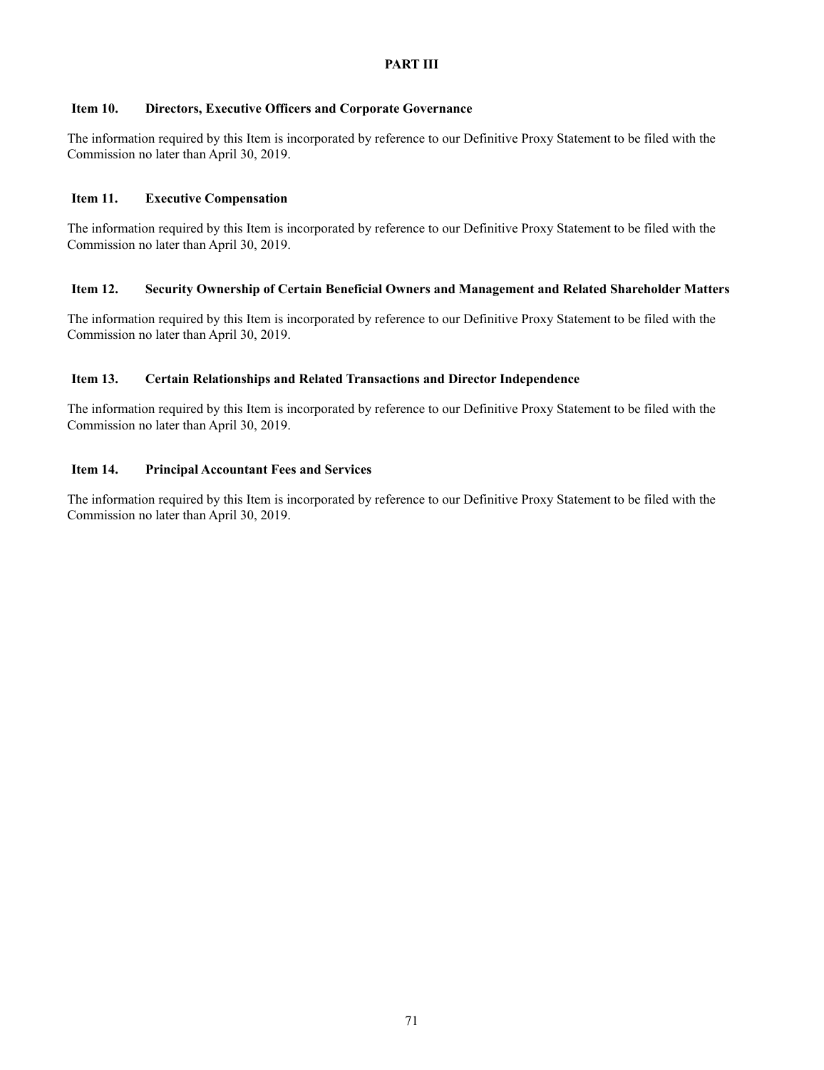# PART III

## Item 10. Directors, Executive Officers and Corporate Governance

The information required by this Item is incorporated by reference to our Definitive Proxy Statement to be filed with the Commission no later than April 30, 2019.

## Item 11. Executive Compensation

The information required by this Item is incorporated by reference to our Definitive Proxy Statement to be filed with the Commission no later than April 30, 2019.

## Item 12. Security Ownership of Certain Beneficial Owners and Management and Related Shareholder Matters

The information required by this Item is incorporated by reference to our Definitive Proxy Statement to be filed with the Commission no later than April 30, 2019.

## Item 13. Certain Relationships and Related Transactions and Director Independence

The information required by this Item is incorporated by reference to our Definitive Proxy Statement to be filed with the Commission no later than April 30, 2019.

## Item 14. Principal Accountant Fees and Services

The information required by this Item is incorporated by reference to our Definitive Proxy Statement to be filed with the Commission no later than April 30, 2019.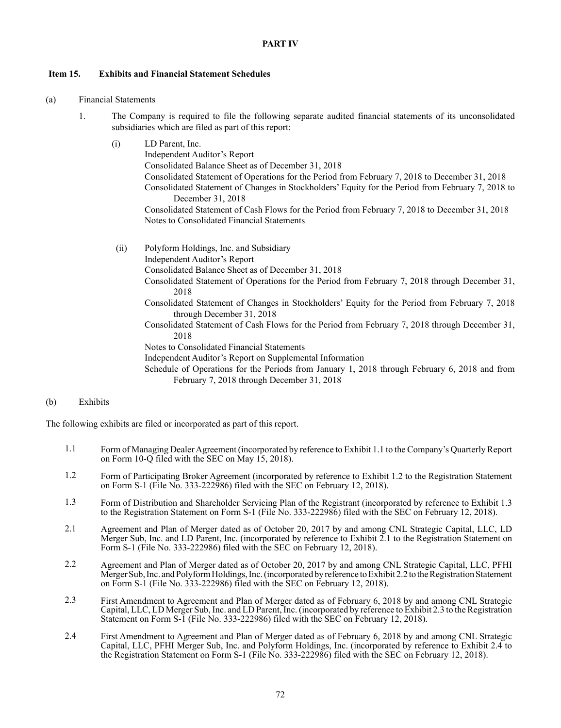## PART IV

### Item 15. Exhibits and Financial Statement Schedules

(a) Financial Statements

1. The Company is required to file the following separate audited financial statements of its unconsolidated subsidiaries which are filed as part of this report:

   (i) LD Parent, Inc.
   Independent Auditor's Report
   Consolidated Balance Sheet as of December 31, 2018
   Consolidated Statement of Operations for the Period from February 7, 2018 to December 31, 2018
   Consolidated Statement of Changes in Stockholders' Equity for the Period from February 7, 2018 to December 31, 2018
   Consolidated Statement of Cash Flows for the Period from February 7, 2018 to December 31, 2018
   Notes to Consolidated Financial Statements

   (ii) Polyform Holdings, Inc. and Subsidiary
   Independent Auditor's Report
   Consolidated Balance Sheet as of December 31, 2018
   Consolidated Statement of Operations for the Period from February 7, 2018 through December 31, 2018
   Consolidated Statement of Changes in Stockholders' Equity for the Period from February 7, 2018 through December 31, 2018
   Consolidated Statement of Cash Flows for the Period from February 7, 2018 through December 31, 2018
   Notes to Consolidated Financial Statements
   Independent Auditor's Report on Supplemental Information
   Schedule of Operations for the Periods from January 1, 2018 through February 6, 2018 and from February 7, 2018 through December 31, 2018

(b) Exhibits

The following exhibits are filed or incorporated as part of this report.

1.1 Form of Managing Dealer Agreement (incorporated by reference to Exhibit 1.1 to the Company's Quarterly Report on Form 10-Q filed with the SEC on May 15, 2018).

1.2 Form of Participating Broker Agreement (incorporated by reference to Exhibit 1.2 to the Registration Statement on Form S-1 (File No. 333-222986) filed with the SEC on February 12, 2018).

1.3 Form of Distribution and Shareholder Servicing Plan of the Registrant (incorporated by reference to Exhibit 1.3 to the Registration Statement on Form S-1 (File No. 333-222986) filed with the SEC on February 12, 2018).

2.1 Agreement and Plan of Merger dated as of October 20, 2017 by and among CNL Strategic Capital, LLC, LD Merger Sub, Inc. and LD Parent, Inc. (incorporated by reference to Exhibit 2.1 to the Registration Statement on Form S-1 (File No. 333-222986) filed with the SEC on February 12, 2018).

2.2 Agreement and Plan of Merger dated as of October 20, 2017 by and among CNL Strategic Capital, LLC, PFHI Merger Sub, Inc. and Polyform Holdings, Inc. (incorporated by reference to Exhibit 2.2 to the Registration Statement on Form S-1 (File No. 333-222986) filed with the SEC on February 12, 2018).

2.3 First Amendment to Agreement and Plan of Merger dated as of February 6, 2018 by and among CNL Strategic Capital, LLC, LD Merger Sub, Inc. and LD Parent, Inc. (incorporated by reference to Exhibit 2.3 to the Registration Statement on Form S-1 (File No. 333-222986) filed with the SEC on February 12, 2018).

2.4 First Amendment to Agreement and Plan of Merger dated as of February 6, 2018 by and among CNL Strategic Capital, LLC, PFHI Merger Sub, Inc. and Polyform Holdings, Inc. (incorporated by reference to Exhibit 2.4 to the Registration Statement on Form S-1 (File No. 333-222986) filed with the SEC on February 12, 2018).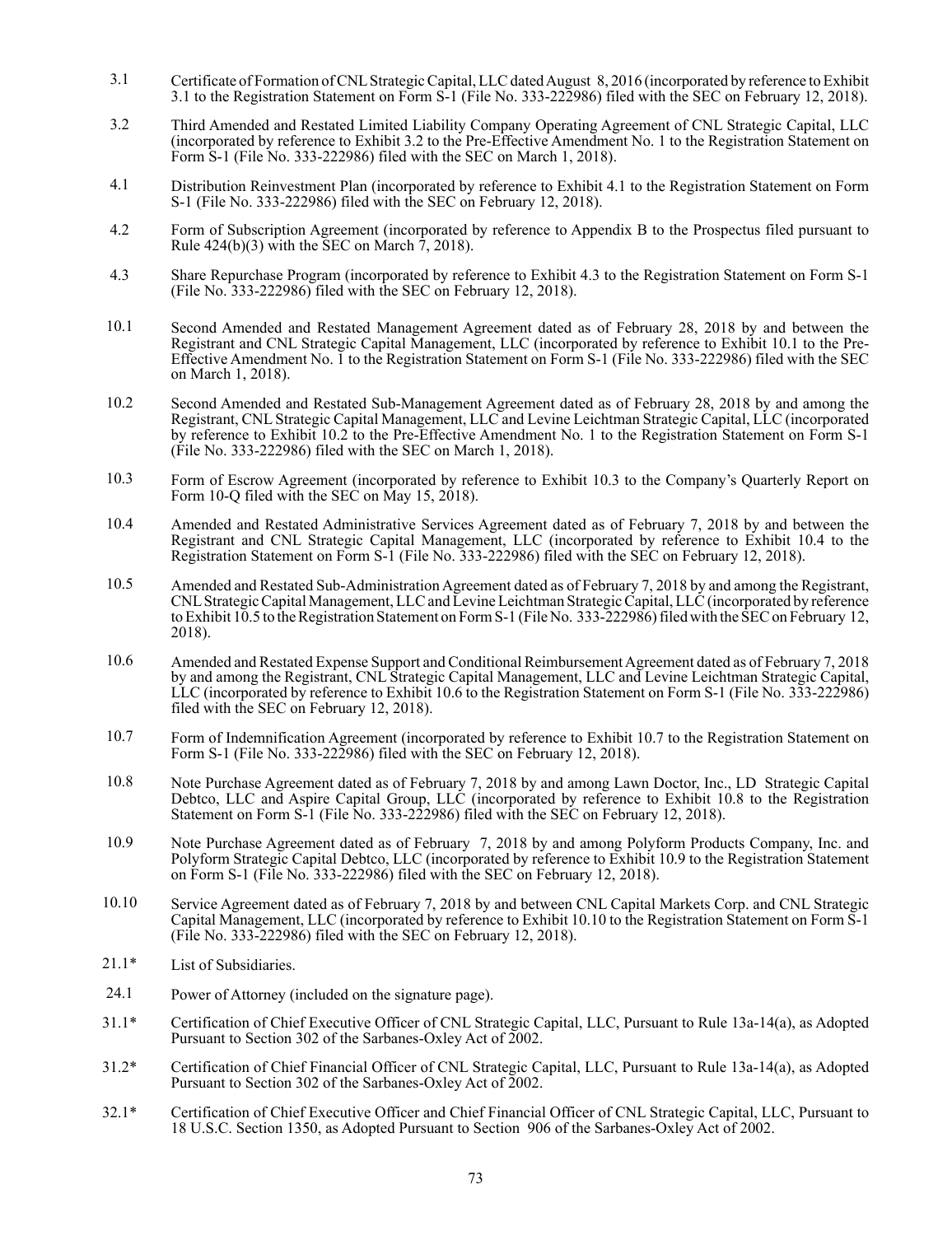| | |
|---|---|
| 3.1 | Certificate of Formation of CNL Strategic Capital, LLC dated August 8, 2016 (incorporated by reference to Exhibit 3.1 to the Registration Statement on Form S-1 (File No. 333-222986) filed with the SEC on February 12, 2018). |
| 3.2 | Third Amended and Restated Limited Liability Company Operating Agreement of CNL Strategic Capital, LLC (incorporated by reference to Exhibit 3.2 to the Pre-Effective Amendment No. 1 to the Registration Statement on Form S-1 (File No. 333-222986) filed with the SEC on March 1, 2018). |
| 4.1 | Distribution Reinvestment Plan (incorporated by reference to Exhibit 4.1 to the Registration Statement on Form S-1 (File No. 333-222986) filed with the SEC on February 12, 2018). |
| 4.2 | Form of Subscription Agreement (incorporated by reference to Appendix B to the Prospectus filed pursuant to Rule 424(b)(3) with the SEC on March 7, 2018). |
| 4.3 | Share Repurchase Program (incorporated by reference to Exhibit 4.3 to the Registration Statement on Form S-1 (File No. 333-222986) filed with the SEC on February 12, 2018). |
| 10.1 | Second Amended and Restated Management Agreement dated as of February 28, 2018 by and between the Registrant and CNL Strategic Capital Management, LLC (incorporated by reference to Exhibit 10.1 to the Pre-Effective Amendment No. 1 to the Registration Statement on Form S-1 (File No. 333-222986) filed with the SEC on March 1, 2018). |
| 10.2 | Second Amended and Restated Sub-Management Agreement dated as of February 28, 2018 by and among the Registrant, CNL Strategic Capital Management, LLC and Levine Leichtman Strategic Capital, LLC (incorporated by reference to Exhibit 10.2 to the Pre-Effective Amendment No. 1 to the Registration Statement on Form S-1 (File No. 333-222986) filed with the SEC on March 1, 2018). |
| 10.3 | Form of Escrow Agreement (incorporated by reference to Exhibit 10.3 to the Company's Quarterly Report on Form 10-Q filed with the SEC on May 15, 2018). |
| 10.4 | Amended and Restated Administrative Services Agreement dated as of February 7, 2018 by and between the Registrant and CNL Strategic Capital Management, LLC (incorporated by reference to Exhibit 10.4 to the Registration Statement on Form S-1 (File No. 333-222986) filed with the SEC on February 12, 2018). |
| 10.5 | Amended and Restated Sub-Administration Agreement dated as of February 7, 2018 by and among the Registrant, CNL Strategic Capital Management, LLC and Levine Leichtman Strategic Capital, LLC (incorporated by reference to Exhibit 10.5 to the Registration Statement on Form S-1 (File No. 333-222986) filed with the SEC on February 12, 2018). |
| 10.6 | Amended and Restated Expense Support and Conditional Reimbursement Agreement dated as of February 7, 2018 by and among the Registrant, CNL Strategic Capital Management, LLC and Levine Leichtman Strategic Capital, LLC (incorporated by reference to Exhibit 10.6 to the Registration Statement on Form S-1 (File No. 333-222986) filed with the SEC on February 12, 2018). |
| 10.7 | Form of Indemnification Agreement (incorporated by reference to Exhibit 10.7 to the Registration Statement on Form S-1 (File No. 333-222986) filed with the SEC on February 12, 2018). |
| 10.8 | Note Purchase Agreement dated as of February 7, 2018 by and among Lawn Doctor, Inc., LD Strategic Capital Debtco, LLC and Aspire Capital Group, LLC (incorporated by reference to Exhibit 10.8 to the Registration Statement on Form S-1 (File No. 333-222986) filed with the SEC on February 12, 2018). |
| 10.9 | Note Purchase Agreement dated as of February 7, 2018 by and among Polyform Products Company, Inc. and Polyform Strategic Capital Debtco, LLC (incorporated by reference to Exhibit 10.9 to the Registration Statement on Form S-1 (File No. 333-222986) filed with the SEC on February 12, 2018). |
| 10.10 | Service Agreement dated as of February 7, 2018 by and between CNL Capital Markets Corp. and CNL Strategic Capital Management, LLC (incorporated by reference to Exhibit 10.10 to the Registration Statement on Form S-1 (File No. 333-222986) filed with the SEC on February 12, 2018). |
| 21.1* | List of Subsidiaries. |
| 24.1 | Power of Attorney (included on the signature page). |
| 31.1* | Certification of Chief Executive Officer of CNL Strategic Capital, LLC, Pursuant to Rule 13a-14(a), as Adopted Pursuant to Section 302 of the Sarbanes-Oxley Act of 2002. |
| 31.2* | Certification of Chief Financial Officer of CNL Strategic Capital, LLC, Pursuant to Rule 13a-14(a), as Adopted Pursuant to Section 302 of the Sarbanes-Oxley Act of 2002. |
| 32.1* | Certification of Chief Executive Officer and Chief Financial Officer of CNL Strategic Capital, LLC, Pursuant to 18 U.S.C. Section 1350, as Adopted Pursuant to Section 906 of the Sarbanes-Oxley Act of 2002. |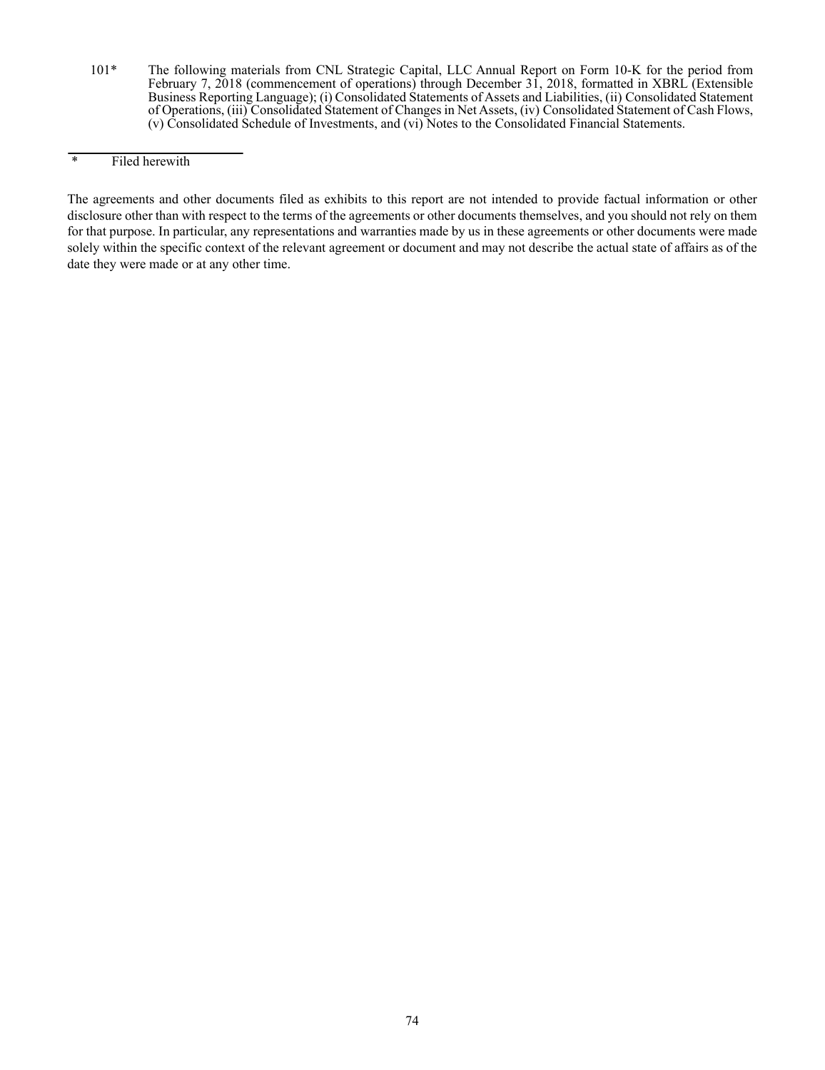101* The following materials from CNL Strategic Capital, LLC Annual Report on Form 10-K for the period from February 7, 2018 (commencement of operations) through December 31, 2018, formatted in XBRL (Extensible Business Reporting Language); (i) Consolidated Statements of Assets and Liabilities, (ii) Consolidated Statement of Operations, (iii) Consolidated Statement of Changes in Net Assets, (iv) Consolidated Statement of Cash Flows, (v) Consolidated Schedule of Investments, and (vi) Notes to the Consolidated Financial Statements.

---

\* Filed herewith

The agreements and other documents filed as exhibits to this report are not intended to provide factual information or other disclosure other than with respect to the terms of the agreements or other documents themselves, and you should not rely on them for that purpose. In particular, any representations and warranties made by us in these agreements or other documents were made solely within the specific context of the relevant agreement or document and may not describe the actual state of affairs as of the date they were made or at any other time.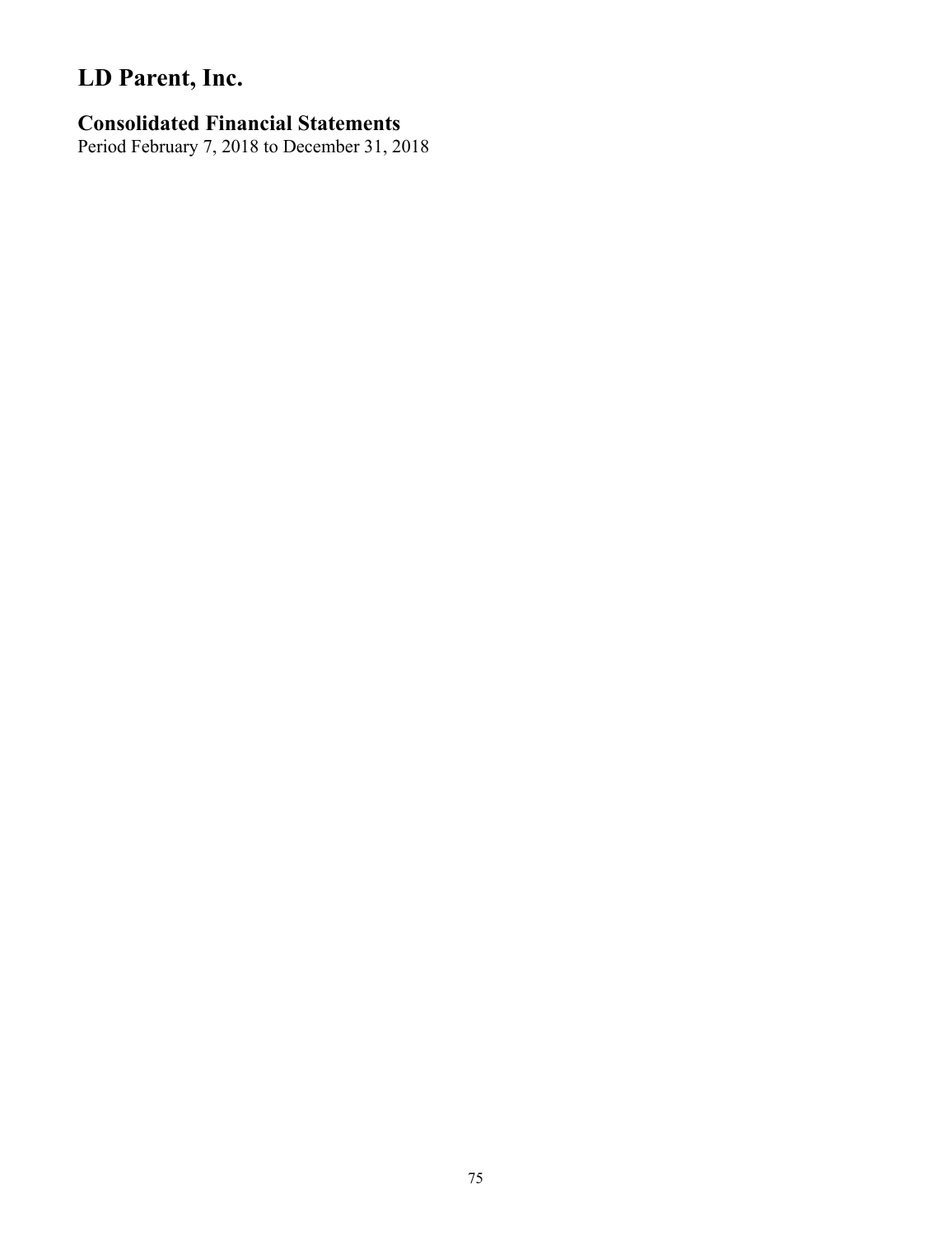# LD Parent, Inc.

## Consolidated Financial Statements

Period February 7, 2018 to December 31, 2018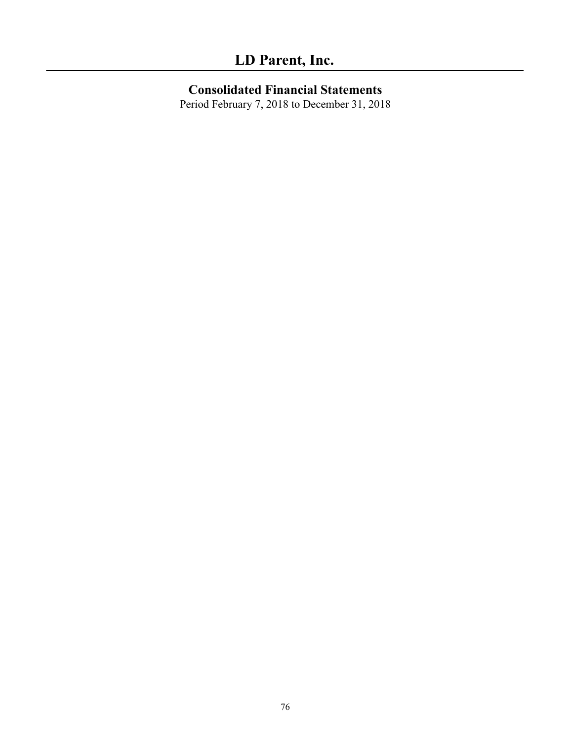# LD Parent, Inc.

## Consolidated Financial Statements

Period February 7, 2018 to December 31, 2018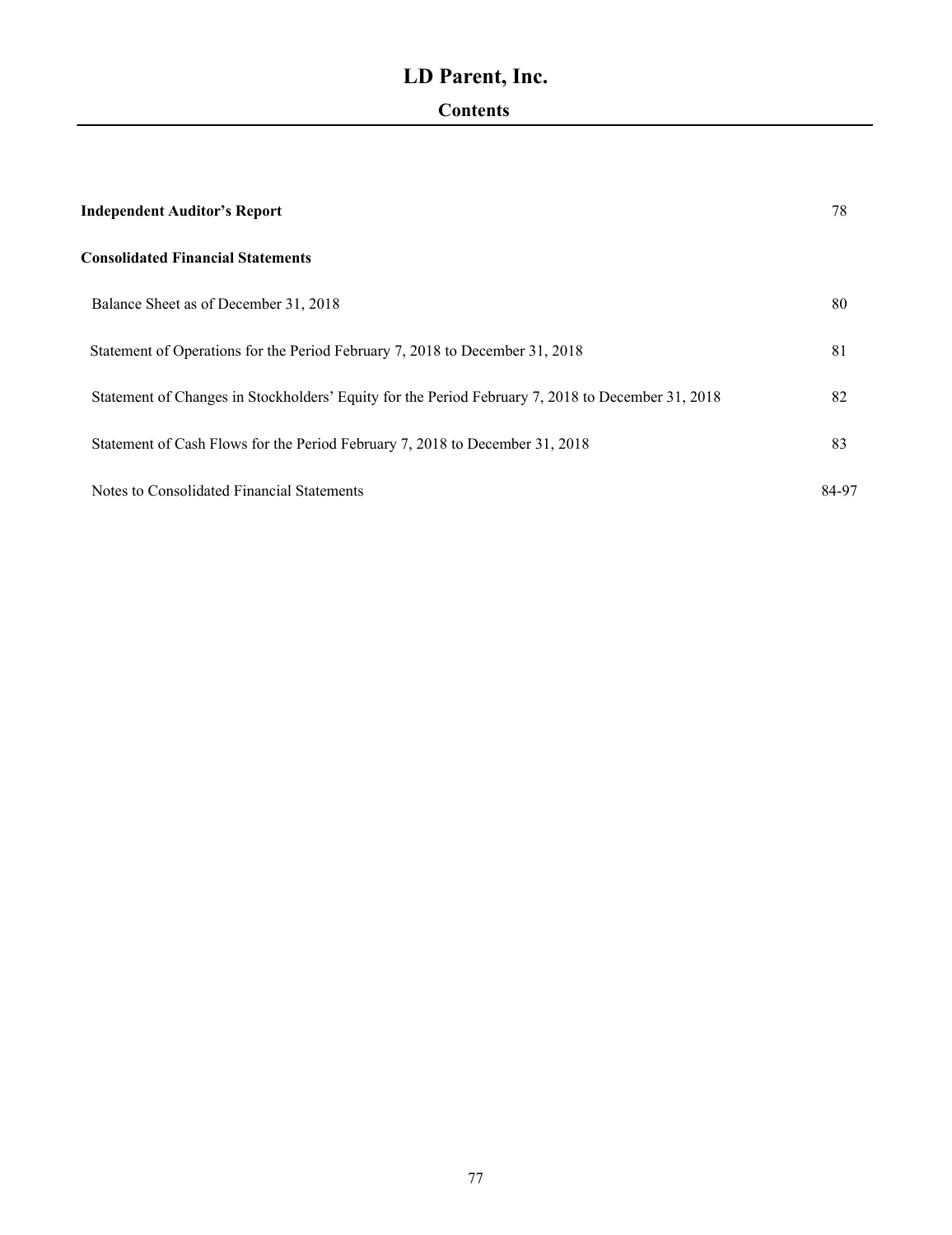# LD Parent, Inc.

## Contents

| | |
|---|---|
| **Independent Auditor's Report** | 78 |
| **Consolidated Financial Statements** | |
| Balance Sheet as of December 31, 2018 | 80 |
| Statement of Operations for the Period February 7, 2018 to December 31, 2018 | 81 |
| Statement of Changes in Stockholders' Equity for the Period February 7, 2018 to December 31, 2018 | 82 |
| Statement of Cash Flows for the Period February 7, 2018 to December 31, 2018 | 83 |
| Notes to Consolidated Financial Statements | 84-97 |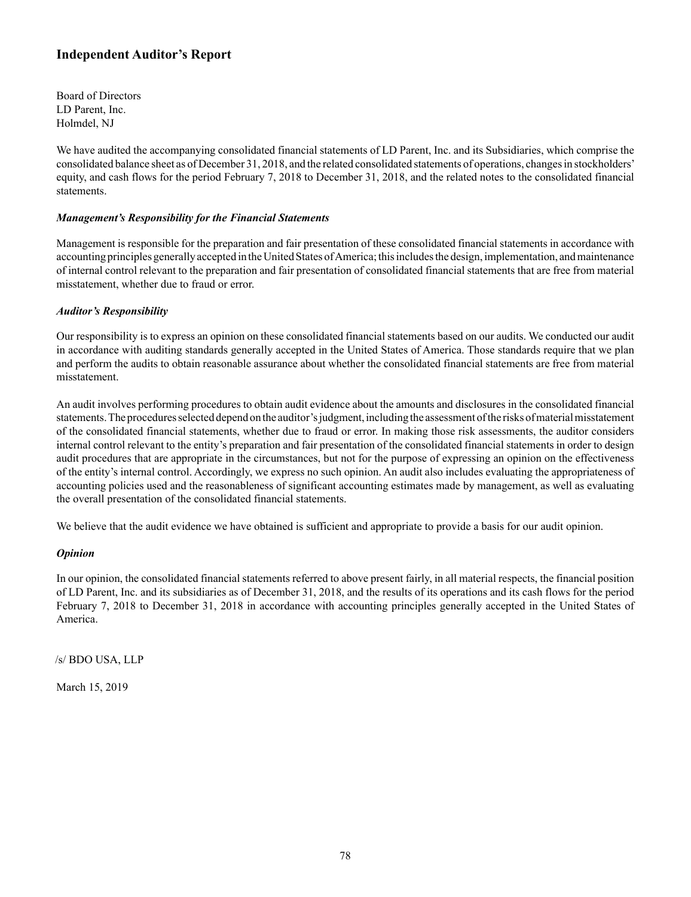# Independent Auditor's Report

Board of Directors
LD Parent, Inc.
Holmdel, NJ

We have audited the accompanying consolidated financial statements of LD Parent, Inc. and its Subsidiaries, which comprise the consolidated balance sheet as of December 31, 2018, and the related consolidated statements of operations, changes in stockholders' equity, and cash flows for the period February 7, 2018 to December 31, 2018, and the related notes to the consolidated financial statements.

***Management's Responsibility for the Financial Statements***

Management is responsible for the preparation and fair presentation of these consolidated financial statements in accordance with accounting principles generally accepted in the United States of America; this includes the design, implementation, and maintenance of internal control relevant to the preparation and fair presentation of consolidated financial statements that are free from material misstatement, whether due to fraud or error.

***Auditor's Responsibility***

Our responsibility is to express an opinion on these consolidated financial statements based on our audits. We conducted our audit in accordance with auditing standards generally accepted in the United States of America. Those standards require that we plan and perform the audits to obtain reasonable assurance about whether the consolidated financial statements are free from material misstatement.

An audit involves performing procedures to obtain audit evidence about the amounts and disclosures in the consolidated financial statements. The procedures selected depend on the auditor's judgment, including the assessment of the risks of material misstatement of the consolidated financial statements, whether due to fraud or error. In making those risk assessments, the auditor considers internal control relevant to the entity's preparation and fair presentation of the consolidated financial statements in order to design audit procedures that are appropriate in the circumstances, but not for the purpose of expressing an opinion on the effectiveness of the entity's internal control. Accordingly, we express no such opinion. An audit also includes evaluating the appropriateness of accounting policies used and the reasonableness of significant accounting estimates made by management, as well as evaluating the overall presentation of the consolidated financial statements.

We believe that the audit evidence we have obtained is sufficient and appropriate to provide a basis for our audit opinion.

***Opinion***

In our opinion, the consolidated financial statements referred to above present fairly, in all material respects, the financial position of LD Parent, Inc. and its subsidiaries as of December 31, 2018, and the results of its operations and its cash flows for the period February 7, 2018 to December 31, 2018 in accordance with accounting principles generally accepted in the United States of America.

/s/ BDO USA, LLP

March 15, 2019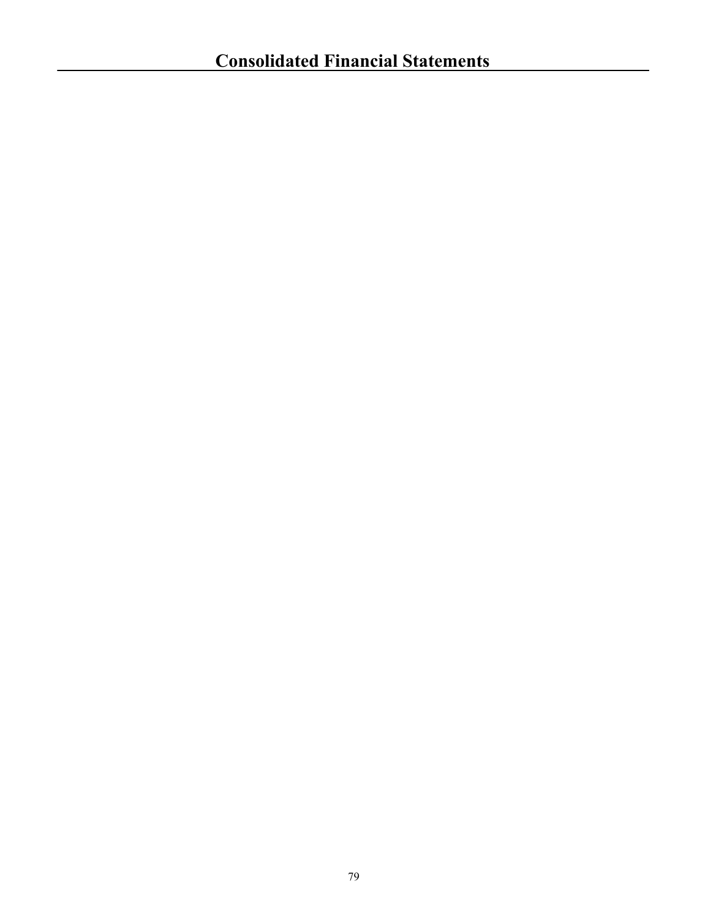# Consolidated Financial Statements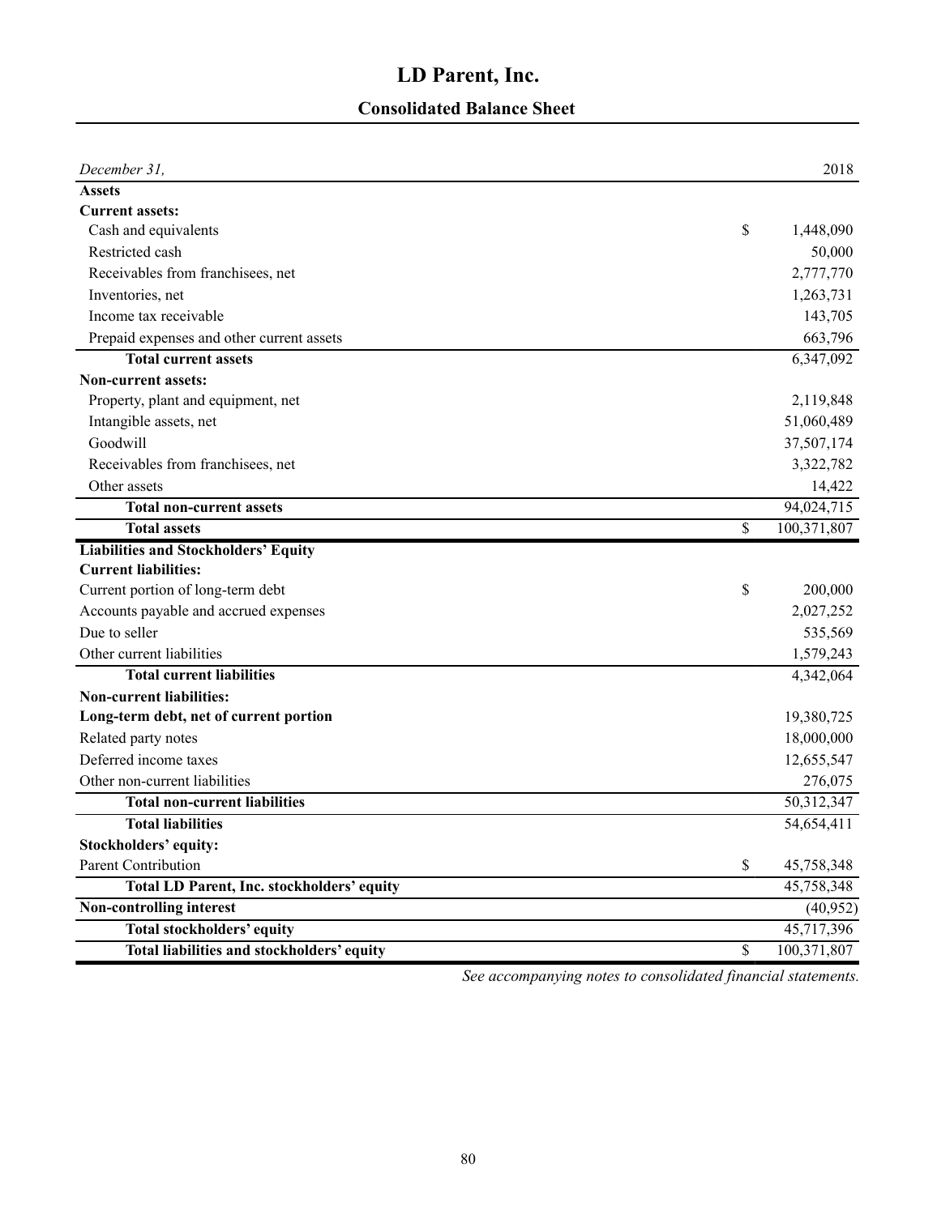# LD Parent, Inc.

## Consolidated Balance Sheet

| *December 31,* | | 2018 |
|---|---|---|
| **Assets** | | |
| **Current assets:** | | |
| Cash and equivalents | $ | 1,448,090 |
| Restricted cash | | 50,000 |
| Receivables from franchisees, net | | 2,777,770 |
| Inventories, net | | 1,263,731 |
| Income tax receivable | | 143,705 |
| Prepaid expenses and other current assets | | 663,796 |
| **Total current assets** | | 6,347,092 |
| **Non-current assets:** | | |
| Property, plant and equipment, net | | 2,119,848 |
| Intangible assets, net | | 51,060,489 |
| Goodwill | | 37,507,174 |
| Receivables from franchisees, net | | 3,322,782 |
| Other assets | | 14,422 |
| **Total non-current assets** | | 94,024,715 |
| **Total assets** | $ | 100,371,807 |
| **Liabilities and Stockholders' Equity** | | |
| **Current liabilities:** | | |
| Current portion of long-term debt | $ | 200,000 |
| Accounts payable and accrued expenses | | 2,027,252 |
| Due to seller | | 535,569 |
| Other current liabilities | | 1,579,243 |
| **Total current liabilities** | | 4,342,064 |
| **Non-current liabilities:** | | |
| **Long-term debt, net of current portion** | | 19,380,725 |
| Related party notes | | 18,000,000 |
| Deferred income taxes | | 12,655,547 |
| Other non-current liabilities | | 276,075 |
| **Total non-current liabilities** | | 50,312,347 |
| **Total liabilities** | | 54,654,411 |
| **Stockholders' equity:** | | |
| Parent Contribution | $ | 45,758,348 |
| **Total LD Parent, Inc. stockholders' equity** | | 45,758,348 |
| **Non-controlling interest** | | (40,952) |
| **Total stockholders' equity** | | 45,717,396 |
| **Total liabilities and stockholders' equity** | $ | 100,371,807 |

*See accompanying notes to consolidated financial statements.*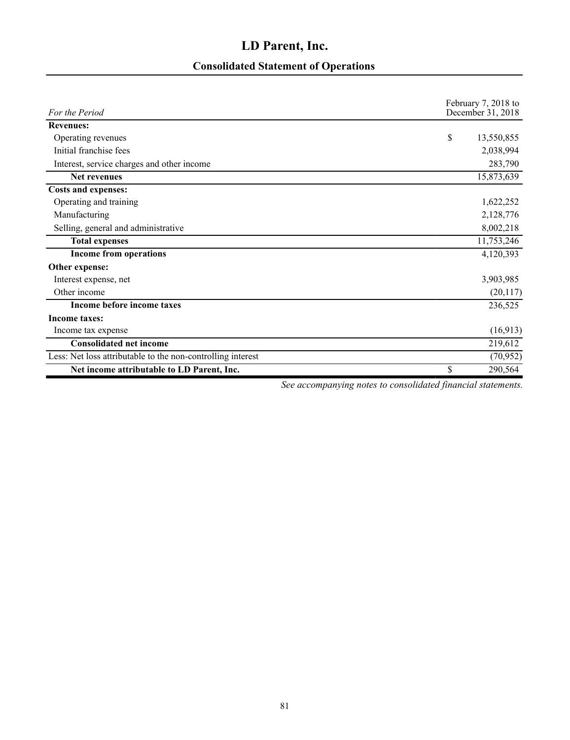# LD Parent, Inc.

## Consolidated Statement of Operations

| *For the Period* | February 7, 2018 to December 31, 2018 |
|---|---|
| **Revenues:** | |
| Operating revenues | $ 13,550,855 |
| Initial franchise fees | 2,038,994 |
| Interest, service charges and other income | 283,790 |
| **Net revenues** | 15,873,639 |
| **Costs and expenses:** | |
| Operating and training | 1,622,252 |
| Manufacturing | 2,128,776 |
| Selling, general and administrative | 8,002,218 |
| **Total expenses** | 11,753,246 |
| **Income from operations** | 4,120,393 |
| **Other expense:** | |
| Interest expense, net | 3,903,985 |
| Other income | (20,117) |
| **Income before income taxes** | 236,525 |
| **Income taxes:** | |
| Income tax expense | (16,913) |
| **Consolidated net income** | 219,612 |
| Less: Net loss attributable to the non-controlling interest | (70,952) |
| **Net income attributable to LD Parent, Inc.** | $ 290,564 |

*See accompanying notes to consolidated financial statements.*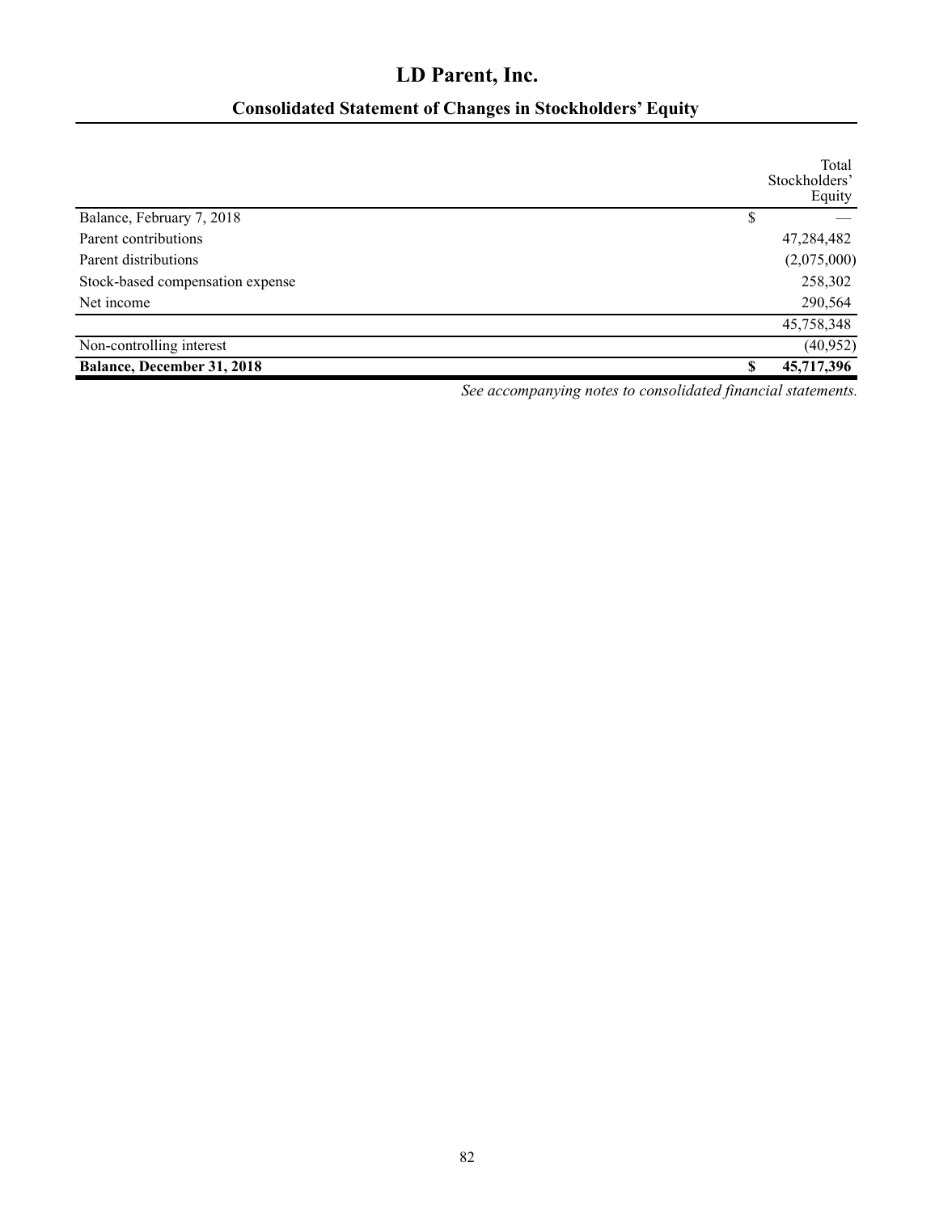# LD Parent, Inc.

## Consolidated Statement of Changes in Stockholders' Equity

| | Total Stockholders' Equity |
|---|---|
| Balance, February 7, 2018 | $ — |
| Parent contributions | 47,284,482 |
| Parent distributions | (2,075,000) |
| Stock-based compensation expense | 258,302 |
| Net income | 290,564 |
| | 45,758,348 |
| Non-controlling interest | (40,952) |
| **Balance, December 31, 2018** | **$ 45,717,396** |

*See accompanying notes to consolidated financial statements.*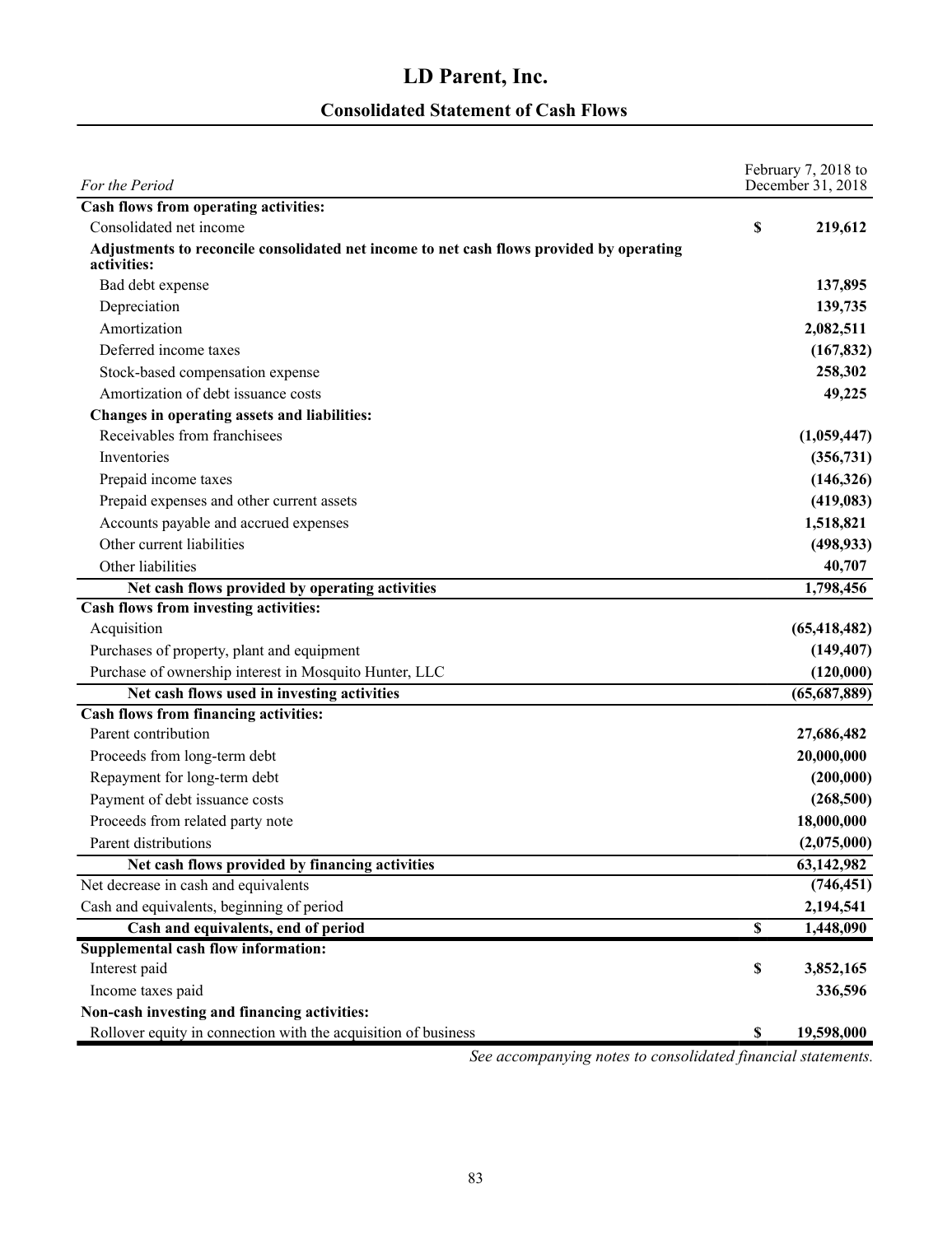# LD Parent, Inc.

## Consolidated Statement of Cash Flows

| *For the Period* | February 7, 2018 to December 31, 2018 |
|---|---|
| **Cash flows from operating activities:** | |
| Consolidated net income | $ **219,612** |
| **Adjustments to reconcile consolidated net income to net cash flows provided by operating activities:** | |
| Bad debt expense | **137,895** |
| Depreciation | **139,735** |
| Amortization | **2,082,511** |
| Deferred income taxes | **(167,832)** |
| Stock-based compensation expense | **258,302** |
| Amortization of debt issuance costs | **49,225** |
| **Changes in operating assets and liabilities:** | |
| Receivables from franchisees | **(1,059,447)** |
| Inventories | **(356,731)** |
| Prepaid income taxes | **(146,326)** |
| Prepaid expenses and other current assets | **(419,083)** |
| Accounts payable and accrued expenses | **1,518,821** |
| Other current liabilities | **(498,933)** |
| Other liabilities | **40,707** |
| **Net cash flows provided by operating activities** | **1,798,456** |
| **Cash flows from investing activities:** | |
| Acquisition | **(65,418,482)** |
| Purchases of property, plant and equipment | **(149,407)** |
| Purchase of ownership interest in Mosquito Hunter, LLC | **(120,000)** |
| **Net cash flows used in investing activities** | **(65,687,889)** |
| **Cash flows from financing activities:** | |
| Parent contribution | **27,686,482** |
| Proceeds from long-term debt | **20,000,000** |
| Repayment for long-term debt | **(200,000)** |
| Payment of debt issuance costs | **(268,500)** |
| Proceeds from related party note | **18,000,000** |
| Parent distributions | **(2,075,000)** |
| **Net cash flows provided by financing activities** | **63,142,982** |
| Net decrease in cash and equivalents | **(746,451)** |
| Cash and equivalents, beginning of period | **2,194,541** |
| **Cash and equivalents, end of period** | $ **1,448,090** |
| **Supplemental cash flow information:** | |
| Interest paid | $ **3,852,165** |
| Income taxes paid | **336,596** |
| **Non-cash investing and financing activities:** | |
| Rollover equity in connection with the acquisition of business | $ **19,598,000** |

*See accompanying notes to consolidated financial statements.*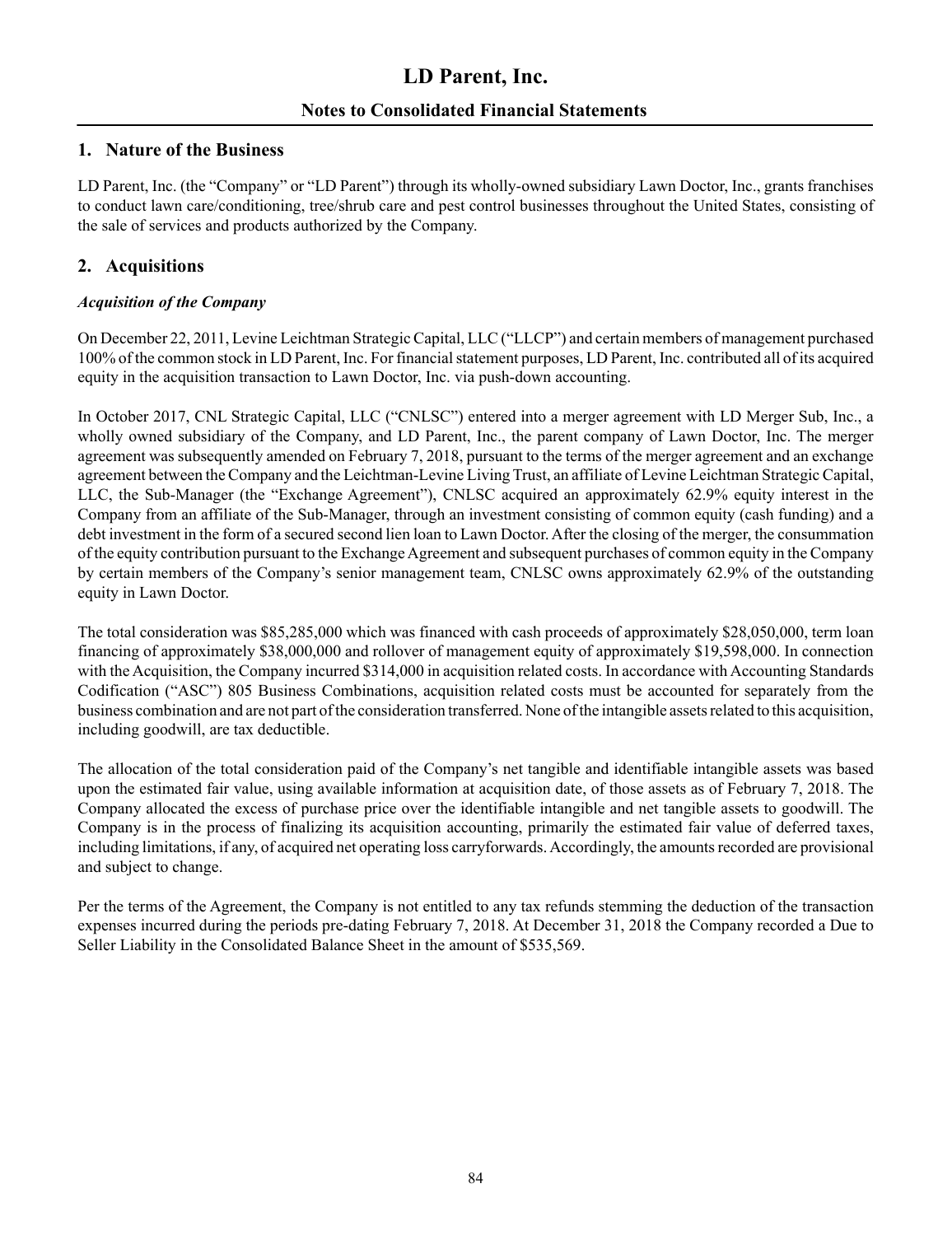# LD Parent, Inc.

## Notes to Consolidated Financial Statements

## 1. Nature of the Business

LD Parent, Inc. (the "Company" or "LD Parent") through its wholly-owned subsidiary Lawn Doctor, Inc., grants franchises to conduct lawn care/conditioning, tree/shrub care and pest control businesses throughout the United States, consisting of the sale of services and products authorized by the Company.

## 2. Acquisitions

### *Acquisition of the Company*

On December 22, 2011, Levine Leichtman Strategic Capital, LLC ("LLCP") and certain members of management purchased 100% of the common stock in LD Parent, Inc. For financial statement purposes, LD Parent, Inc. contributed all of its acquired equity in the acquisition transaction to Lawn Doctor, Inc. via push-down accounting.

In October 2017, CNL Strategic Capital, LLC ("CNLSC") entered into a merger agreement with LD Merger Sub, Inc., a wholly owned subsidiary of the Company, and LD Parent, Inc., the parent company of Lawn Doctor, Inc. The merger agreement was subsequently amended on February 7, 2018, pursuant to the terms of the merger agreement and an exchange agreement between the Company and the Leichtman-Levine Living Trust, an affiliate of Levine Leichtman Strategic Capital, LLC, the Sub-Manager (the "Exchange Agreement"), CNLSC acquired an approximately 62.9% equity interest in the Company from an affiliate of the Sub-Manager, through an investment consisting of common equity (cash funding) and a debt investment in the form of a secured second lien loan to Lawn Doctor. After the closing of the merger, the consummation of the equity contribution pursuant to the Exchange Agreement and subsequent purchases of common equity in the Company by certain members of the Company's senior management team, CNLSC owns approximately 62.9% of the outstanding equity in Lawn Doctor.

The total consideration was $85,285,000 which was financed with cash proceeds of approximately $28,050,000, term loan financing of approximately $38,000,000 and rollover of management equity of approximately $19,598,000. In connection with the Acquisition, the Company incurred $314,000 in acquisition related costs. In accordance with Accounting Standards Codification ("ASC") 805 Business Combinations, acquisition related costs must be accounted for separately from the business combination and are not part of the consideration transferred. None of the intangible assets related to this acquisition, including goodwill, are tax deductible.

The allocation of the total consideration paid of the Company's net tangible and identifiable intangible assets was based upon the estimated fair value, using available information at acquisition date, of those assets as of February 7, 2018. The Company allocated the excess of purchase price over the identifiable intangible and net tangible assets to goodwill. The Company is in the process of finalizing its acquisition accounting, primarily the estimated fair value of deferred taxes, including limitations, if any, of acquired net operating loss carryforwards. Accordingly, the amounts recorded are provisional and subject to change.

Per the terms of the Agreement, the Company is not entitled to any tax refunds stemming the deduction of the transaction expenses incurred during the periods pre-dating February 7, 2018. At December 31, 2018 the Company recorded a Due to Seller Liability in the Consolidated Balance Sheet in the amount of $535,569.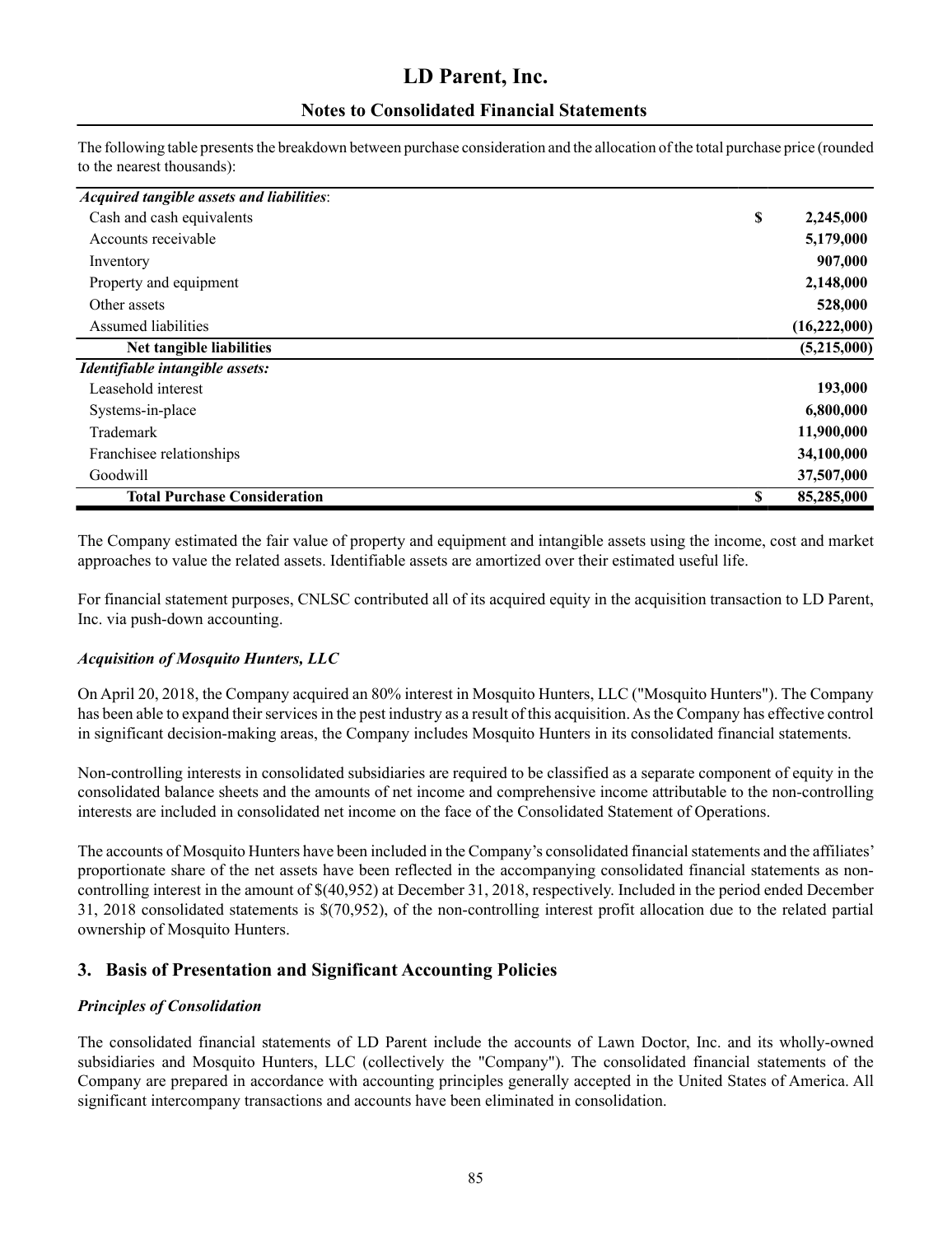The following table presents the breakdown between purchase consideration and the allocation of the total purchase price (rounded to the nearest thousands):

| | |
|---|---|
| ***Acquired tangible assets and liabilities*:** | |
| Cash and cash equivalents | **$ 2,245,000** |
| Accounts receivable | **5,179,000** |
| Inventory | **907,000** |
| Property and equipment | **2,148,000** |
| Other assets | **528,000** |
| Assumed liabilities | **(16,222,000)** |
| **Net tangible liabilities** | **(5,215,000)** |
| ***Identifiable intangible assets:*** | |
| Leasehold interest | **193,000** |
| Systems-in-place | **6,800,000** |
| Trademark | **11,900,000** |
| Franchisee relationships | **34,100,000** |
| Goodwill | **37,507,000** |
| **Total Purchase Consideration** | **$ 85,285,000** |

The Company estimated the fair value of property and equipment and intangible assets using the income, cost and market approaches to value the related assets. Identifiable assets are amortized over their estimated useful life.

For financial statement purposes, CNLSC contributed all of its acquired equity in the acquisition transaction to LD Parent, Inc. via push-down accounting.

***Acquisition of Mosquito Hunters, LLC***

On April 20, 2018, the Company acquired an 80% interest in Mosquito Hunters, LLC ("Mosquito Hunters"). The Company has been able to expand their services in the pest industry as a result of this acquisition. As the Company has effective control in significant decision-making areas, the Company includes Mosquito Hunters in its consolidated financial statements.

Non-controlling interests in consolidated subsidiaries are required to be classified as a separate component of equity in the consolidated balance sheets and the amounts of net income and comprehensive income attributable to the non-controlling interests are included in consolidated net income on the face of the Consolidated Statement of Operations.

The accounts of Mosquito Hunters have been included in the Company's consolidated financial statements and the affiliates' proportionate share of the net assets have been reflected in the accompanying consolidated financial statements as non-controlling interest in the amount of $(40,952) at December 31, 2018, respectively. Included in the period ended December 31, 2018 consolidated statements is $(70,952), of the non-controlling interest profit allocation due to the related partial ownership of Mosquito Hunters.

## 3. Basis of Presentation and Significant Accounting Policies

***Principles of Consolidation***

The consolidated financial statements of LD Parent include the accounts of Lawn Doctor, Inc. and its wholly-owned subsidiaries and Mosquito Hunters, LLC (collectively the "Company"). The consolidated financial statements of the Company are prepared in accordance with accounting principles generally accepted in the United States of America. All significant intercompany transactions and accounts have been eliminated in consolidation.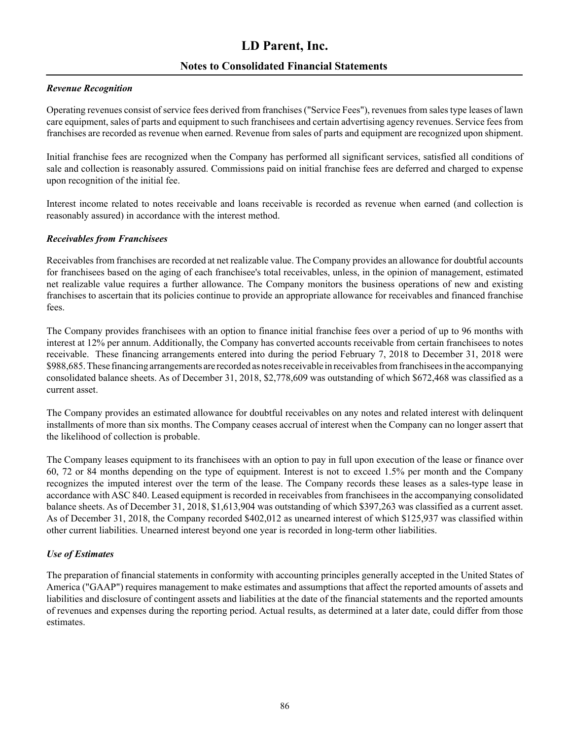### *Revenue Recognition*

Operating revenues consist of service fees derived from franchises ("Service Fees"), revenues from sales type leases of lawn care equipment, sales of parts and equipment to such franchisees and certain advertising agency revenues. Service fees from franchises are recorded as revenue when earned. Revenue from sales of parts and equipment are recognized upon shipment.

Initial franchise fees are recognized when the Company has performed all significant services, satisfied all conditions of sale and collection is reasonably assured. Commissions paid on initial franchise fees are deferred and charged to expense upon recognition of the initial fee.

Interest income related to notes receivable and loans receivable is recorded as revenue when earned (and collection is reasonably assured) in accordance with the interest method.

### *Receivables from Franchisees*

Receivables from franchises are recorded at net realizable value. The Company provides an allowance for doubtful accounts for franchisees based on the aging of each franchisee's total receivables, unless, in the opinion of management, estimated net realizable value requires a further allowance. The Company monitors the business operations of new and existing franchises to ascertain that its policies continue to provide an appropriate allowance for receivables and financed franchise fees.

The Company provides franchisees with an option to finance initial franchise fees over a period of up to 96 months with interest at 12% per annum. Additionally, the Company has converted accounts receivable from certain franchisees to notes receivable. These financing arrangements entered into during the period February 7, 2018 to December 31, 2018 were $988,685. These financing arrangements are recorded as notes receivable in receivables from franchisees in the accompanying consolidated balance sheets. As of December 31, 2018, $2,778,609 was outstanding of which $672,468 was classified as a current asset.

The Company provides an estimated allowance for doubtful receivables on any notes and related interest with delinquent installments of more than six months. The Company ceases accrual of interest when the Company can no longer assert that the likelihood of collection is probable.

The Company leases equipment to its franchisees with an option to pay in full upon execution of the lease or finance over 60, 72 or 84 months depending on the type of equipment. Interest is not to exceed 1.5% per month and the Company recognizes the imputed interest over the term of the lease. The Company records these leases as a sales-type lease in accordance with ASC 840. Leased equipment is recorded in receivables from franchisees in the accompanying consolidated balance sheets. As of December 31, 2018, $1,613,904 was outstanding of which $397,263 was classified as a current asset. As of December 31, 2018, the Company recorded $402,012 as unearned interest of which $125,937 was classified within other current liabilities. Unearned interest beyond one year is recorded in long-term other liabilities.

### *Use of Estimates*

The preparation of financial statements in conformity with accounting principles generally accepted in the United States of America ("GAAP") requires management to make estimates and assumptions that affect the reported amounts of assets and liabilities and disclosure of contingent assets and liabilities at the date of the financial statements and the reported amounts of revenues and expenses during the reporting period. Actual results, as determined at a later date, could differ from those estimates.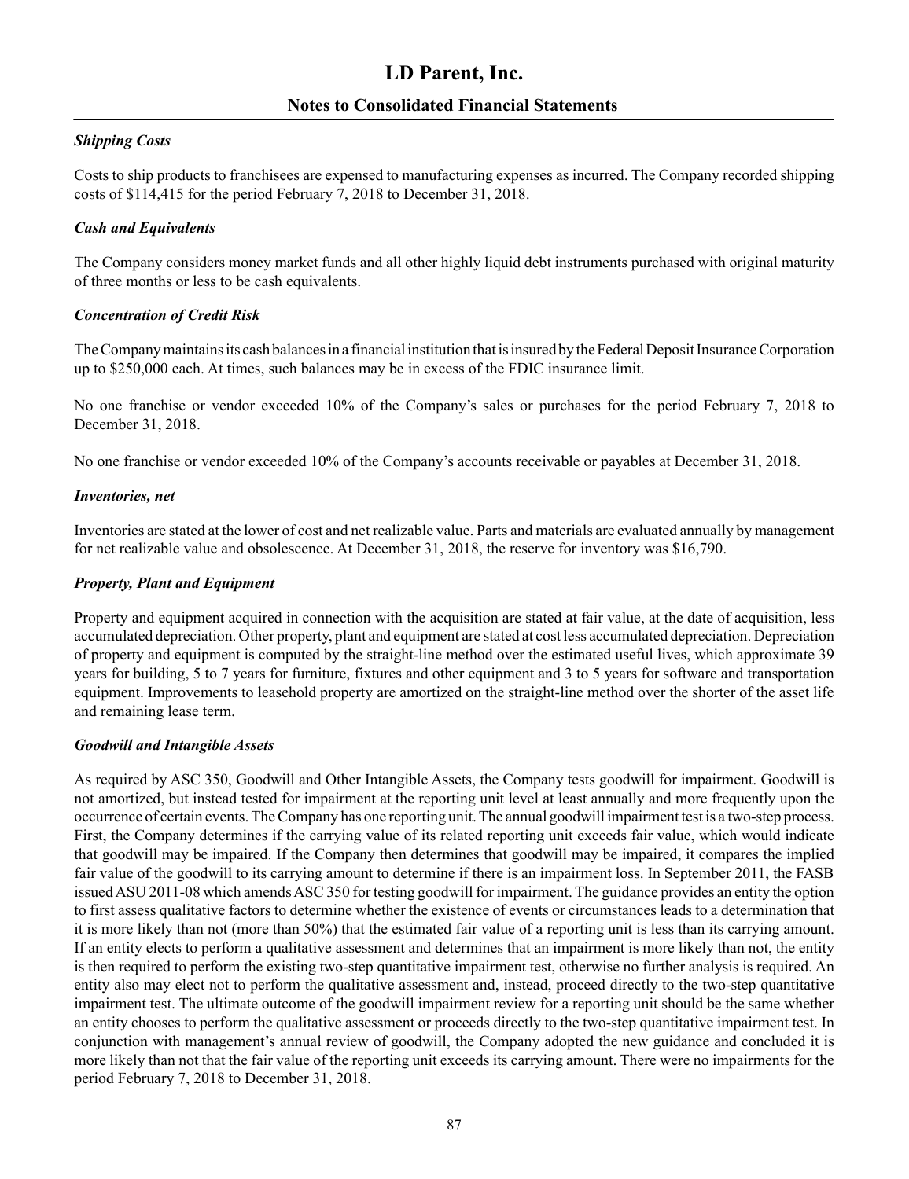### *Shipping Costs*

Costs to ship products to franchisees are expensed to manufacturing expenses as incurred. The Company recorded shipping costs of $114,415 for the period February 7, 2018 to December 31, 2018.

### *Cash and Equivalents*

The Company considers money market funds and all other highly liquid debt instruments purchased with original maturity of three months or less to be cash equivalents.

### *Concentration of Credit Risk*

The Company maintains its cash balances in a financial institution that is insured by the Federal Deposit Insurance Corporation up to $250,000 each. At times, such balances may be in excess of the FDIC insurance limit.

No one franchise or vendor exceeded 10% of the Company's sales or purchases for the period February 7, 2018 to December 31, 2018.

No one franchise or vendor exceeded 10% of the Company's accounts receivable or payables at December 31, 2018.

### *Inventories, net*

Inventories are stated at the lower of cost and net realizable value. Parts and materials are evaluated annually by management for net realizable value and obsolescence. At December 31, 2018, the reserve for inventory was $16,790.

### *Property, Plant and Equipment*

Property and equipment acquired in connection with the acquisition are stated at fair value, at the date of acquisition, less accumulated depreciation. Other property, plant and equipment are stated at cost less accumulated depreciation. Depreciation of property and equipment is computed by the straight-line method over the estimated useful lives, which approximate 39 years for building, 5 to 7 years for furniture, fixtures and other equipment and 3 to 5 years for software and transportation equipment. Improvements to leasehold property are amortized on the straight-line method over the shorter of the asset life and remaining lease term.

### *Goodwill and Intangible Assets*

As required by ASC 350, Goodwill and Other Intangible Assets, the Company tests goodwill for impairment. Goodwill is not amortized, but instead tested for impairment at the reporting unit level at least annually and more frequently upon the occurrence of certain events. The Company has one reporting unit. The annual goodwill impairment test is a two-step process. First, the Company determines if the carrying value of its related reporting unit exceeds fair value, which would indicate that goodwill may be impaired. If the Company then determines that goodwill may be impaired, it compares the implied fair value of the goodwill to its carrying amount to determine if there is an impairment loss. In September 2011, the FASB issued ASU 2011-08 which amends ASC 350 for testing goodwill for impairment. The guidance provides an entity the option to first assess qualitative factors to determine whether the existence of events or circumstances leads to a determination that it is more likely than not (more than 50%) that the estimated fair value of a reporting unit is less than its carrying amount. If an entity elects to perform a qualitative assessment and determines that an impairment is more likely than not, the entity is then required to perform the existing two-step quantitative impairment test, otherwise no further analysis is required. An entity also may elect not to perform the qualitative assessment and, instead, proceed directly to the two-step quantitative impairment test. The ultimate outcome of the goodwill impairment review for a reporting unit should be the same whether an entity chooses to perform the qualitative assessment or proceeds directly to the two-step quantitative impairment test. In conjunction with management's annual review of goodwill, the Company adopted the new guidance and concluded it is more likely than not that the fair value of the reporting unit exceeds its carrying amount. There were no impairments for the period February 7, 2018 to December 31, 2018.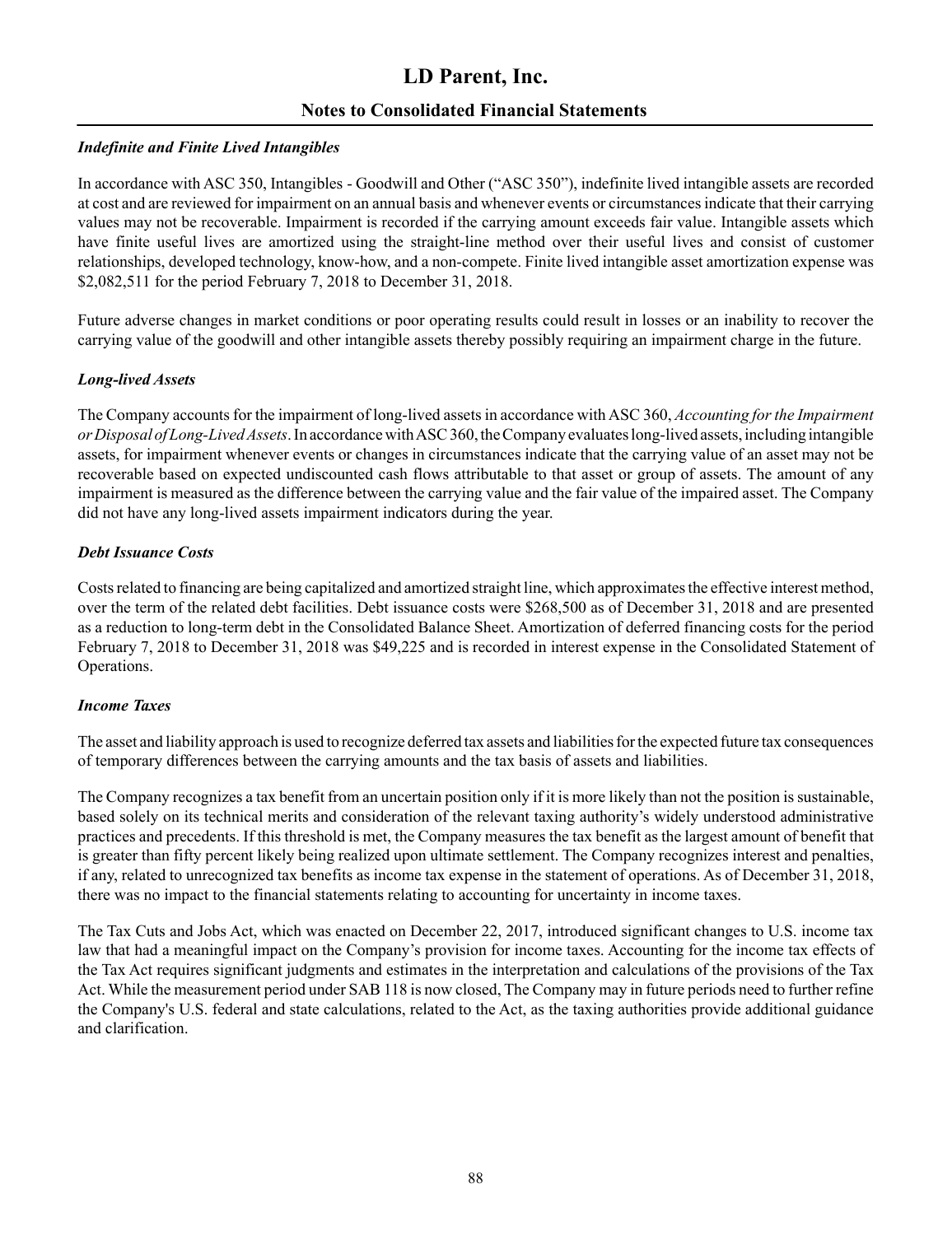### *Indefinite and Finite Lived Intangibles*

In accordance with ASC 350, Intangibles - Goodwill and Other ("ASC 350"), indefinite lived intangible assets are recorded at cost and are reviewed for impairment on an annual basis and whenever events or circumstances indicate that their carrying values may not be recoverable. Impairment is recorded if the carrying amount exceeds fair value. Intangible assets which have finite useful lives are amortized using the straight-line method over their useful lives and consist of customer relationships, developed technology, know-how, and a non-compete. Finite lived intangible asset amortization expense was $2,082,511 for the period February 7, 2018 to December 31, 2018.

Future adverse changes in market conditions or poor operating results could result in losses or an inability to recover the carrying value of the goodwill and other intangible assets thereby possibly requiring an impairment charge in the future.

### *Long-lived Assets*

The Company accounts for the impairment of long-lived assets in accordance with ASC 360, *Accounting for the Impairment or Disposal of Long-Lived Assets*. In accordance with ASC 360, the Company evaluates long-lived assets, including intangible assets, for impairment whenever events or changes in circumstances indicate that the carrying value of an asset may not be recoverable based on expected undiscounted cash flows attributable to that asset or group of assets. The amount of any impairment is measured as the difference between the carrying value and the fair value of the impaired asset. The Company did not have any long-lived assets impairment indicators during the year.

### *Debt Issuance Costs*

Costs related to financing are being capitalized and amortized straight line, which approximates the effective interest method, over the term of the related debt facilities. Debt issuance costs were $268,500 as of December 31, 2018 and are presented as a reduction to long-term debt in the Consolidated Balance Sheet. Amortization of deferred financing costs for the period February 7, 2018 to December 31, 2018 was $49,225 and is recorded in interest expense in the Consolidated Statement of Operations.

### *Income Taxes*

The asset and liability approach is used to recognize deferred tax assets and liabilities for the expected future tax consequences of temporary differences between the carrying amounts and the tax basis of assets and liabilities.

The Company recognizes a tax benefit from an uncertain position only if it is more likely than not the position is sustainable, based solely on its technical merits and consideration of the relevant taxing authority's widely understood administrative practices and precedents. If this threshold is met, the Company measures the tax benefit as the largest amount of benefit that is greater than fifty percent likely being realized upon ultimate settlement. The Company recognizes interest and penalties, if any, related to unrecognized tax benefits as income tax expense in the statement of operations. As of December 31, 2018, there was no impact to the financial statements relating to accounting for uncertainty in income taxes.

The Tax Cuts and Jobs Act, which was enacted on December 22, 2017, introduced significant changes to U.S. income tax law that had a meaningful impact on the Company's provision for income taxes. Accounting for the income tax effects of the Tax Act requires significant judgments and estimates in the interpretation and calculations of the provisions of the Tax Act. While the measurement period under SAB 118 is now closed, The Company may in future periods need to further refine the Company's U.S. federal and state calculations, related to the Act, as the taxing authorities provide additional guidance and clarification.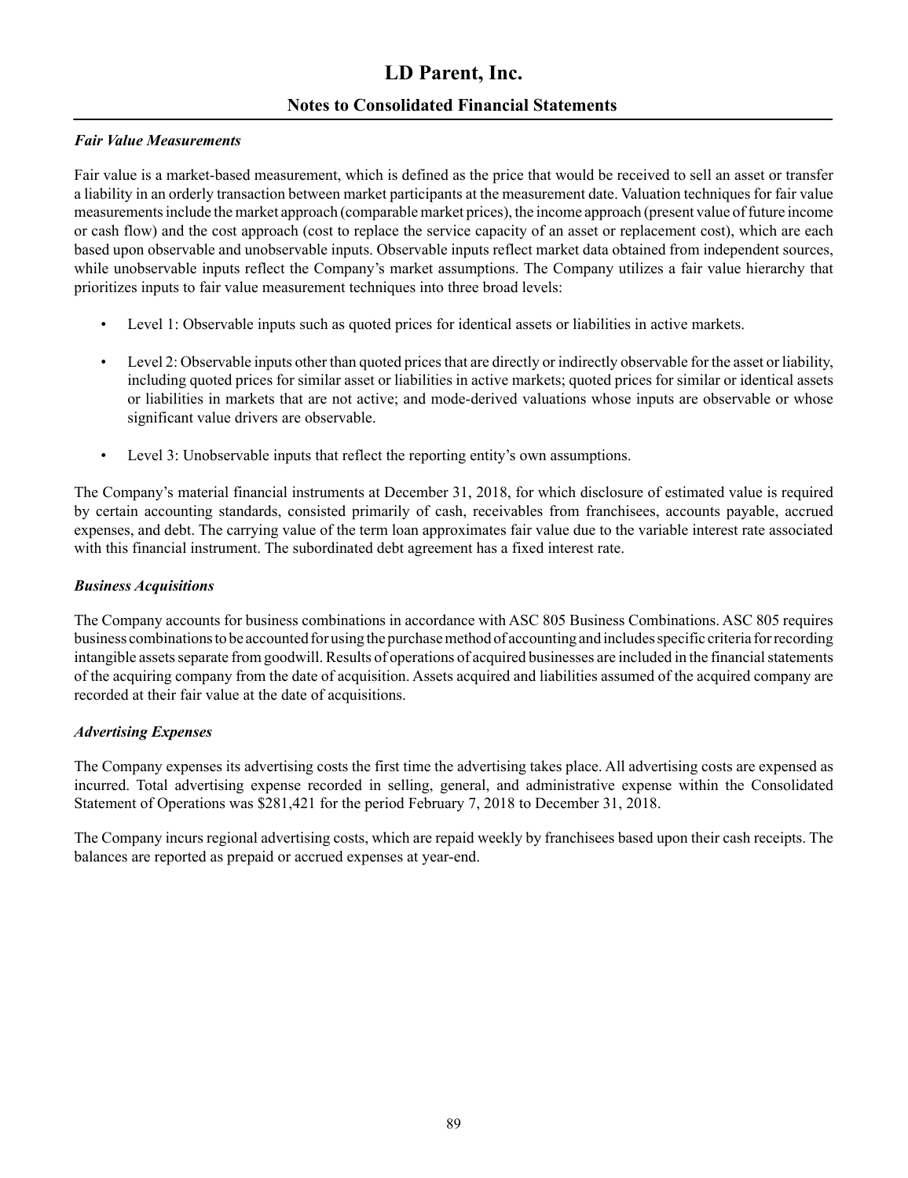### *Fair Value Measurements*

Fair value is a market-based measurement, which is defined as the price that would be received to sell an asset or transfer a liability in an orderly transaction between market participants at the measurement date. Valuation techniques for fair value measurements include the market approach (comparable market prices), the income approach (present value of future income or cash flow) and the cost approach (cost to replace the service capacity of an asset or replacement cost), which are each based upon observable and unobservable inputs. Observable inputs reflect market data obtained from independent sources, while unobservable inputs reflect the Company's market assumptions. The Company utilizes a fair value hierarchy that prioritizes inputs to fair value measurement techniques into three broad levels:

- Level 1: Observable inputs such as quoted prices for identical assets or liabilities in active markets.
- Level 2: Observable inputs other than quoted prices that are directly or indirectly observable for the asset or liability, including quoted prices for similar asset or liabilities in active markets; quoted prices for similar or identical assets or liabilities in markets that are not active; and mode-derived valuations whose inputs are observable or whose significant value drivers are observable.
- Level 3: Unobservable inputs that reflect the reporting entity's own assumptions.

The Company's material financial instruments at December 31, 2018, for which disclosure of estimated value is required by certain accounting standards, consisted primarily of cash, receivables from franchisees, accounts payable, accrued expenses, and debt. The carrying value of the term loan approximates fair value due to the variable interest rate associated with this financial instrument. The subordinated debt agreement has a fixed interest rate.

### *Business Acquisitions*

The Company accounts for business combinations in accordance with ASC 805 Business Combinations. ASC 805 requires business combinations to be accounted for using the purchase method of accounting and includes specific criteria for recording intangible assets separate from goodwill. Results of operations of acquired businesses are included in the financial statements of the acquiring company from the date of acquisition. Assets acquired and liabilities assumed of the acquired company are recorded at their fair value at the date of acquisitions.

### *Advertising Expenses*

The Company expenses its advertising costs the first time the advertising takes place. All advertising costs are expensed as incurred. Total advertising expense recorded in selling, general, and administrative expense within the Consolidated Statement of Operations was $281,421 for the period February 7, 2018 to December 31, 2018.

The Company incurs regional advertising costs, which are repaid weekly by franchisees based upon their cash receipts. The balances are reported as prepaid or accrued expenses at year-end.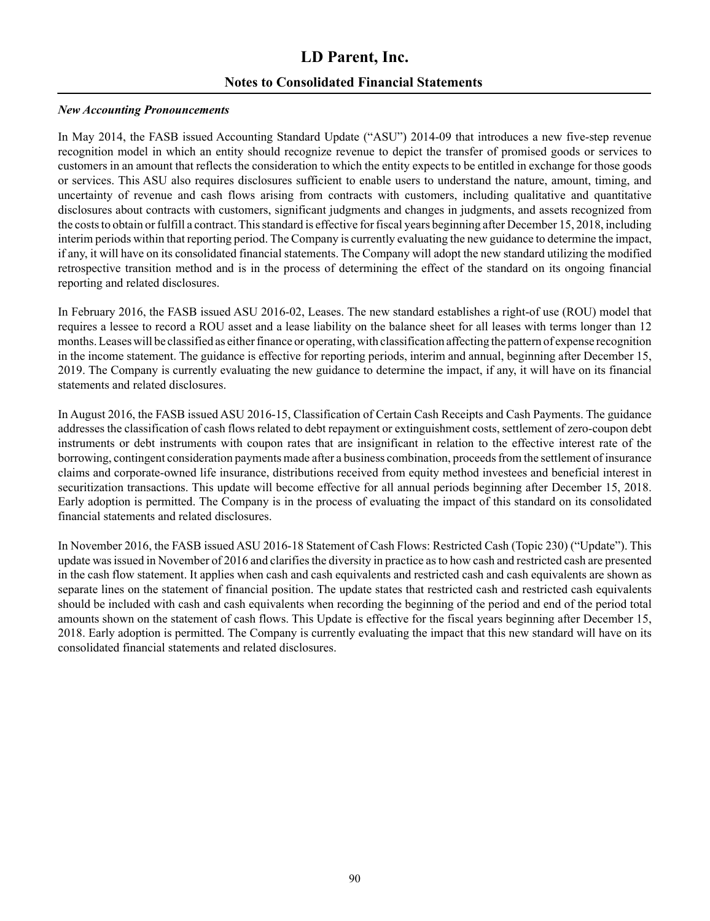### *New Accounting Pronouncements*

In May 2014, the FASB issued Accounting Standard Update ("ASU") 2014-09 that introduces a new five-step revenue recognition model in which an entity should recognize revenue to depict the transfer of promised goods or services to customers in an amount that reflects the consideration to which the entity expects to be entitled in exchange for those goods or services. This ASU also requires disclosures sufficient to enable users to understand the nature, amount, timing, and uncertainty of revenue and cash flows arising from contracts with customers, including qualitative and quantitative disclosures about contracts with customers, significant judgments and changes in judgments, and assets recognized from the costs to obtain or fulfill a contract. This standard is effective for fiscal years beginning after December 15, 2018, including interim periods within that reporting period. The Company is currently evaluating the new guidance to determine the impact, if any, it will have on its consolidated financial statements. The Company will adopt the new standard utilizing the modified retrospective transition method and is in the process of determining the effect of the standard on its ongoing financial reporting and related disclosures.

In February 2016, the FASB issued ASU 2016-02, Leases. The new standard establishes a right-of use (ROU) model that requires a lessee to record a ROU asset and a lease liability on the balance sheet for all leases with terms longer than 12 months. Leases will be classified as either finance or operating, with classification affecting the pattern of expense recognition in the income statement. The guidance is effective for reporting periods, interim and annual, beginning after December 15, 2019. The Company is currently evaluating the new guidance to determine the impact, if any, it will have on its financial statements and related disclosures.

In August 2016, the FASB issued ASU 2016-15, Classification of Certain Cash Receipts and Cash Payments. The guidance addresses the classification of cash flows related to debt repayment or extinguishment costs, settlement of zero-coupon debt instruments or debt instruments with coupon rates that are insignificant in relation to the effective interest rate of the borrowing, contingent consideration payments made after a business combination, proceeds from the settlement of insurance claims and corporate-owned life insurance, distributions received from equity method investees and beneficial interest in securitization transactions. This update will become effective for all annual periods beginning after December 15, 2018. Early adoption is permitted. The Company is in the process of evaluating the impact of this standard on its consolidated financial statements and related disclosures.

In November 2016, the FASB issued ASU 2016-18 Statement of Cash Flows: Restricted Cash (Topic 230) ("Update"). This update was issued in November of 2016 and clarifies the diversity in practice as to how cash and restricted cash are presented in the cash flow statement. It applies when cash and cash equivalents and restricted cash and cash equivalents are shown as separate lines on the statement of financial position. The update states that restricted cash and restricted cash equivalents should be included with cash and cash equivalents when recording the beginning of the period and end of the period total amounts shown on the statement of cash flows. This Update is effective for the fiscal years beginning after December 15, 2018. Early adoption is permitted. The Company is currently evaluating the impact that this new standard will have on its consolidated financial statements and related disclosures.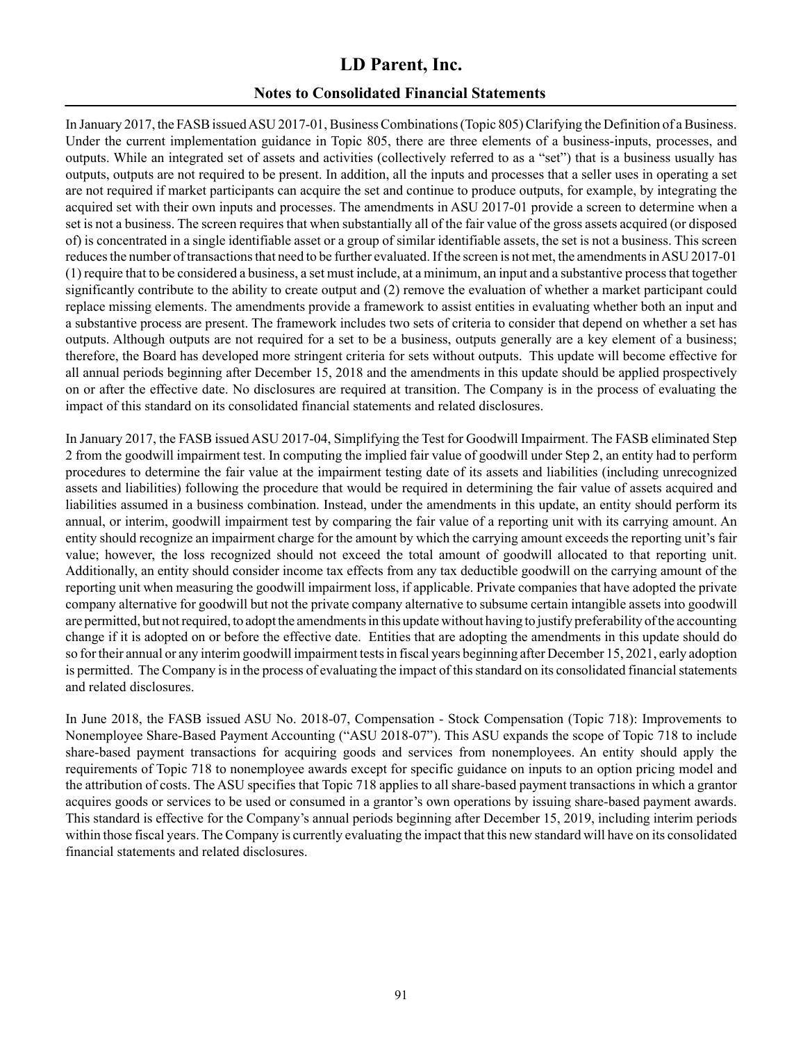In January 2017, the FASB issued ASU 2017-01, Business Combinations (Topic 805) Clarifying the Definition of a Business. Under the current implementation guidance in Topic 805, there are three elements of a business-inputs, processes, and outputs. While an integrated set of assets and activities (collectively referred to as a "set") that is a business usually has outputs, outputs are not required to be present. In addition, all the inputs and processes that a seller uses in operating a set are not required if market participants can acquire the set and continue to produce outputs, for example, by integrating the acquired set with their own inputs and processes. The amendments in ASU 2017-01 provide a screen to determine when a set is not a business. The screen requires that when substantially all of the fair value of the gross assets acquired (or disposed of) is concentrated in a single identifiable asset or a group of similar identifiable assets, the set is not a business. This screen reduces the number of transactions that need to be further evaluated. If the screen is not met, the amendments in ASU 2017-01 (1) require that to be considered a business, a set must include, at a minimum, an input and a substantive process that together significantly contribute to the ability to create output and (2) remove the evaluation of whether a market participant could replace missing elements. The amendments provide a framework to assist entities in evaluating whether both an input and a substantive process are present. The framework includes two sets of criteria to consider that depend on whether a set has outputs. Although outputs are not required for a set to be a business, outputs generally are a key element of a business; therefore, the Board has developed more stringent criteria for sets without outputs. This update will become effective for all annual periods beginning after December 15, 2018 and the amendments in this update should be applied prospectively on or after the effective date. No disclosures are required at transition. The Company is in the process of evaluating the impact of this standard on its consolidated financial statements and related disclosures.

In January 2017, the FASB issued ASU 2017-04, Simplifying the Test for Goodwill Impairment. The FASB eliminated Step 2 from the goodwill impairment test. In computing the implied fair value of goodwill under Step 2, an entity had to perform procedures to determine the fair value at the impairment testing date of its assets and liabilities (including unrecognized assets and liabilities) following the procedure that would be required in determining the fair value of assets acquired and liabilities assumed in a business combination. Instead, under the amendments in this update, an entity should perform its annual, or interim, goodwill impairment test by comparing the fair value of a reporting unit with its carrying amount. An entity should recognize an impairment charge for the amount by which the carrying amount exceeds the reporting unit's fair value; however, the loss recognized should not exceed the total amount of goodwill allocated to that reporting unit. Additionally, an entity should consider income tax effects from any tax deductible goodwill on the carrying amount of the reporting unit when measuring the goodwill impairment loss, if applicable. Private companies that have adopted the private company alternative for goodwill but not the private company alternative to subsume certain intangible assets into goodwill are permitted, but not required, to adopt the amendments in this update without having to justify preferability of the accounting change if it is adopted on or before the effective date. Entities that are adopting the amendments in this update should do so for their annual or any interim goodwill impairment tests in fiscal years beginning after December 15, 2021, early adoption is permitted. The Company is in the process of evaluating the impact of this standard on its consolidated financial statements and related disclosures.

In June 2018, the FASB issued ASU No. 2018-07, Compensation - Stock Compensation (Topic 718): Improvements to Nonemployee Share-Based Payment Accounting ("ASU 2018-07"). This ASU expands the scope of Topic 718 to include share-based payment transactions for acquiring goods and services from nonemployees. An entity should apply the requirements of Topic 718 to nonemployee awards except for specific guidance on inputs to an option pricing model and the attribution of costs. The ASU specifies that Topic 718 applies to all share-based payment transactions in which a grantor acquires goods or services to be used or consumed in a grantor's own operations by issuing share-based payment awards. This standard is effective for the Company's annual periods beginning after December 15, 2019, including interim periods within those fiscal years. The Company is currently evaluating the impact that this new standard will have on its consolidated financial statements and related disclosures.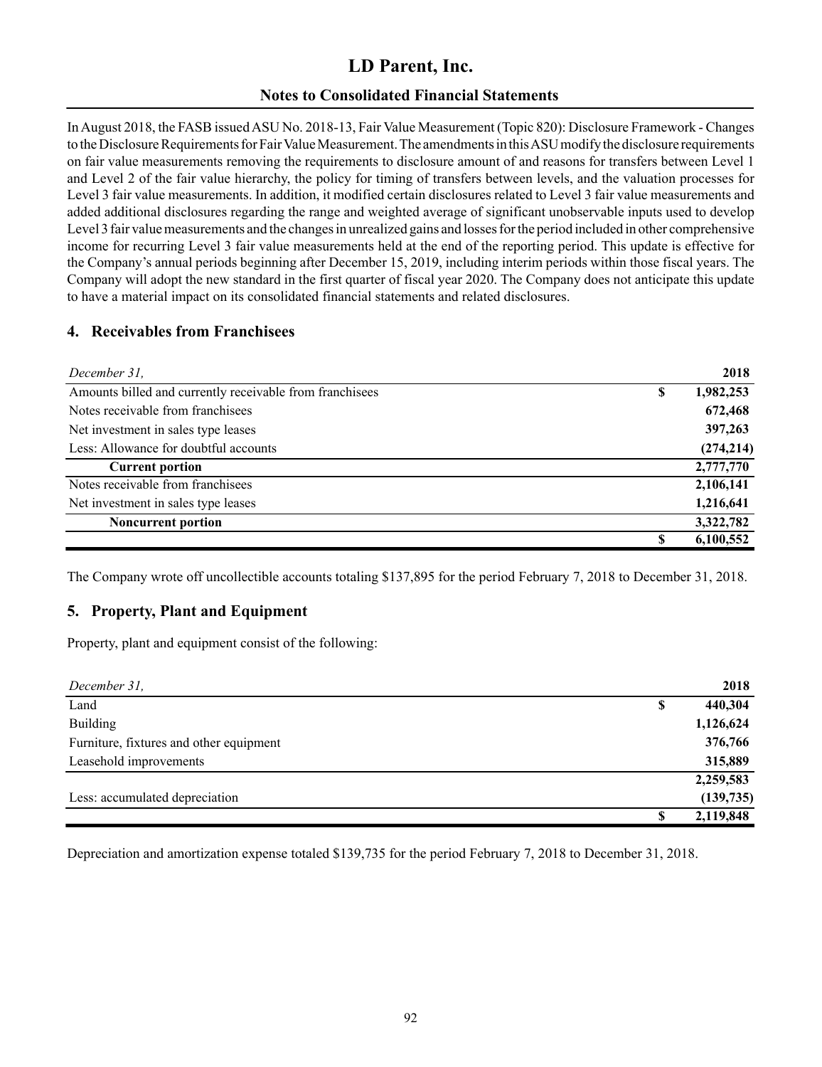In August 2018, the FASB issued ASU No. 2018-13, Fair Value Measurement (Topic 820): Disclosure Framework - Changes to the Disclosure Requirements for Fair Value Measurement. The amendments in this ASU modify the disclosure requirements on fair value measurements removing the requirements to disclosure amount of and reasons for transfers between Level 1 and Level 2 of the fair value hierarchy, the policy for timing of transfers between levels, and the valuation processes for Level 3 fair value measurements. In addition, it modified certain disclosures related to Level 3 fair value measurements and added additional disclosures regarding the range and weighted average of significant unobservable inputs used to develop Level 3 fair value measurements and the changes in unrealized gains and losses for the period included in other comprehensive income for recurring Level 3 fair value measurements held at the end of the reporting period. This update is effective for the Company's annual periods beginning after December 15, 2019, including interim periods within those fiscal years. The Company will adopt the new standard in the first quarter of fiscal year 2020. The Company does not anticipate this update to have a material impact on its consolidated financial statements and related disclosures.

## 4. Receivables from Franchisees

| *December 31,* | | 2018 |
|---|---|---|
| Amounts billed and currently receivable from franchisees | $ | 1,982,253 |
| Notes receivable from franchisees | | 672,468 |
| Net investment in sales type leases | | 397,263 |
| Less: Allowance for doubtful accounts | | (274,214) |
| **Current portion** | | 2,777,770 |
| Notes receivable from franchisees | | 2,106,141 |
| Net investment in sales type leases | | 1,216,641 |
| **Noncurrent portion** | | 3,322,782 |
| | $ | 6,100,552 |

The Company wrote off uncollectible accounts totaling $137,895 for the period February 7, 2018 to December 31, 2018.

## 5. Property, Plant and Equipment

Property, plant and equipment consist of the following:

| *December 31,* | | 2018 |
|---|---|---|
| Land | $ | 440,304 |
| Building | | 1,126,624 |
| Furniture, fixtures and other equipment | | 376,766 |
| Leasehold improvements | | 315,889 |
| | | 2,259,583 |
| Less: accumulated depreciation | | (139,735) |
| | $ | 2,119,848 |

Depreciation and amortization expense totaled $139,735 for the period February 7, 2018 to December 31, 2018.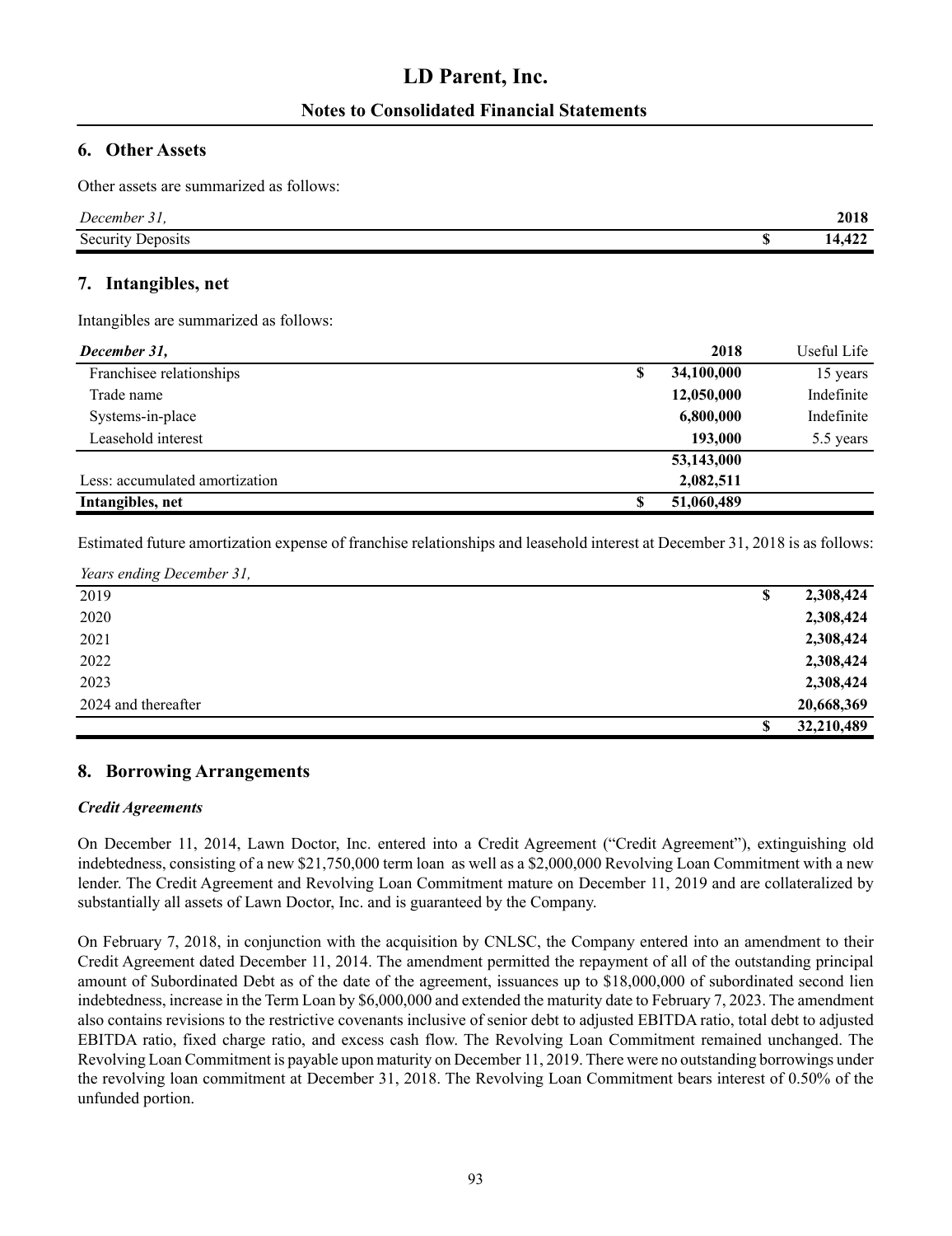## 6. Other Assets

Other assets are summarized as follows:

| *December 31,* | | 2018 |
|---|---|---|
| Security Deposits | $ | **14,422** |

## 7. Intangibles, net

Intangibles are summarized as follows:

| ***December 31,*** | | **2018** | Useful Life |
|---|---|---|---|
| Franchisee relationships | $ | **34,100,000** | 15 years |
| Trade name | | **12,050,000** | Indefinite |
| Systems-in-place | | **6,800,000** | Indefinite |
| Leasehold interest | | **193,000** | 5.5 years |
| | | **53,143,000** | |
| Less: accumulated amortization | | **2,082,511** | |
| **Intangibles, net** | $ | **51,060,489** | |

Estimated future amortization expense of franchise relationships and leasehold interest at December 31, 2018 is as follows:

| *Years ending December 31,* | | |
|---|---|---|
| 2019 | $ | **2,308,424** |
| 2020 | | **2,308,424** |
| 2021 | | **2,308,424** |
| 2022 | | **2,308,424** |
| 2023 | | **2,308,424** |
| 2024 and thereafter | | **20,668,369** |
| | $ | **32,210,489** |

## 8. Borrowing Arrangements

***Credit Agreements***

On December 11, 2014, Lawn Doctor, Inc. entered into a Credit Agreement ("Credit Agreement"), extinguishing old indebtedness, consisting of a new $21,750,000 term loan as well as a $2,000,000 Revolving Loan Commitment with a new lender. The Credit Agreement and Revolving Loan Commitment mature on December 11, 2019 and are collateralized by substantially all assets of Lawn Doctor, Inc. and is guaranteed by the Company.

On February 7, 2018, in conjunction with the acquisition by CNLSC, the Company entered into an amendment to their Credit Agreement dated December 11, 2014. The amendment permitted the repayment of all of the outstanding principal amount of Subordinated Debt as of the date of the agreement, issuances up to $18,000,000 of subordinated second lien indebtedness, increase in the Term Loan by $6,000,000 and extended the maturity date to February 7, 2023. The amendment also contains revisions to the restrictive covenants inclusive of senior debt to adjusted EBITDA ratio, total debt to adjusted EBITDA ratio, fixed charge ratio, and excess cash flow. The Revolving Loan Commitment remained unchanged. The Revolving Loan Commitment is payable upon maturity on December 11, 2019. There were no outstanding borrowings under the revolving loan commitment at December 31, 2018. The Revolving Loan Commitment bears interest of 0.50% of the unfunded portion.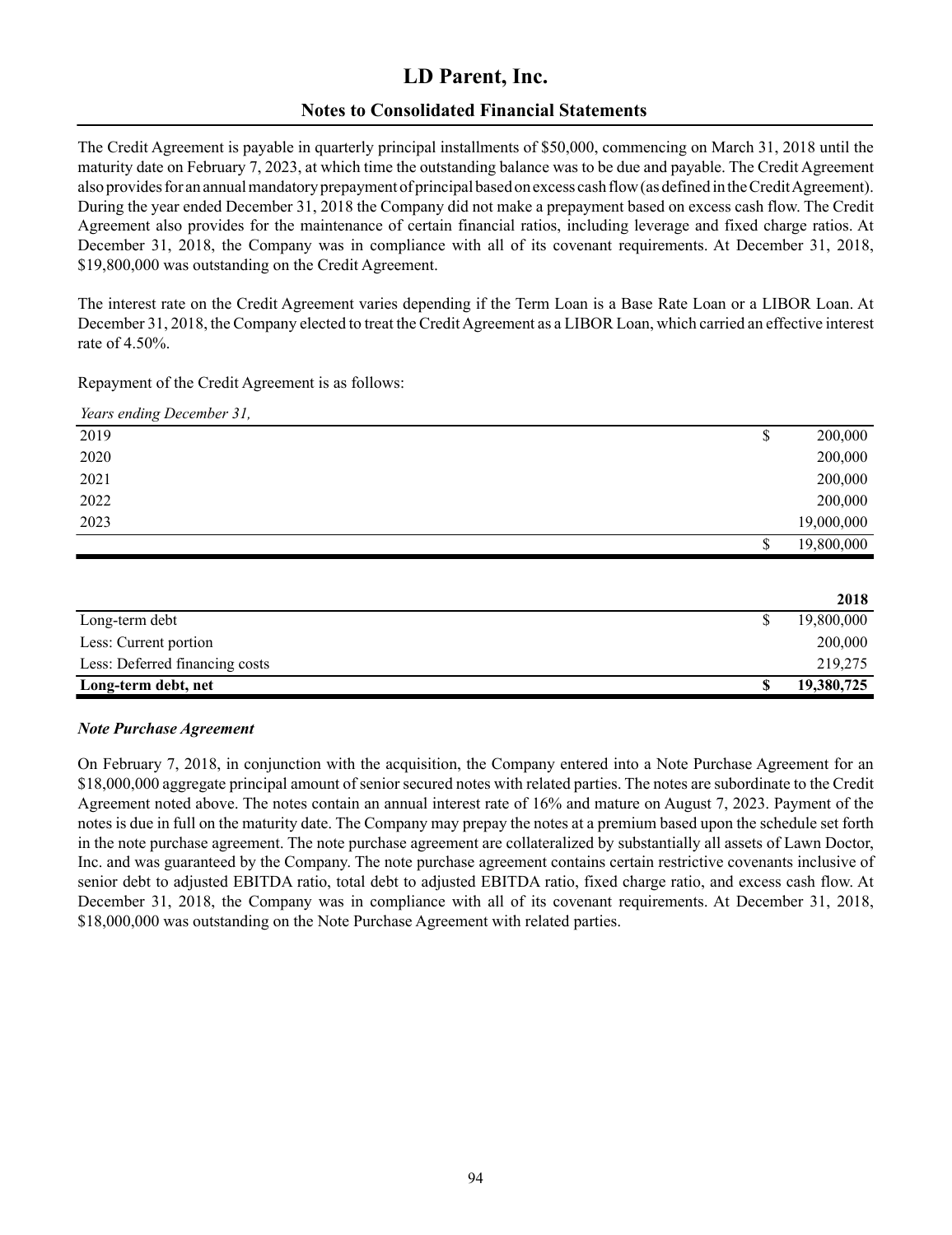# LD Parent, Inc.

## Notes to Consolidated Financial Statements

The Credit Agreement is payable in quarterly principal installments of $50,000, commencing on March 31, 2018 until the maturity date on February 7, 2023, at which time the outstanding balance was to be due and payable. The Credit Agreement also provides for an annual mandatory prepayment of principal based on excess cash flow (as defined in the Credit Agreement). During the year ended December 31, 2018 the Company did not make a prepayment based on excess cash flow. The Credit Agreement also provides for the maintenance of certain financial ratios, including leverage and fixed charge ratios. At December 31, 2018, the Company was in compliance with all of its covenant requirements. At December 31, 2018, $19,800,000 was outstanding on the Credit Agreement.

The interest rate on the Credit Agreement varies depending if the Term Loan is a Base Rate Loan or a LIBOR Loan. At December 31, 2018, the Company elected to treat the Credit Agreement as a LIBOR Loan, which carried an effective interest rate of 4.50%.

Repayment of the Credit Agreement is as follows:

| *Years ending December 31,* | |
|---|---|
| 2019 | $ 200,000 |
| 2020 | 200,000 |
| 2021 | 200,000 |
| 2022 | 200,000 |
| 2023 | 19,000,000 |
| | $ 19,800,000 |

| | **2018** |
|---|---|
| Long-term debt | $ 19,800,000 |
| Less: Current portion | 200,000 |
| Less: Deferred financing costs | 219,275 |
| **Long-term debt, net** | **$ 19,380,725** |

***Note Purchase Agreement***

On February 7, 2018, in conjunction with the acquisition, the Company entered into a Note Purchase Agreement for an $18,000,000 aggregate principal amount of senior secured notes with related parties. The notes are subordinate to the Credit Agreement noted above. The notes contain an annual interest rate of 16% and mature on August 7, 2023. Payment of the notes is due in full on the maturity date. The Company may prepay the notes at a premium based upon the schedule set forth in the note purchase agreement. The note purchase agreement are collateralized by substantially all assets of Lawn Doctor, Inc. and was guaranteed by the Company. The note purchase agreement contains certain restrictive covenants inclusive of senior debt to adjusted EBITDA ratio, total debt to adjusted EBITDA ratio, fixed charge ratio, and excess cash flow. At December 31, 2018, the Company was in compliance with all of its covenant requirements. At December 31, 2018, $18,000,000 was outstanding on the Note Purchase Agreement with related parties.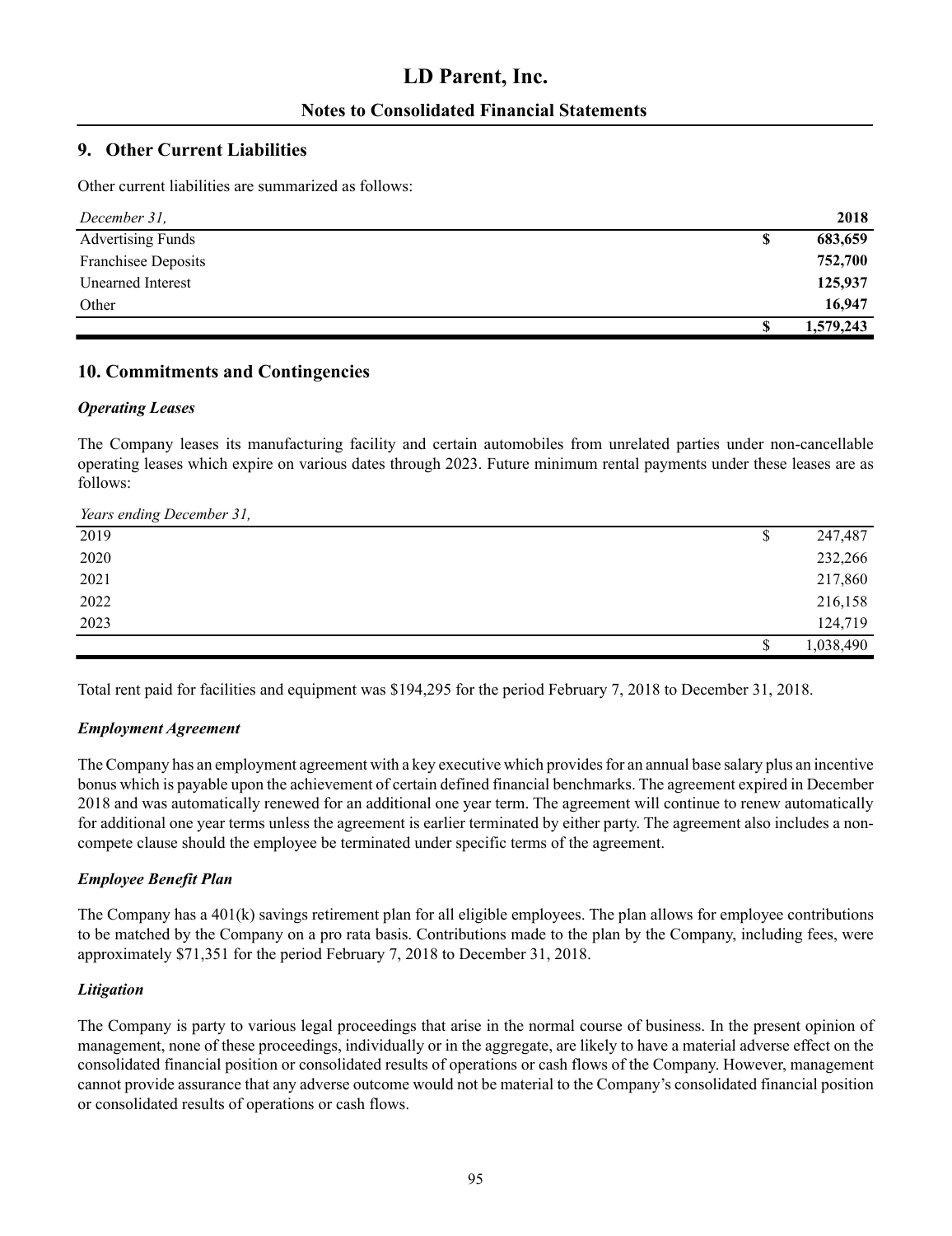# LD Parent, Inc.

## Notes to Consolidated Financial Statements

## 9. Other Current Liabilities

Other current liabilities are summarized as follows:

| *December 31,* | **2018** |
|---|---|
| Advertising Funds | **$ 683,659** |
| Franchisee Deposits | **752,700** |
| Unearned Interest | **125,937** |
| Other | **16,947** |
| | **$ 1,579,243** |

## 10. Commitments and Contingencies

### *Operating Leases*

The Company leases its manufacturing facility and certain automobiles from unrelated parties under non-cancellable operating leases which expire on various dates through 2023. Future minimum rental payments under these leases are as follows:

| *Years ending December 31,* | |
|---|---|
| 2019 | $ 247,487 |
| 2020 | 232,266 |
| 2021 | 217,860 |
| 2022 | 216,158 |
| 2023 | 124,719 |
| | $ 1,038,490 |

Total rent paid for facilities and equipment was $194,295 for the period February 7, 2018 to December 31, 2018.

### *Employment Agreement*

The Company has an employment agreement with a key executive which provides for an annual base salary plus an incentive bonus which is payable upon the achievement of certain defined financial benchmarks. The agreement expired in December 2018 and was automatically renewed for an additional one year term. The agreement will continue to renew automatically for additional one year terms unless the agreement is earlier terminated by either party. The agreement also includes a non-compete clause should the employee be terminated under specific terms of the agreement.

### *Employee Benefit Plan*

The Company has a 401(k) savings retirement plan for all eligible employees. The plan allows for employee contributions to be matched by the Company on a pro rata basis. Contributions made to the plan by the Company, including fees, were approximately $71,351 for the period February 7, 2018 to December 31, 2018.

### *Litigation*

The Company is party to various legal proceedings that arise in the normal course of business. In the present opinion of management, none of these proceedings, individually or in the aggregate, are likely to have a material adverse effect on the consolidated financial position or consolidated results of operations or cash flows of the Company. However, management cannot provide assurance that any adverse outcome would not be material to the Company's consolidated financial position or consolidated results of operations or cash flows.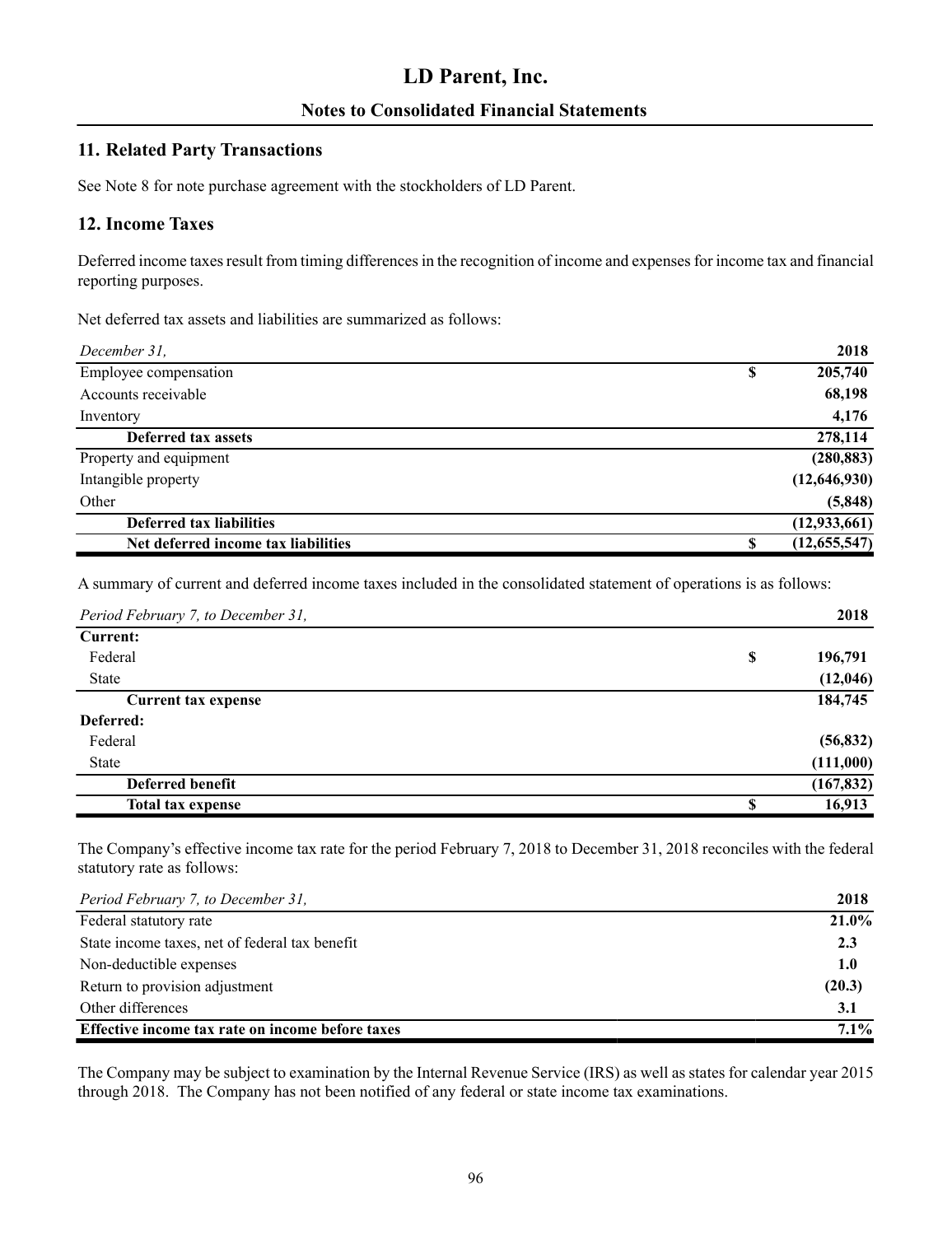# LD Parent, Inc.

## Notes to Consolidated Financial Statements

### 11. Related Party Transactions

See Note 8 for note purchase agreement with the stockholders of LD Parent.

### 12. Income Taxes

Deferred income taxes result from timing differences in the recognition of income and expenses for income tax and financial reporting purposes.

Net deferred tax assets and liabilities are summarized as follows:

| *December 31,* | | 2018 |
|---|---|---|
| Employee compensation | $ | 205,740 |
| Accounts receivable | | 68,198 |
| Inventory | | 4,176 |
| **Deferred tax assets** | | **278,114** |
| Property and equipment | | (280,883) |
| Intangible property | | (12,646,930) |
| Other | | (5,848) |
| **Deferred tax liabilities** | | **(12,933,661)** |
| **Net deferred income tax liabilities** | $ | **(12,655,547)** |

A summary of current and deferred income taxes included in the consolidated statement of operations is as follows:

| *Period February 7, to December 31,* | | 2018 |
|---|---|---|
| **Current:** | | |
| Federal | $ | 196,791 |
| State | | (12,046) |
| **Current tax expense** | | **184,745** |
| **Deferred:** | | |
| Federal | | (56,832) |
| State | | (111,000) |
| **Deferred benefit** | | **(167,832)** |
| **Total tax expense** | $ | **16,913** |

The Company's effective income tax rate for the period February 7, 2018 to December 31, 2018 reconciles with the federal statutory rate as follows:

| *Period February 7, to December 31,* | 2018 |
|---|---|
| Federal statutory rate | 21.0% |
| State income taxes, net of federal tax benefit | 2.3 |
| Non-deductible expenses | 1.0 |
| Return to provision adjustment | (20.3) |
| Other differences | 3.1 |
| **Effective income tax rate on income before taxes** | **7.1%** |

The Company may be subject to examination by the Internal Revenue Service (IRS) as well as states for calendar year 2015 through 2018. The Company has not been notified of any federal or state income tax examinations.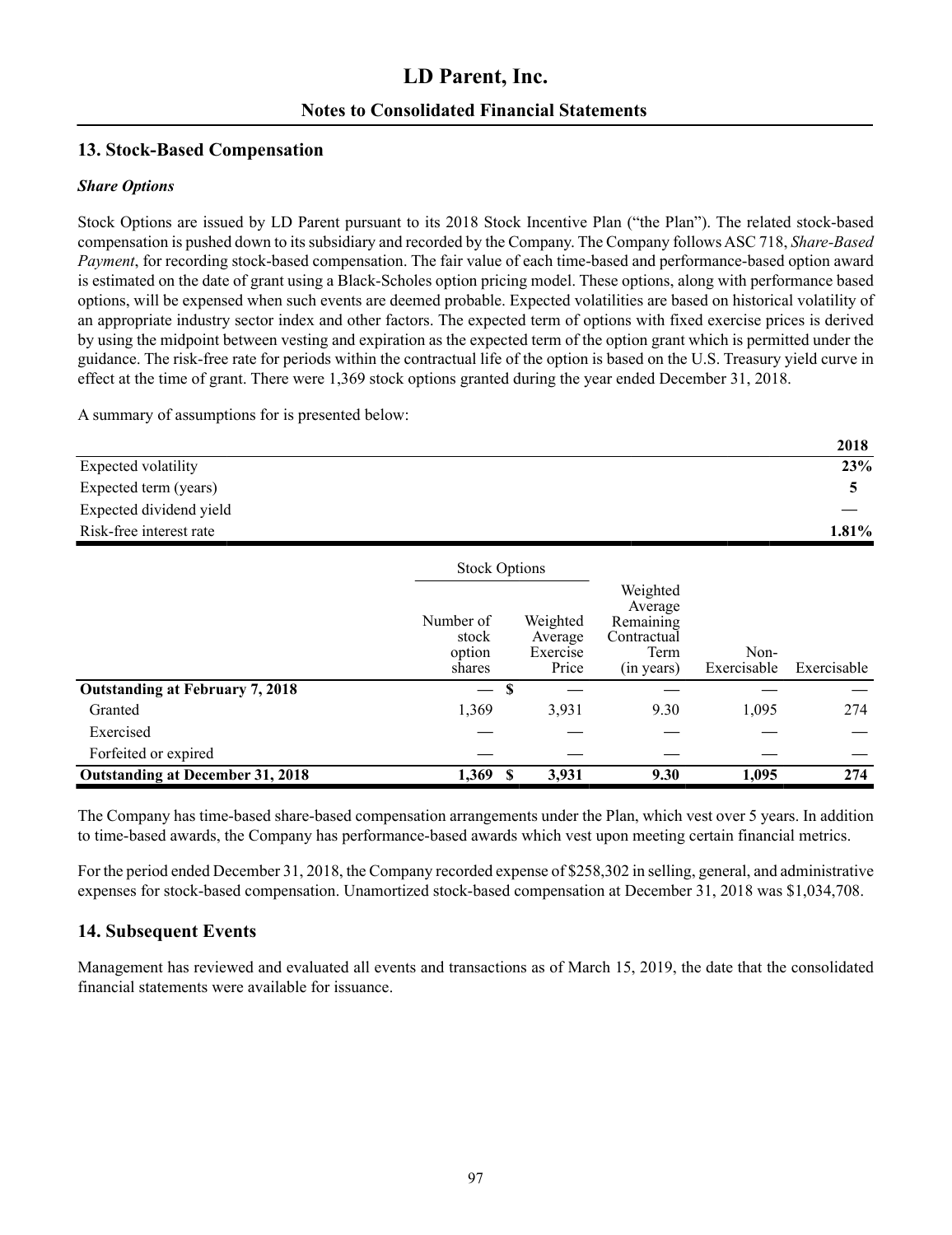## 13. Stock-Based Compensation

### *Share Options*

Stock Options are issued by LD Parent pursuant to its 2018 Stock Incentive Plan ("the Plan"). The related stock-based compensation is pushed down to its subsidiary and recorded by the Company. The Company follows ASC 718, *Share-Based Payment*, for recording stock-based compensation. The fair value of each time-based and performance-based option award is estimated on the date of grant using a Black-Scholes option pricing model. These options, along with performance based options, will be expensed when such events are deemed probable. Expected volatilities are based on historical volatility of an appropriate industry sector index and other factors. The expected term of options with fixed exercise prices is derived by using the midpoint between vesting and expiration as the expected term of the option grant which is permitted under the guidance. The risk-free rate for periods within the contractual life of the option is based on the U.S. Treasury yield curve in effect at the time of grant. There were 1,369 stock options granted during the year ended December 31, 2018.

A summary of assumptions for is presented below:

| | **2018** |
|---|---|
| Expected volatility | **23%** |
| Expected term (years) | **5** |
| Expected dividend yield | **—** |
| Risk-free interest rate | **1.81%** |

| | Stock Options | | | | |
|---|---|---|---|---|---|
| | Number of stock option shares | Weighted Average Exercise Price | Weighted Average Remaining Contractual Term (in years) | Non-Exercisable | Exercisable |
| **Outstanding at February 7, 2018** | — | $ — | — | — | — |
| Granted | 1,369 | 3,931 | 9.30 | 1,095 | 274 |
| Exercised | — | — | — | — | — |
| Forfeited or expired | — | — | — | — | — |
| **Outstanding at December 31, 2018** | **1,369** | **$ 3,931** | **9.30** | **1,095** | **274** |

The Company has time-based share-based compensation arrangements under the Plan, which vest over 5 years. In addition to time-based awards, the Company has performance-based awards which vest upon meeting certain financial metrics.

For the period ended December 31, 2018, the Company recorded expense of $258,302 in selling, general, and administrative expenses for stock-based compensation. Unamortized stock-based compensation at December 31, 2018 was $1,034,708.

## 14. Subsequent Events

Management has reviewed and evaluated all events and transactions as of March 15, 2019, the date that the consolidated financial statements were available for issuance.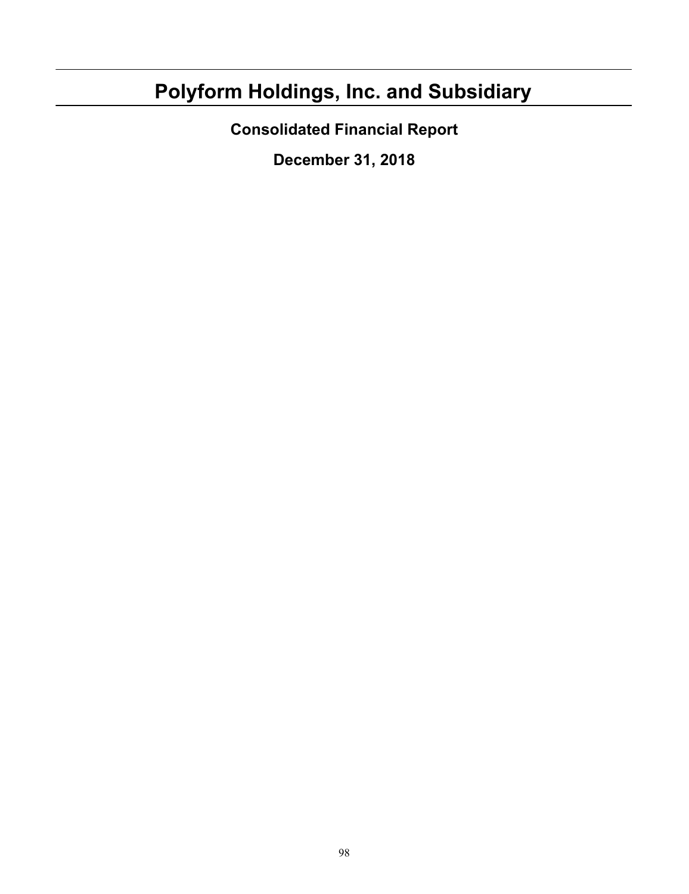# Polyform Holdings, Inc. and Subsidiary

## Consolidated Financial Report

## December 31, 2018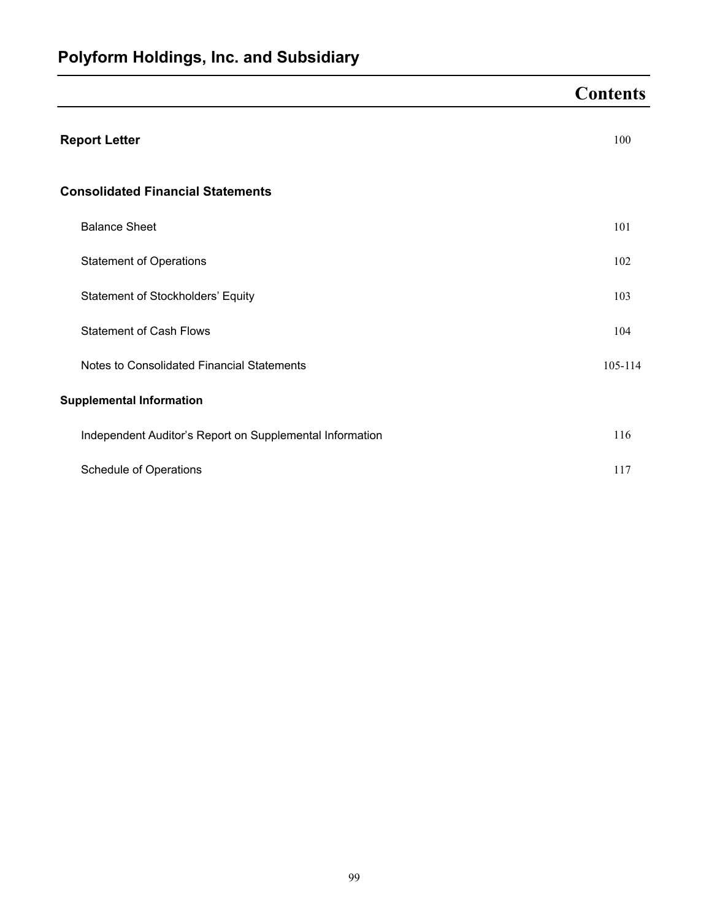# Polyform Holdings, Inc. and Subsidiary

## Contents

| | |
|---|---|
| **Report Letter** | 100 |
| **Consolidated Financial Statements** | |
| Balance Sheet | 101 |
| Statement of Operations | 102 |
| Statement of Stockholders' Equity | 103 |
| Statement of Cash Flows | 104 |
| Notes to Consolidated Financial Statements | 105-114 |
| **Supplemental Information** | |
| Independent Auditor's Report on Supplemental Information | 116 |
| Schedule of Operations | 117 |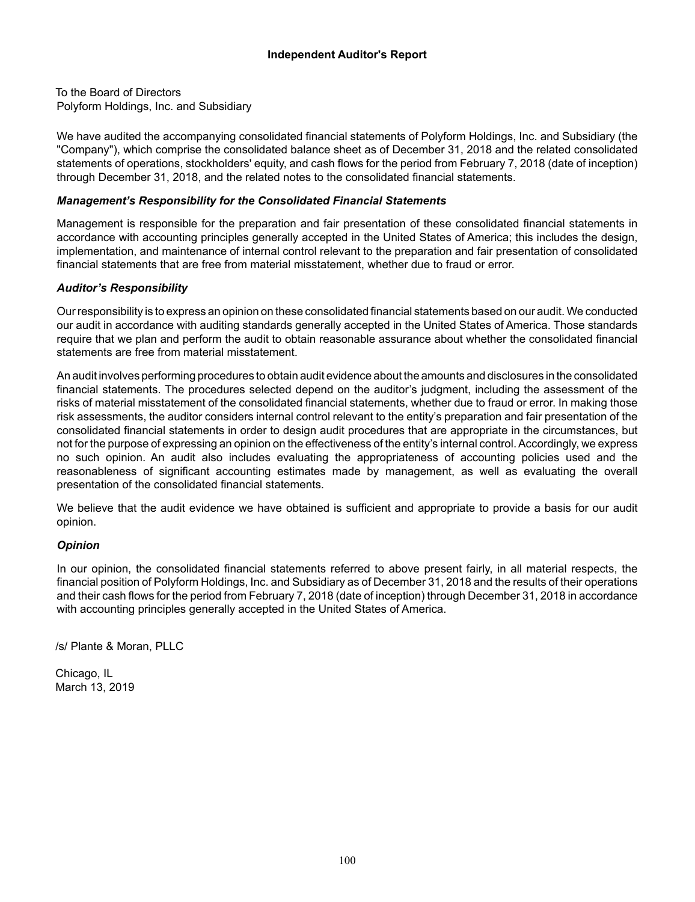## Independent Auditor's Report

To the Board of Directors
Polyform Holdings, Inc. and Subsidiary

We have audited the accompanying consolidated financial statements of Polyform Holdings, Inc. and Subsidiary (the "Company"), which comprise the consolidated balance sheet as of December 31, 2018 and the related consolidated statements of operations, stockholders' equity, and cash flows for the period from February 7, 2018 (date of inception) through December 31, 2018, and the related notes to the consolidated financial statements.

### *Management's Responsibility for the Consolidated Financial Statements*

Management is responsible for the preparation and fair presentation of these consolidated financial statements in accordance with accounting principles generally accepted in the United States of America; this includes the design, implementation, and maintenance of internal control relevant to the preparation and fair presentation of consolidated financial statements that are free from material misstatement, whether due to fraud or error.

### *Auditor's Responsibility*

Our responsibility is to express an opinion on these consolidated financial statements based on our audit. We conducted our audit in accordance with auditing standards generally accepted in the United States of America. Those standards require that we plan and perform the audit to obtain reasonable assurance about whether the consolidated financial statements are free from material misstatement.

An audit involves performing procedures to obtain audit evidence about the amounts and disclosures in the consolidated financial statements. The procedures selected depend on the auditor's judgment, including the assessment of the risks of material misstatement of the consolidated financial statements, whether due to fraud or error. In making those risk assessments, the auditor considers internal control relevant to the entity's preparation and fair presentation of the consolidated financial statements in order to design audit procedures that are appropriate in the circumstances, but not for the purpose of expressing an opinion on the effectiveness of the entity's internal control. Accordingly, we express no such opinion. An audit also includes evaluating the appropriateness of accounting policies used and the reasonableness of significant accounting estimates made by management, as well as evaluating the overall presentation of the consolidated financial statements.

We believe that the audit evidence we have obtained is sufficient and appropriate to provide a basis for our audit opinion.

### *Opinion*

In our opinion, the consolidated financial statements referred to above present fairly, in all material respects, the financial position of Polyform Holdings, Inc. and Subsidiary as of December 31, 2018 and the results of their operations and their cash flows for the period from February 7, 2018 (date of inception) through December 31, 2018 in accordance with accounting principles generally accepted in the United States of America.

/s/ Plante & Moran, PLLC

Chicago, IL
March 13, 2019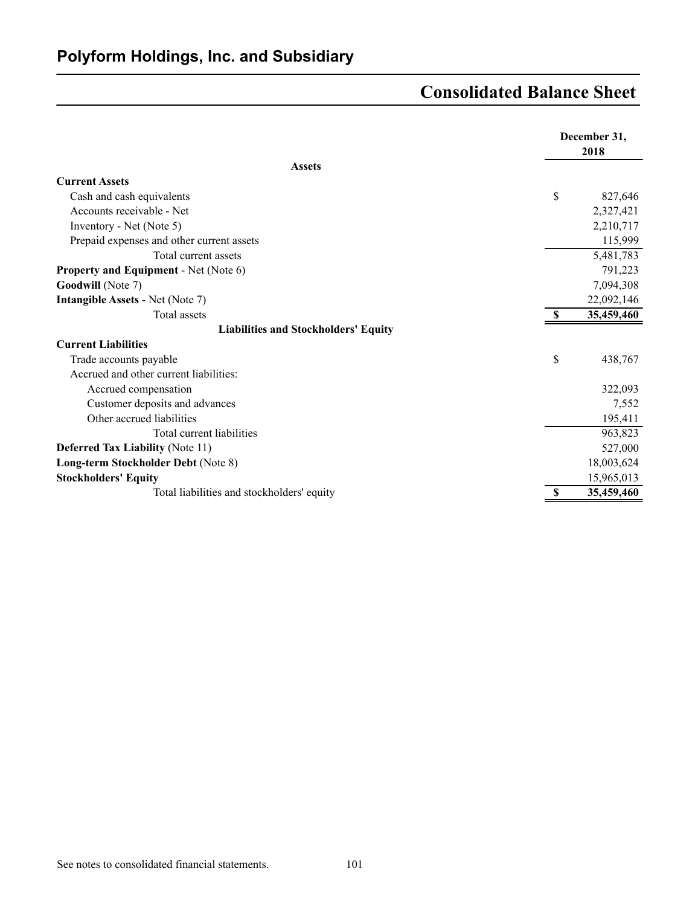## Polyform Holdings, Inc. and Subsidiary

# Consolidated Balance Sheet

| | December 31, 2018 |
|---|---|
| **Assets** | |
| **Current Assets** | |
| Cash and cash equivalents | $ 827,646 |
| Accounts receivable - Net | 2,327,421 |
| Inventory - Net (Note 5) | 2,210,717 |
| Prepaid expenses and other current assets | 115,999 |
| Total current assets | 5,481,783 |
| **Property and Equipment** - Net (Note 6) | 791,223 |
| **Goodwill** (Note 7) | 7,094,308 |
| **Intangible Assets** - Net (Note 7) | 22,092,146 |
| Total assets | **$ 35,459,460** |
| **Liabilities and Stockholders' Equity** | |
| **Current Liabilities** | |
| Trade accounts payable | $ 438,767 |
| Accrued and other current liabilities: | |
| Accrued compensation | 322,093 |
| Customer deposits and advances | 7,552 |
| Other accrued liabilities | 195,411 |
| Total current liabilities | 963,823 |
| **Deferred Tax Liability** (Note 11) | 527,000 |
| **Long-term Stockholder Debt** (Note 8) | 18,003,624 |
| **Stockholders' Equity** | 15,965,013 |
| Total liabilities and stockholders' equity | **$ 35,459,460** |

See notes to consolidated financial statements.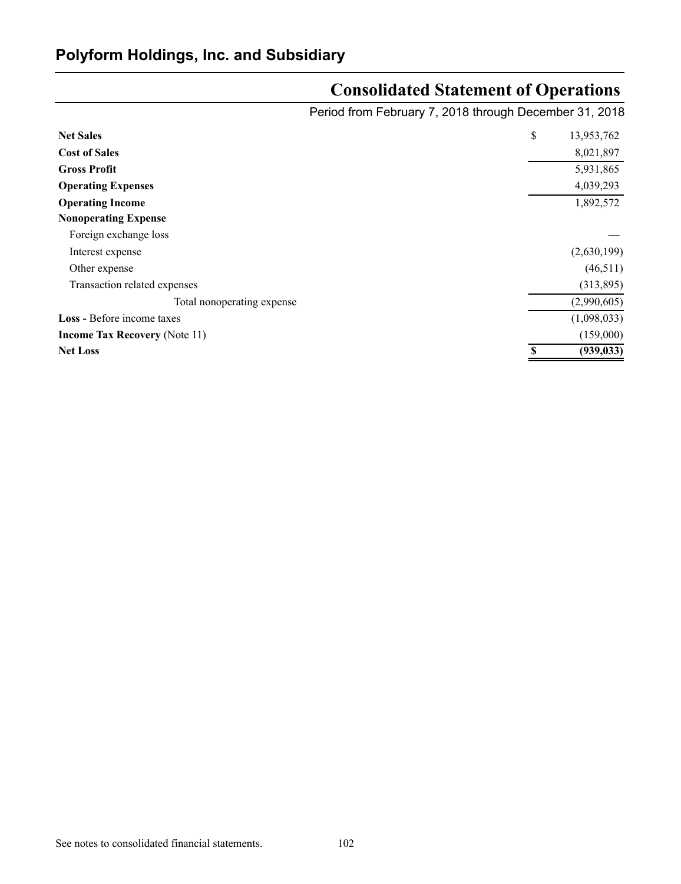## Polyform Holdings, Inc. and Subsidiary

# Consolidated Statement of Operations

Period from February 7, 2018 through December 31, 2018

| | |
|---|---|
| **Net Sales** | $ 13,953,762 |
| **Cost of Sales** | 8,021,897 |
| **Gross Profit** | 5,931,865 |
| **Operating Expenses** | 4,039,293 |
| **Operating Income** | 1,892,572 |
| **Nonoperating Expense** | |
| Foreign exchange loss | — |
| Interest expense | (2,630,199) |
| Other expense | (46,511) |
| Transaction related expenses | (313,895) |
| Total nonoperating expense | (2,990,605) |
| **Loss -** Before income taxes | (1,098,033) |
| **Income Tax Recovery** (Note 11) | (159,000) |
| **Net Loss** | **$ (939,033)** |

See notes to consolidated financial statements.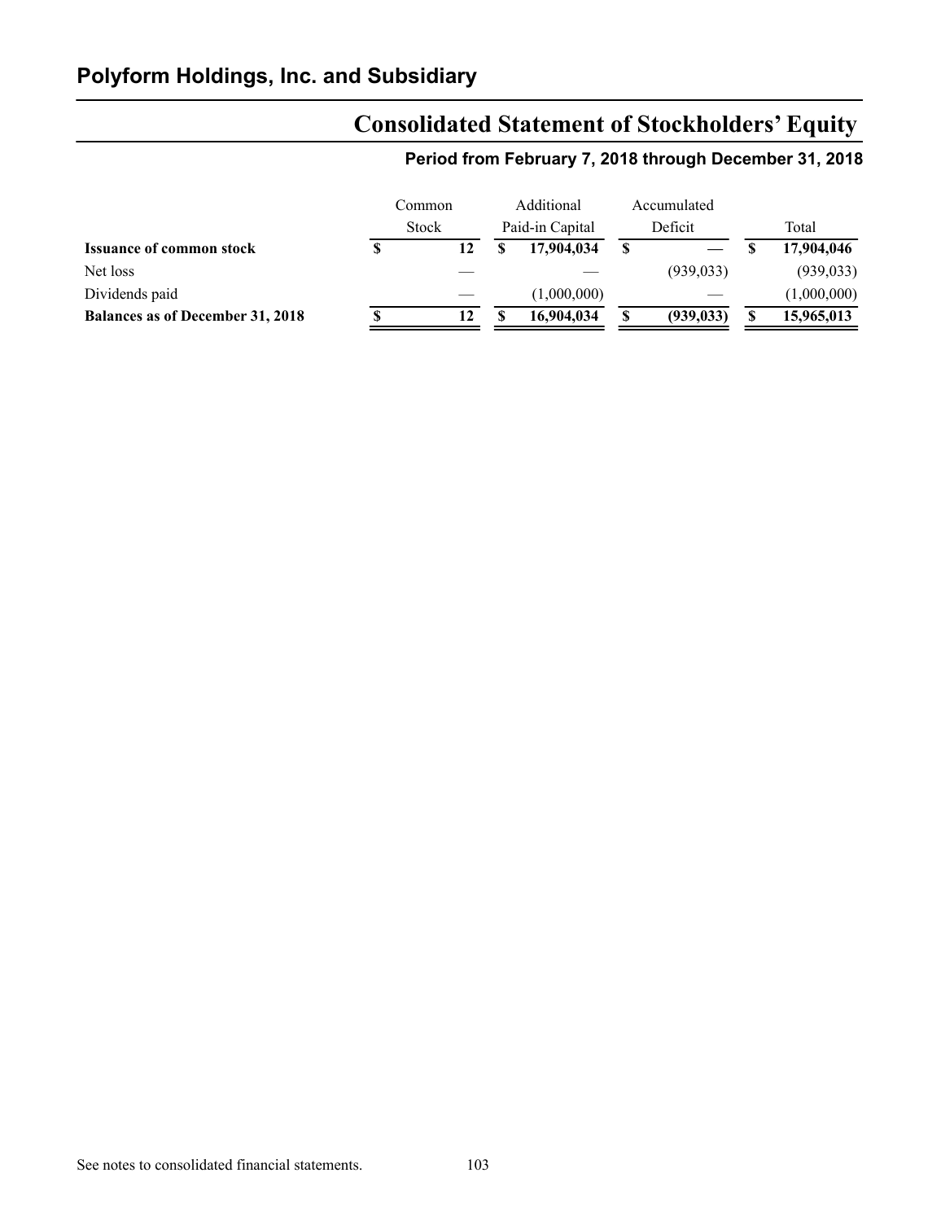## Polyform Holdings, Inc. and Subsidiary

# Consolidated Statement of Stockholders' Equity

### Period from February 7, 2018 through December 31, 2018

| | Common Stock | Additional Paid-in Capital | Accumulated Deficit | Total |
|---|---|---|---|---|
| **Issuance of common stock** | **$ 12** | **$ 17,904,034** | **$ —** | **$ 17,904,046** |
| Net loss | — | — | (939,033) | (939,033) |
| Dividends paid | — | (1,000,000) | — | (1,000,000) |
| **Balances as of December 31, 2018** | **$ 12** | **$ 16,904,034** | **$ (939,033)** | **$ 15,965,013** |

See notes to consolidated financial statements.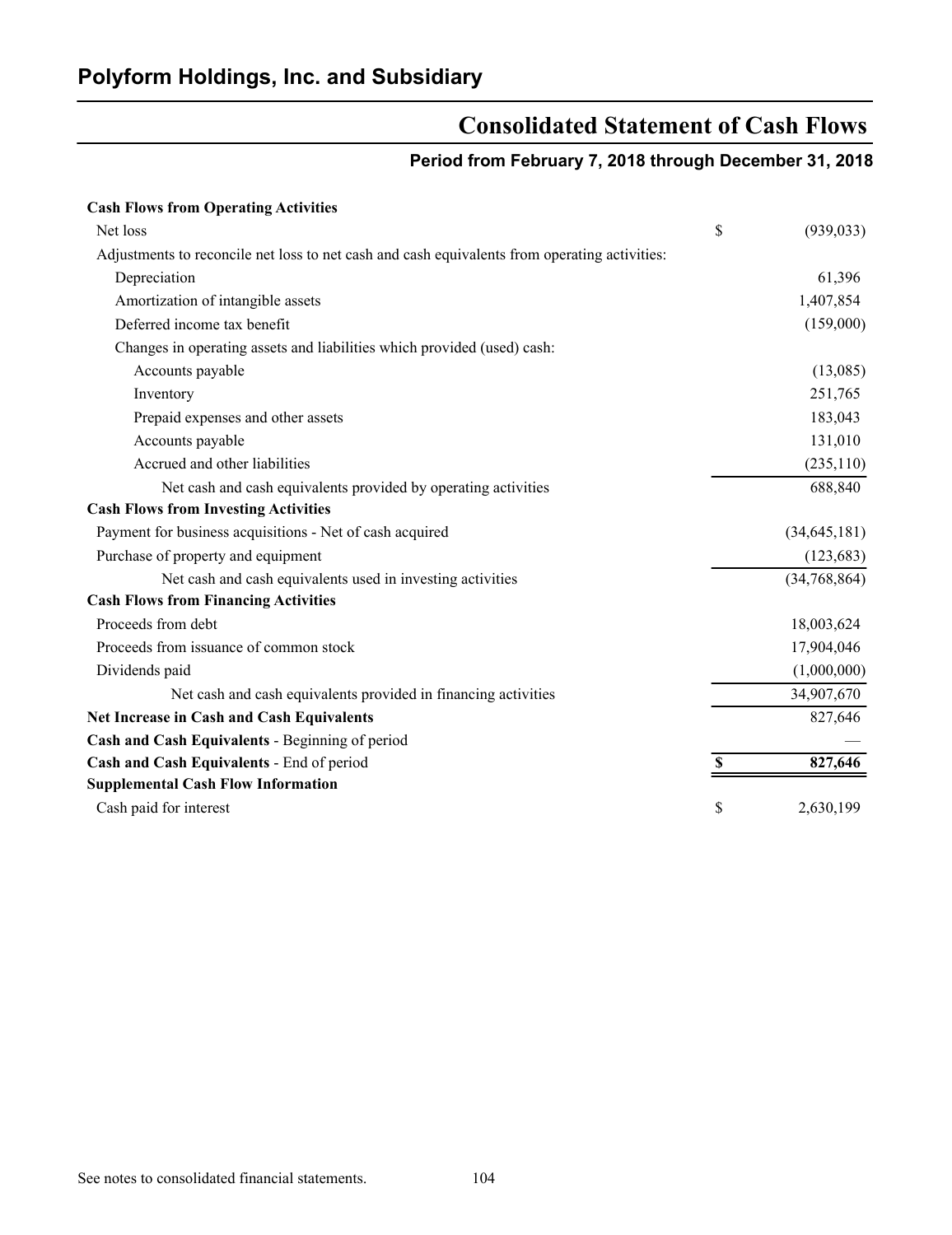## Polyform Holdings, Inc. and Subsidiary

# Consolidated Statement of Cash Flows

### Period from February 7, 2018 through December 31, 2018

| | |
|---|---|
| **Cash Flows from Operating Activities** | |
| Net loss | $ (939,033) |
| Adjustments to reconcile net loss to net cash and cash equivalents from operating activities: | |
| Depreciation | 61,396 |
| Amortization of intangible assets | 1,407,854 |
| Deferred income tax benefit | (159,000) |
| Changes in operating assets and liabilities which provided (used) cash: | |
| Accounts payable | (13,085) |
| Inventory | 251,765 |
| Prepaid expenses and other assets | 183,043 |
| Accounts payable | 131,010 |
| Accrued and other liabilities | (235,110) |
| Net cash and cash equivalents provided by operating activities | 688,840 |
| **Cash Flows from Investing Activities** | |
| Payment for business acquisitions - Net of cash acquired | (34,645,181) |
| Purchase of property and equipment | (123,683) |
| Net cash and cash equivalents used in investing activities | (34,768,864) |
| **Cash Flows from Financing Activities** | |
| Proceeds from debt | 18,003,624 |
| Proceeds from issuance of common stock | 17,904,046 |
| Dividends paid | (1,000,000) |
| Net cash and cash equivalents provided in financing activities | 34,907,670 |
| **Net Increase in Cash and Cash Equivalents** | 827,646 |
| **Cash and Cash Equivalents** - Beginning of period | — |
| **Cash and Cash Equivalents** - End of period | **$ 827,646** |
| **Supplemental Cash Flow Information** | |
| Cash paid for interest | $ 2,630,199 |

See notes to consolidated financial statements.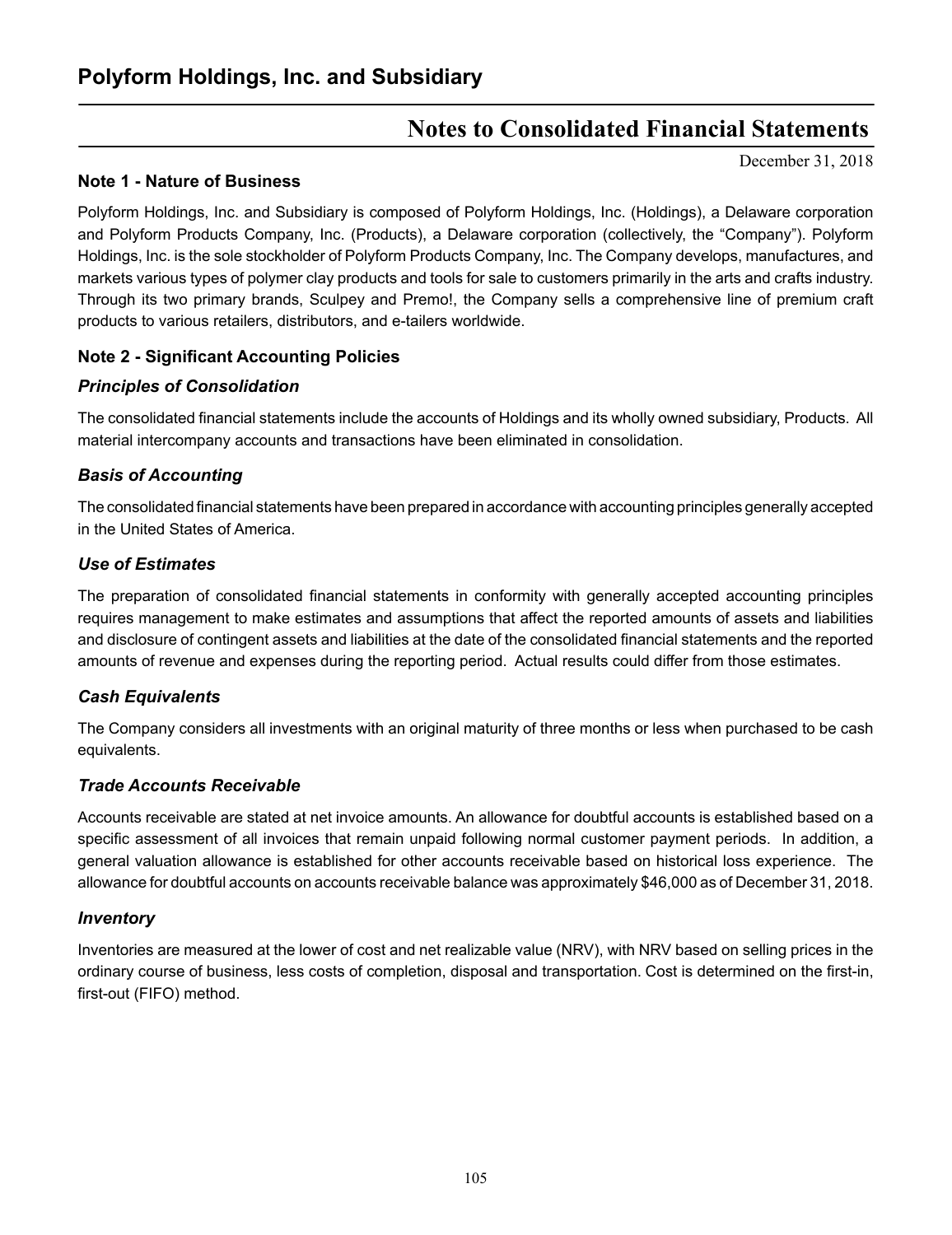# Polyform Holdings, Inc. and Subsidiary

## Notes to Consolidated Financial Statements

December 31, 2018

### Note 1 - Nature of Business

Polyform Holdings, Inc. and Subsidiary is composed of Polyform Holdings, Inc. (Holdings), a Delaware corporation and Polyform Products Company, Inc. (Products), a Delaware corporation (collectively, the "Company"). Polyform Holdings, Inc. is the sole stockholder of Polyform Products Company, Inc. The Company develops, manufactures, and markets various types of polymer clay products and tools for sale to customers primarily in the arts and crafts industry. Through its two primary brands, Sculpey and Premo!, the Company sells a comprehensive line of premium craft products to various retailers, distributors, and e-tailers worldwide.

### Note 2 - Significant Accounting Policies

#### *Principles of Consolidation*

The consolidated financial statements include the accounts of Holdings and its wholly owned subsidiary, Products. All material intercompany accounts and transactions have been eliminated in consolidation.

#### *Basis of Accounting*

The consolidated financial statements have been prepared in accordance with accounting principles generally accepted in the United States of America.

#### *Use of Estimates*

The preparation of consolidated financial statements in conformity with generally accepted accounting principles requires management to make estimates and assumptions that affect the reported amounts of assets and liabilities and disclosure of contingent assets and liabilities at the date of the consolidated financial statements and the reported amounts of revenue and expenses during the reporting period. Actual results could differ from those estimates.

#### *Cash Equivalents*

The Company considers all investments with an original maturity of three months or less when purchased to be cash equivalents.

#### *Trade Accounts Receivable*

Accounts receivable are stated at net invoice amounts. An allowance for doubtful accounts is established based on a specific assessment of all invoices that remain unpaid following normal customer payment periods. In addition, a general valuation allowance is established for other accounts receivable based on historical loss experience. The allowance for doubtful accounts on accounts receivable balance was approximately $46,000 as of December 31, 2018.

#### *Inventory*

Inventories are measured at the lower of cost and net realizable value (NRV), with NRV based on selling prices in the ordinary course of business, less costs of completion, disposal and transportation. Cost is determined on the first-in, first-out (FIFO) method.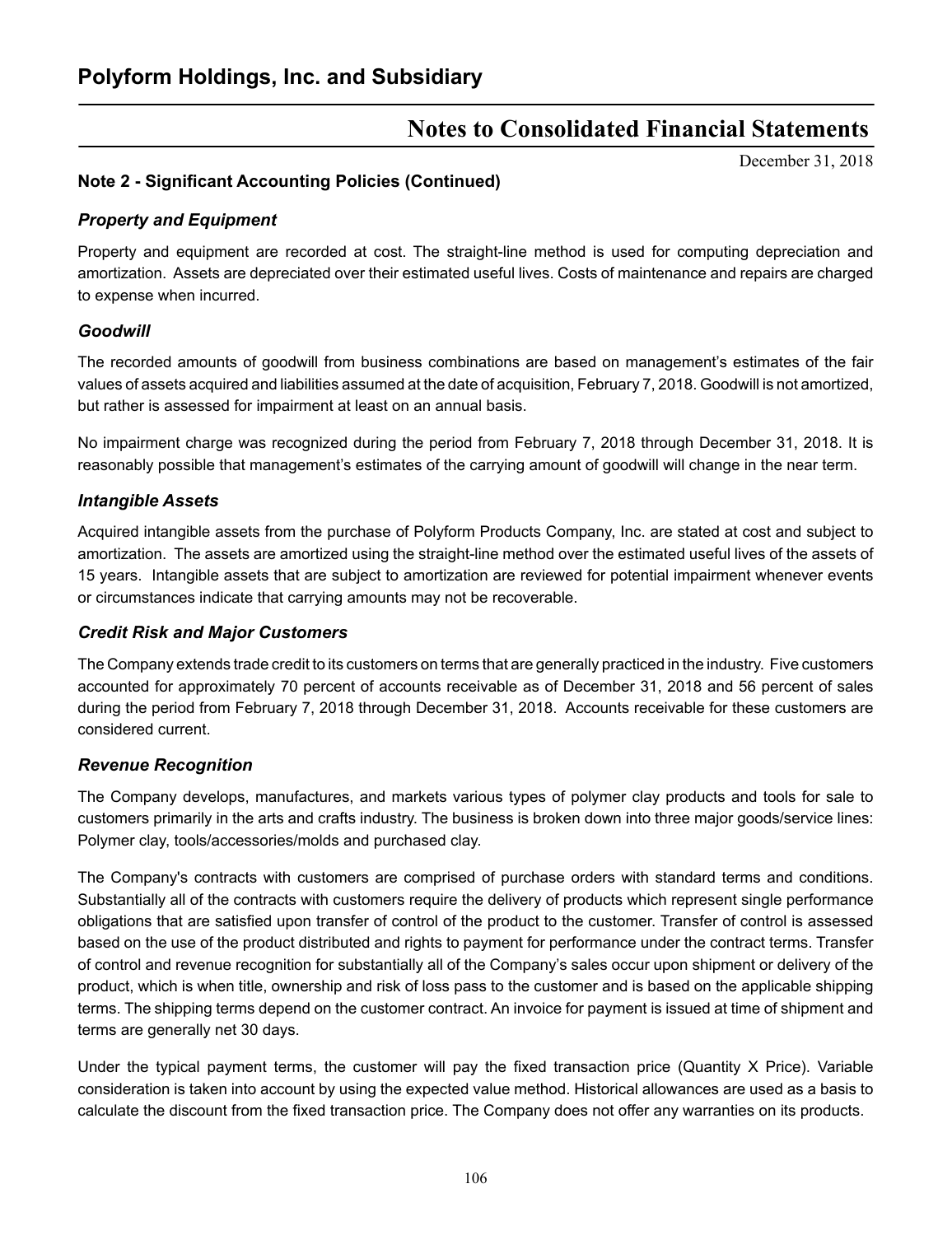## Note 2 - Significant Accounting Policies (Continued)

### *Property and Equipment*

Property and equipment are recorded at cost. The straight-line method is used for computing depreciation and amortization. Assets are depreciated over their estimated useful lives. Costs of maintenance and repairs are charged to expense when incurred.

### *Goodwill*

The recorded amounts of goodwill from business combinations are based on management's estimates of the fair values of assets acquired and liabilities assumed at the date of acquisition, February 7, 2018. Goodwill is not amortized, but rather is assessed for impairment at least on an annual basis.

No impairment charge was recognized during the period from February 7, 2018 through December 31, 2018. It is reasonably possible that management's estimates of the carrying amount of goodwill will change in the near term.

### *Intangible Assets*

Acquired intangible assets from the purchase of Polyform Products Company, Inc. are stated at cost and subject to amortization. The assets are amortized using the straight-line method over the estimated useful lives of the assets of 15 years. Intangible assets that are subject to amortization are reviewed for potential impairment whenever events or circumstances indicate that carrying amounts may not be recoverable.

### *Credit Risk and Major Customers*

The Company extends trade credit to its customers on terms that are generally practiced in the industry. Five customers accounted for approximately 70 percent of accounts receivable as of December 31, 2018 and 56 percent of sales during the period from February 7, 2018 through December 31, 2018. Accounts receivable for these customers are considered current.

### *Revenue Recognition*

The Company develops, manufactures, and markets various types of polymer clay products and tools for sale to customers primarily in the arts and crafts industry. The business is broken down into three major goods/service lines: Polymer clay, tools/accessories/molds and purchased clay.

The Company's contracts with customers are comprised of purchase orders with standard terms and conditions. Substantially all of the contracts with customers require the delivery of products which represent single performance obligations that are satisfied upon transfer of control of the product to the customer. Transfer of control is assessed based on the use of the product distributed and rights to payment for performance under the contract terms. Transfer of control and revenue recognition for substantially all of the Company's sales occur upon shipment or delivery of the product, which is when title, ownership and risk of loss pass to the customer and is based on the applicable shipping terms. The shipping terms depend on the customer contract. An invoice for payment is issued at time of shipment and terms are generally net 30 days.

Under the typical payment terms, the customer will pay the fixed transaction price (Quantity X Price). Variable consideration is taken into account by using the expected value method. Historical allowances are used as a basis to calculate the discount from the fixed transaction price. The Company does not offer any warranties on its products.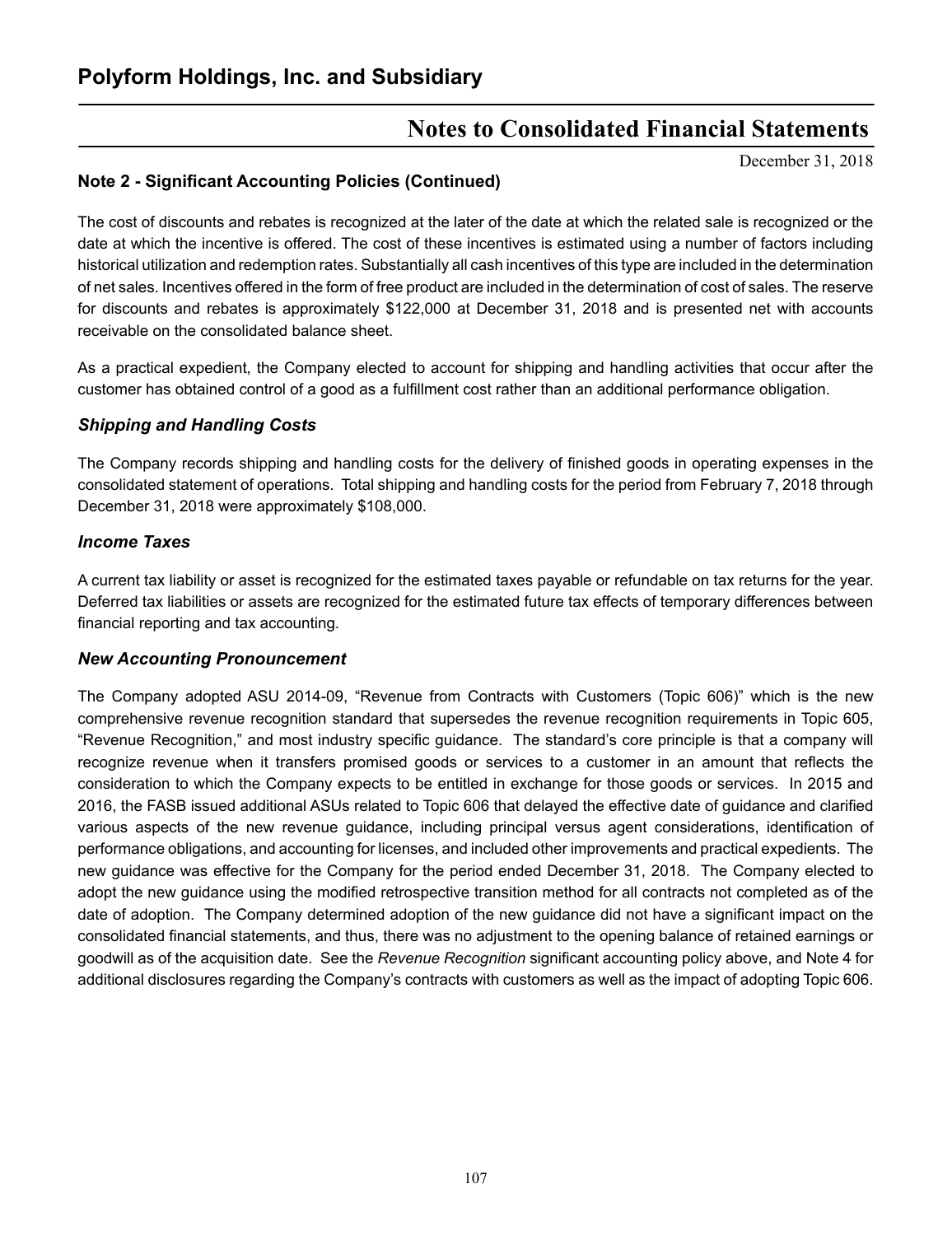## Note 2 - Significant Accounting Policies (Continued)

The cost of discounts and rebates is recognized at the later of the date at which the related sale is recognized or the date at which the incentive is offered. The cost of these incentives is estimated using a number of factors including historical utilization and redemption rates. Substantially all cash incentives of this type are included in the determination of net sales. Incentives offered in the form of free product are included in the determination of cost of sales. The reserve for discounts and rebates is approximately $122,000 at December 31, 2018 and is presented net with accounts receivable on the consolidated balance sheet.

As a practical expedient, the Company elected to account for shipping and handling activities that occur after the customer has obtained control of a good as a fulfillment cost rather than an additional performance obligation.

### *Shipping and Handling Costs*

The Company records shipping and handling costs for the delivery of finished goods in operating expenses in the consolidated statement of operations. Total shipping and handling costs for the period from February 7, 2018 through December 31, 2018 were approximately $108,000.

### *Income Taxes*

A current tax liability or asset is recognized for the estimated taxes payable or refundable on tax returns for the year. Deferred tax liabilities or assets are recognized for the estimated future tax effects of temporary differences between financial reporting and tax accounting.

### *New Accounting Pronouncement*

The Company adopted ASU 2014-09, "Revenue from Contracts with Customers (Topic 606)" which is the new comprehensive revenue recognition standard that supersedes the revenue recognition requirements in Topic 605, "Revenue Recognition," and most industry specific guidance. The standard's core principle is that a company will recognize revenue when it transfers promised goods or services to a customer in an amount that reflects the consideration to which the Company expects to be entitled in exchange for those goods or services. In 2015 and 2016, the FASB issued additional ASUs related to Topic 606 that delayed the effective date of guidance and clarified various aspects of the new revenue guidance, including principal versus agent considerations, identification of performance obligations, and accounting for licenses, and included other improvements and practical expedients. The new guidance was effective for the Company for the period ended December 31, 2018. The Company elected to adopt the new guidance using the modified retrospective transition method for all contracts not completed as of the date of adoption. The Company determined adoption of the new guidance did not have a significant impact on the consolidated financial statements, and thus, there was no adjustment to the opening balance of retained earnings or goodwill as of the acquisition date. See the *Revenue Recognition* significant accounting policy above, and Note 4 for additional disclosures regarding the Company's contracts with customers as well as the impact of adopting Topic 606.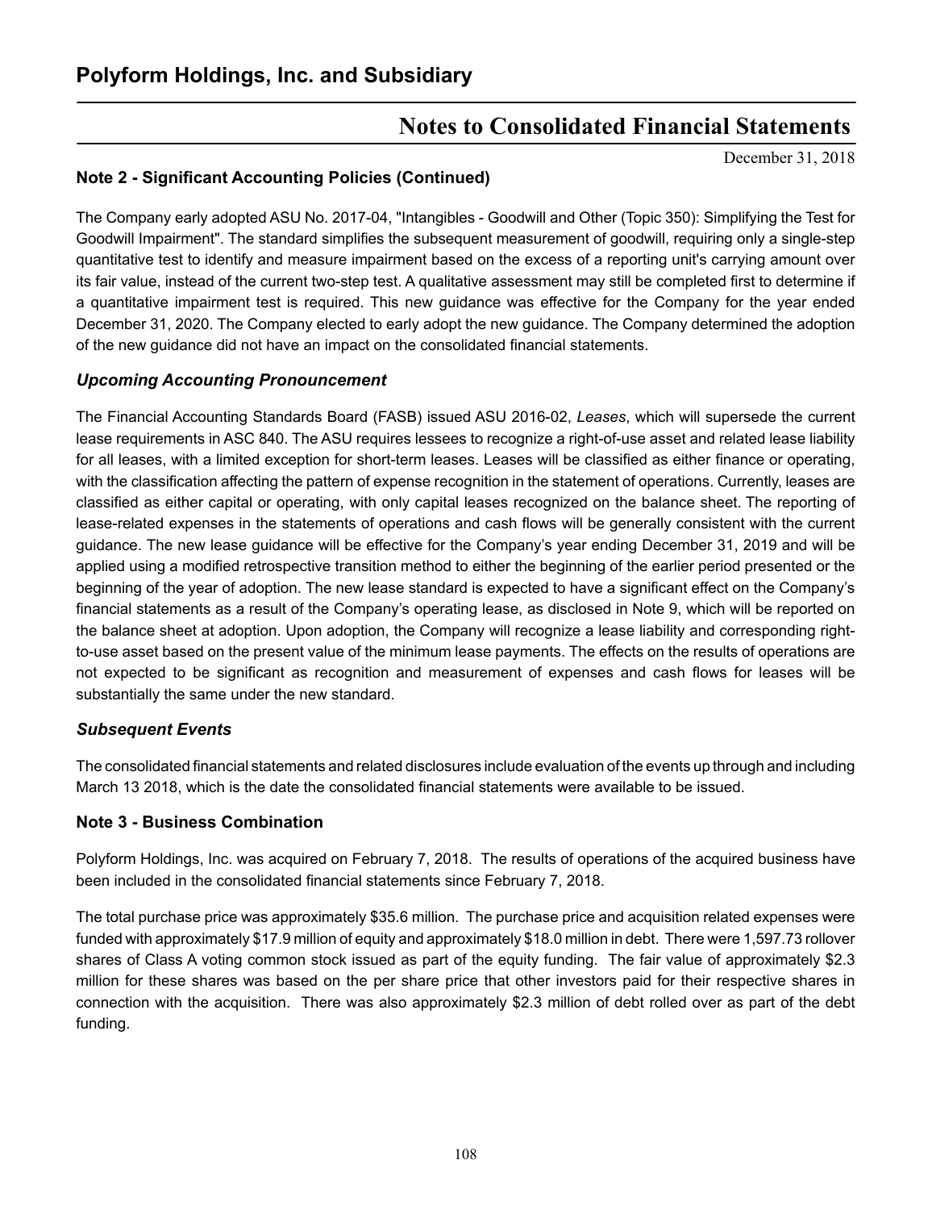# Polyform Holdings, Inc. and Subsidiary

## Notes to Consolidated Financial Statements

December 31, 2018

### Note 2 - Significant Accounting Policies (Continued)

The Company early adopted ASU No. 2017-04, "Intangibles - Goodwill and Other (Topic 350): Simplifying the Test for Goodwill Impairment". The standard simplifies the subsequent measurement of goodwill, requiring only a single-step quantitative test to identify and measure impairment based on the excess of a reporting unit's carrying amount over its fair value, instead of the current two-step test. A qualitative assessment may still be completed first to determine if a quantitative impairment test is required. This new guidance was effective for the Company for the year ended December 31, 2020. The Company elected to early adopt the new guidance. The Company determined the adoption of the new guidance did not have an impact on the consolidated financial statements.

#### *Upcoming Accounting Pronouncement*

The Financial Accounting Standards Board (FASB) issued ASU 2016-02, *Leases*, which will supersede the current lease requirements in ASC 840. The ASU requires lessees to recognize a right-of-use asset and related lease liability for all leases, with a limited exception for short-term leases. Leases will be classified as either finance or operating, with the classification affecting the pattern of expense recognition in the statement of operations. Currently, leases are classified as either capital or operating, with only capital leases recognized on the balance sheet. The reporting of lease-related expenses in the statements of operations and cash flows will be generally consistent with the current guidance. The new lease guidance will be effective for the Company's year ending December 31, 2019 and will be applied using a modified retrospective transition method to either the beginning of the earlier period presented or the beginning of the year of adoption. The new lease standard is expected to have a significant effect on the Company's financial statements as a result of the Company's operating lease, as disclosed in Note 9, which will be reported on the balance sheet at adoption. Upon adoption, the Company will recognize a lease liability and corresponding right-to-use asset based on the present value of the minimum lease payments. The effects on the results of operations are not expected to be significant as recognition and measurement of expenses and cash flows for leases will be substantially the same under the new standard.

#### *Subsequent Events*

The consolidated financial statements and related disclosures include evaluation of the events up through and including March 13 2018, which is the date the consolidated financial statements were available to be issued.

### Note 3 - Business Combination

Polyform Holdings, Inc. was acquired on February 7, 2018. The results of operations of the acquired business have been included in the consolidated financial statements since February 7, 2018.

The total purchase price was approximately $35.6 million. The purchase price and acquisition related expenses were funded with approximately $17.9 million of equity and approximately $18.0 million in debt. There were 1,597.73 rollover shares of Class A voting common stock issued as part of the equity funding. The fair value of approximately $2.3 million for these shares was based on the per share price that other investors paid for their respective shares in connection with the acquisition. There was also approximately $2.3 million of debt rolled over as part of the debt funding.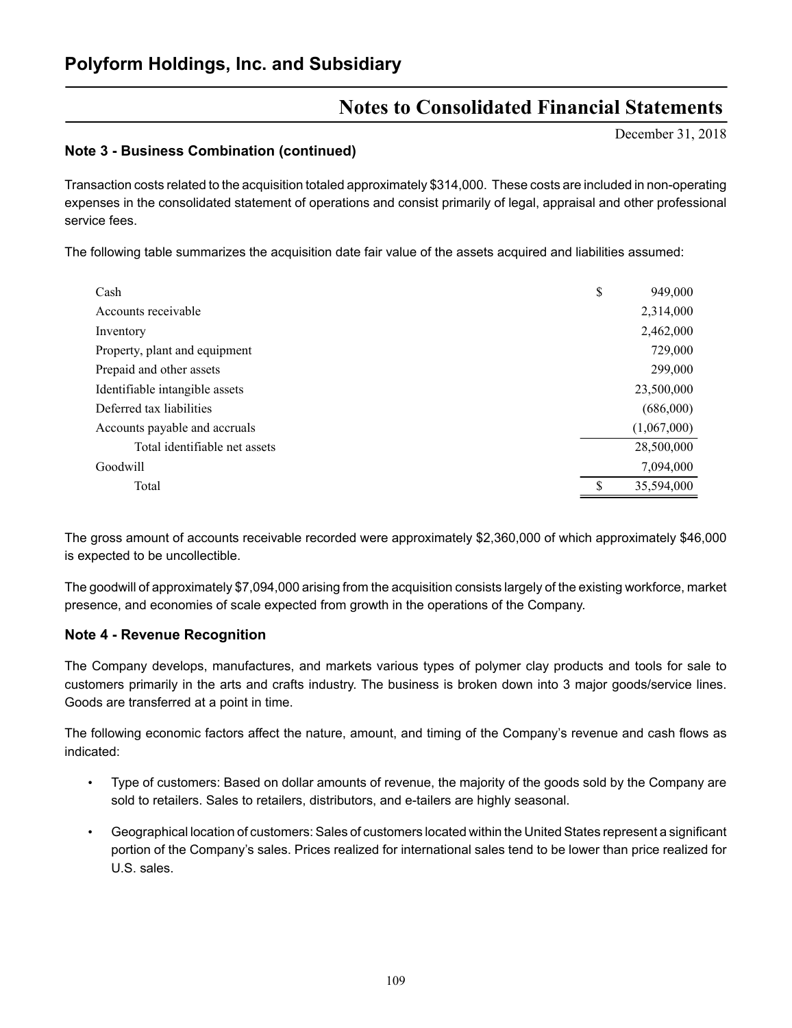# Polyform Holdings, Inc. and Subsidiary

## Notes to Consolidated Financial Statements

December 31, 2018

### Note 3 - Business Combination (continued)

Transaction costs related to the acquisition totaled approximately $314,000. These costs are included in non-operating expenses in the consolidated statement of operations and consist primarily of legal, appraisal and other professional service fees.

The following table summarizes the acquisition date fair value of the assets acquired and liabilities assumed:

| | |
|---|---|
| Cash | $ 949,000 |
| Accounts receivable | 2,314,000 |
| Inventory | 2,462,000 |
| Property, plant and equipment | 729,000 |
| Prepaid and other assets | 299,000 |
| Identifiable intangible assets | 23,500,000 |
| Deferred tax liabilities | (686,000) |
| Accounts payable and accruals | (1,067,000) |
| Total identifiable net assets | 28,500,000 |
| Goodwill | 7,094,000 |
| Total | $ 35,594,000 |

The gross amount of accounts receivable recorded were approximately $2,360,000 of which approximately $46,000 is expected to be uncollectible.

The goodwill of approximately $7,094,000 arising from the acquisition consists largely of the existing workforce, market presence, and economies of scale expected from growth in the operations of the Company.

### Note 4 - Revenue Recognition

The Company develops, manufactures, and markets various types of polymer clay products and tools for sale to customers primarily in the arts and crafts industry. The business is broken down into 3 major goods/service lines. Goods are transferred at a point in time.

The following economic factors affect the nature, amount, and timing of the Company's revenue and cash flows as indicated:

- Type of customers: Based on dollar amounts of revenue, the majority of the goods sold by the Company are sold to retailers. Sales to retailers, distributors, and e-tailers are highly seasonal.
- Geographical location of customers: Sales of customers located within the United States represent a significant portion of the Company's sales. Prices realized for international sales tend to be lower than price realized for U.S. sales.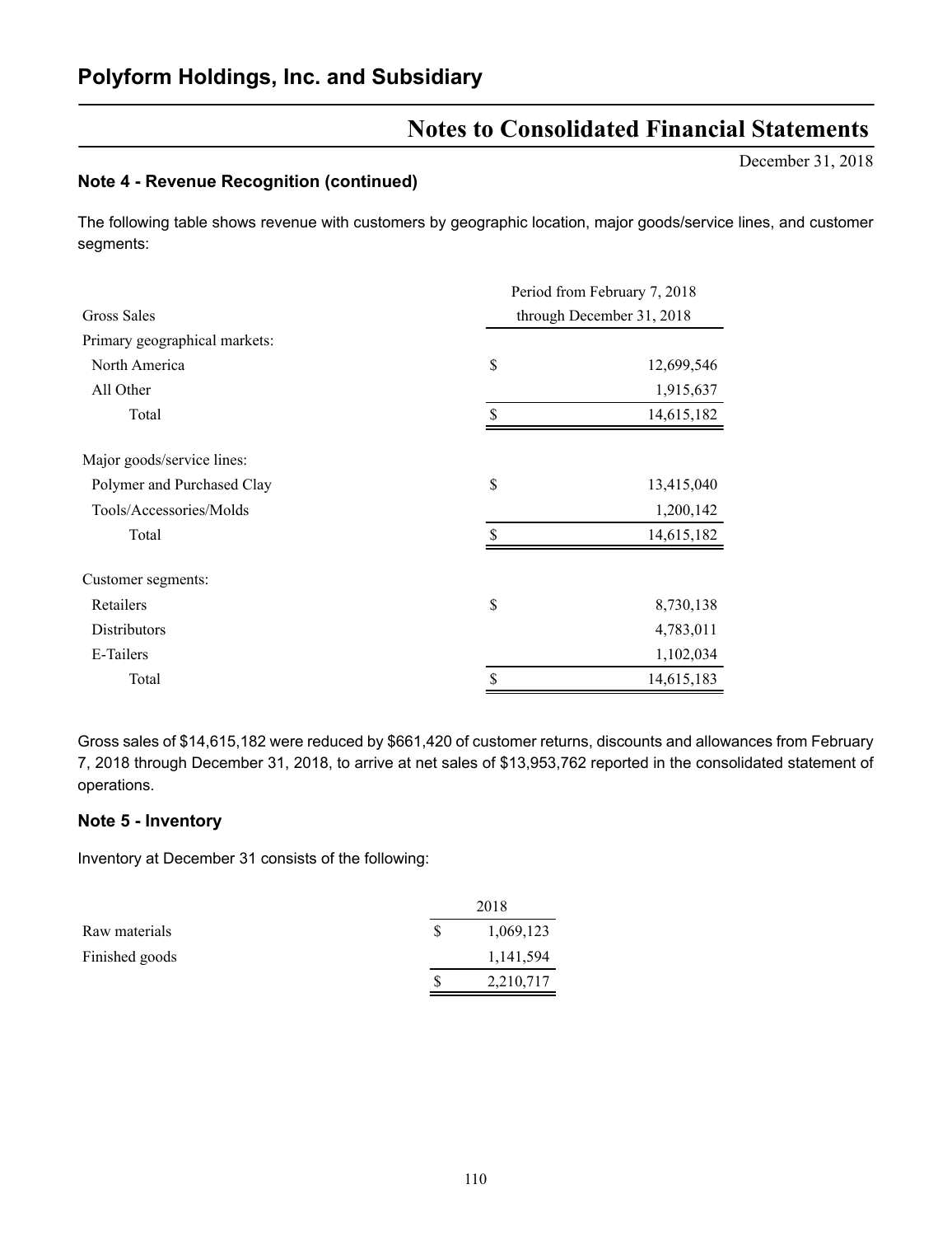# Polyform Holdings, Inc. and Subsidiary

## Notes to Consolidated Financial Statements

December 31, 2018

### Note 4 - Revenue Recognition (continued)

The following table shows revenue with customers by geographic location, major goods/service lines, and customer segments:

| Gross Sales | | Period from February 7, 2018 through December 31, 2018 |
|---|---|---|
| Primary geographical markets: | | |
| North America | $ | 12,699,546 |
| All Other | | 1,915,637 |
| Total | $ | 14,615,182 |
| | | |
| Major goods/service lines: | | |
| Polymer and Purchased Clay | $ | 13,415,040 |
| Tools/Accessories/Molds | | 1,200,142 |
| Total | $ | 14,615,182 |
| | | |
| Customer segments: | | |
| Retailers | $ | 8,730,138 |
| Distributors | | 4,783,011 |
| E-Tailers | | 1,102,034 |
| Total | $ | 14,615,183 |

Gross sales of $14,615,182 were reduced by $661,420 of customer returns, discounts and allowances from February 7, 2018 through December 31, 2018, to arrive at net sales of $13,953,762 reported in the consolidated statement of operations.

### Note 5 - Inventory

Inventory at December 31 consists of the following:

| | | 2018 |
|---|---|---|
| Raw materials | $ | 1,069,123 |
| Finished goods | | 1,141,594 |
| | $ | 2,210,717 |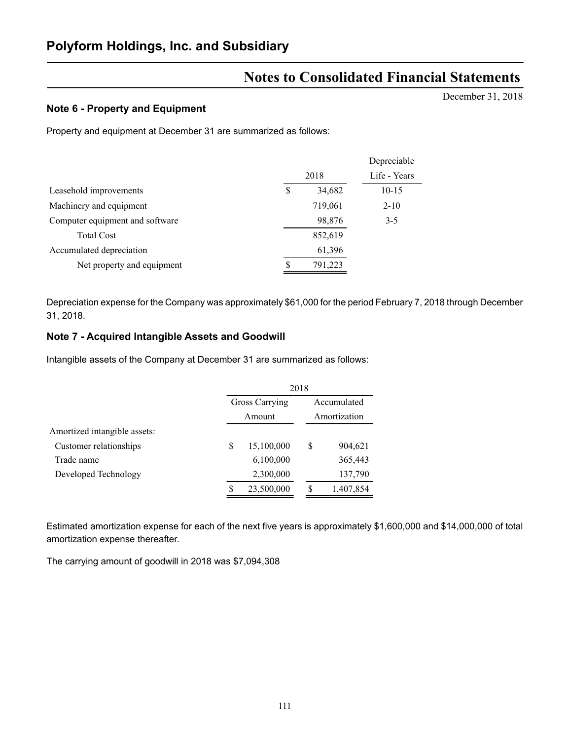# Polyform Holdings, Inc. and Subsidiary

## Notes to Consolidated Financial Statements

December 31, 2018

### Note 6 - Property and Equipment

Property and equipment at December 31 are summarized as follows:

| | 2018 | Depreciable Life - Years |
|---|---|---|
| Leasehold improvements | $ 34,682 | 10-15 |
| Machinery and equipment | 719,061 | 2-10 |
| Computer equipment and software | 98,876 | 3-5 |
| Total Cost | 852,619 | |
| Accumulated depreciation | 61,396 | |
| Net property and equipment | $ 791,223 | |

Depreciation expense for the Company was approximately $61,000 for the period February 7, 2018 through December 31, 2018.

### Note 7 - Acquired Intangible Assets and Goodwill

Intangible assets of the Company at December 31 are summarized as follows:

| | 2018 | |
|---|---|---|
| | Gross Carrying Amount | Accumulated Amortization |
| Amortized intangible assets: | | |
| Customer relationships | $ 15,100,000 | $ 904,621 |
| Trade name | 6,100,000 | 365,443 |
| Developed Technology | 2,300,000 | 137,790 |
| | $ 23,500,000 | $ 1,407,854 |

Estimated amortization expense for each of the next five years is approximately $1,600,000 and $14,000,000 of total amortization expense thereafter.

The carrying amount of goodwill in 2018 was $7,094,308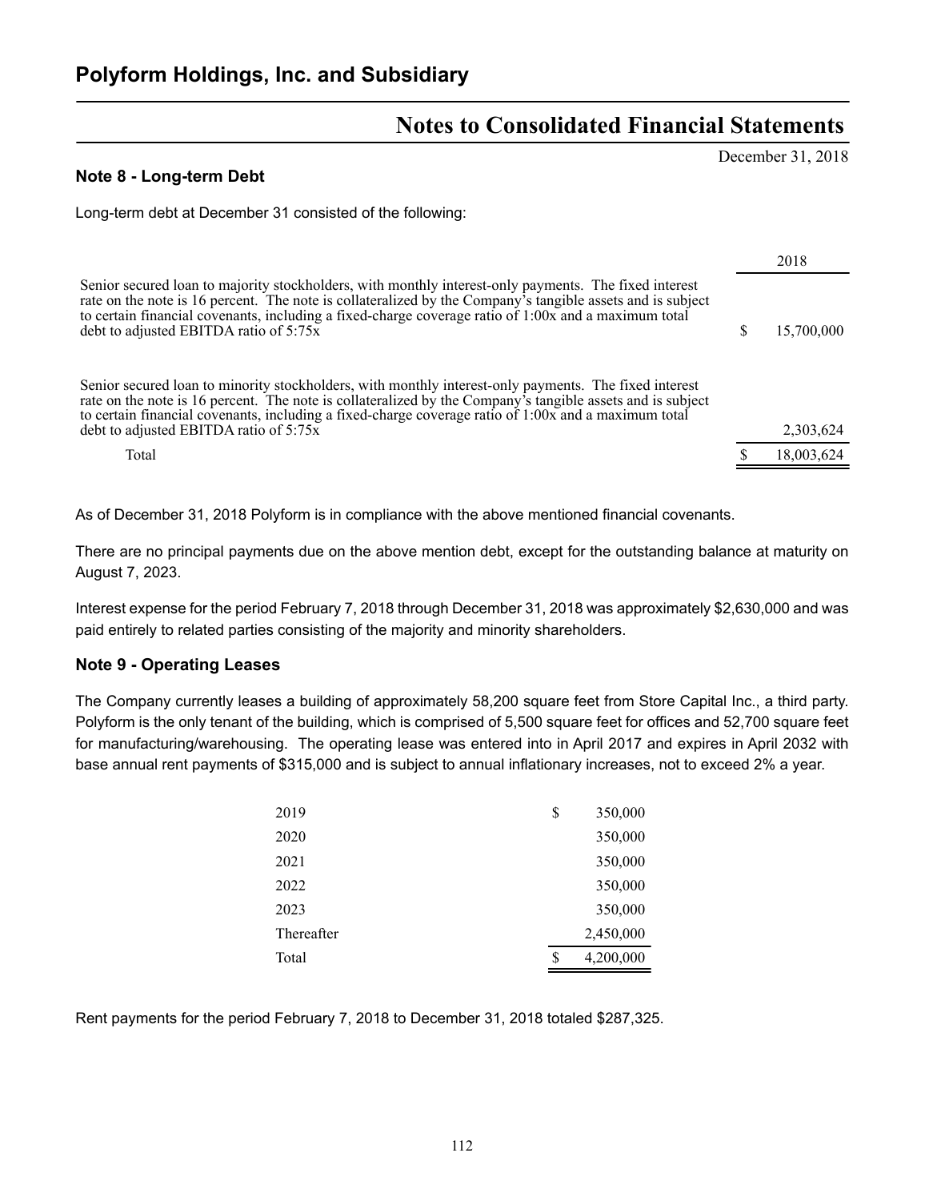# Polyform Holdings, Inc. and Subsidiary

## Notes to Consolidated Financial Statements

December 31, 2018

### Note 8 - Long-term Debt

Long-term debt at December 31 consisted of the following:

| | 2018 |
|---|---|
| Senior secured loan to majority stockholders, with monthly interest-only payments. The fixed interest rate on the note is 16 percent. The note is collateralized by the Company's tangible assets and is subject to certain financial covenants, including a fixed-charge coverage ratio of 1:00x and a maximum total debt to adjusted EBITDA ratio of 5:75x | $ 15,700,000 |
| Senior secured loan to minority stockholders, with monthly interest-only payments. The fixed interest rate on the note is 16 percent. The note is collateralized by the Company's tangible assets and is subject to certain financial covenants, including a fixed-charge coverage ratio of 1:00x and a maximum total debt to adjusted EBITDA ratio of 5:75x | 2,303,624 |
| Total | $ 18,003,624 |

As of December 31, 2018 Polyform is in compliance with the above mentioned financial covenants.

There are no principal payments due on the above mention debt, except for the outstanding balance at maturity on August 7, 2023.

Interest expense for the period February 7, 2018 through December 31, 2018 was approximately $2,630,000 and was paid entirely to related parties consisting of the majority and minority shareholders.

### Note 9 - Operating Leases

The Company currently leases a building of approximately 58,200 square feet from Store Capital Inc., a third party. Polyform is the only tenant of the building, which is comprised of 5,500 square feet for offices and 52,700 square feet for manufacturing/warehousing. The operating lease was entered into in April 2017 and expires in April 2032 with base annual rent payments of $315,000 and is subject to annual inflationary increases, not to exceed 2% a year.

| | |
|---|---|
| 2019 | $ 350,000 |
| 2020 | 350,000 |
| 2021 | 350,000 |
| 2022 | 350,000 |
| 2023 | 350,000 |
| Thereafter | 2,450,000 |
| Total | $ 4,200,000 |

Rent payments for the period February 7, 2018 to December 31, 2018 totaled $287,325.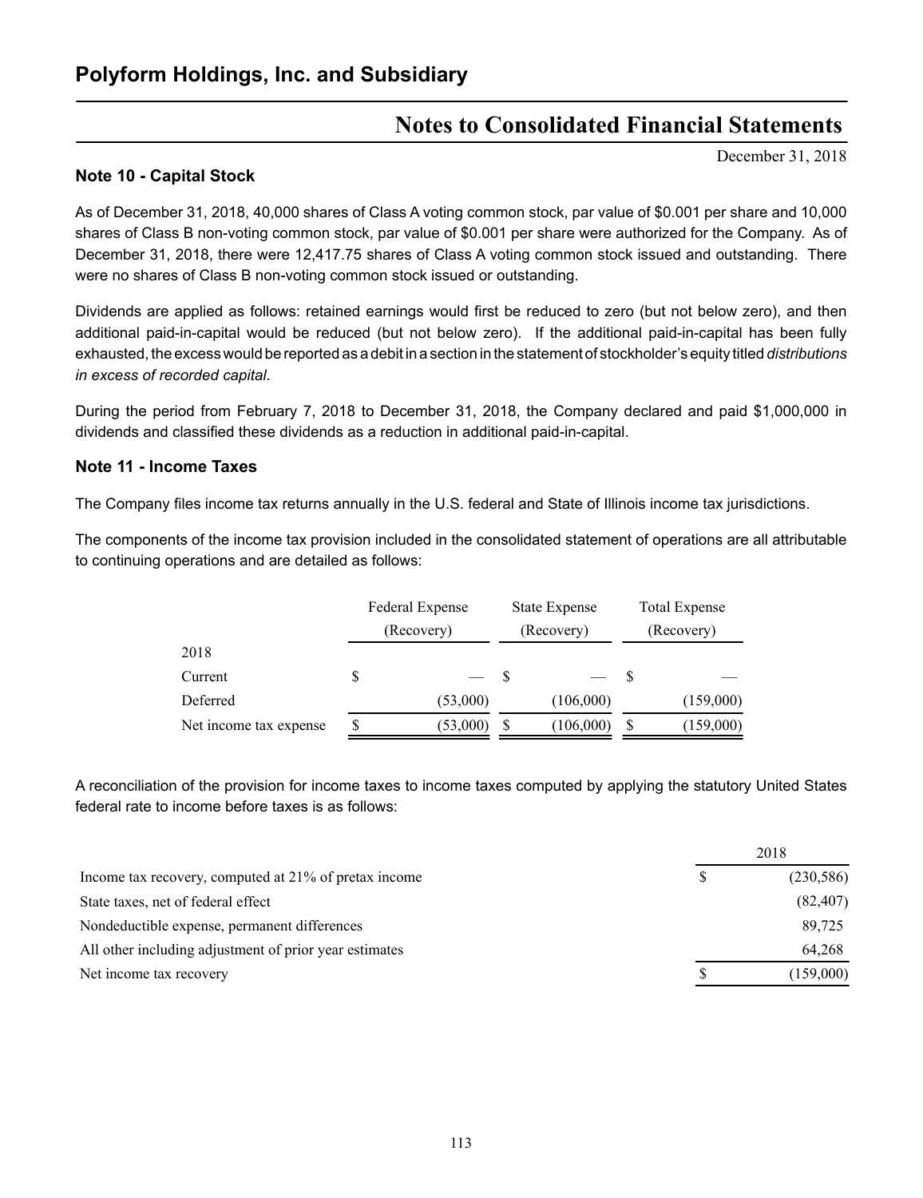## Note 10 - Capital Stock

As of December 31, 2018, 40,000 shares of Class A voting common stock, par value of $0.001 per share and 10,000 shares of Class B non-voting common stock, par value of $0.001 per share were authorized for the Company. As of December 31, 2018, there were 12,417.75 shares of Class A voting common stock issued and outstanding. There were no shares of Class B non-voting common stock issued or outstanding.

Dividends are applied as follows: retained earnings would first be reduced to zero (but not below zero), and then additional paid-in-capital would be reduced (but not below zero). If the additional paid-in-capital has been fully exhausted, the excess would be reported as a debit in a section in the statement of stockholder's equity titled *distributions in excess of recorded capital*.

During the period from February 7, 2018 to December 31, 2018, the Company declared and paid $1,000,000 in dividends and classified these dividends as a reduction in additional paid-in-capital.

## Note 11 - Income Taxes

The Company files income tax returns annually in the U.S. federal and State of Illinois income tax jurisdictions.

The components of the income tax provision included in the consolidated statement of operations are all attributable to continuing operations and are detailed as follows:

| | Federal Expense (Recovery) | State Expense (Recovery) | Total Expense (Recovery) |
|---|---|---|---|
| 2018 | | | |
| Current | $ — | $ — | $ — |
| Deferred | (53,000) | (106,000) | (159,000) |
| Net income tax expense | $ (53,000) | $ (106,000) | $ (159,000) |

A reconciliation of the provision for income taxes to income taxes computed by applying the statutory United States federal rate to income before taxes is as follows:

| | 2018 |
|---|---|
| Income tax recovery, computed at 21% of pretax income | $ (230,586) |
| State taxes, net of federal effect | (82,407) |
| Nondeductible expense, permanent differences | 89,725 |
| All other including adjustment of prior year estimates | 64,268 |
| Net income tax recovery | $ (159,000) |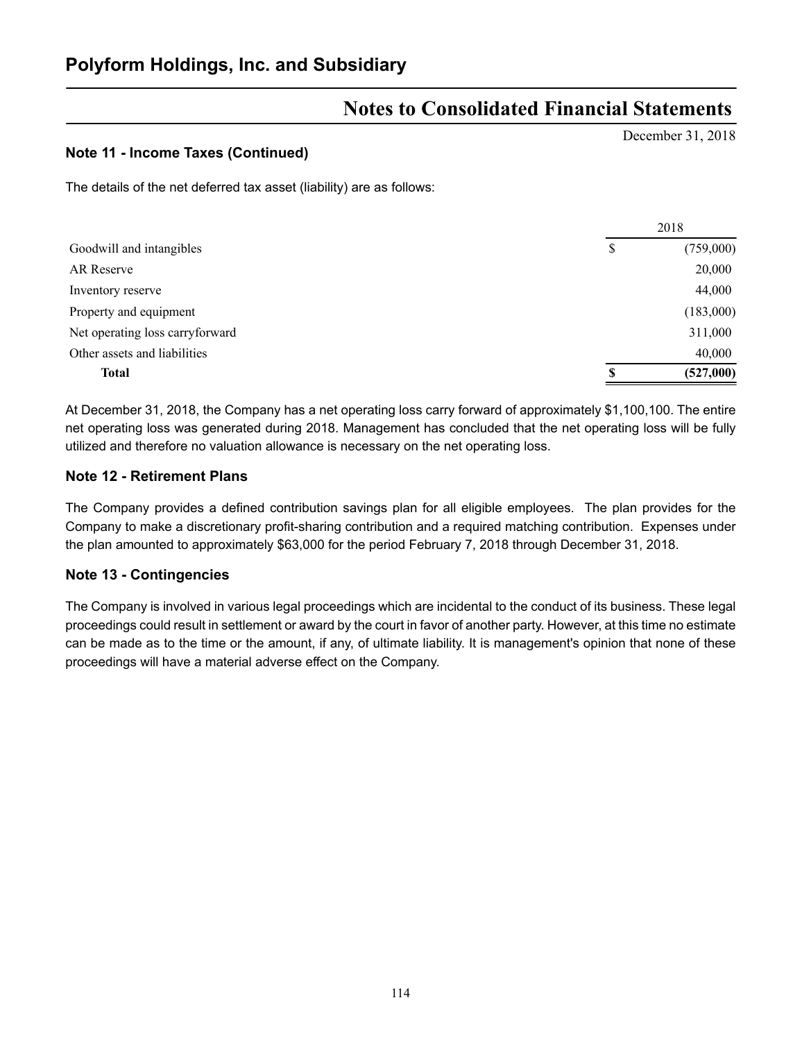# Polyform Holdings, Inc. and Subsidiary

## Notes to Consolidated Financial Statements

December 31, 2018

### Note 11 - Income Taxes (Continued)

The details of the net deferred tax asset (liability) are as follows:

| | 2018 |
|---|---|
| Goodwill and intangibles | $ (759,000) |
| AR Reserve | 20,000 |
| Inventory reserve | 44,000 |
| Property and equipment | (183,000) |
| Net operating loss carryforward | 311,000 |
| Other assets and liabilities | 40,000 |
| **Total** | **$ (527,000)** |

At December 31, 2018, the Company has a net operating loss carry forward of approximately $1,100,100. The entire net operating loss was generated during 2018. Management has concluded that the net operating loss will be fully utilized and therefore no valuation allowance is necessary on the net operating loss.

### Note 12 - Retirement Plans

The Company provides a defined contribution savings plan for all eligible employees. The plan provides for the Company to make a discretionary profit-sharing contribution and a required matching contribution. Expenses under the plan amounted to approximately $63,000 for the period February 7, 2018 through December 31, 2018.

### Note 13 - Contingencies

The Company is involved in various legal proceedings which are incidental to the conduct of its business. These legal proceedings could result in settlement or award by the court in favor of another party. However, at this time no estimate can be made as to the time or the amount, if any, of ultimate liability. It is management's opinion that none of these proceedings will have a material adverse effect on the Company.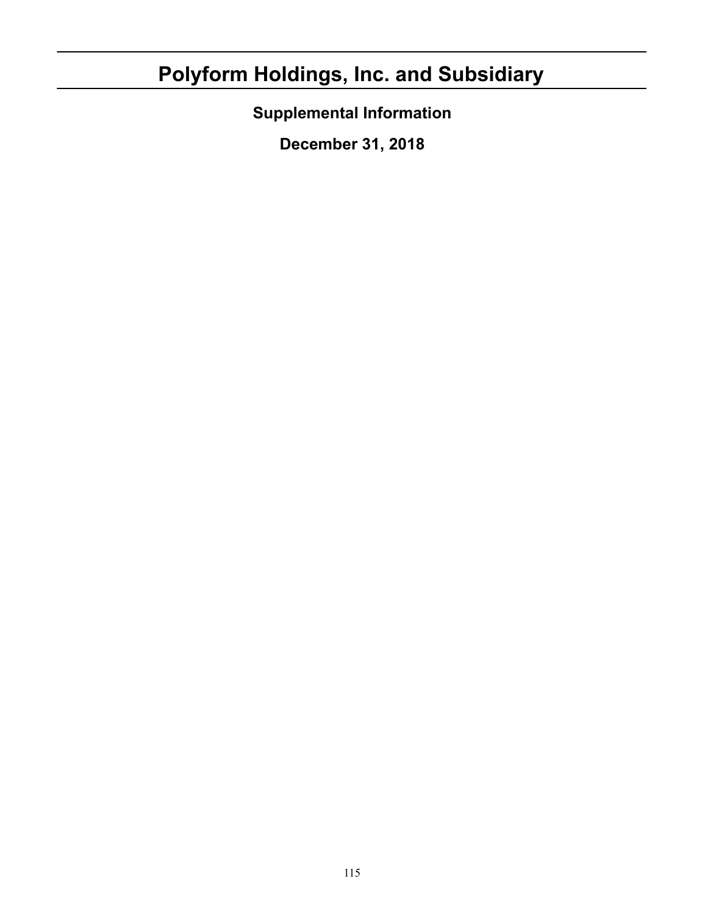# Polyform Holdings, Inc. and Subsidiary

## Supplemental Information

## December 31, 2018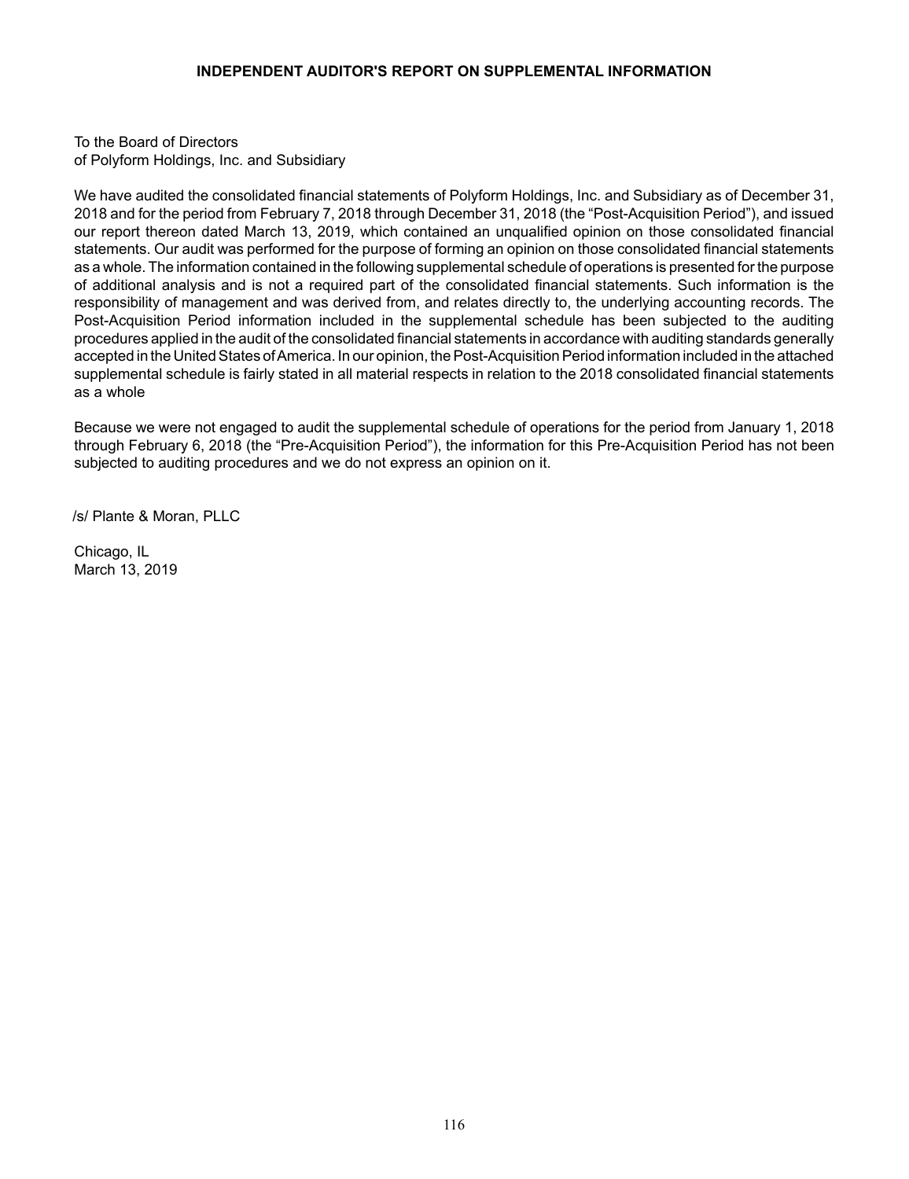## INDEPENDENT AUDITOR'S REPORT ON SUPPLEMENTAL INFORMATION

To the Board of Directors
of Polyform Holdings, Inc. and Subsidiary

We have audited the consolidated financial statements of Polyform Holdings, Inc. and Subsidiary as of December 31, 2018 and for the period from February 7, 2018 through December 31, 2018 (the "Post-Acquisition Period"), and issued our report thereon dated March 13, 2019, which contained an unqualified opinion on those consolidated financial statements. Our audit was performed for the purpose of forming an opinion on those consolidated financial statements as a whole. The information contained in the following supplemental schedule of operations is presented for the purpose of additional analysis and is not a required part of the consolidated financial statements. Such information is the responsibility of management and was derived from, and relates directly to, the underlying accounting records. The Post-Acquisition Period information included in the supplemental schedule has been subjected to the auditing procedures applied in the audit of the consolidated financial statements in accordance with auditing standards generally accepted in the United States of America. In our opinion, the Post-Acquisition Period information included in the attached supplemental schedule is fairly stated in all material respects in relation to the 2018 consolidated financial statements as a whole

Because we were not engaged to audit the supplemental schedule of operations for the period from January 1, 2018 through February 6, 2018 (the "Pre-Acquisition Period"), the information for this Pre-Acquisition Period has not been subjected to auditing procedures and we do not express an opinion on it.

/s/ Plante & Moran, PLLC

Chicago, IL
March 13, 2019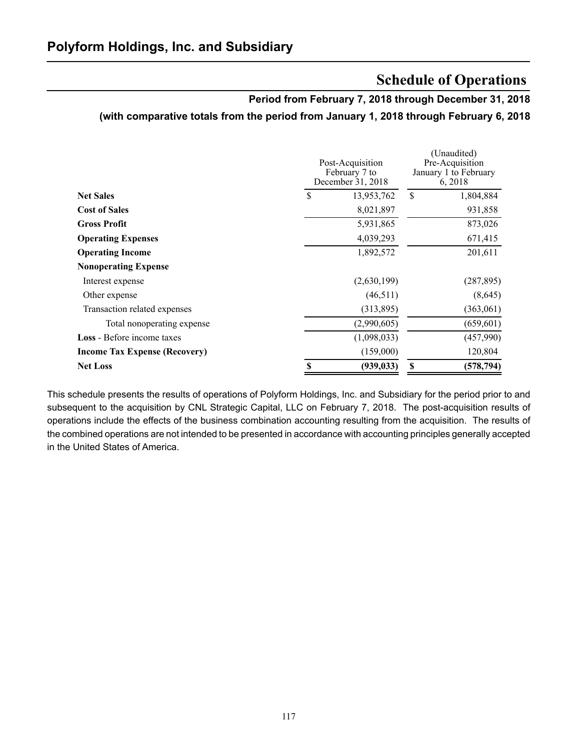## Polyform Holdings, Inc. and Subsidiary

# Schedule of Operations

**Period from February 7, 2018 through December 31, 2018**

**(with comparative totals from the period from January 1, 2018 through February 6, 2018)**

| | Post-Acquisition February 7 to December 31, 2018 | (Unaudited) Pre-Acquisition January 1 to February 6, 2018 |
|---|---|---|
| **Net Sales** | $ 13,953,762 | $ 1,804,884 |
| **Cost of Sales** | 8,021,897 | 931,858 |
| **Gross Profit** | 5,931,865 | 873,026 |
| **Operating Expenses** | 4,039,293 | 671,415 |
| **Operating Income** | 1,892,572 | 201,611 |
| **Nonoperating Expense** | | |
| Interest expense | (2,630,199) | (287,895) |
| Other expense | (46,511) | (8,645) |
| Transaction related expenses | (313,895) | (363,061) |
| Total nonoperating expense | (2,990,605) | (659,601) |
| **Loss** - Before income taxes | (1,098,033) | (457,990) |
| **Income Tax Expense (Recovery)** | (159,000) | 120,804 |
| **Net Loss** | **$ (939,033)** | **$ (578,794)** |

This schedule presents the results of operations of Polyform Holdings, Inc. and Subsidiary for the period prior to and subsequent to the acquisition by CNL Strategic Capital, LLC on February 7, 2018. The post-acquisition results of operations include the effects of the business combination accounting resulting from the acquisition. The results of the combined operations are not intended to be presented in accordance with accounting principles generally accepted in the United States of America.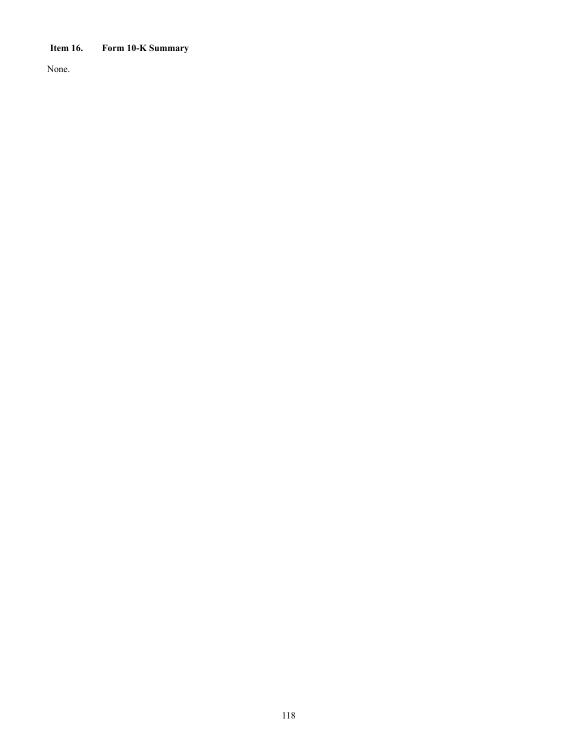### Item 16. Form 10-K Summary

None.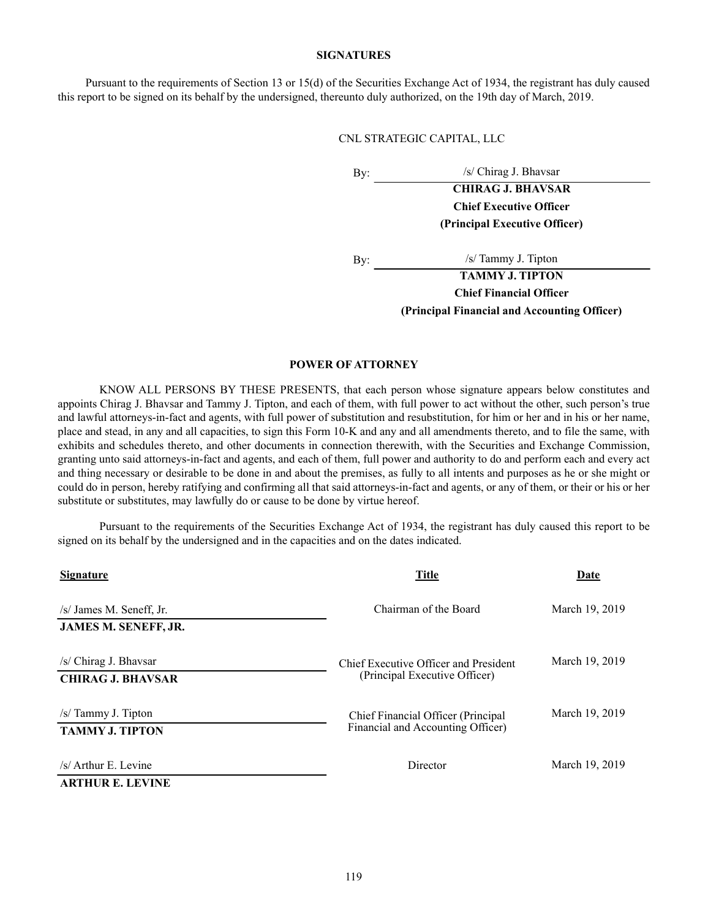## SIGNATURES

Pursuant to the requirements of Section 13 or 15(d) of the Securities Exchange Act of 1934, the registrant has duly caused this report to be signed on its behalf by the undersigned, thereunto duly authorized, on the 19th day of March, 2019.

CNL STRATEGIC CAPITAL, LLC

By: /s/ Chirag J. Bhavsar
**CHIRAG J. BHAVSAR**
**Chief Executive Officer**
**(Principal Executive Officer)**

By: /s/ Tammy J. Tipton
**TAMMY J. TIPTON**
**Chief Financial Officer**
**(Principal Financial and Accounting Officer)**

## POWER OF ATTORNEY

KNOW ALL PERSONS BY THESE PRESENTS, that each person whose signature appears below constitutes and appoints Chirag J. Bhavsar and Tammy J. Tipton, and each of them, with full power to act without the other, such person's true and lawful attorneys-in-fact and agents, with full power of substitution and resubstitution, for him or her and in his or her name, place and stead, in any and all capacities, to sign this Form 10-K and any and all amendments thereto, and to file the same, with exhibits and schedules thereto, and other documents in connection therewith, with the Securities and Exchange Commission, granting unto said attorneys-in-fact and agents, and each of them, full power and authority to do and perform each and every act and thing necessary or desirable to be done in and about the premises, as fully to all intents and purposes as he or she might or could do in person, hereby ratifying and confirming all that said attorneys-in-fact and agents, or any of them, or their or his or her substitute or substitutes, may lawfully do or cause to be done by virtue hereof.

Pursuant to the requirements of the Securities Exchange Act of 1934, the registrant has duly caused this report to be signed on its behalf by the undersigned and in the capacities and on the dates indicated.

| Signature | Title | Date |
|---|---|---|
| /s/ James M. Seneff, Jr.<br>**JAMES M. SENEFF, JR.** | Chairman of the Board | March 19, 2019 |
| /s/ Chirag J. Bhavsar<br>**CHIRAG J. BHAVSAR** | Chief Executive Officer and President (Principal Executive Officer) | March 19, 2019 |
| /s/ Tammy J. Tipton<br>**TAMMY J. TIPTON** | Chief Financial Officer (Principal Financial and Accounting Officer) | March 19, 2019 |
| /s/ Arthur E. Levine<br>**ARTHUR E. LEVINE** | Director | March 19, 2019 |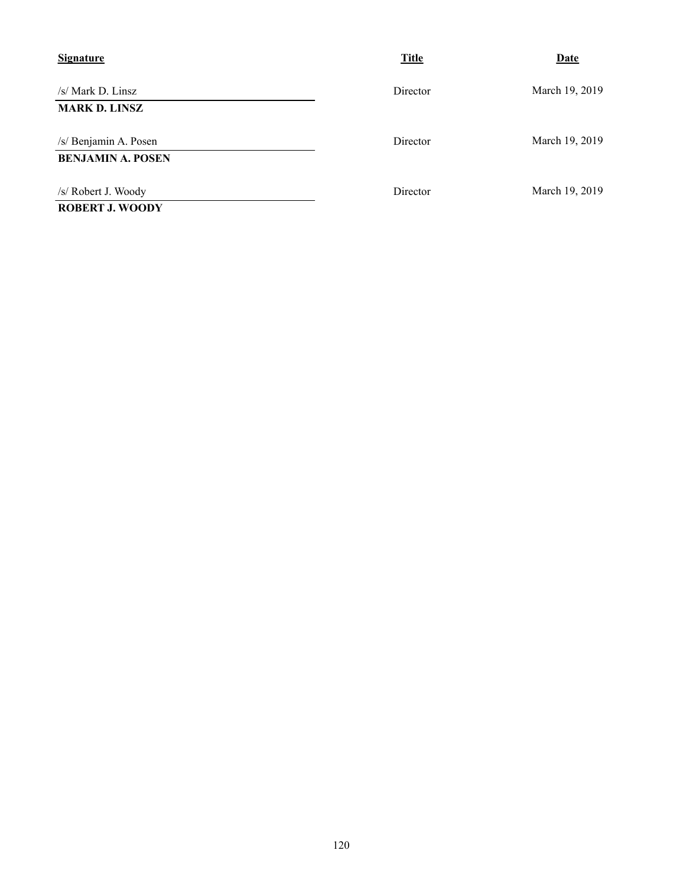| Signature | Title | Date |
| --- | --- | --- |
| /s/ Mark D. Linsz<br>**MARK D. LINSZ** | Director | March 19, 2019 |
| /s/ Benjamin A. Posen<br>**BENJAMIN A. POSEN** | Director | March 19, 2019 |
| /s/ Robert J. Woody<br>**ROBERT J. WOODY** | Director | March 19, 2019 |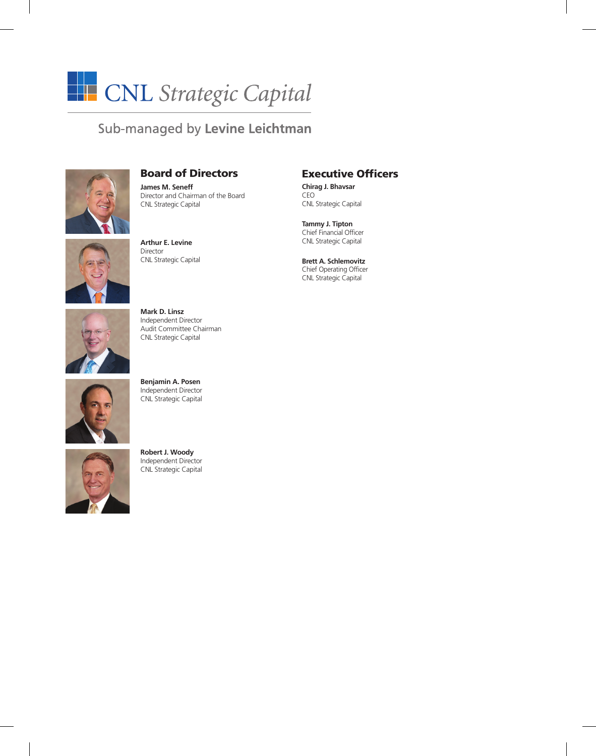# CNL Strategic Capital

Sub-managed by **Levine Leichtman**

## Board of Directors

**James M. Seneff**
Director and Chairman of the Board
CNL Strategic Capital

**Arthur E. Levine**
Director
CNL Strategic Capital

**Mark D. Linsz**
Independent Director
Audit Committee Chairman
CNL Strategic Capital

**Benjamin A. Posen**
Independent Director
CNL Strategic Capital

**Robert J. Woody**
Independent Director
CNL Strategic Capital

## Executive Officers

**Chirag J. Bhavsar**
CEO
CNL Strategic Capital

**Tammy J. Tipton**
Chief Financial Officer
CNL Strategic Capital

**Brett A. Schlemovitz**
Chief Operating Officer
CNL Strategic Capital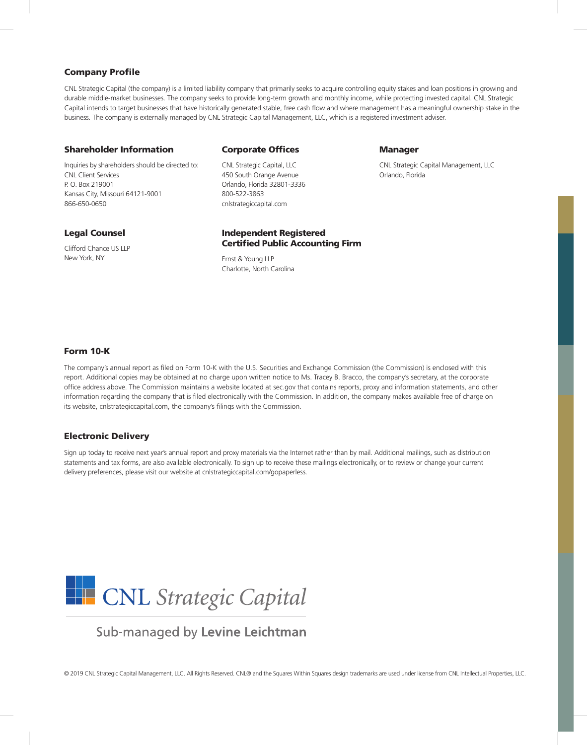## Company Profile

CNL Strategic Capital (the company) is a limited liability company that primarily seeks to acquire controlling equity stakes and loan positions in growing and durable middle-market businesses. The company seeks to provide long-term growth and monthly income, while protecting invested capital. CNL Strategic Capital intends to target businesses that have historically generated stable, free cash flow and where management has a meaningful ownership stake in the business. The company is externally managed by CNL Strategic Capital Management, LLC, which is a registered investment adviser.

## Shareholder Information

Inquiries by shareholders should be directed to:
CNL Client Services
P. O. Box 219001
Kansas City, Missouri 64121-9001
866-650-0650

## Corporate Offices

CNL Strategic Capital, LLC
450 South Orange Avenue
Orlando, Florida 32801-3336
800-522-3863
cnlstrategiccapital.com

## Manager

CNL Strategic Capital Management, LLC
Orlando, Florida

## Legal Counsel

Clifford Chance US LLP
New York, NY

## Independent Registered Certified Public Accounting Firm

Ernst & Young LLP
Charlotte, North Carolina

## Form 10-K

The company's annual report as filed on Form 10-K with the U.S. Securities and Exchange Commission (the Commission) is enclosed with this report. Additional copies may be obtained at no charge upon written notice to Ms. Tracey B. Bracco, the company's secretary, at the corporate office address above. The Commission maintains a website located at sec.gov that contains reports, proxy and information statements, and other information regarding the company that is filed electronically with the Commission. In addition, the company makes available free of charge on its website, cnlstrategiccapital.com, the company's filings with the Commission.

## Electronic Delivery

Sign up today to receive next year's annual report and proxy materials via the Internet rather than by mail. Additional mailings, such as distribution statements and tax forms, are also available electronically. To sign up to receive these mailings electronically, or to review or change your current delivery preferences, please visit our website at cnlstrategiccapital.com/gopaperless.

CNL *Strategic Capital*

Sub-managed by **Levine Leichtman**

© 2019 CNL Strategic Capital Management, LLC. All Rights Reserved. CNL® and the Squares Within Squares design trademarks are used under license from CNL Intellectual Properties, LLC.